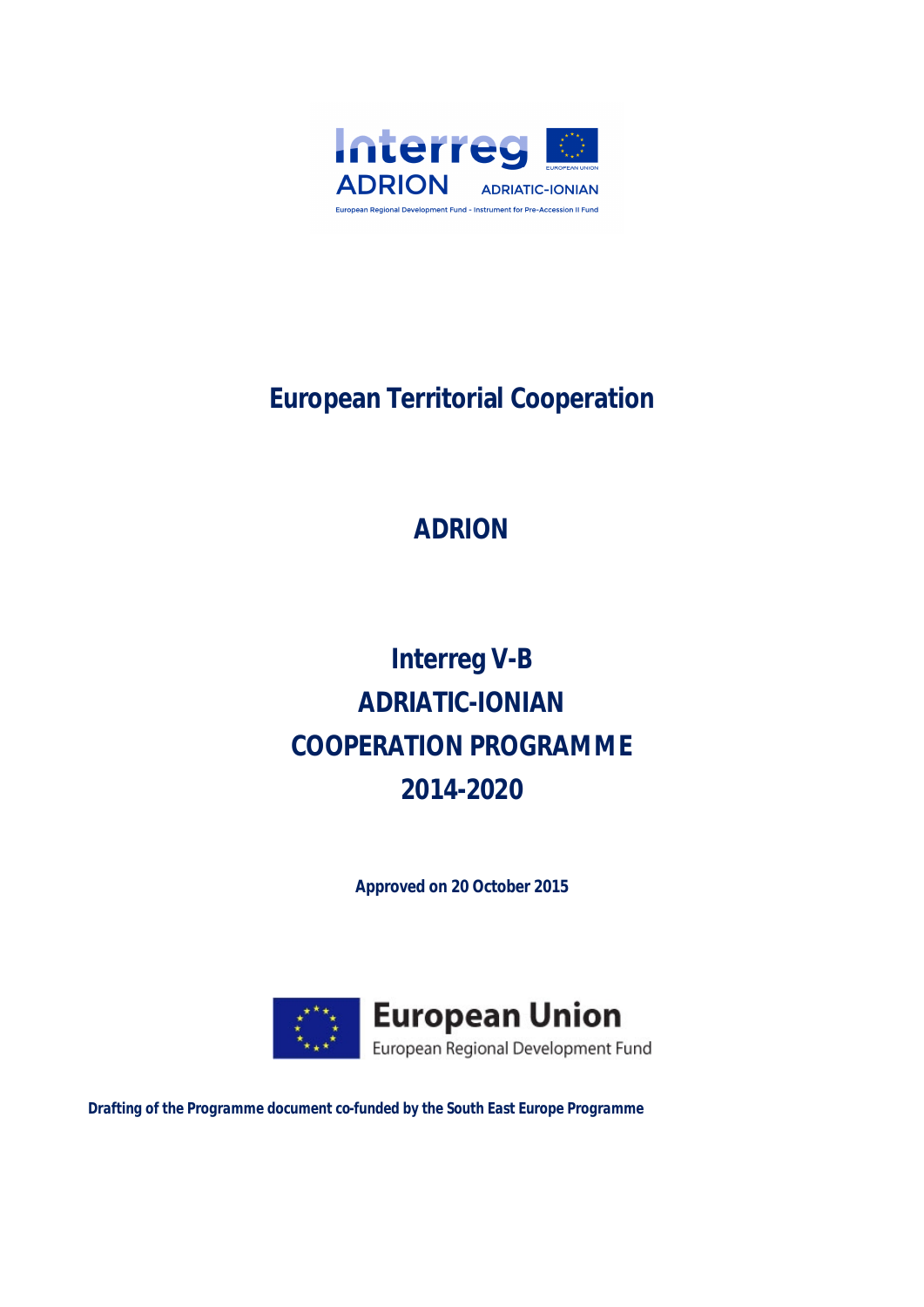# European Territorial Cooperation

## ADRION

## Interreg V-B
## ADRIATIC-IONIAN
## COOPERATION PROGRAMME
## 2014-2020

**Approved on 20 October 2015**

***Drafting of the Programme document co-funded by the South East Europe Programme***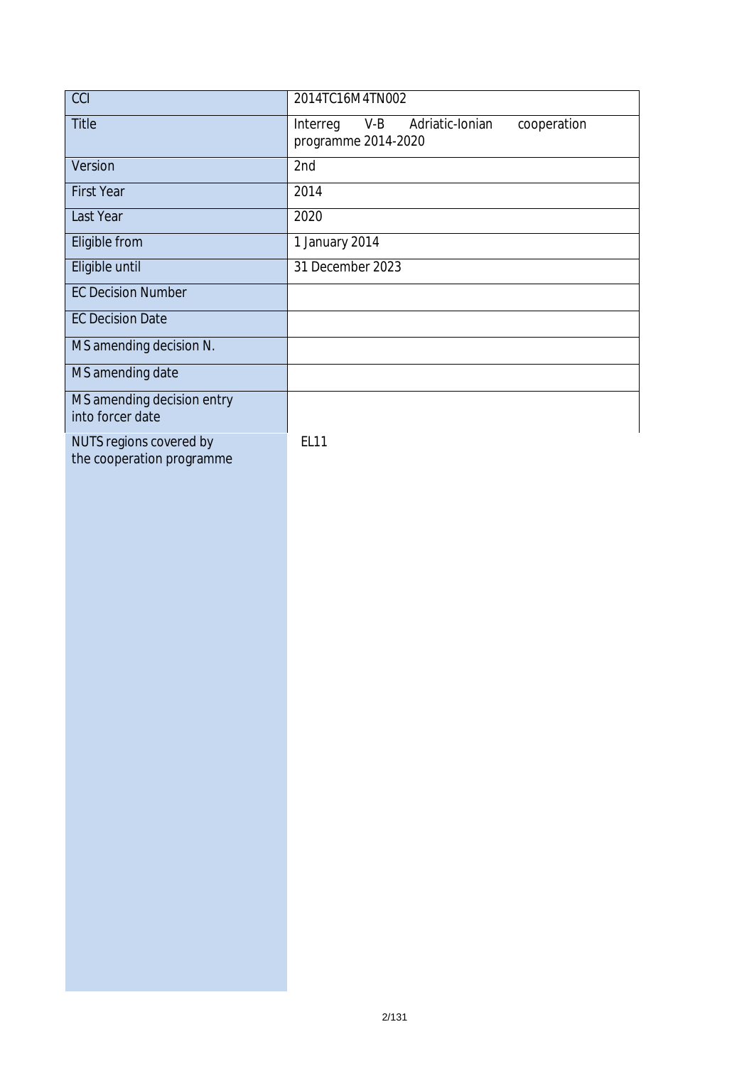| CCI | 2014TC16M4TN002 |
| --- | --- |
| Title | Interreg V-B Adriatic-Ionian cooperation programme 2014-2020 |
| Version | 2nd |
| First Year | 2014 |
| Last Year | 2020 |
| Eligible from | 1 January 2014 |
| Eligible until | 31 December 2023 |
| EC Decision Number | |
| EC Decision Date | |
| MS amending decision N. | |
| MS amending date | |
| MS amending decision entry into forcer date | |
| NUTS regions covered by the cooperation programme | EL11 |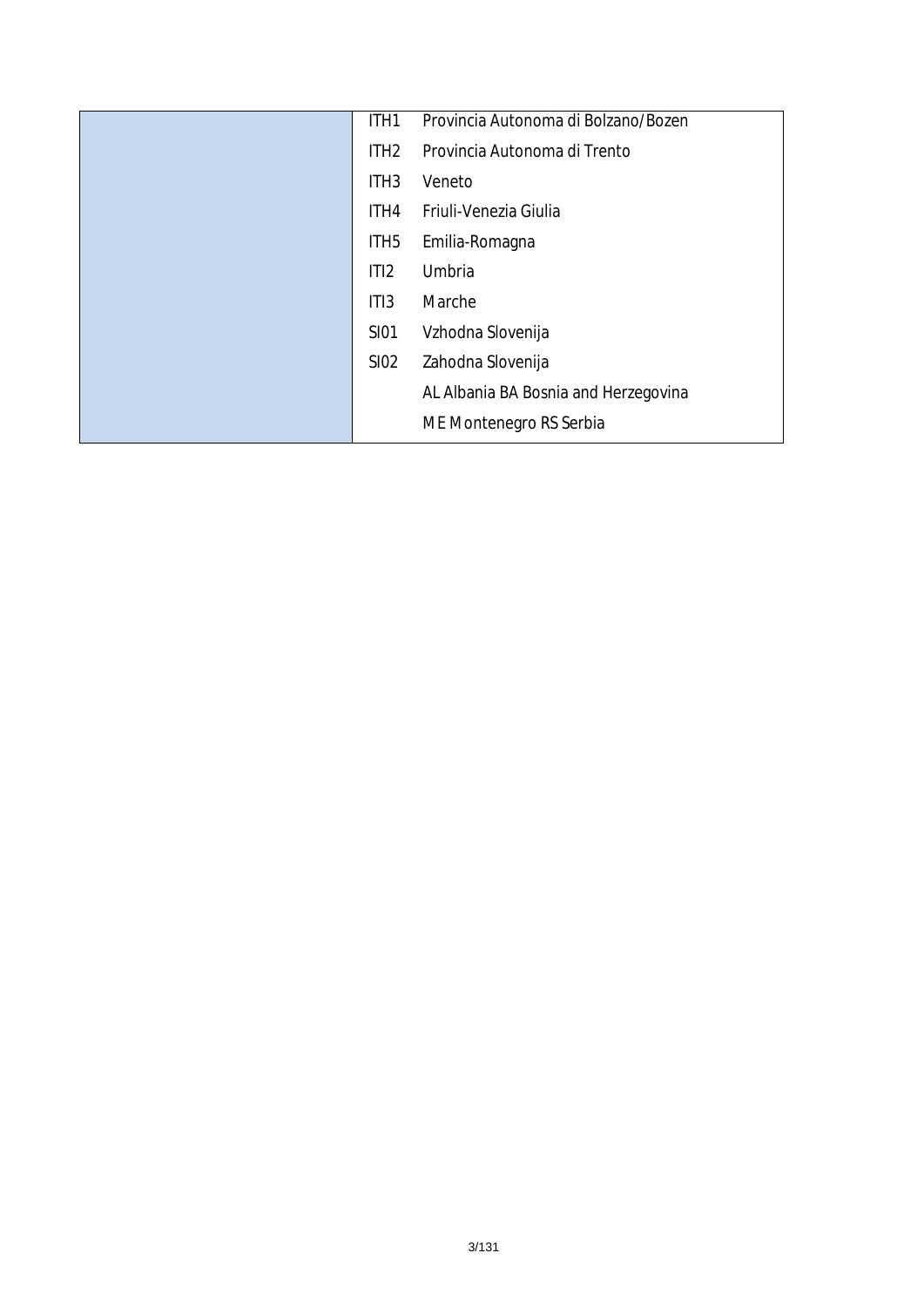| | | |
|---|---|---|
| | ITH1 | Provincia Autonoma di Bolzano/Bozen |
| | ITH2 | Provincia Autonoma di Trento |
| | ITH3 | Veneto |
| | ITH4 | Friuli-Venezia Giulia |
| | ITH5 | Emilia-Romagna |
| | ITI2 | Umbria |
| | ITI3 | Marche |
| | SI01 | Vzhodna Slovenija |
| | SI02 | Zahodna Slovenija |
| | | AL Albania BA Bosnia and Herzegovina |
| | | ME Montenegro RS Serbia |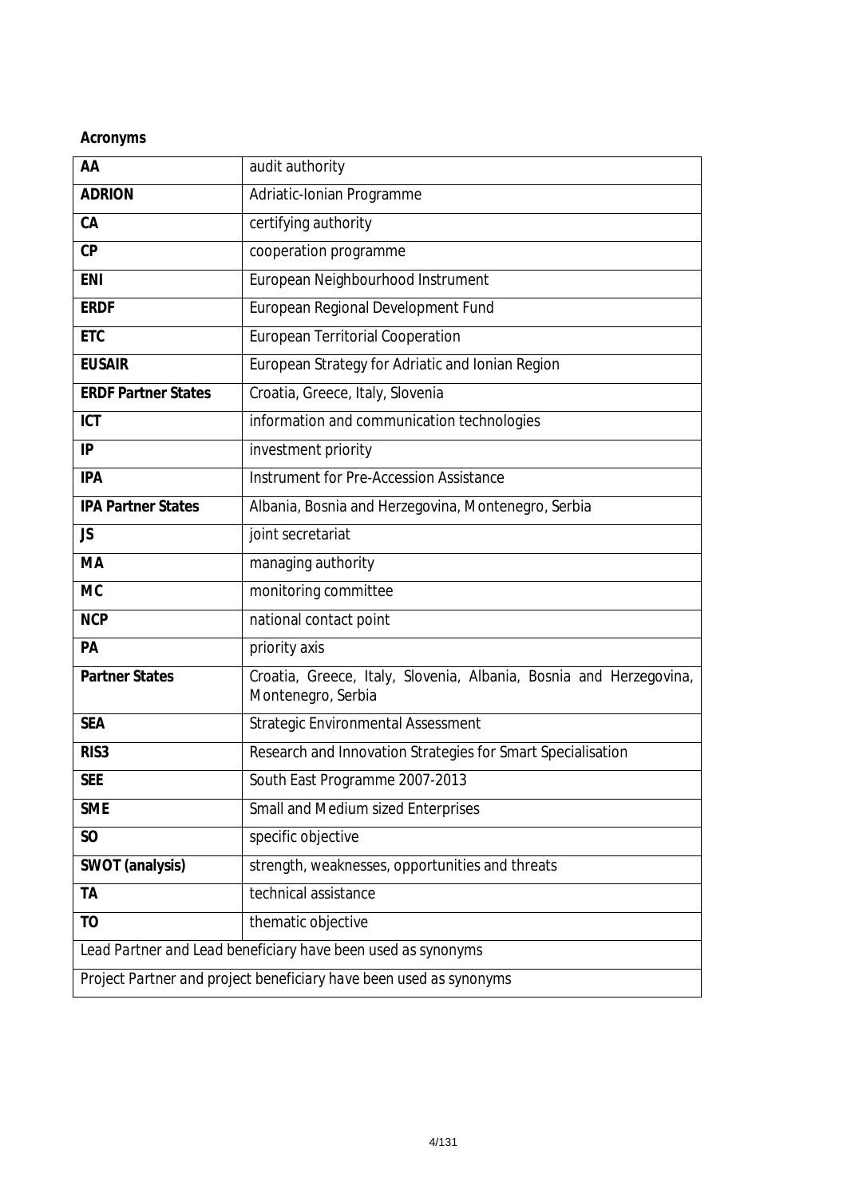**Acronyms**

| AA | audit authority |
|---|---|
| **ADRION** | Adriatic-Ionian Programme |
| **CA** | certifying authority |
| **CP** | cooperation programme |
| **ENI** | European Neighbourhood Instrument |
| **ERDF** | European Regional Development Fund |
| **ETC** | European Territorial Cooperation |
| **EUSAIR** | European Strategy for Adriatic and Ionian Region |
| **ERDF Partner States** | Croatia, Greece, Italy, Slovenia |
| **ICT** | information and communication technologies |
| **IP** | investment priority |
| **IPA** | Instrument for Pre-Accession Assistance |
| **IPA Partner States** | Albania, Bosnia and Herzegovina, Montenegro, Serbia |
| **JS** | joint secretariat |
| **MA** | managing authority |
| **MC** | monitoring committee |
| **NCP** | national contact point |
| **PA** | priority axis |
| **Partner States** | Croatia, Greece, Italy, Slovenia, Albania, Bosnia and Herzegovina, Montenegro, Serbia |
| **SEA** | Strategic Environmental Assessment |
| **RIS3** | Research and Innovation Strategies for Smart Specialisation |
| **SEE** | South East Programme 2007-2013 |
| **SME** | Small and Medium sized Enterprises |
| **SO** | specific objective |
| **SWOT (analysis)** | strength, weaknesses, opportunities and threats |
| **TA** | technical assistance |
| **TO** | thematic objective |
| *Lead Partner and Lead beneficiary have been used as synonyms* | |
| *Project Partner and project beneficiary have been used as synonyms* | |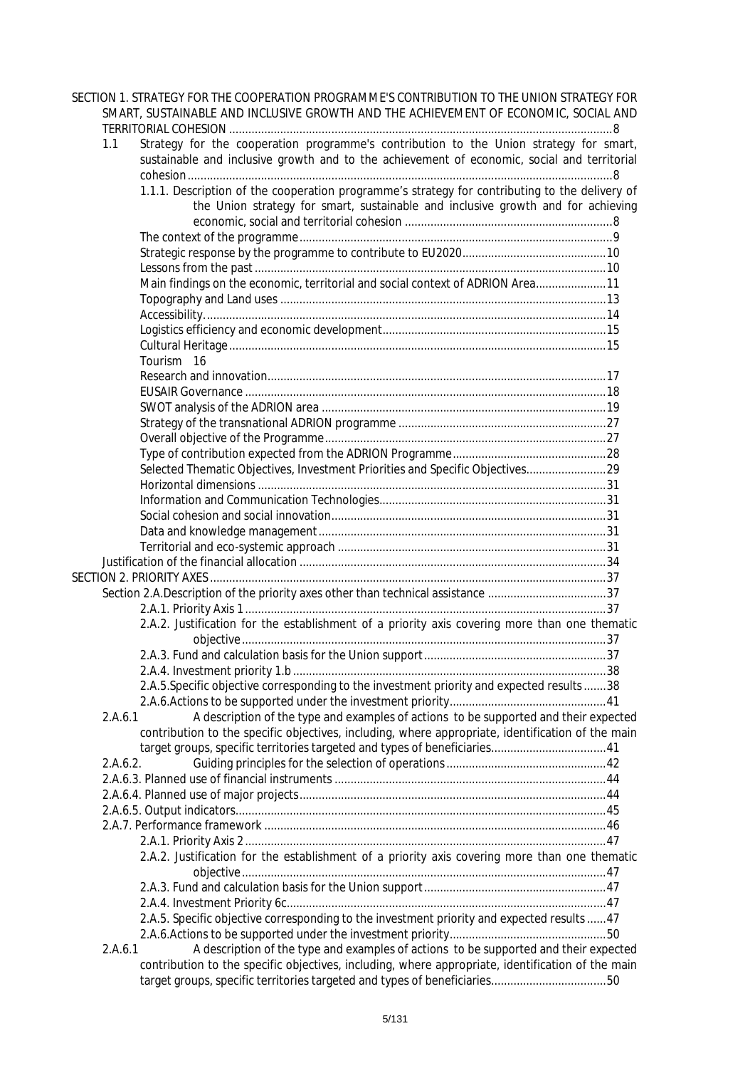SECTION 1. STRATEGY FOR THE COOPERATION PROGRAMME'S CONTRIBUTION TO THE UNION STRATEGY FOR SMART, SUSTAINABLE AND INCLUSIVE GROWTH AND THE ACHIEVEMENT OF ECONOMIC, SOCIAL AND TERRITORIAL COHESION ....................................................................................................................... 8

- 1.1 Strategy for the cooperation programme's contribution to the Union strategy for smart, sustainable and inclusive growth and to the achievement of economic, social and territorial cohesion ..................................................................................................................... 8
  - 1.1.1. Description of the cooperation programme's strategy for contributing to the delivery of the Union strategy for smart, sustainable and inclusive growth and for achieving economic, social and territorial cohesion ................................................................. 8
  - The context of the programme ................................................................................................ 9
  - Strategic response by the programme to contribute to EU2020 ............................................. 10
  - Lessons from the past ............................................................................................................ 10
  - Main findings on the economic, territorial and social context of ADRION Area ...................... 11
  - Topography and Land uses .................................................................................................... 13
  - Accessibility............................................................................................................................ 14
  - Logistics efficiency and economic development ..................................................................... 15
  - Cultural Heritage .................................................................................................................... 15
  - Tourism 16
  - Research and innovation ......................................................................................................... 17
  - EUSAIR Governance ............................................................................................................... 18
  - SWOT analysis of the ADRION area ....................................................................................... 19
  - Strategy of the transnational ADRION programme ................................................................ 27
  - Overall objective of the Programme ....................................................................................... 27
  - Type of contribution expected from the ADRION Programme ................................................ 28
  - Selected Thematic Objectives, Investment Priorities and Specific Objectives......................... 29
  - Horizontal dimensions ............................................................................................................ 31
  - Information and Communication Technologies ...................................................................... 31
  - Social cohesion and social innovation ..................................................................................... 31
  - Data and knowledge management ......................................................................................... 31
  - Territorial and eco-systemic approach ................................................................................... 31
- Justification of the financial allocation .................................................................................................. 34

SECTION 2. PRIORITY AXES ............................................................................................................ 37

- Section 2.A.Description of the priority axes other than technical assistance ..................................... 37
  - 2.A.1. Priority Axis 1 ................................................................................................................ 37
  - 2.A.2. Justification for the establishment of a priority axis covering more than one thematic objective ................................................................................................................. 37
  - 2.A.3. Fund and calculation basis for the Union support ......................................................... 37
  - 2.A.4. Investment priority 1.b ................................................................................................. 38
  - 2.A.5.Specific objective corresponding to the investment priority and expected results ....... 38
  - 2.A.6.Actions to be supported under the investment priority ................................................. 41
- 2.A.6.1 A description of the type and examples of actions to be supported and their expected contribution to the specific objectives, including, where appropriate, identification of the main target groups, specific territories targeted and types of beneficiaries.................................... 41
- 2.A.6.2. Guiding principles for the selection of operations .................................................. 42
- 2.A.6.3. Planned use of financial instruments .................................................................................... 44
- 2.A.6.4. Planned use of major projects ............................................................................................... 44
- 2.A.6.5. Output indicators.................................................................................................................. 45
- 2.A.7. Performance framework .......................................................................................................... 46
  - 2.A.1. Priority Axis 2 ................................................................................................................ 47
  - 2.A.2. Justification for the establishment of a priority axis covering more than one thematic objective ................................................................................................................. 47
  - 2.A.3. Fund and calculation basis for the Union support ......................................................... 47
  - 2.A.4. Investment Priority 6c.................................................................................................... 47
  - 2.A.5. Specific objective corresponding to the investment priority and expected results ...... 47
  - 2.A.6.Actions to be supported under the investment priority ................................................. 50
- 2.A.6.1 A description of the type and examples of actions to be supported and their expected contribution to the specific objectives, including, where appropriate, identification of the main target groups, specific territories targeted and types of beneficiaries.................................... 50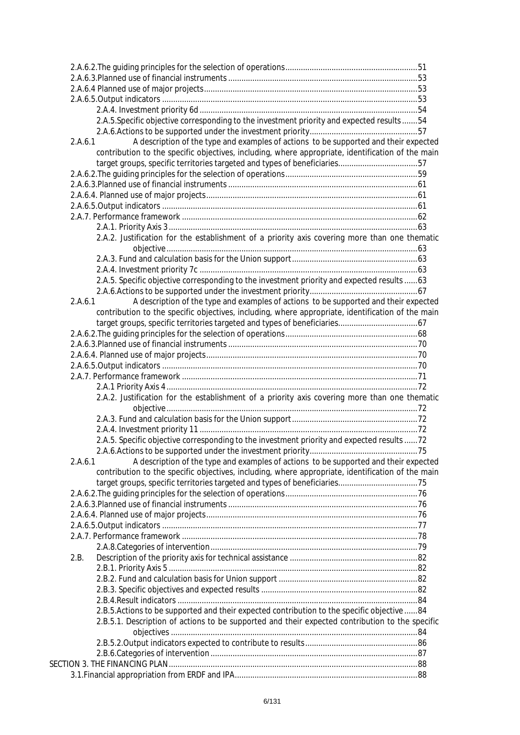2.A.6.2.The guiding principles for the selection of operations ..... 51
2.A.6.3.Planned use of financial instruments ..... 53
2.A.6.4 Planned use of major projects ..... 53
2.A.6.5.Output indicators ..... 53
2.A.4. Investment priority 6d ..... 54
2.A.5.Specific objective corresponding to the investment priority and expected results ..... 54
2.A.6.Actions to be supported under the investment priority ..... 57
2.A.6.1 A description of the type and examples of actions to be supported and their expected contribution to the specific objectives, including, where appropriate, identification of the main target groups, specific territories targeted and types of beneficiaries ..... 57
2.A.6.2.The guiding principles for the selection of operations ..... 59
2.A.6.3.Planned use of financial instruments ..... 61
2.A.6.4. Planned use of major projects ..... 61
2.A.6.5.Output indicators ..... 61
2.A.7. Performance framework ..... 62
2.A.1. Priority Axis 3 ..... 63
2.A.2. Justification for the establishment of a priority axis covering more than one thematic objective ..... 63
2.A.3. Fund and calculation basis for the Union support ..... 63
2.A.4. Investment priority 7c ..... 63
2.A.5. Specific objective corresponding to the investment priority and expected results ..... 63
2.A.6.Actions to be supported under the investment priority ..... 67
2.A.6.1 A description of the type and examples of actions to be supported and their expected contribution to the specific objectives, including, where appropriate, identification of the main target groups, specific territories targeted and types of beneficiaries ..... 67
2.A.6.2.The guiding principles for the selection of operations ..... 68
2.A.6.3.Planned use of financial instruments ..... 70
2.A.6.4. Planned use of major projects ..... 70
2.A.6.5.Output indicators ..... 70
2.A.7. Performance framework ..... 71
2.A.1 Priority Axis 4 ..... 72
2.A.2. Justification for the establishment of a priority axis covering more than one thematic objective ..... 72
2.A.3. Fund and calculation basis for the Union support ..... 72
2.A.4. Investment priority 11 ..... 72
2.A.5. Specific objective corresponding to the investment priority and expected results ..... 72
2.A.6.Actions to be supported under the investment priority ..... 75
2.A.6.1 A description of the type and examples of actions to be supported and their expected contribution to the specific objectives, including, where appropriate, identification of the main target groups, specific territories targeted and types of beneficiaries ..... 75
2.A.6.2.The guiding principles for the selection of operations ..... 76
2.A.6.3.Planned use of financial instruments ..... 76
2.A.6.4. Planned use of major projects ..... 76
2.A.6.5.Output indicators ..... 77
2.A.7. Performance framework ..... 78
2.A.8.Categories of intervention ..... 79
2.B. Description of the priority axis for technical assistance ..... 82
2.B.1. Priority Axis 5 ..... 82
2.B.2. Fund and calculation basis for Union support ..... 82
2.B.3. Specific objectives and expected results ..... 82
2.B.4.Result indicators ..... 84
2.B.5.Actions to be supported and their expected contribution to the specific objective ..... 84
2.B.5.1. Description of actions to be supported and their expected contribution to the specific objectives ..... 84
2.B.5.2.Output indicators expected to contribute to results ..... 86
2.B.6.Categories of intervention ..... 87
SECTION 3. THE FINANCING PLAN ..... 88
3.1.Financial appropriation from ERDF and IPA ..... 88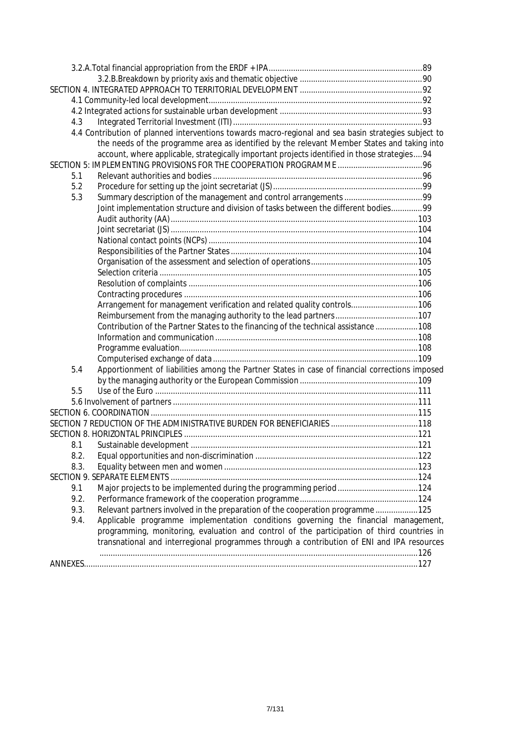3.2.A.Total financial appropriation from the ERDF + IPA .......... 89
    3.2.B.Breakdown by priority axis and thematic objective .......... 90
SECTION 4. INTEGRATED APPROACH TO TERRITORIAL DEVELOPMENT .......... 92
  4.1 Community-led local development .......... 92
  4.2 Integrated actions for sustainable urban development .......... 93
  4.3 Integrated Territorial Investment (ITI) .......... 93
  4.4 Contribution of planned interventions towards macro-regional and sea basin strategies subject to the needs of the programme area as identified by the relevant Member States and taking into account, where applicable, strategically important projects identified in those strategies .......... 94
SECTION 5: IMPLEMENTING PROVISIONS FOR THE COOPERATION PROGRAMME .......... 96
  5.1 Relevant authorities and bodies .......... 96
  5.2 Procedure for setting up the joint secretariat (JS) .......... 99
  5.3 Summary description of the management and control arrangements .......... 99
    Joint implementation structure and division of tasks between the different bodies .......... 99
    Audit authority (AA) .......... 103
    Joint secretariat (JS) .......... 104
    National contact points (NCPs) .......... 104
    Responsibilities of the Partner States .......... 104
    Organisation of the assessment and selection of operations .......... 105
    Selection criteria .......... 105
    Resolution of complaints .......... 106
    Contracting procedures .......... 106
    Arrangement for management verification and related quality controls .......... 106
    Reimbursement from the managing authority to the lead partners .......... 107
    Contribution of the Partner States to the financing of the technical assistance .......... 108
    Information and communication .......... 108
    Programme evaluation .......... 108
    Computerised exchange of data .......... 109
  5.4 Apportionment of liabilities among the Partner States in case of financial corrections imposed by the managing authority or the European Commission .......... 109
  5.5 Use of the Euro .......... 111
  5.6 Involvement of partners .......... 111
SECTION 6. COORDINATION .......... 115
SECTION 7 REDUCTION OF THE ADMINISTRATIVE BURDEN FOR BENEFICIARIES .......... 118
SECTION 8. HORIZONTAL PRINCIPLES .......... 121
  8.1 Sustainable development .......... 121
  8.2. Equal opportunities and non-discrimination .......... 122
  8.3. Equality between men and women .......... 123
SECTION 9. SEPARATE ELEMENTS .......... 124
  9.1 Major projects to be implemented during the programming period .......... 124
  9.2. Performance framework of the cooperation programme .......... 124
  9.3. Relevant partners involved in the preparation of the cooperation programme .......... 125
  9.4. Applicable programme implementation conditions governing the financial management, programming, monitoring, evaluation and control of the participation of third countries in transnational and interregional programmes through a contribution of ENI and IPA resources .......... 126
ANNEXES .......... 127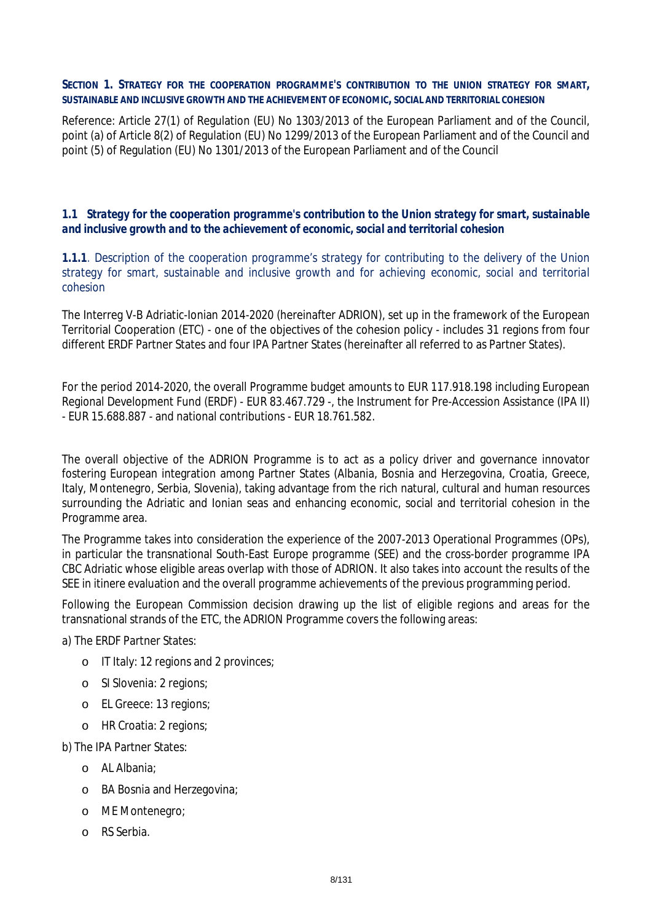## SECTION 1. STRATEGY FOR THE COOPERATION PROGRAMME'S CONTRIBUTION TO THE UNION STRATEGY FOR SMART, SUSTAINABLE AND INCLUSIVE GROWTH AND THE ACHIEVEMENT OF ECONOMIC, SOCIAL AND TERRITORIAL COHESION

Reference: Article 27(1) of Regulation (EU) No 1303/2013 of the European Parliament and of the Council, point (a) of Article 8(2) of Regulation (EU) No 1299/2013 of the European Parliament and of the Council and point (5) of Regulation (EU) No 1301/2013 of the European Parliament and of the Council

### 1.1 *Strategy for the cooperation programme's contribution to the Union strategy for smart, sustainable and inclusive growth and to the achievement of economic, social and territorial cohesion*

**1.1.1**. Description of the cooperation programme's strategy for contributing to the delivery of the Union strategy for smart, sustainable and inclusive growth and for achieving economic, social and territorial cohesion

The Interreg V-B Adriatic-Ionian 2014-2020 (hereinafter ADRION), set up in the framework of the European Territorial Cooperation (ETC) - one of the objectives of the cohesion policy - includes 31 regions from four different ERDF Partner States and four IPA Partner States (hereinafter all referred to as Partner States).

For the period 2014-2020, the overall Programme budget amounts to EUR 117.918.198 including European Regional Development Fund (ERDF) - EUR 83.467.729 -, the Instrument for Pre-Accession Assistance (IPA II) - EUR 15.688.887 - and national contributions - EUR 18.761.582.

The overall objective of the ADRION Programme is to act as a policy driver and governance innovator fostering European integration among Partner States (Albania, Bosnia and Herzegovina, Croatia, Greece, Italy, Montenegro, Serbia, Slovenia), taking advantage from the rich natural, cultural and human resources surrounding the Adriatic and Ionian seas and enhancing economic, social and territorial cohesion in the Programme area.

The Programme takes into consideration the experience of the 2007-2013 Operational Programmes (OPs), in particular the transnational South-East Europe programme (SEE) and the cross-border programme IPA CBC Adriatic whose eligible areas overlap with those of ADRION. It also takes into account the results of the SEE in itinere evaluation and the overall programme achievements of the previous programming period.

Following the European Commission decision drawing up the list of eligible regions and areas for the transnational strands of the ETC, the ADRION Programme covers the following areas:

a) The ERDF Partner States:

- IT Italy: 12 regions and 2 provinces;
- SI Slovenia: 2 regions;
- EL Greece: 13 regions;
- HR Croatia: 2 regions;

b) The IPA Partner States:

- AL Albania;
- BA Bosnia and Herzegovina;
- ME Montenegro;
- RS Serbia.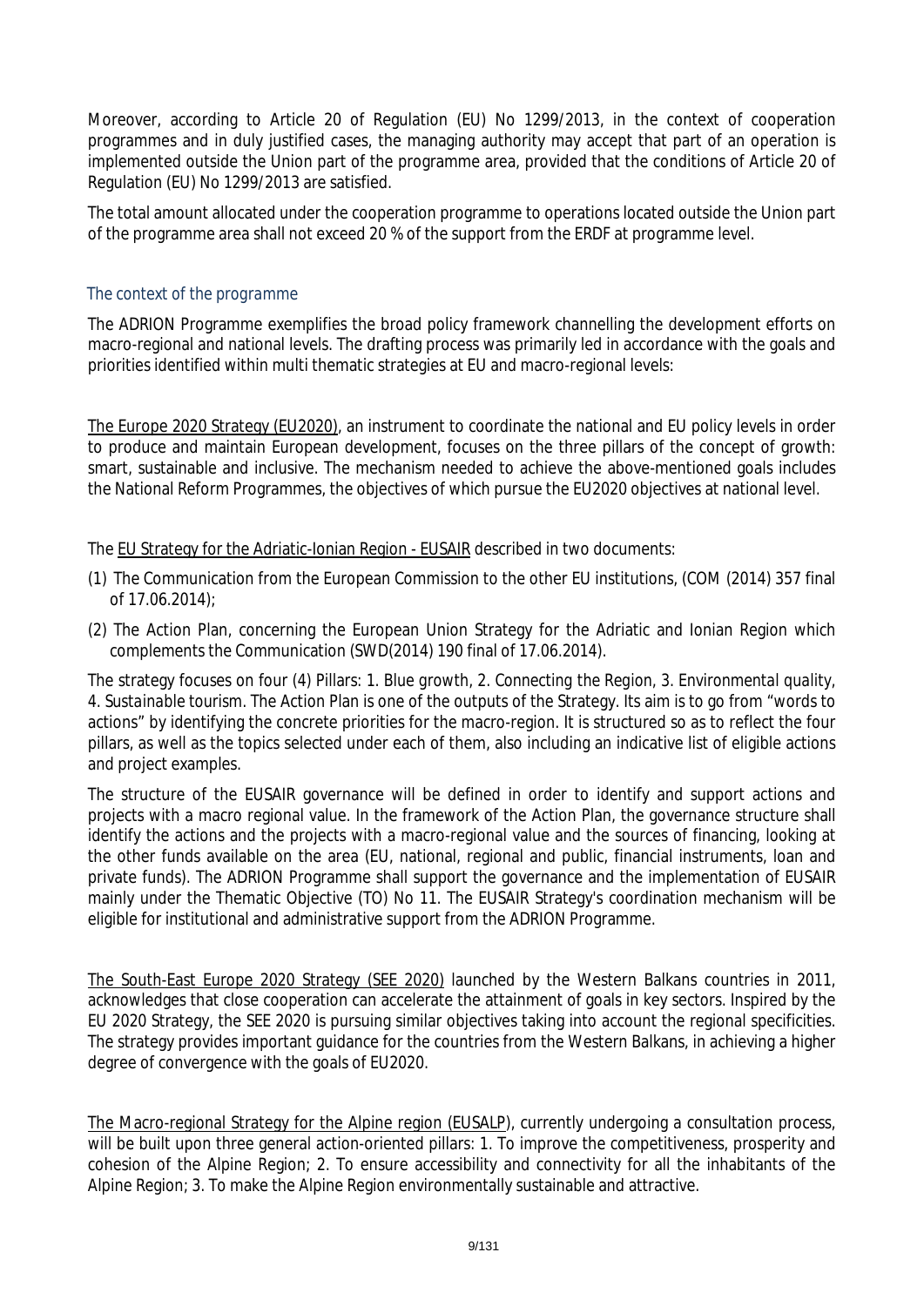Moreover, according to Article 20 of Regulation (EU) No 1299/2013, in the context of cooperation programmes and in duly justified cases, the managing authority may accept that part of an operation is implemented outside the Union part of the programme area, provided that the conditions of Article 20 of Regulation (EU) No 1299/2013 are satisfied.

The total amount allocated under the cooperation programme to operations located outside the Union part of the programme area shall not exceed 20 % of the support from the ERDF at programme level.

### The context of the programme

The ADRION Programme exemplifies the broad policy framework channelling the development efforts on macro-regional and national levels. The drafting process was primarily led in accordance with the goals and priorities identified within multi thematic strategies at EU and macro-regional levels:

The Europe 2020 Strategy (EU2020), an instrument to coordinate the national and EU policy levels in order to produce and maintain European development, focuses on the three pillars of the concept of growth: smart, sustainable and inclusive. The mechanism needed to achieve the above-mentioned goals includes the National Reform Programmes, the objectives of which pursue the EU2020 objectives at national level.

The EU Strategy for the Adriatic-Ionian Region - EUSAIR described in two documents:

(1) The Communication from the European Commission to the other EU institutions, (COM (2014) 357 final of 17.06.2014);

(2) The Action Plan, concerning the European Union Strategy for the Adriatic and Ionian Region which complements the Communication (SWD(2014) 190 final of 17.06.2014).

The strategy focuses on four (4) Pillars: *1. Blue growth, 2. Connecting the Region, 3. Environmental quality, 4. Sustainable tourism.* The Action Plan is one of the outputs of the Strategy. Its aim is to go from "words to actions" by identifying the concrete priorities for the macro-region. It is structured so as to reflect the four pillars, as well as the topics selected under each of them, also including an indicative list of eligible actions and project examples.

The structure of the EUSAIR governance will be defined in order to identify and support actions and projects with a macro regional value. In the framework of the Action Plan, the governance structure shall identify the actions and the projects with a macro-regional value and the sources of financing, looking at the other funds available on the area (EU, national, regional and public, financial instruments, loan and private funds). The ADRION Programme shall support the governance and the implementation of EUSAIR mainly under the Thematic Objective (TO) No 11. The EUSAIR Strategy's coordination mechanism will be eligible for institutional and administrative support from the ADRION Programme.

The South-East Europe 2020 Strategy (SEE 2020) launched by the Western Balkans countries in 2011, acknowledges that close cooperation can accelerate the attainment of goals in key sectors. Inspired by the EU 2020 Strategy, the SEE 2020 is pursuing similar objectives taking into account the regional specificities. The strategy provides important guidance for the countries from the Western Balkans, in achieving a higher degree of convergence with the goals of EU2020.

The Macro-regional Strategy for the Alpine region (EUSALP), currently undergoing a consultation process, will be built upon three general action-oriented pillars: 1. To improve the competitiveness, prosperity and cohesion of the Alpine Region; 2. To ensure accessibility and connectivity for all the inhabitants of the Alpine Region; 3. To make the Alpine Region environmentally sustainable and attractive.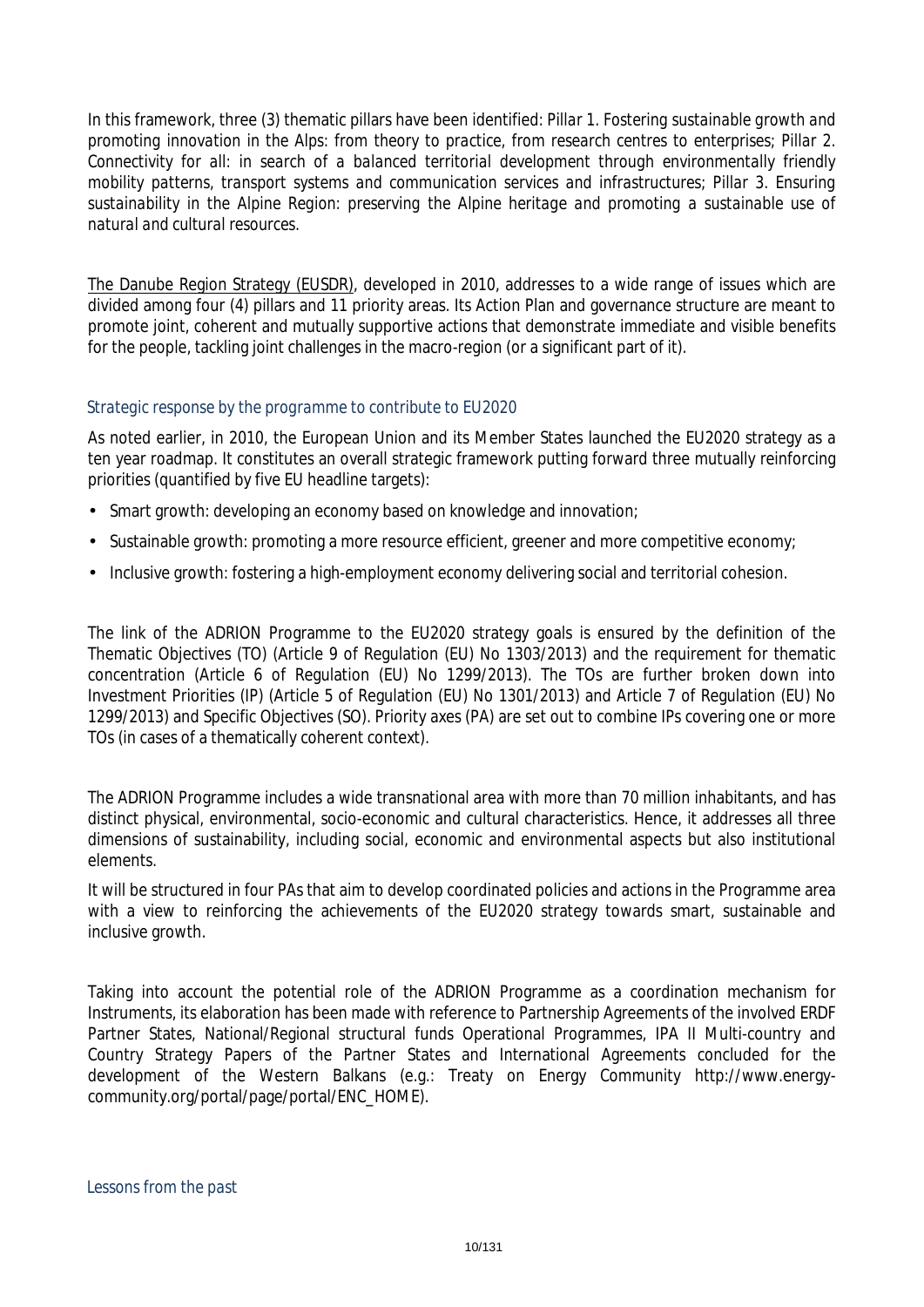In this framework, three (3) thematic pillars have been identified: *Pillar 1. Fostering sustainable growth and promoting innovation in the Alps: from theory to practice, from research centres to enterprises; Pillar 2. Connectivity for all: in search of a balanced territorial development through environmentally friendly mobility patterns, transport systems and communication services and infrastructures; Pillar 3. Ensuring sustainability in the Alpine Region: preserving the Alpine heritage and promoting a sustainable use of natural and cultural resources.*

The Danube Region Strategy (EUSDR), developed in 2010, addresses to a wide range of issues which are divided among four (4) pillars and 11 priority areas. Its Action Plan and governance structure are meant to promote joint, coherent and mutually supportive actions that demonstrate immediate and visible benefits for the people, tackling joint challenges in the macro-region (or a significant part of it).

### Strategic response by the programme to contribute to EU2020

As noted earlier, in 2010, the European Union and its Member States launched the EU2020 strategy as a ten year roadmap. It constitutes an overall strategic framework putting forward three mutually reinforcing priorities (quantified by five EU headline targets):

- Smart growth: developing an economy based on knowledge and innovation;
- Sustainable growth: promoting a more resource efficient, greener and more competitive economy;
- Inclusive growth: fostering a high-employment economy delivering social and territorial cohesion.

The link of the ADRION Programme to the EU2020 strategy goals is ensured by the definition of the Thematic Objectives (TO) (Article 9 of Regulation (EU) No 1303/2013) and the requirement for thematic concentration (Article 6 of Regulation (EU) No 1299/2013). The TOs are further broken down into Investment Priorities (IP) (Article 5 of Regulation (EU) No 1301/2013) and Article 7 of Regulation (EU) No 1299/2013) and Specific Objectives (SO). Priority axes (PA) are set out to combine IPs covering one or more TOs (in cases of a thematically coherent context).

The ADRION Programme includes a wide transnational area with more than 70 million inhabitants, and has distinct physical, environmental, socio-economic and cultural characteristics. Hence, it addresses all three dimensions of sustainability, including social, economic and environmental aspects but also institutional elements.

It will be structured in four PAs that aim to develop coordinated policies and actions in the Programme area with a view to reinforcing the achievements of the EU2020 strategy towards smart, sustainable and inclusive growth.

Taking into account the potential role of the ADRION Programme as a coordination mechanism for Instruments, its elaboration has been made with reference to Partnership Agreements of the involved ERDF Partner States, National/Regional structural funds Operational Programmes, IPA II Multi-country and Country Strategy Papers of the Partner States and International Agreements concluded for the development of the Western Balkans (e.g.: Treaty on Energy Community http://www.energy-community.org/portal/page/portal/ENC_HOME).

### Lessons from the past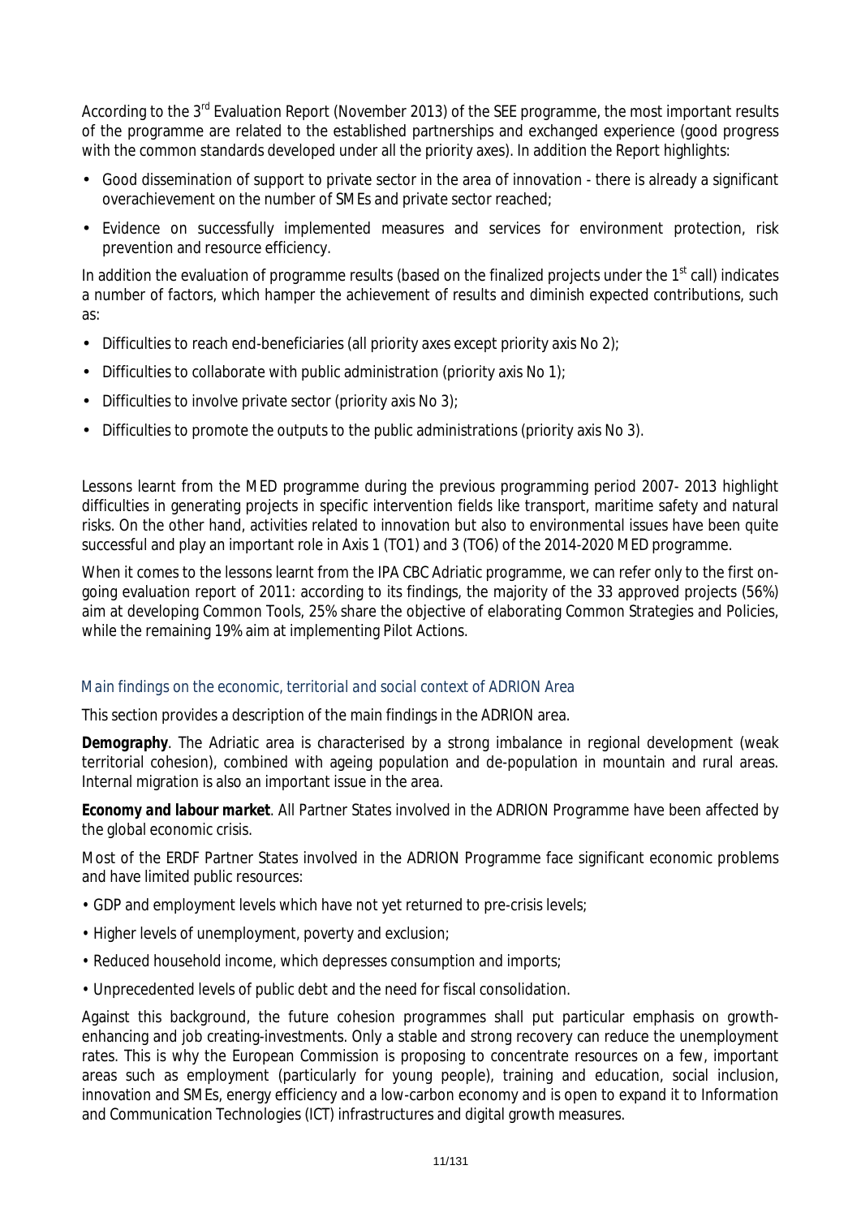According to the 3rd Evaluation Report (November 2013) of the SEE programme, the most important results of the programme are related to the established partnerships and exchanged experience (good progress with the common standards developed under all the priority axes). In addition the Report highlights:

- Good dissemination of support to private sector in the area of innovation - there is already a significant overachievement on the number of SMEs and private sector reached;
- Evidence on successfully implemented measures and services for environment protection, risk prevention and resource efficiency.

In addition the evaluation of programme results (based on the finalized projects under the 1st call) indicates a number of factors, which hamper the achievement of results and diminish expected contributions, such as:

- Difficulties to reach end-beneficiaries (all priority axes except priority axis No 2);
- Difficulties to collaborate with public administration (priority axis No 1);
- Difficulties to involve private sector (priority axis No 3);
- Difficulties to promote the outputs to the public administrations (priority axis No 3).

Lessons learnt from the MED programme during the previous programming period 2007- 2013 highlight difficulties in generating projects in specific intervention fields like transport, maritime safety and natural risks. On the other hand, activities related to innovation but also to environmental issues have been quite successful and play an important role in Axis 1 (TO1) and 3 (TO6) of the 2014-2020 MED programme.

When it comes to the lessons learnt from the IPA CBC Adriatic programme, we can refer only to the first on-going evaluation report of 2011: according to its findings, the majority of the 33 approved projects (56%) aim at developing Common Tools, 25% share the objective of elaborating Common Strategies and Policies, while the remaining 19% aim at implementing Pilot Actions.

### Main findings on the economic, territorial and social context of ADRION Area

This section provides a description of the main findings in the ADRION area.

***Demography***. The Adriatic area is characterised by a strong imbalance in regional development (weak territorial cohesion), combined with ageing population and de-population in mountain and rural areas. Internal migration is also an important issue in the area.

***Economy and labour market***. All Partner States involved in the ADRION Programme have been affected by the global economic crisis.

Most of the ERDF Partner States involved in the ADRION Programme face significant economic problems and have limited public resources:

- GDP and employment levels which have not yet returned to pre-crisis levels;
- Higher levels of unemployment, poverty and exclusion;
- Reduced household income, which depresses consumption and imports;
- Unprecedented levels of public debt and the need for fiscal consolidation.

Against this background, the future cohesion programmes shall put particular emphasis on growth-enhancing and job creating-investments. Only a stable and strong recovery can reduce the unemployment rates. This is why the European Commission is proposing to concentrate resources on a few, important areas such as employment (particularly for young people), training and education, social inclusion, innovation and SMEs, energy efficiency and a low-carbon economy and is open to expand it to Information and Communication Technologies (ICT) infrastructures and digital growth measures.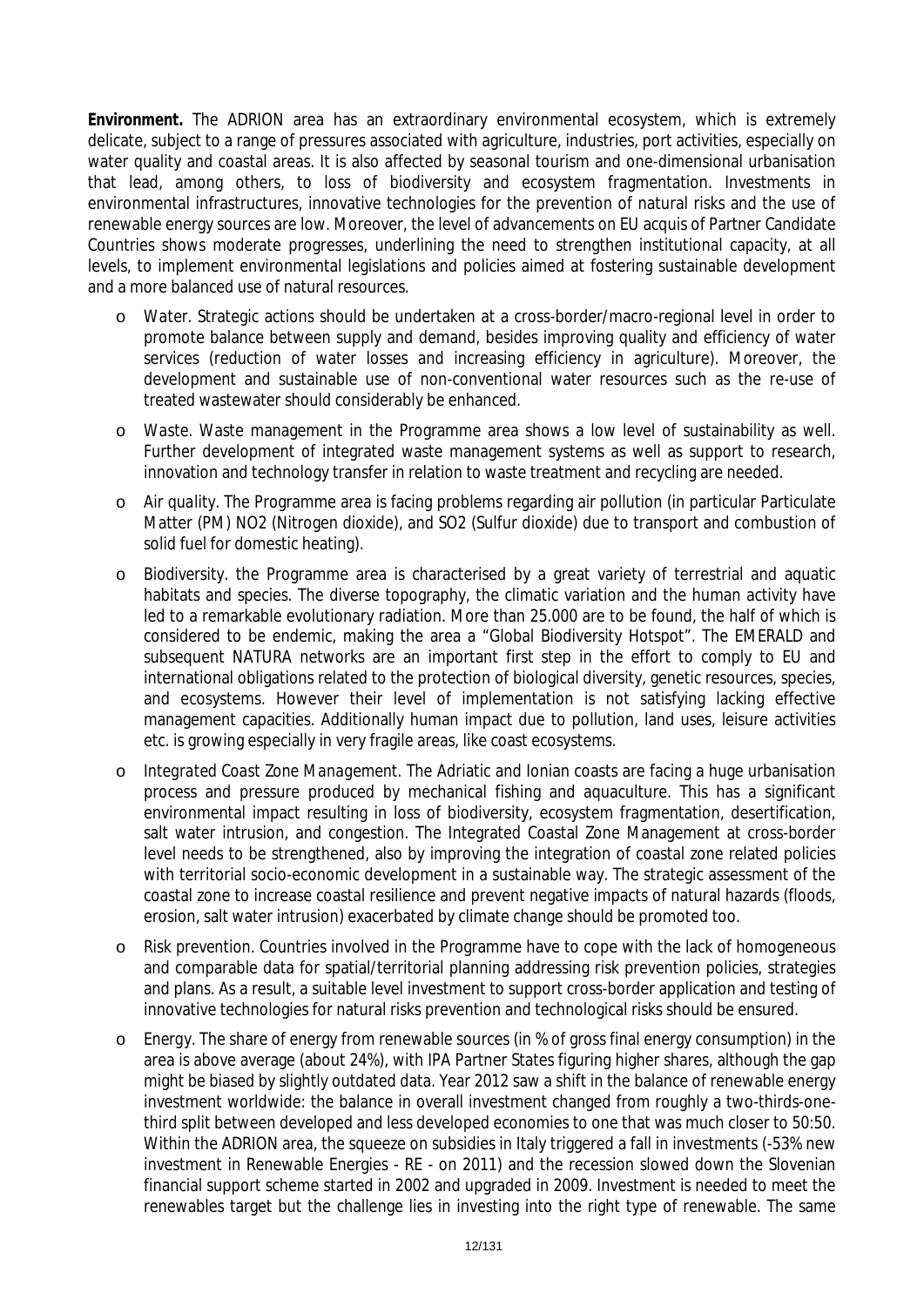**Environment.** The ADRION area has an extraordinary environmental ecosystem, which is extremely delicate, subject to a range of pressures associated with agriculture, industries, port activities, especially on water quality and coastal areas. It is also affected by seasonal tourism and one-dimensional urbanisation that lead, among others, to loss of biodiversity and ecosystem fragmentation. Investments in environmental infrastructures, innovative technologies for the prevention of natural risks and the use of renewable energy sources are low. Moreover, the level of advancements on EU acquis of Partner Candidate Countries shows moderate progresses, underlining the need to strengthen institutional capacity, at all levels, to implement environmental legislations and policies aimed at fostering sustainable development and a more balanced use of natural resources.

- *Water.* Strategic actions should be undertaken at a cross-border/macro-regional level in order to promote balance between supply and demand, besides improving quality and efficiency of water services (reduction of water losses and increasing efficiency in agriculture). Moreover, the development and sustainable use of non-conventional water resources such as the re-use of treated wastewater should considerably be enhanced.
- *Waste.* Waste management in the Programme area shows a low level of sustainability as well. Further development of integrated waste management systems as well as support to research, innovation and technology transfer in relation to waste treatment and recycling are needed.
- *Air quality.* The Programme area is facing problems regarding air pollution (in particular Particulate Matter (PM) NO2 (Nitrogen dioxide), and SO2 (Sulfur dioxide) due to transport and combustion of solid fuel for domestic heating).
- *Biodiversity.* the Programme area is characterised by a great variety of terrestrial and aquatic habitats and species. The diverse topography, the climatic variation and the human activity have led to a remarkable evolutionary radiation. More than 25.000 are to be found, the half of which is considered to be endemic, making the area a "Global Biodiversity Hotspot". The EMERALD and subsequent NATURA networks are an important first step in the effort to comply to EU and international obligations related to the protection of biological diversity, genetic resources, species, and ecosystems. However their level of implementation is not satisfying lacking effective management capacities. Additionally human impact due to pollution, land uses, leisure activities etc. is growing especially in very fragile areas, like coast ecosystems.
- *Integrated Coast Zone Management.* The Adriatic and Ionian coasts are facing a huge urbanisation process and pressure produced by mechanical fishing and aquaculture. This has a significant environmental impact resulting in loss of biodiversity, ecosystem fragmentation, desertification, salt water intrusion, and congestion. The Integrated Coastal Zone Management at cross-border level needs to be strengthened, also by improving the integration of coastal zone related policies with territorial socio-economic development in a sustainable way. The strategic assessment of the coastal zone to increase coastal resilience and prevent negative impacts of natural hazards (floods, erosion, salt water intrusion) exacerbated by climate change should be promoted too.
- *Risk prevention.* Countries involved in the Programme have to cope with the lack of homogeneous and comparable data for spatial/territorial planning addressing risk prevention policies, strategies and plans. As a result, a suitable level investment to support cross-border application and testing of innovative technologies for natural risks prevention and technological risks should be ensured.
- *Energy.* The share of energy from renewable sources (in % of gross final energy consumption) in the area is above average (about 24%), with IPA Partner States figuring higher shares, although the gap might be biased by slightly outdated data. Year 2012 saw a shift in the balance of renewable energy investment worldwide: the balance in overall investment changed from roughly a two-thirds-one-third split between developed and less developed economies to one that was much closer to 50:50. Within the ADRION area, the squeeze on subsidies in Italy triggered a fall in investments (-53% new investment in Renewable Energies - RE - on 2011) and the recession slowed down the Slovenian financial support scheme started in 2002 and upgraded in 2009. Investment is needed to meet the renewables target but the challenge lies in investing into the right type of renewable. The same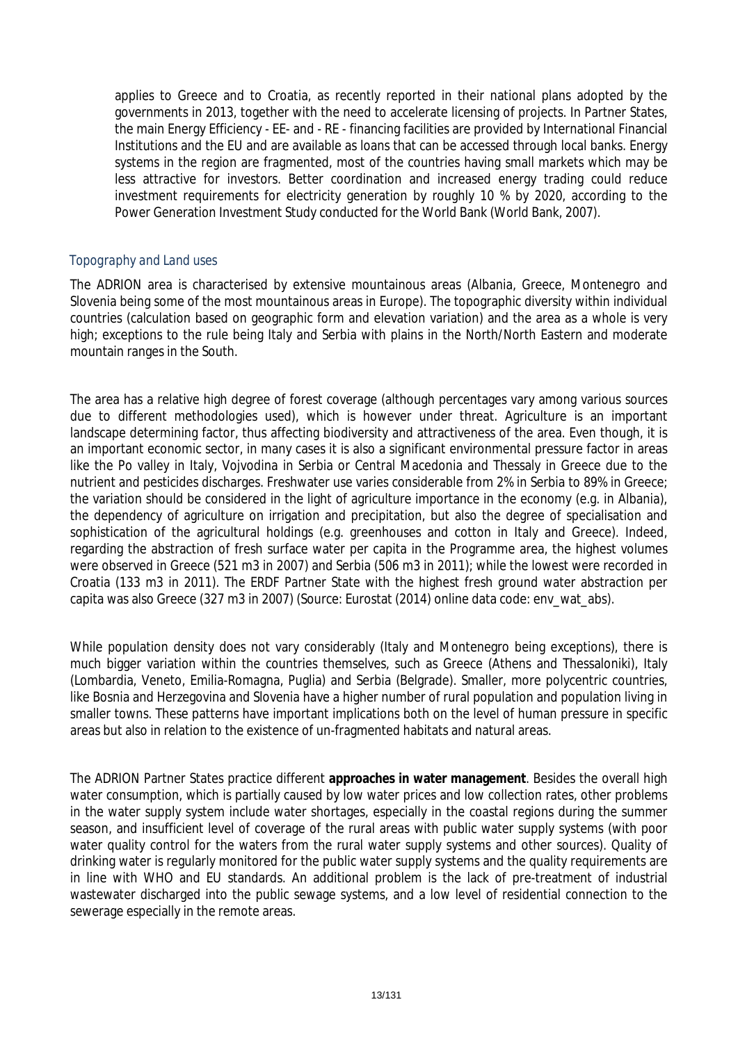applies to Greece and to Croatia, as recently reported in their national plans adopted by the governments in 2013, together with the need to accelerate licensing of projects. In Partner States, the main Energy Efficiency - EE- and - RE - financing facilities are provided by International Financial Institutions and the EU and are available as loans that can be accessed through local banks. Energy systems in the region are fragmented, most of the countries having small markets which may be less attractive for investors. Better coordination and increased energy trading could reduce investment requirements for electricity generation by roughly 10 % by 2020, according to the Power Generation Investment Study conducted for the World Bank (World Bank, 2007).

### *Topography and Land uses*

The ADRION area is characterised by extensive mountainous areas (Albania, Greece, Montenegro and Slovenia being some of the most mountainous areas in Europe). The topographic diversity within individual countries (calculation based on geographic form and elevation variation) and the area as a whole is very high; exceptions to the rule being Italy and Serbia with plains in the North/North Eastern and moderate mountain ranges in the South.

The area has a relative high degree of forest coverage (although percentages vary among various sources due to different methodologies used), which is however under threat. Agriculture is an important landscape determining factor, thus affecting biodiversity and attractiveness of the area. Even though, it is an important economic sector, in many cases it is also a significant environmental pressure factor in areas like the Po valley in Italy, Vojvodina in Serbia or Central Macedonia and Thessaly in Greece due to the nutrient and pesticides discharges. Freshwater use varies considerable from 2% in Serbia to 89% in Greece; the variation should be considered in the light of agriculture importance in the economy (e.g. in Albania), the dependency of agriculture on irrigation and precipitation, but also the degree of specialisation and sophistication of the agricultural holdings (e.g. greenhouses and cotton in Italy and Greece). Indeed, regarding the abstraction of fresh surface water per capita in the Programme area, the highest volumes were observed in Greece (521 m3 in 2007) and Serbia (506 m3 in 2011); while the lowest were recorded in Croatia (133 m3 in 2011). The ERDF Partner State with the highest fresh ground water abstraction per capita was also Greece (327 m3 in 2007) (Source: Eurostat (2014) online data code: env_wat_abs).

While population density does not vary considerably (Italy and Montenegro being exceptions), there is much bigger variation within the countries themselves, such as Greece (Athens and Thessaloniki), Italy (Lombardia, Veneto, Emilia-Romagna, Puglia) and Serbia (Belgrade). Smaller, more polycentric countries, like Bosnia and Herzegovina and Slovenia have a higher number of rural population and population living in smaller towns. These patterns have important implications both on the level of human pressure in specific areas but also in relation to the existence of un-fragmented habitats and natural areas.

The ADRION Partner States practice different **approaches in water management**. Besides the overall high water consumption, which is partially caused by low water prices and low collection rates, other problems in the water supply system include water shortages, especially in the coastal regions during the summer season, and insufficient level of coverage of the rural areas with public water supply systems (with poor water quality control for the waters from the rural water supply systems and other sources). Quality of drinking water is regularly monitored for the public water supply systems and the quality requirements are in line with WHO and EU standards. An additional problem is the lack of pre-treatment of industrial wastewater discharged into the public sewage systems, and a low level of residential connection to the sewerage especially in the remote areas.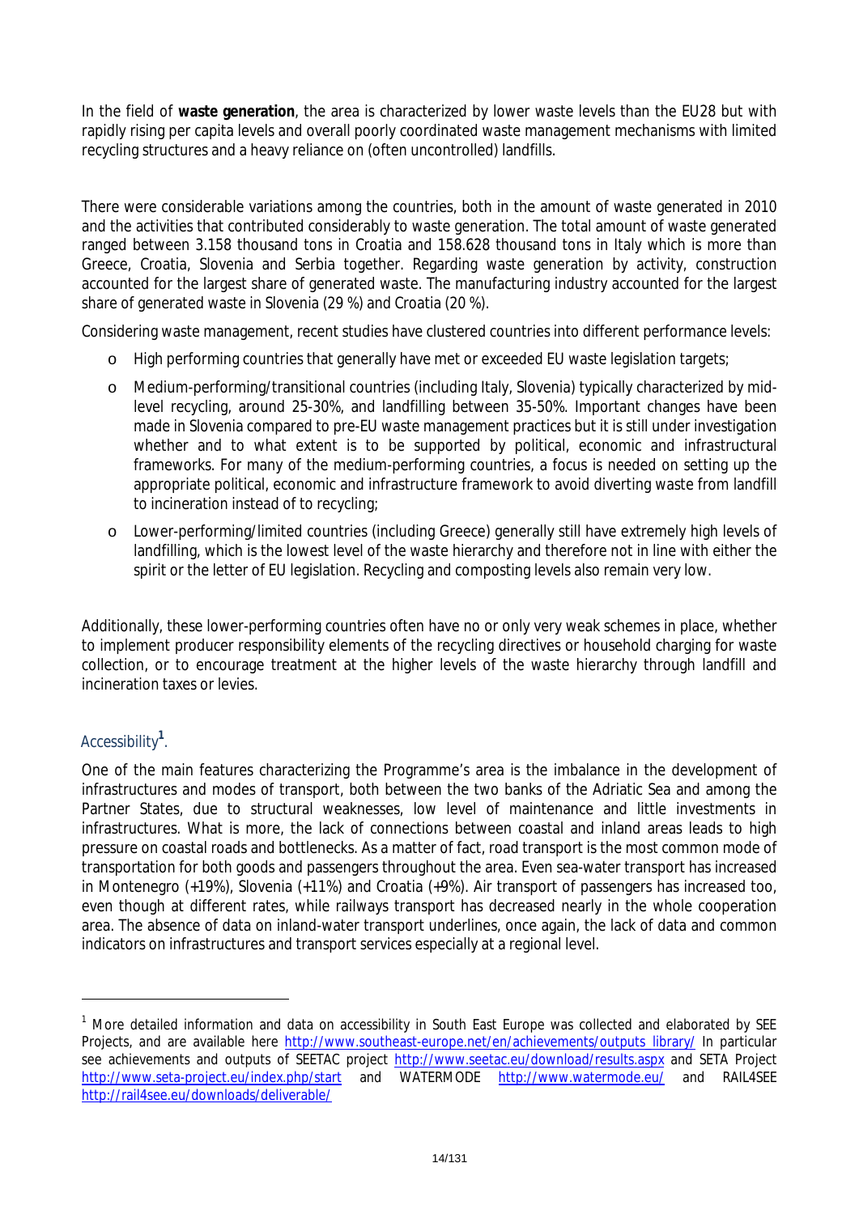In the field of **waste generation**, the area is characterized by lower waste levels than the EU28 but with rapidly rising per capita levels and overall poorly coordinated waste management mechanisms with limited recycling structures and a heavy reliance on (often uncontrolled) landfills.

There were considerable variations among the countries, both in the amount of waste generated in 2010 and the activities that contributed considerably to waste generation. The total amount of waste generated ranged between 3.158 thousand tons in Croatia and 158.628 thousand tons in Italy which is more than Greece, Croatia, Slovenia and Serbia together. Regarding waste generation by activity, construction accounted for the largest share of generated waste. The manufacturing industry accounted for the largest share of generated waste in Slovenia (29 %) and Croatia (20 %).

Considering waste management, recent studies have clustered countries into different performance levels:

- High performing countries that generally have met or exceeded EU waste legislation targets;
- Medium-performing/transitional countries (including Italy, Slovenia) typically characterized by mid-level recycling, around 25-30%, and landfilling between 35-50%. Important changes have been made in Slovenia compared to pre-EU waste management practices but it is still under investigation whether and to what extent is to be supported by political, economic and infrastructural frameworks. For many of the medium-performing countries, a focus is needed on setting up the appropriate political, economic and infrastructure framework to avoid diverting waste from landfill to incineration instead of to recycling;
- Lower-performing/limited countries (including Greece) generally still have extremely high levels of landfilling, which is the lowest level of the waste hierarchy and therefore not in line with either the spirit or the letter of EU legislation. Recycling and composting levels also remain very low.

Additionally, these lower-performing countries often have no or only very weak schemes in place, whether to implement producer responsibility elements of the recycling directives or household charging for waste collection, or to encourage treatment at the higher levels of the waste hierarchy through landfill and incineration taxes or levies.

### Accessibility[1].

One of the main features characterizing the Programme's area is the imbalance in the development of infrastructures and modes of transport, both between the two banks of the Adriatic Sea and among the Partner States, due to structural weaknesses, low level of maintenance and little investments in infrastructures. What is more, the lack of connections between coastal and inland areas leads to high pressure on coastal roads and bottlenecks. As a matter of fact, road transport is the most common mode of transportation for both goods and passengers throughout the area. Even sea-water transport has increased in Montenegro (+19%), Slovenia (+11%) and Croatia (+9%). Air transport of passengers has increased too, even though at different rates, while railways transport has decreased nearly in the whole cooperation area. The absence of data on inland-water transport underlines, once again, the lack of data and common indicators on infrastructures and transport services especially at a regional level.

---

[1] More detailed information and data on accessibility in South East Europe was collected and elaborated by SEE Projects, and are available here http://www.southeast-europe.net/en/achievements/outputs_library/ In particular see achievements and outputs of SEETAC project http://www.seetac.eu/download/results.aspx and SETA Project http://www.seta-project.eu/index.php/start and WATERMODE http://www.watermode.eu/ and RAIL4SEE http://rail4see.eu/downloads/deliverable/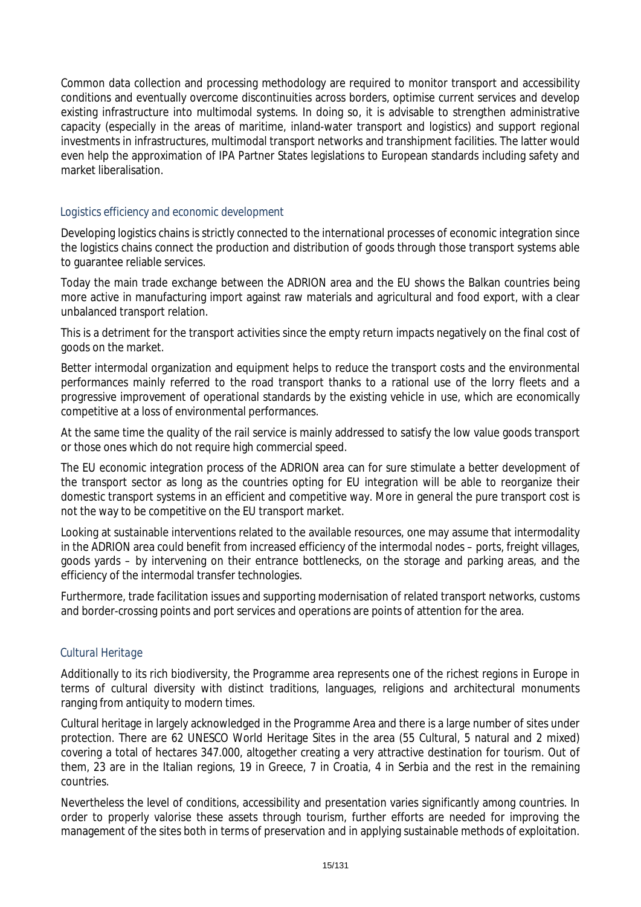Common data collection and processing methodology are required to monitor transport and accessibility conditions and eventually overcome discontinuities across borders, optimise current services and develop existing infrastructure into multimodal systems. In doing so, it is advisable to strengthen administrative capacity (especially in the areas of maritime, inland-water transport and logistics) and support regional investments in infrastructures, multimodal transport networks and transhipment facilities. The latter would even help the approximation of IPA Partner States legislations to European standards including safety and market liberalisation.

### *Logistics efficiency and economic development*

Developing logistics chains is strictly connected to the international processes of economic integration since the logistics chains connect the production and distribution of goods through those transport systems able to guarantee reliable services.

Today the main trade exchange between the ADRION area and the EU shows the Balkan countries being more active in manufacturing import against raw materials and agricultural and food export, with a clear unbalanced transport relation.

This is a detriment for the transport activities since the empty return impacts negatively on the final cost of goods on the market.

Better intermodal organization and equipment helps to reduce the transport costs and the environmental performances mainly referred to the road transport thanks to a rational use of the lorry fleets and a progressive improvement of operational standards by the existing vehicle in use, which are economically competitive at a loss of environmental performances.

At the same time the quality of the rail service is mainly addressed to satisfy the low value goods transport or those ones which do not require high commercial speed.

The EU economic integration process of the ADRION area can for sure stimulate a better development of the transport sector as long as the countries opting for EU integration will be able to reorganize their domestic transport systems in an efficient and competitive way. More in general the pure transport cost is not the way to be competitive on the EU transport market.

Looking at sustainable interventions related to the available resources, one may assume that intermodality in the ADRION area could benefit from increased efficiency of the intermodal nodes – ports, freight villages, goods yards – by intervening on their entrance bottlenecks, on the storage and parking areas, and the efficiency of the intermodal transfer technologies.

Furthermore, trade facilitation issues and supporting modernisation of related transport networks, customs and border-crossing points and port services and operations are points of attention for the area.

### *Cultural Heritage*

Additionally to its rich biodiversity, the Programme area represents one of the richest regions in Europe in terms of cultural diversity with distinct traditions, languages, religions and architectural monuments ranging from antiquity to modern times.

Cultural heritage in largely acknowledged in the Programme Area and there is a large number of sites under protection. There are 62 UNESCO World Heritage Sites in the area (55 Cultural, 5 natural and 2 mixed) covering a total of hectares 347.000, altogether creating a very attractive destination for tourism. Out of them, 23 are in the Italian regions, 19 in Greece, 7 in Croatia, 4 in Serbia and the rest in the remaining countries.

Nevertheless the level of conditions, accessibility and presentation varies significantly among countries. In order to properly valorise these assets through tourism, further efforts are needed for improving the management of the sites both in terms of preservation and in applying sustainable methods of exploitation.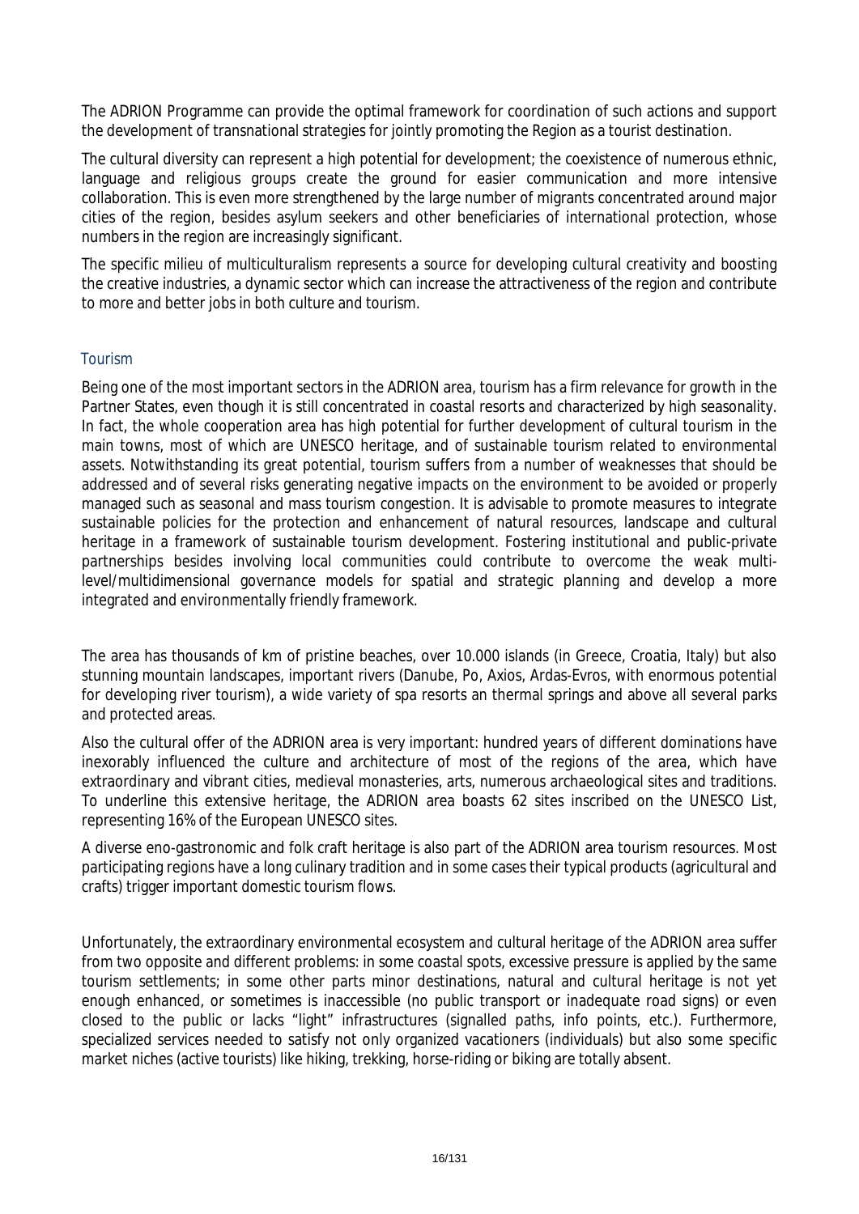The ADRION Programme can provide the optimal framework for coordination of such actions and support the development of transnational strategies for jointly promoting the Region as a tourist destination.

The cultural diversity can represent a high potential for development; the coexistence of numerous ethnic, language and religious groups create the ground for easier communication and more intensive collaboration. This is even more strengthened by the large number of migrants concentrated around major cities of the region, besides asylum seekers and other beneficiaries of international protection, whose numbers in the region are increasingly significant.

The specific milieu of multiculturalism represents a source for developing cultural creativity and boosting the creative industries, a dynamic sector which can increase the attractiveness of the region and contribute to more and better jobs in both culture and tourism.

### Tourism

Being one of the most important sectors in the ADRION area, tourism has a firm relevance for growth in the Partner States, even though it is still concentrated in coastal resorts and characterized by high seasonality. In fact, the whole cooperation area has high potential for further development of cultural tourism in the main towns, most of which are UNESCO heritage, and of sustainable tourism related to environmental assets. Notwithstanding its great potential, tourism suffers from a number of weaknesses that should be addressed and of several risks generating negative impacts on the environment to be avoided or properly managed such as seasonal and mass tourism congestion. It is advisable to promote measures to integrate sustainable policies for the protection and enhancement of natural resources, landscape and cultural heritage in a framework of sustainable tourism development. Fostering institutional and public-private partnerships besides involving local communities could contribute to overcome the weak multi-level/multidimensional governance models for spatial and strategic planning and develop a more integrated and environmentally friendly framework.

The area has thousands of km of pristine beaches, over 10.000 islands (in Greece, Croatia, Italy) but also stunning mountain landscapes, important rivers (Danube, Po, Axios, Ardas-Evros, with enormous potential for developing river tourism), a wide variety of spa resorts an thermal springs and above all several parks and protected areas.

Also the cultural offer of the ADRION area is very important: hundred years of different dominations have inexorably influenced the culture and architecture of most of the regions of the area, which have extraordinary and vibrant cities, medieval monasteries, arts, numerous archaeological sites and traditions. To underline this extensive heritage, the ADRION area boasts 62 sites inscribed on the UNESCO List, representing 16% of the European UNESCO sites.

A diverse eno-gastronomic and folk craft heritage is also part of the ADRION area tourism resources. Most participating regions have a long culinary tradition and in some cases their typical products (agricultural and crafts) trigger important domestic tourism flows.

Unfortunately, the extraordinary environmental ecosystem and cultural heritage of the ADRION area suffer from two opposite and different problems: in some coastal spots, excessive pressure is applied by the same tourism settlements; in some other parts minor destinations, natural and cultural heritage is not yet enough enhanced, or sometimes is inaccessible (no public transport or inadequate road signs) or even closed to the public or lacks "light" infrastructures (signalled paths, info points, etc.). Furthermore, specialized services needed to satisfy not only organized vacationers (individuals) but also some specific market niches (active tourists) like hiking, trekking, horse-riding or biking are totally absent.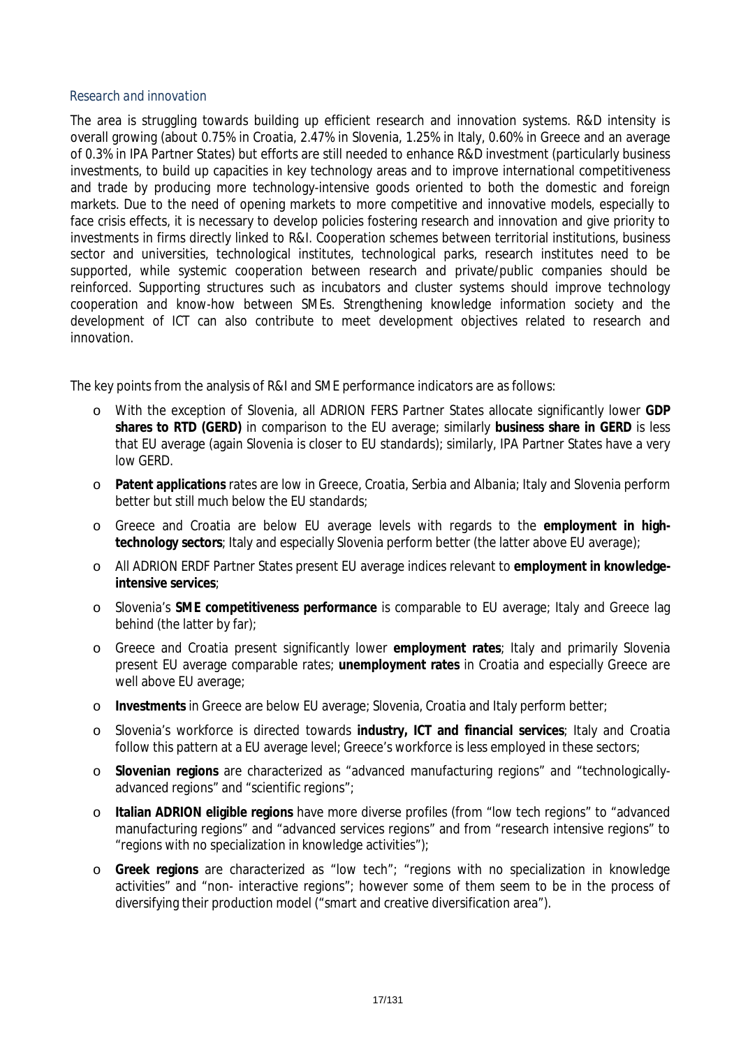### Research and innovation

The area is struggling towards building up efficient research and innovation systems. R&D intensity is overall growing (about 0.75% in Croatia, 2.47% in Slovenia, 1.25% in Italy, 0.60% in Greece and an average of 0.3% in IPA Partner States) but efforts are still needed to enhance R&D investment (particularly business investments, to build up capacities in key technology areas and to improve international competitiveness and trade by producing more technology-intensive goods oriented to both the domestic and foreign markets. Due to the need of opening markets to more competitive and innovative models, especially to face crisis effects, it is necessary to develop policies fostering research and innovation and give priority to investments in firms directly linked to R&I. Cooperation schemes between territorial institutions, business sector and universities, technological institutes, technological parks, research institutes need to be supported, while systemic cooperation between research and private/public companies should be reinforced. Supporting structures such as incubators and cluster systems should improve technology cooperation and know-how between SMEs. Strengthening knowledge information society and the development of ICT can also contribute to meet development objectives related to research and innovation.

The key points from the analysis of R&I and SME performance indicators are as follows:

- With the exception of Slovenia, all ADRION FERS Partner States allocate significantly lower **GDP shares to RTD (GERD)** in comparison to the EU average; similarly **business share in GERD** is less that EU average (again Slovenia is closer to EU standards); similarly, IPA Partner States have a very low GERD.
- **Patent applications** rates are low in Greece, Croatia, Serbia and Albania; Italy and Slovenia perform better but still much below the EU standards;
- Greece and Croatia are below EU average levels with regards to the **employment in high-technology sectors**; Italy and especially Slovenia perform better (the latter above EU average);
- All ADRION ERDF Partner States present EU average indices relevant to **employment in knowledge-intensive services**;
- Slovenia's **SME competitiveness performance** is comparable to EU average; Italy and Greece lag behind (the latter by far);
- Greece and Croatia present significantly lower **employment rates**; Italy and primarily Slovenia present EU average comparable rates; **unemployment rates** in Croatia and especially Greece are well above EU average;
- **Investments** in Greece are below EU average; Slovenia, Croatia and Italy perform better;
- Slovenia's workforce is directed towards **industry, ICT and financial services**; Italy and Croatia follow this pattern at a EU average level; Greece's workforce is less employed in these sectors;
- **Slovenian regions** are characterized as "advanced manufacturing regions" and "technologically-advanced regions" and "scientific regions";
- **Italian ADRION eligible regions** have more diverse profiles (from "low tech regions" to "advanced manufacturing regions" and "advanced services regions" and from "research intensive regions" to "regions with no specialization in knowledge activities");
- **Greek regions** are characterized as "low tech"; "regions with no specialization in knowledge activities" and "non- interactive regions"; however some of them seem to be in the process of diversifying their production model ("smart and creative diversification area").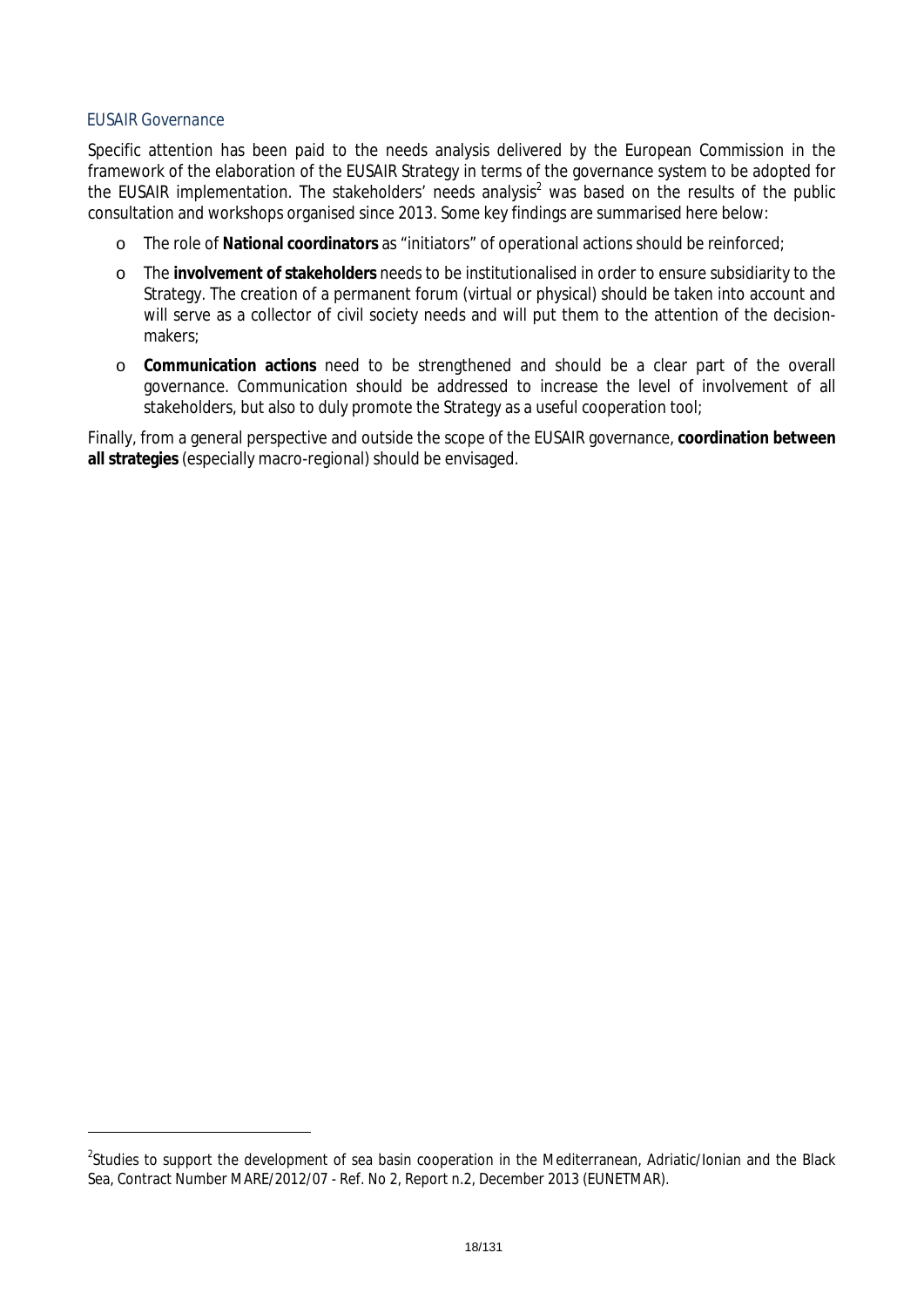### EUSAIR Governance

Specific attention has been paid to the needs analysis delivered by the European Commission in the framework of the elaboration of the EUSAIR Strategy in terms of the governance system to be adopted for the EUSAIR implementation. The stakeholders' needs analysis[2] was based on the results of the public consultation and workshops organised since 2013. Some key findings are summarised here below:

- The role of **National coordinators** as "initiators" of operational actions should be reinforced;
- The **involvement of stakeholders** needs to be institutionalised in order to ensure subsidiarity to the Strategy. The creation of a permanent forum (virtual or physical) should be taken into account and will serve as a collector of civil society needs and will put them to the attention of the decision-makers;
- **Communication actions** need to be strengthened and should be a clear part of the overall governance. Communication should be addressed to increase the level of involvement of all stakeholders, but also to duly promote the Strategy as a useful cooperation tool;

Finally, from a general perspective and outside the scope of the EUSAIR governance, **coordination between all strategies** (especially macro-regional) should be envisaged.

---

[2] Studies to support the development of sea basin cooperation in the Mediterranean, Adriatic/Ionian and the Black Sea, Contract Number MARE/2012/07 - Ref. No 2, Report n.2, December 2013 (EUNETMAR).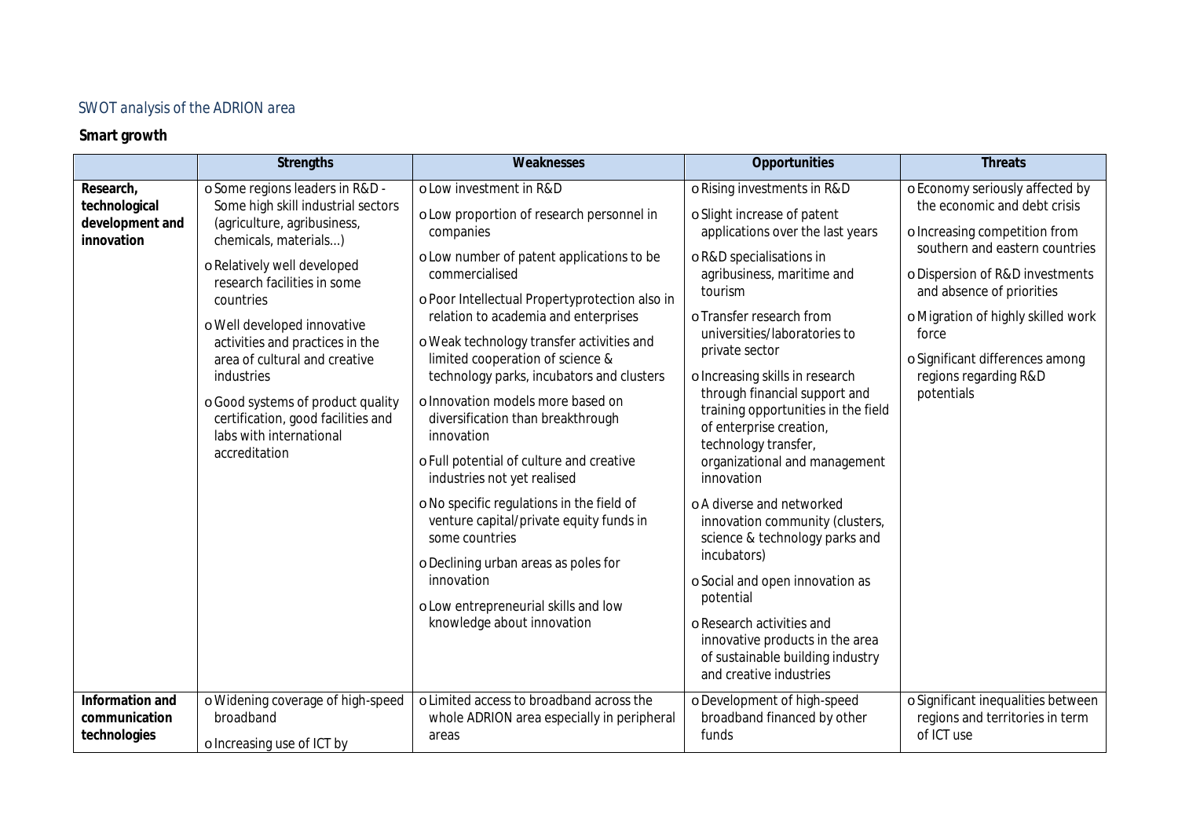## SWOT analysis of the ADRION area

**Smart growth**

| | Strengths | Weaknesses | Opportunities | Threats |
|---|---|---|---|---|
| **Research, technological development and innovation** | o Some regions leaders in R&D - Some high skill industrial sectors (agriculture, agribusiness, chemicals, materials…)<br>o Relatively well developed research facilities in some countries<br>o Well developed innovative activities and practices in the area of cultural and creative industries<br>o Good systems of product quality certification, good facilities and labs with international accreditation | o Low investment in R&D<br>o Low proportion of research personnel in companies<br>o Low number of patent applications to be commercialised<br>o Poor Intellectual Propertyprotection also in relation to academia and enterprises<br>o Weak technology transfer activities and limited cooperation of science & technology parks, incubators and clusters<br>o Innovation models more based on diversification than breakthrough innovation<br>o Full potential of culture and creative industries not yet realised<br>o No specific regulations in the field of venture capital/private equity funds in some countries<br>o Declining urban areas as poles for innovation<br>o Low entrepreneurial skills and low knowledge about innovation | o Rising investments in R&D<br>o Slight increase of patent applications over the last years<br>o R&D specialisations in agribusiness, maritime and tourism<br>o Transfer research from universities/laboratories to private sector<br>o Increasing skills in research through financial support and training opportunities in the field of enterprise creation, technology transfer, organizational and management innovation<br>o A diverse and networked innovation community (clusters, science & technology parks and incubators)<br>o Social and open innovation as potential<br>o Research activities and innovative products in the area of sustainable building industry and creative industries | o Economy seriously affected by the economic and debt crisis<br>o Increasing competition from southern and eastern countries<br>o Dispersion of R&D investments and absence of priorities<br>o Migration of highly skilled work force<br>o Significant differences among regions regarding R&D potentials |
| **Information and communication technologies** | o Widening coverage of high-speed broadband<br>o Increasing use of ICT by | o Limited access to broadband across the whole ADRION area especially in peripheral areas | o Development of high-speed broadband financed by other funds | o Significant inequalities between regions and territories in term of ICT use |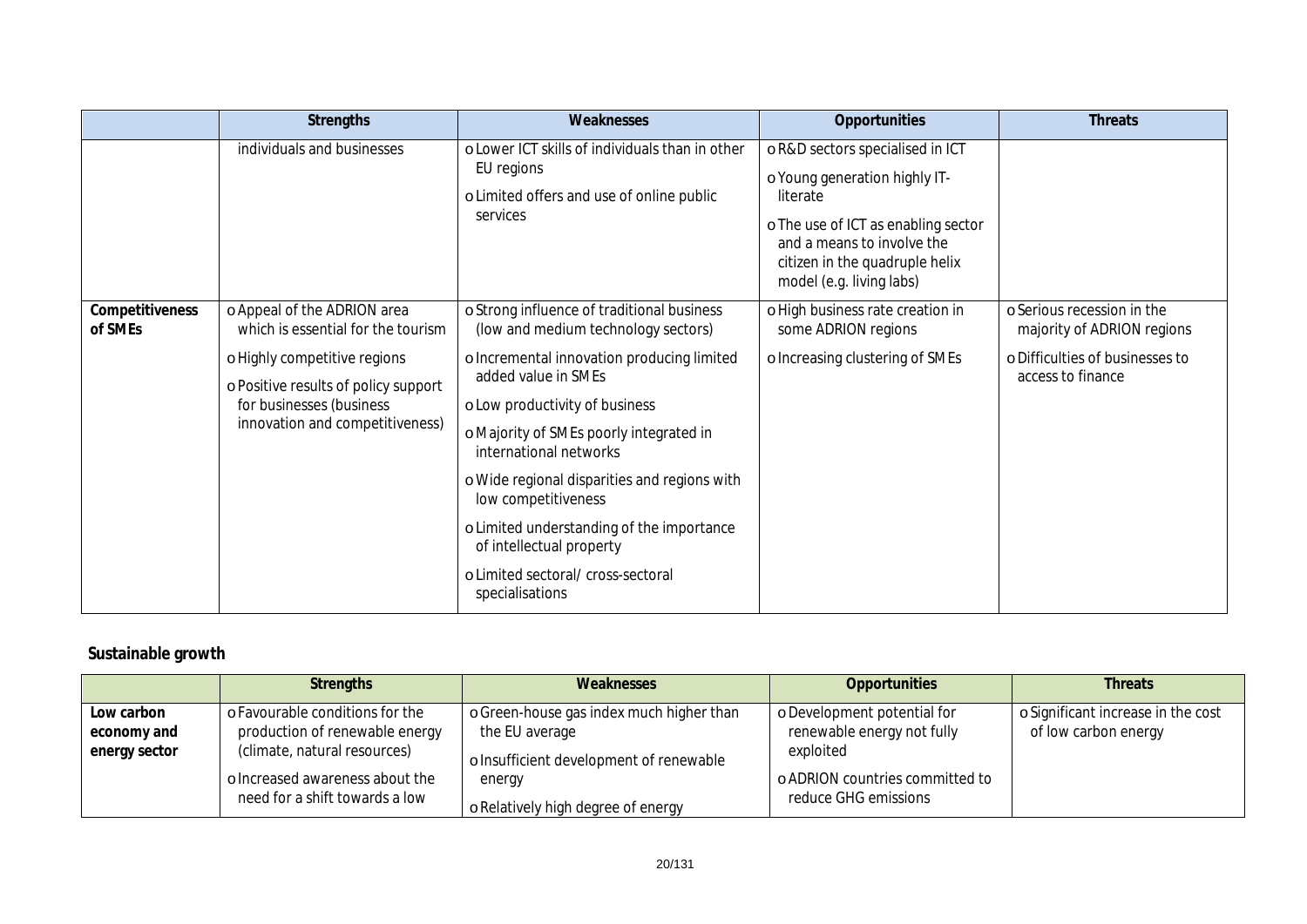| | Strengths | Weaknesses | Opportunities | Threats |
|---|---|---|---|---|
| | individuals and businesses | o Lower ICT skills of individuals than in other EU regions<br>o Limited offers and use of online public services | o R&D sectors specialised in ICT<br>o Young generation highly IT-literate<br>o The use of ICT as enabling sector and a means to involve the citizen in the quadruple helix model (e.g. living labs) | |
| **Competitiveness of SMEs** | o Appeal of the ADRION area which is essential for the tourism<br>o Highly competitive regions<br>o Positive results of policy support for businesses (business innovation and competitiveness) | o Strong influence of traditional business (low and medium technology sectors)<br>o Incremental innovation producing limited added value in SMEs<br>o Low productivity of business<br>o Majority of SMEs poorly integrated in international networks<br>o Wide regional disparities and regions with low competitiveness<br>o Limited understanding of the importance of intellectual property<br>o Limited sectoral/ cross-sectoral specialisations | o High business rate creation in some ADRION regions<br>o Increasing clustering of SMEs | o Serious recession in the majority of ADRION regions<br>o Difficulties of businesses to access to finance |

**Sustainable growth**

| | Strengths | Weaknesses | Opportunities | Threats |
|---|---|---|---|---|
| **Low carbon economy and energy sector** | o Favourable conditions for the production of renewable energy (climate, natural resources)<br>o Increased awareness about the need for a shift towards a low | o Green-house gas index much higher than the EU average<br>o Insufficient development of renewable energy<br>o Relatively high degree of energy | o Development potential for renewable energy not fully exploited<br>o ADRION countries committed to reduce GHG emissions | o Significant increase in the cost of low carbon energy |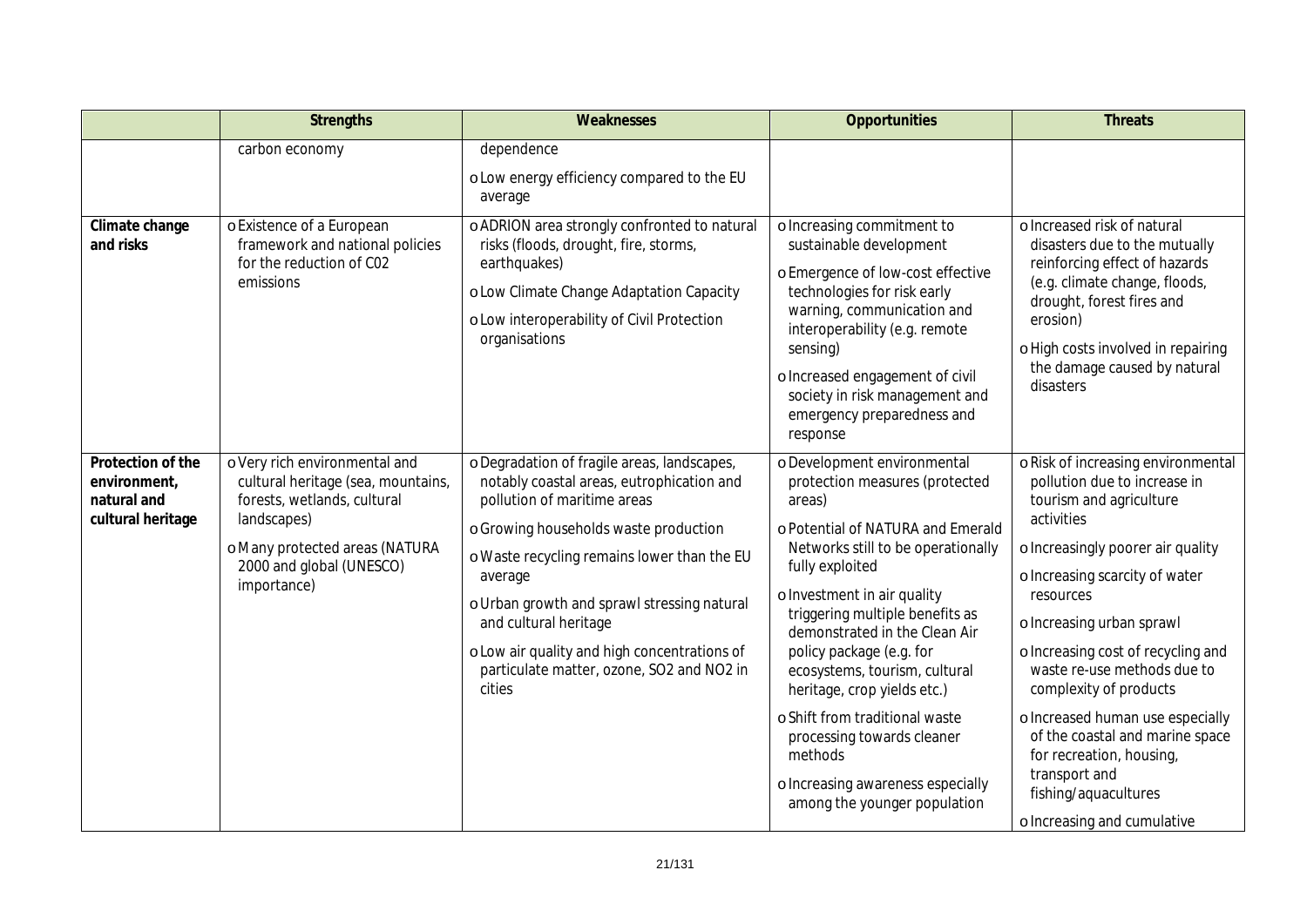| | Strengths | Weaknesses | Opportunities | Threats |
|---|---|---|---|---|
| | carbon economy | dependence<br>o Low energy efficiency compared to the EU average | | |
| **Climate change and risks** | o Existence of a European framework and national policies for the reduction of C02 emissions | o ADRION area strongly confronted to natural risks (floods, drought, fire, storms, earthquakes)<br>o Low Climate Change Adaptation Capacity<br>o Low interoperability of Civil Protection organisations | o Increasing commitment to sustainable development<br>o Emergence of low-cost effective technologies for risk early warning, communication and interoperability (e.g. remote sensing)<br>o Increased engagement of civil society in risk management and emergency preparedness and response | o Increased risk of natural disasters due to the mutually reinforcing effect of hazards (e.g. climate change, floods, drought, forest fires and erosion)<br>o High costs involved in repairing the damage caused by natural disasters |
| **Protection of the environment, natural and cultural heritage** | o Very rich environmental and cultural heritage (sea, mountains, forests, wetlands, cultural landscapes)<br>o Many protected areas (NATURA 2000 and global (UNESCO) importance) | o Degradation of fragile areas, landscapes, notably coastal areas, eutrophication and pollution of maritime areas<br>o Growing households waste production<br>o Waste recycling remains lower than the EU average<br>o Urban growth and sprawl stressing natural and cultural heritage<br>o Low air quality and high concentrations of particulate matter, ozone, SO2 and NO2 in cities | o Development environmental protection measures (protected areas)<br>o Potential of NATURA and Emerald Networks still to be operationally fully exploited<br>o Investment in air quality triggering multiple benefits as demonstrated in the Clean Air policy package (e.g. for ecosystems, tourism, cultural heritage, crop yields etc.)<br>o Shift from traditional waste processing towards cleaner methods<br>o Increasing awareness especially among the younger population | o Risk of increasing environmental pollution due to increase in tourism and agriculture activities<br>o Increasingly poorer air quality<br>o Increasing scarcity of water resources<br>o Increasing urban sprawl<br>o Increasing cost of recycling and waste re-use methods due to complexity of products<br>o Increased human use especially of the coastal and marine space for recreation, housing, transport and fishing/aquacultures<br>o Increasing and cumulative |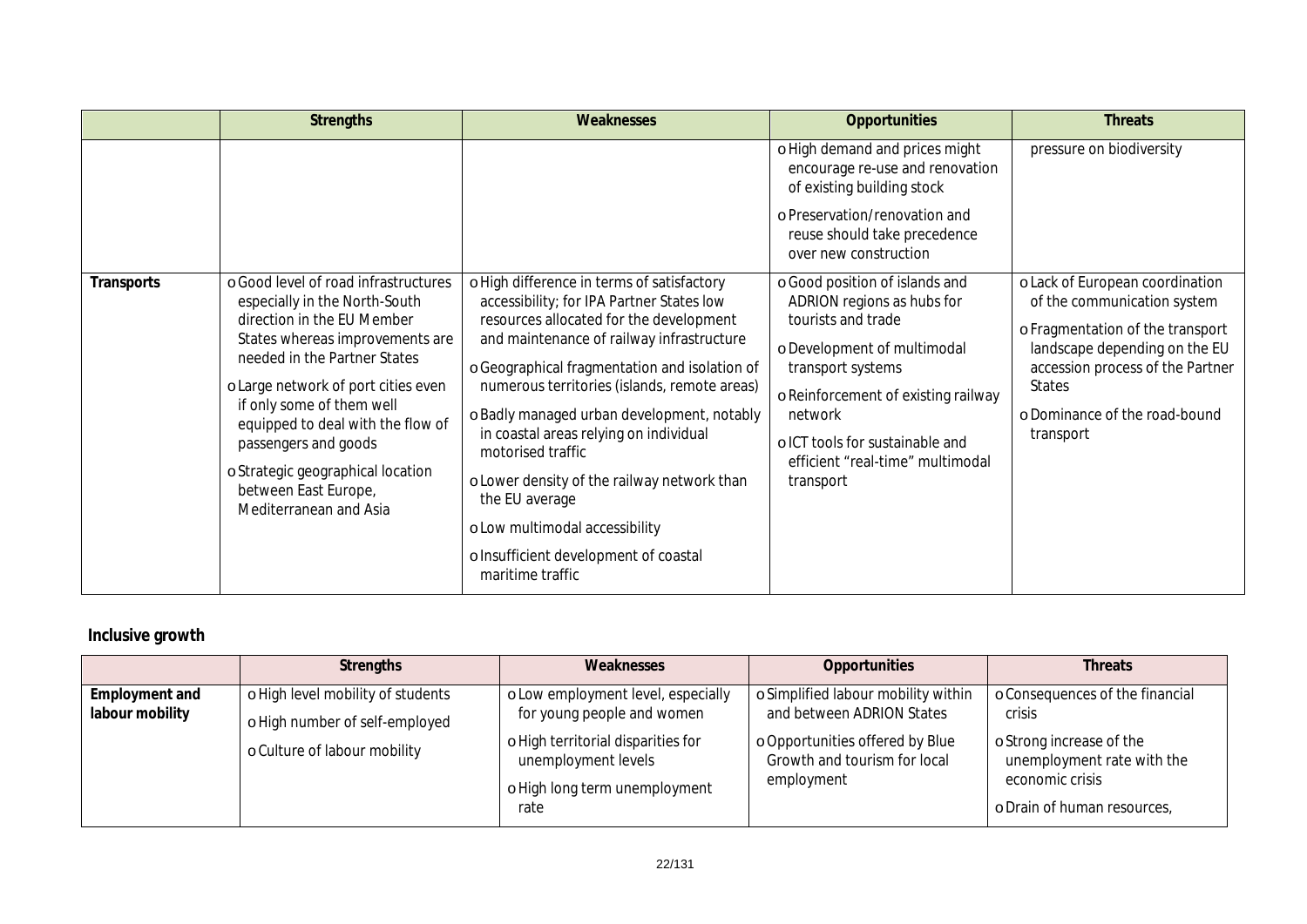| | Strengths | Weaknesses | Opportunities | Threats |
|---|---|---|---|---|
| | | | o High demand and prices might encourage re-use and renovation of existing building stock<br>o Preservation/renovation and reuse should take precedence over new construction | pressure on biodiversity |
| **Transports** | o Good level of road infrastructures especially in the North-South direction in the EU Member States whereas improvements are needed in the Partner States<br>o Large network of port cities even if only some of them well equipped to deal with the flow of passengers and goods<br>o Strategic geographical location between East Europe, Mediterranean and Asia | o High difference in terms of satisfactory accessibility; for IPA Partner States low resources allocated for the development and maintenance of railway infrastructure<br>o Geographical fragmentation and isolation of numerous territories (islands, remote areas)<br>o Badly managed urban development, notably in coastal areas relying on individual motorised traffic<br>o Lower density of the railway network than the EU average<br>o Low multimodal accessibility<br>o Insufficient development of coastal maritime traffic | o Good position of islands and ADRION regions as hubs for tourists and trade<br>o Development of multimodal transport systems<br>o Reinforcement of existing railway network<br>o ICT tools for sustainable and efficient "real-time" multimodal transport | o Lack of European coordination of the communication system<br>o Fragmentation of the transport landscape depending on the EU accession process of the Partner States<br>o Dominance of the road-bound transport |

**Inclusive growth**

| | Strengths | Weaknesses | Opportunities | Threats |
|---|---|---|---|---|
| **Employment and labour mobility** | o High level mobility of students<br>o High number of self-employed<br>o Culture of labour mobility | o Low employment level, especially for young people and women<br>o High territorial disparities for unemployment levels<br>o High long term unemployment rate | o Simplified labour mobility within and between ADRION States<br>o Opportunities offered by Blue Growth and tourism for local employment | o Consequences of the financial crisis<br>o Strong increase of the unemployment rate with the economic crisis<br>o Drain of human resources, |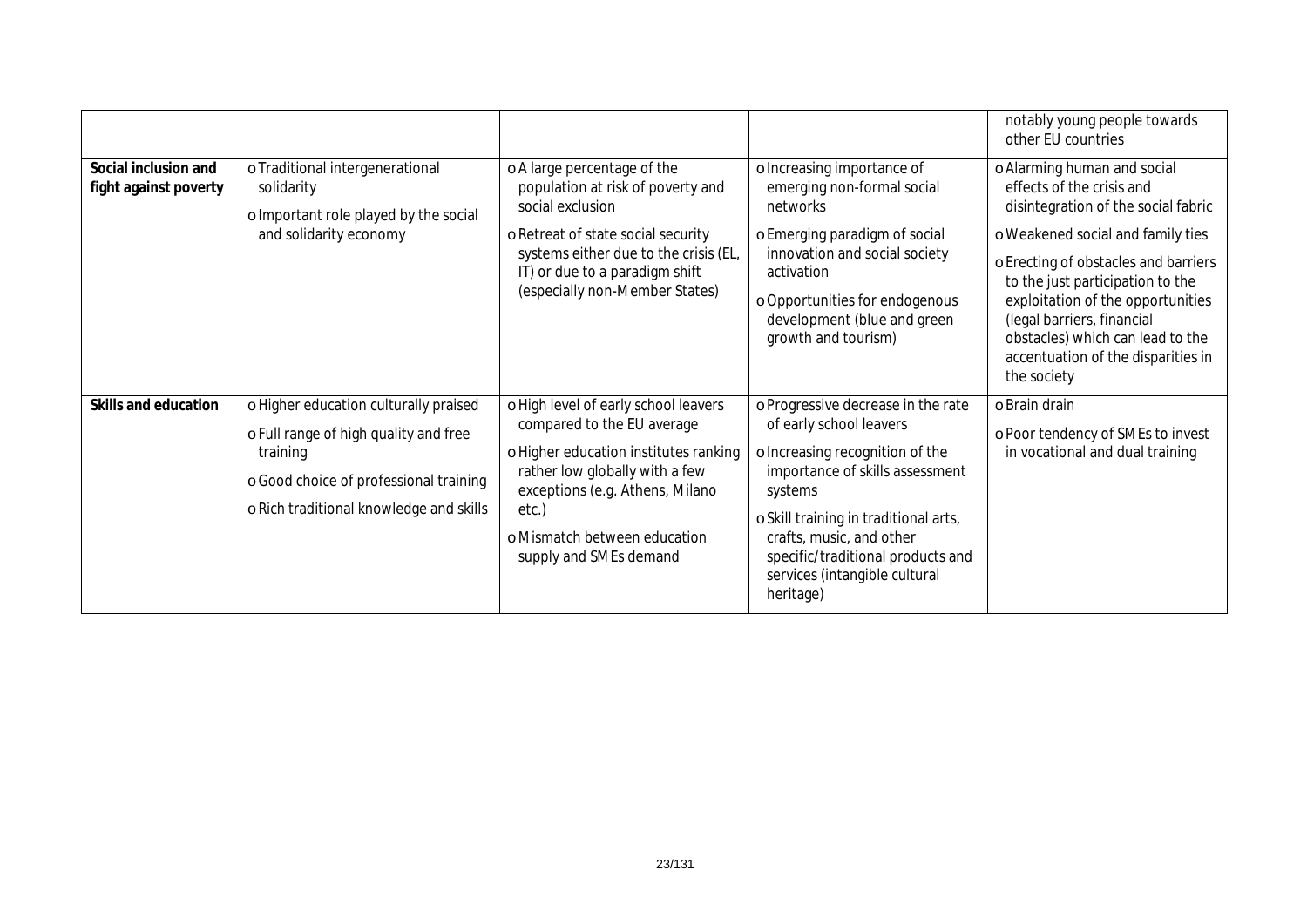| | | | | |
|---|---|---|---|---|
| | | | | notably young people towards other EU countries |
| **Social inclusion and fight against poverty** | o Traditional intergenerational solidarity<br>o Important role played by the social and solidarity economy | o A large percentage of the population at risk of poverty and social exclusion<br>o Retreat of state social security systems either due to the crisis (EL, IT) or due to a paradigm shift (especially non-Member States) | o Increasing importance of emerging non-formal social networks<br>o Emerging paradigm of social innovation and social society activation<br>o Opportunities for endogenous development (blue and green growth and tourism) | o Alarming human and social effects of the crisis and disintegration of the social fabric<br>o Weakened social and family ties<br>o Erecting of obstacles and barriers to the just participation to the exploitation of the opportunities (legal barriers, financial obstacles) which can lead to the accentuation of the disparities in the society |
| **Skills and education** | o Higher education culturally praised<br>o Full range of high quality and free training<br>o Good choice of professional training<br>o Rich traditional knowledge and skills | o High level of early school leavers compared to the EU average<br>o Higher education institutes ranking rather low globally with a few exceptions (e.g. Athens, Milano etc.)<br>o Mismatch between education supply and SMEs demand | o Progressive decrease in the rate of early school leavers<br>o Increasing recognition of the importance of skills assessment systems<br>o Skill training in traditional arts, crafts, music, and other specific/traditional products and services (intangible cultural heritage) | o Brain drain<br>o Poor tendency of SMEs to invest in vocational and dual training |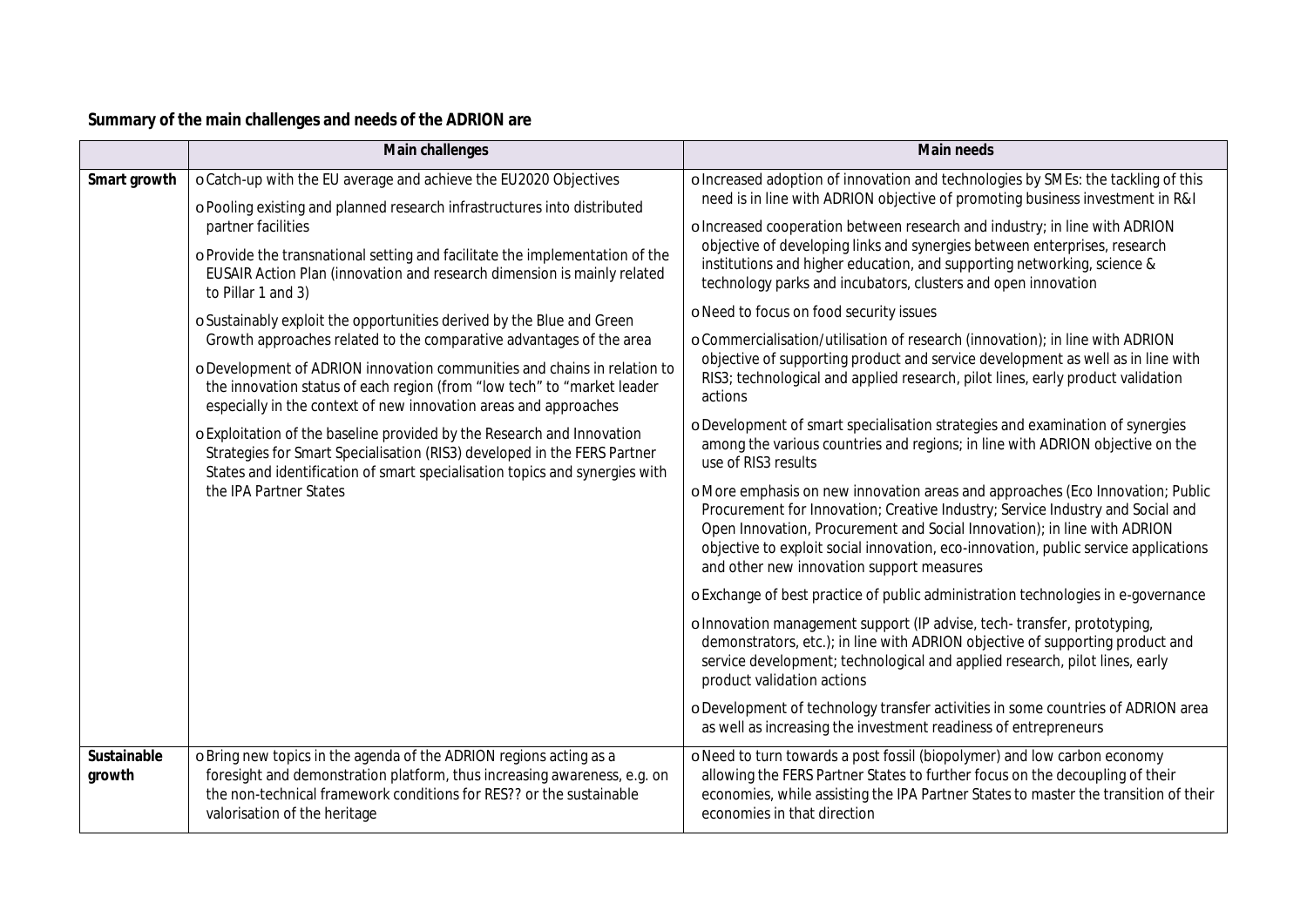**Summary of the main challenges and needs of the ADRION are**

| | Main challenges | Main needs |
|---|---|---|
| **Smart growth** | o Catch-up with the EU average and achieve the EU2020 Objectives<br>o Pooling existing and planned research infrastructures into distributed partner facilities<br>o Provide the transnational setting and facilitate the implementation of the EUSAIR Action Plan (innovation and research dimension is mainly related to Pillar 1 and 3)<br>o Sustainably exploit the opportunities derived by the Blue and Green Growth approaches related to the comparative advantages of the area<br>o Development of ADRION innovation communities and chains in relation to the innovation status of each region (from "low tech" to "market leader especially in the context of new innovation areas and approaches<br>o Exploitation of the baseline provided by the Research and Innovation Strategies for Smart Specialisation (RIS3) developed in the FERS Partner States and identification of smart specialisation topics and synergies with the IPA Partner States | o Increased adoption of innovation and technologies by SMEs: the tackling of this need is in line with ADRION objective of promoting business investment in R&I<br>o Increased cooperation between research and industry; in line with ADRION objective of developing links and synergies between enterprises, research institutions and higher education, and supporting networking, science & technology parks and incubators, clusters and open innovation<br>o Need to focus on food security issues<br>o Commercialisation/utilisation of research (innovation); in line with ADRION objective of supporting product and service development as well as in line with RIS3; technological and applied research, pilot lines, early product validation actions<br>o Development of smart specialisation strategies and examination of synergies among the various countries and regions; in line with ADRION objective on the use of RIS3 results<br>o More emphasis on new innovation areas and approaches (Eco Innovation; Public Procurement for Innovation; Creative Industry; Service Industry and Social and Open Innovation, Procurement and Social Innovation); in line with ADRION objective to exploit social innovation, eco-innovation, public service applications and other new innovation support measures<br>o Exchange of best practice of public administration technologies in e-governance<br>o Innovation management support (IP advise, tech- transfer, prototyping, demonstrators, etc.); in line with ADRION objective of supporting product and service development; technological and applied research, pilot lines, early product validation actions<br>o Development of technology transfer activities in some countries of ADRION area as well as increasing the investment readiness of entrepreneurs |
| **Sustainable growth** | o Bring new topics in the agenda of the ADRION regions acting as a foresight and demonstration platform, thus increasing awareness, e.g. on the non-technical framework conditions for RES?? or the sustainable valorisation of the heritage | o Need to turn towards a post fossil (biopolymer) and low carbon economy allowing the FERS Partner States to further focus on the decoupling of their economies, while assisting the IPA Partner States to master the transition of their economies in that direction |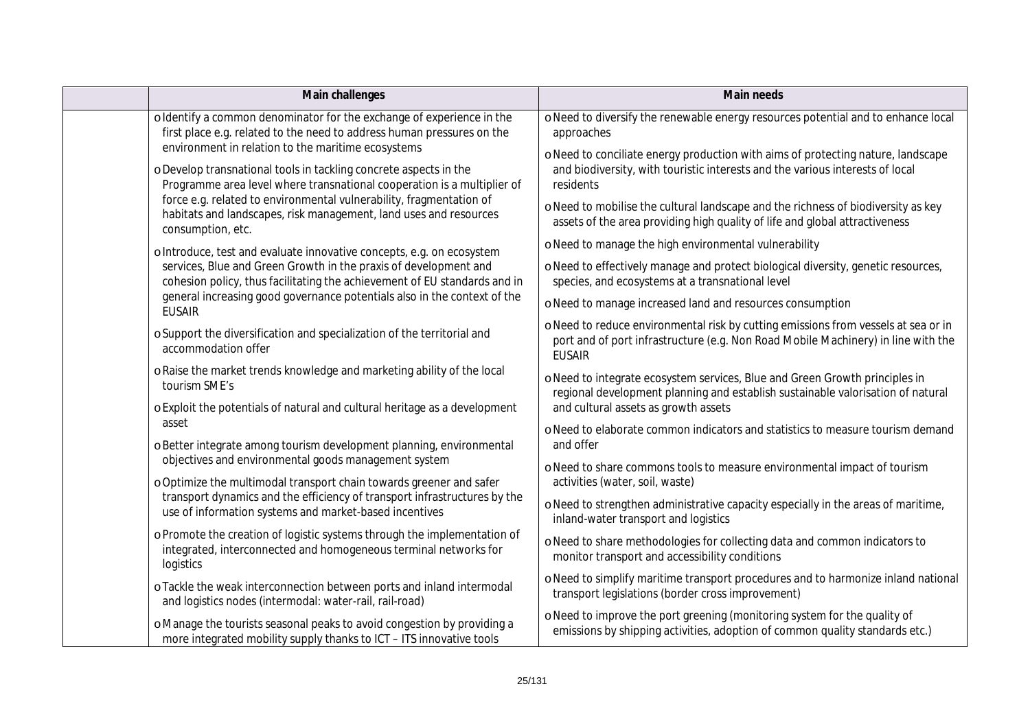| | Main challenges | Main needs |
|---|---|---|
| | o Identify a common denominator for the exchange of experience in the first place e.g. related to the need to address human pressures on the environment in relation to the maritime ecosystems<br>o Develop transnational tools in tackling concrete aspects in the Programme area level where transnational cooperation is a multiplier of force e.g. related to environmental vulnerability, fragmentation of habitats and landscapes, risk management, land uses and resources consumption, etc.<br>o Introduce, test and evaluate innovative concepts, e.g. on ecosystem services, Blue and Green Growth in the praxis of development and cohesion policy, thus facilitating the achievement of EU standards and in general increasing good governance potentials also in the context of the EUSAIR<br>o Support the diversification and specialization of the territorial and accommodation offer<br>o Raise the market trends knowledge and marketing ability of the local tourism SME's<br>o Exploit the potentials of natural and cultural heritage as a development asset<br>o Better integrate among tourism development planning, environmental objectives and environmental goods management system<br>o Optimize the multimodal transport chain towards greener and safer transport dynamics and the efficiency of transport infrastructures by the use of information systems and market-based incentives<br>o Promote the creation of logistic systems through the implementation of integrated, interconnected and homogeneous terminal networks for logistics<br>o Tackle the weak interconnection between ports and inland intermodal and logistics nodes (intermodal: water-rail, rail-road)<br>o Manage the tourists seasonal peaks to avoid congestion by providing a more integrated mobility supply thanks to ICT – ITS innovative tools | o Need to diversify the renewable energy resources potential and to enhance local approaches<br>o Need to conciliate energy production with aims of protecting nature, landscape and biodiversity, with touristic interests and the various interests of local residents<br>o Need to mobilise the cultural landscape and the richness of biodiversity as key assets of the area providing high quality of life and global attractiveness<br>o Need to manage the high environmental vulnerability<br>o Need to effectively manage and protect biological diversity, genetic resources, species, and ecosystems at a transnational level<br>o Need to manage increased land and resources consumption<br>o Need to reduce environmental risk by cutting emissions from vessels at sea or in port and of port infrastructure (e.g. Non Road Mobile Machinery) in line with the EUSAIR<br>o Need to integrate ecosystem services, Blue and Green Growth principles in regional development planning and establish sustainable valorisation of natural and cultural assets as growth assets<br>o Need to elaborate common indicators and statistics to measure tourism demand and offer<br>o Need to share commons tools to measure environmental impact of tourism activities (water, soil, waste)<br>o Need to strengthen administrative capacity especially in the areas of maritime, inland-water transport and logistics<br>o Need to share methodologies for collecting data and common indicators to monitor transport and accessibility conditions<br>o Need to simplify maritime transport procedures and to harmonize inland national transport legislations (border cross improvement)<br>o Need to improve the port greening (monitoring system for the quality of emissions by shipping activities, adoption of common quality standards etc.) |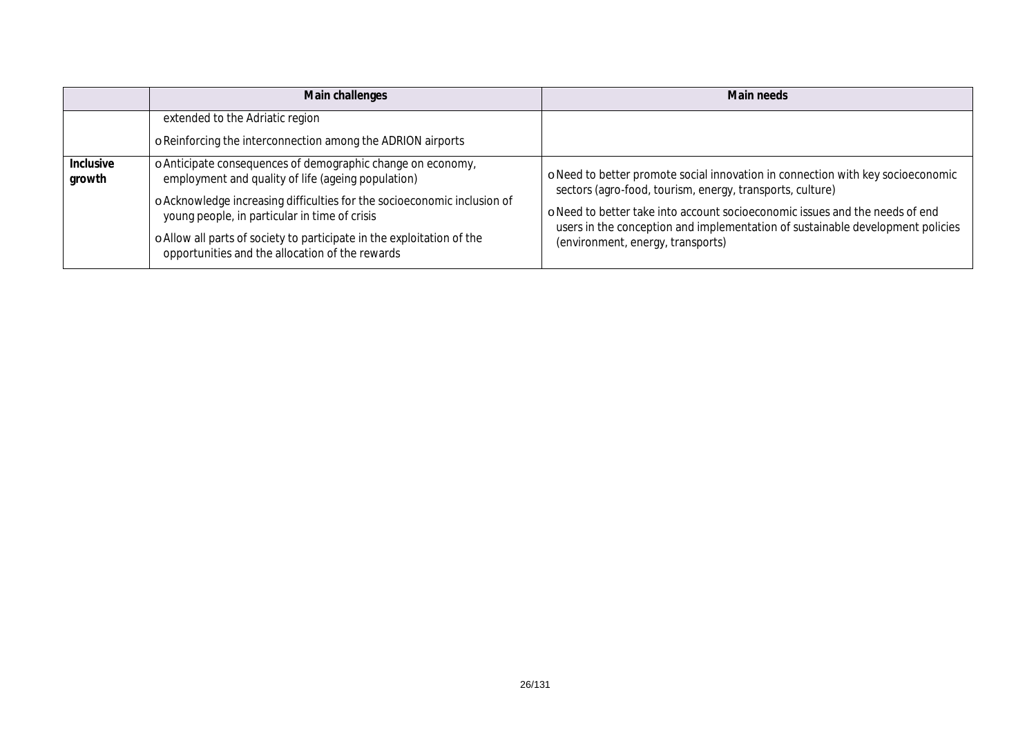| | Main challenges | Main needs |
|---|---|---|
| | extended to the Adriatic region<br><br>o Reinforcing the interconnection among the ADRION airports | |
| **Inclusive growth** | o Anticipate consequences of demographic change on economy, employment and quality of life (ageing population)<br><br>o Acknowledge increasing difficulties for the socioeconomic inclusion of young people, in particular in time of crisis<br><br>o Allow all parts of society to participate in the exploitation of the opportunities and the allocation of the rewards | o Need to better promote social innovation in connection with key socioeconomic sectors (agro-food, tourism, energy, transports, culture)<br><br>o Need to better take into account socioeconomic issues and the needs of end users in the conception and implementation of sustainable development policies (environment, energy, transports) |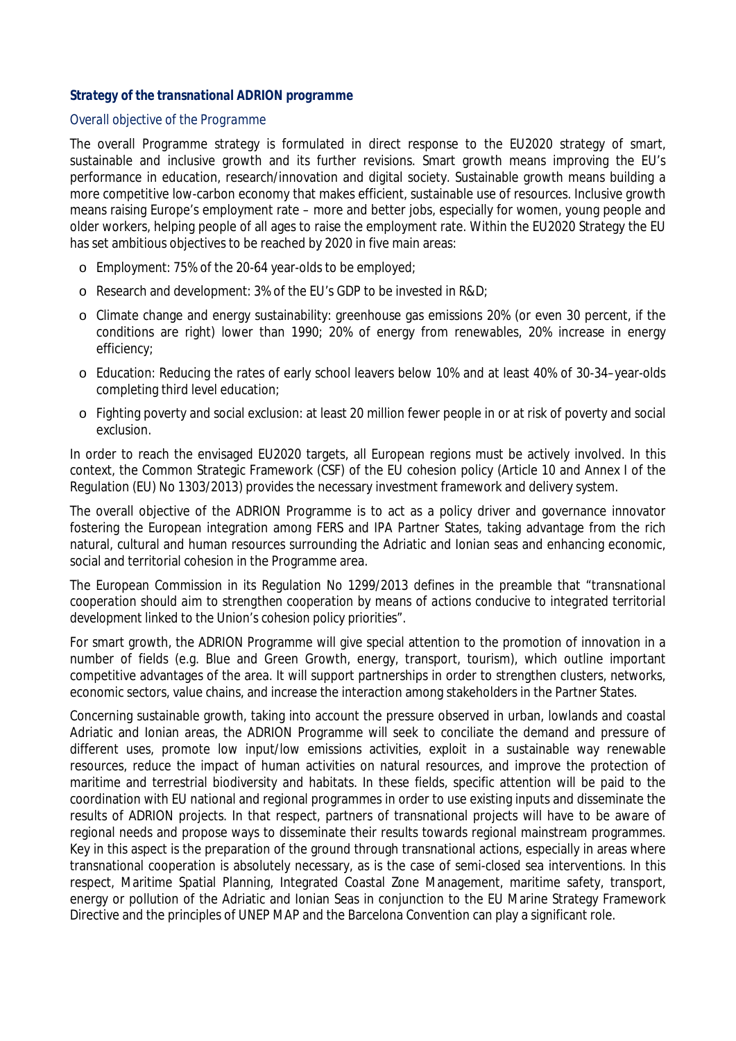### Strategy of the transnational ADRION programme

*Overall objective of the Programme*

The overall Programme strategy is formulated in direct response to the EU2020 strategy of smart, sustainable and inclusive growth and its further revisions. Smart growth means improving the EU's performance in education, research/innovation and digital society. Sustainable growth means building a more competitive low-carbon economy that makes efficient, sustainable use of resources. Inclusive growth means raising Europe's employment rate – more and better jobs, especially for women, young people and older workers, helping people of all ages to raise the employment rate. Within the EU2020 Strategy the EU has set ambitious objectives to be reached by 2020 in five main areas:

- Employment: 75% of the 20-64 year-olds to be employed;
- Research and development: 3% of the EU's GDP to be invested in R&D;
- Climate change and energy sustainability: greenhouse gas emissions 20% (or even 30 percent, if the conditions are right) lower than 1990; 20% of energy from renewables, 20% increase in energy efficiency;
- Education: Reducing the rates of early school leavers below 10% and at least 40% of 30-34–year-olds completing third level education;
- Fighting poverty and social exclusion: at least 20 million fewer people in or at risk of poverty and social exclusion.

In order to reach the envisaged EU2020 targets, all European regions must be actively involved. In this context, the Common Strategic Framework (CSF) of the EU cohesion policy (Article 10 and Annex I of the Regulation (EU) No 1303/2013) provides the necessary investment framework and delivery system.

The overall objective of the ADRION Programme is to act as a policy driver and governance innovator fostering the European integration among FERS and IPA Partner States, taking advantage from the rich natural, cultural and human resources surrounding the Adriatic and Ionian seas and enhancing economic, social and territorial cohesion in the Programme area.

The European Commission in its Regulation No 1299/2013 defines in the preamble that "*transnational cooperation should aim to strengthen cooperation by means of actions conducive to integrated territorial development linked to the Union's cohesion policy priorities*".

For smart growth, the ADRION Programme will give special attention to the promotion of innovation in a number of fields (e.g. Blue and Green Growth, energy, transport, tourism), which outline important competitive advantages of the area. It will support partnerships in order to strengthen clusters, networks, economic sectors, value chains, and increase the interaction among stakeholders in the Partner States.

Concerning sustainable growth, taking into account the pressure observed in urban, lowlands and coastal Adriatic and Ionian areas, the ADRION Programme will seek to conciliate the demand and pressure of different uses, promote low input/low emissions activities, exploit in a sustainable way renewable resources, reduce the impact of human activities on natural resources, and improve the protection of maritime and terrestrial biodiversity and habitats. In these fields, specific attention will be paid to the coordination with EU national and regional programmes in order to use existing inputs and disseminate the results of ADRION projects. In that respect, partners of transnational projects will have to be aware of regional needs and propose ways to disseminate their results towards regional mainstream programmes. Key in this aspect is the preparation of the ground through transnational actions, especially in areas where transnational cooperation is absolutely necessary, as is the case of semi-closed sea interventions. In this respect, Maritime Spatial Planning, Integrated Coastal Zone Management, maritime safety, transport, energy or pollution of the Adriatic and Ionian Seas in conjunction to the EU Marine Strategy Framework Directive and the principles of UNEP MAP and the Barcelona Convention can play a significant role.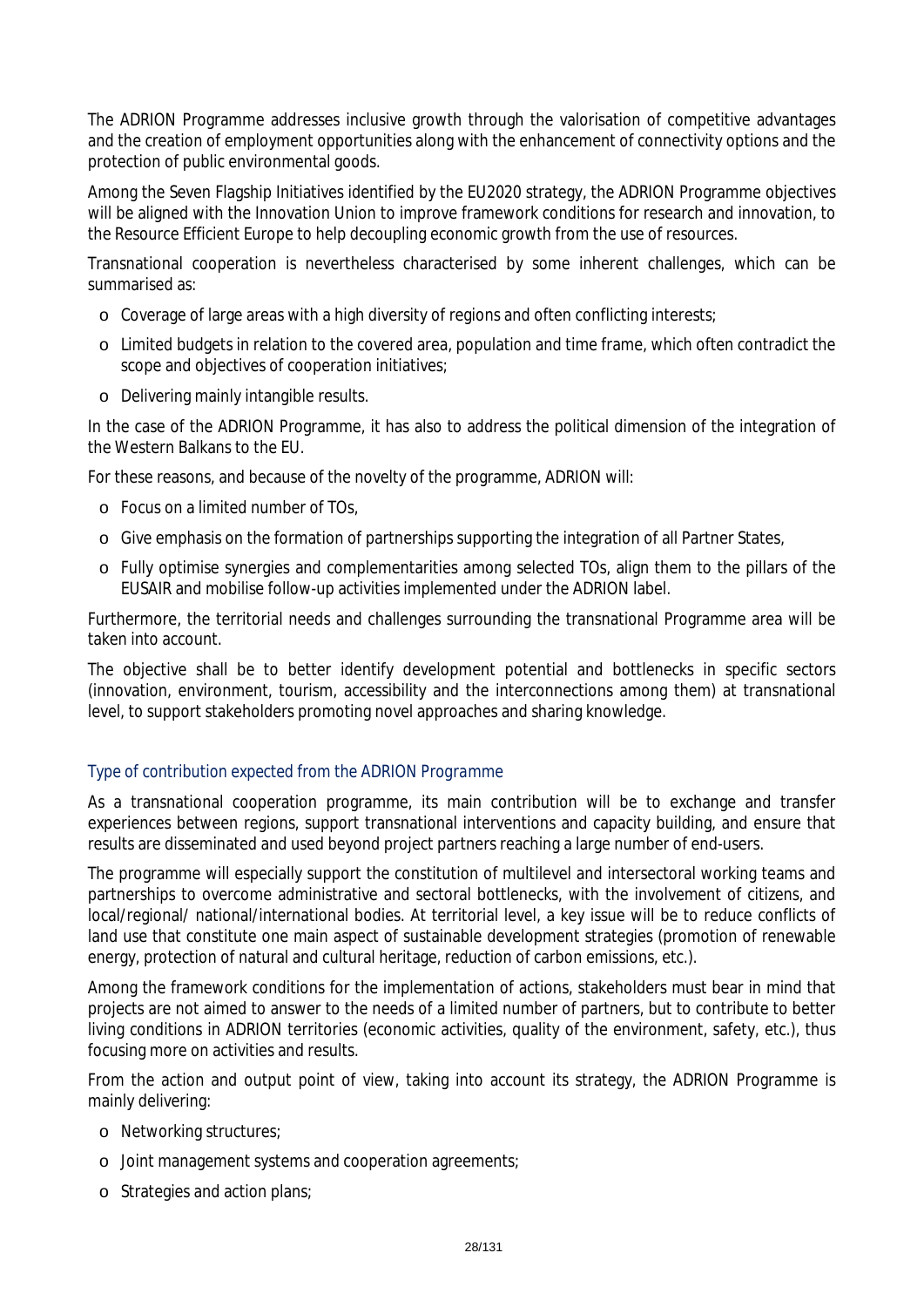The ADRION Programme addresses inclusive growth through the valorisation of competitive advantages and the creation of employment opportunities along with the enhancement of connectivity options and the protection of public environmental goods.

Among the Seven Flagship Initiatives identified by the EU2020 strategy, the ADRION Programme objectives will be aligned with the Innovation Union to improve framework conditions for research and innovation, to the Resource Efficient Europe to help decoupling economic growth from the use of resources.

Transnational cooperation is nevertheless characterised by some inherent challenges, which can be summarised as:

- Coverage of large areas with a high diversity of regions and often conflicting interests;
- Limited budgets in relation to the covered area, population and time frame, which often contradict the scope and objectives of cooperation initiatives;
- Delivering mainly intangible results.

In the case of the ADRION Programme, it has also to address the political dimension of the integration of the Western Balkans to the EU.

For these reasons, and because of the novelty of the programme, ADRION will:

- Focus on a limited number of TOs,
- Give emphasis on the formation of partnerships supporting the integration of all Partner States,
- Fully optimise synergies and complementarities among selected TOs, align them to the pillars of the EUSAIR and mobilise follow-up activities implemented under the ADRION label.

Furthermore, the territorial needs and challenges surrounding the transnational Programme area will be taken into account.

The objective shall be to better identify development potential and bottlenecks in specific sectors (innovation, environment, tourism, accessibility and the interconnections among them) at transnational level, to support stakeholders promoting novel approaches and sharing knowledge.

### *Type of contribution expected from the ADRION Programme*

As a transnational cooperation programme, its main contribution will be to exchange and transfer experiences between regions, support transnational interventions and capacity building, and ensure that results are disseminated and used beyond project partners reaching a large number of end-users.

The programme will especially support the constitution of multilevel and intersectoral working teams and partnerships to overcome administrative and sectoral bottlenecks, with the involvement of citizens, and local/regional/ national/international bodies. At territorial level, a key issue will be to reduce conflicts of land use that constitute one main aspect of sustainable development strategies (promotion of renewable energy, protection of natural and cultural heritage, reduction of carbon emissions, etc.).

Among the framework conditions for the implementation of actions, stakeholders must bear in mind that projects are not aimed to answer to the needs of a limited number of partners, but to contribute to better living conditions in ADRION territories (economic activities, quality of the environment, safety, etc.), thus focusing more on activities and results.

From the action and output point of view, taking into account its strategy, the ADRION Programme is mainly delivering:

- Networking structures;
- Joint management systems and cooperation agreements;
- Strategies and action plans;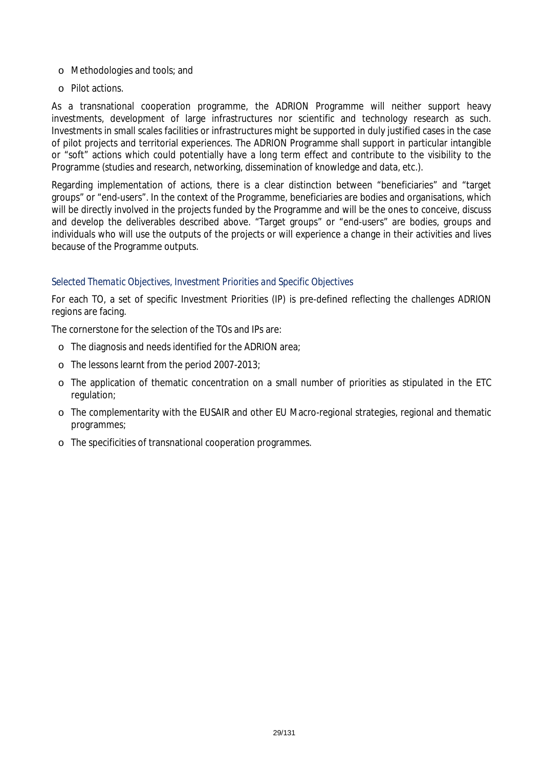- Methodologies and tools; and
- Pilot actions.

As a transnational cooperation programme, the ADRION Programme will neither support heavy investments, development of large infrastructures nor scientific and technology research as such. Investments in small scales facilities or infrastructures might be supported in duly justified cases in the case of pilot projects and territorial experiences. The ADRION Programme shall support in particular intangible or "soft" actions which could potentially have a long term effect and contribute to the visibility to the Programme (studies and research, networking, dissemination of knowledge and data, etc.).

Regarding implementation of actions, there is a clear distinction between "beneficiaries" and "target groups" or "end-users". In the context of the Programme, beneficiaries are bodies and organisations, which will be directly involved in the projects funded by the Programme and will be the ones to conceive, discuss and develop the deliverables described above. "Target groups" or "end-users" are bodies, groups and individuals who will use the outputs of the projects or will experience a change in their activities and lives because of the Programme outputs.

### Selected Thematic Objectives, Investment Priorities and Specific Objectives

For each TO, a set of specific Investment Priorities (IP) is pre-defined reflecting the challenges ADRION regions are facing.

The cornerstone for the selection of the TOs and IPs are:

- The diagnosis and needs identified for the ADRION area;
- The lessons learnt from the period 2007-2013;
- The application of thematic concentration on a small number of priorities as stipulated in the ETC regulation;
- The complementarity with the EUSAIR and other EU Macro-regional strategies, regional and thematic programmes;
- The specificities of transnational cooperation programmes.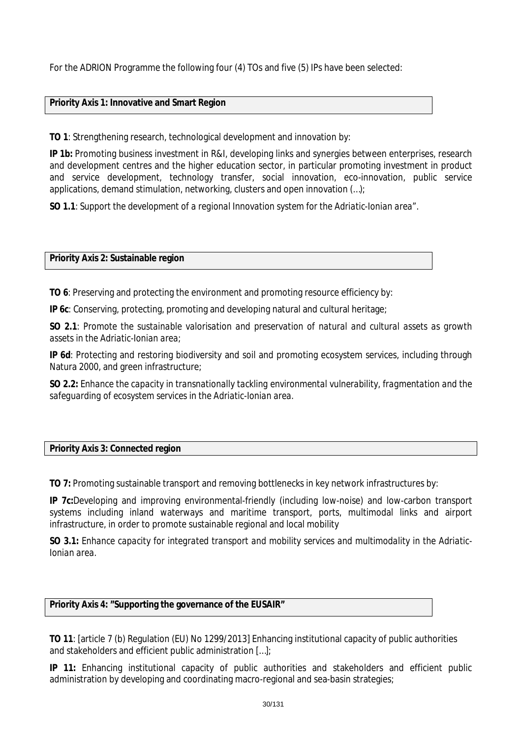For the ADRION Programme the following four (4) TOs and five (5) IPs have been selected:

**Priority Axis 1: Innovative and Smart Region**

**TO 1**: Strengthening research, technological development and innovation by:

**IP 1b:** Promoting business investment in R&I, developing links and synergies between enterprises, research and development centres and the higher education sector, in particular promoting investment in product and service development, technology transfer, social innovation, eco-innovation, public service applications, demand stimulation, networking, clusters and open innovation (…);

**SO 1.1**: *Support the development of a regional Innovation system for the Adriatic-Ionian area".*

**Priority Axis 2: Sustainable region**

**TO 6**: Preserving and protecting the environment and promoting resource efficiency by:

**IP 6c**: Conserving, protecting, promoting and developing natural and cultural heritage;

**SO 2.1**: *Promote the sustainable valorisation and preservation of natural and cultural assets as growth assets in the Adriatic-Ionian area;*

**IP 6d**: Protecting and restoring biodiversity and soil and promoting ecosystem services, including through Natura 2000, and green infrastructure;

**SO 2.2:** *Enhance the capacity in transnationally tackling environmental vulnerability, fragmentation and the safeguarding of ecosystem services in the Adriatic-Ionian area.*

**Priority Axis 3: Connected region**

**TO 7:** Promoting sustainable transport and removing bottlenecks in key network infrastructures by:

**IP 7c:**Developing and improving environmental-friendly (including low-noise) and low-carbon transport systems including inland waterways and maritime transport, ports, multimodal links and airport infrastructure, in order to promote sustainable regional and local mobility

**SO 3.1:** *Enhance capacity for integrated transport and mobility services and multimodality in the Adriatic-Ionian area.*

**Priority Axis 4: "Supporting the governance of the EUSAIR"**

**TO 11**: [article 7 (b) Regulation (EU) No 1299/2013] Enhancing institutional capacity of public authorities and stakeholders and efficient public administration […];

**IP 11:** Enhancing institutional capacity of public authorities and stakeholders and efficient public administration by developing and coordinating macro-regional and sea-basin strategies;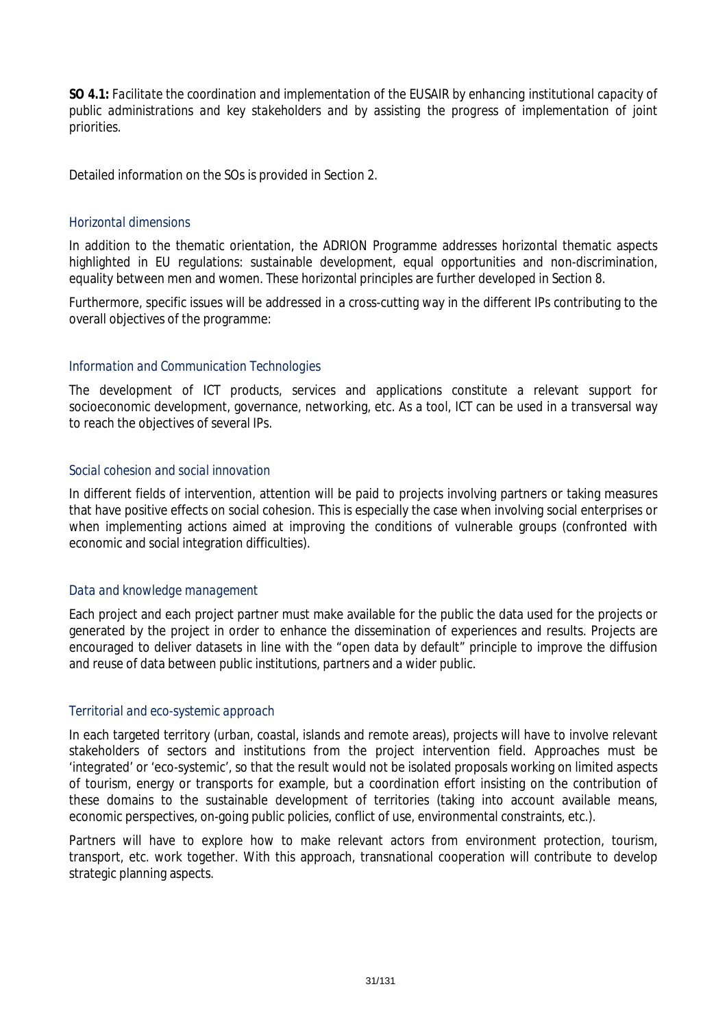**SO 4.1:** *Facilitate the coordination and implementation of the EUSAIR by enhancing institutional capacity of public administrations and key stakeholders and by assisting the progress of implementation of joint priorities.*

Detailed information on the SOs is provided in Section 2.

### Horizontal dimensions

In addition to the thematic orientation, the ADRION Programme addresses horizontal thematic aspects highlighted in EU regulations: sustainable development, equal opportunities and non-discrimination, equality between men and women. These horizontal principles are further developed in Section 8.

Furthermore, specific issues will be addressed in a cross-cutting way in the different IPs contributing to the overall objectives of the programme:

### Information and Communication Technologies

The development of ICT products, services and applications constitute a relevant support for socioeconomic development, governance, networking, etc. As a tool, ICT can be used in a transversal way to reach the objectives of several IPs.

### Social cohesion and social innovation

In different fields of intervention, attention will be paid to projects involving partners or taking measures that have positive effects on social cohesion. This is especially the case when involving social enterprises or when implementing actions aimed at improving the conditions of vulnerable groups (confronted with economic and social integration difficulties).

### Data and knowledge management

Each project and each project partner must make available for the public the data used for the projects or generated by the project in order to enhance the dissemination of experiences and results. Projects are encouraged to deliver datasets in line with the “open data by default” principle to improve the diffusion and reuse of data between public institutions, partners and a wider public.

### Territorial and eco-systemic approach

In each targeted territory (urban, coastal, islands and remote areas), projects will have to involve relevant stakeholders of sectors and institutions from the project intervention field. Approaches must be ‘integrated’ or ‘eco-systemic’, so that the result would not be isolated proposals working on limited aspects of tourism, energy or transports for example, but a coordination effort insisting on the contribution of these domains to the sustainable development of territories (taking into account available means, economic perspectives, on-going public policies, conflict of use, environmental constraints, etc.).

Partners will have to explore how to make relevant actors from environment protection, tourism, transport, etc. work together. With this approach, transnational cooperation will contribute to develop strategic planning aspects.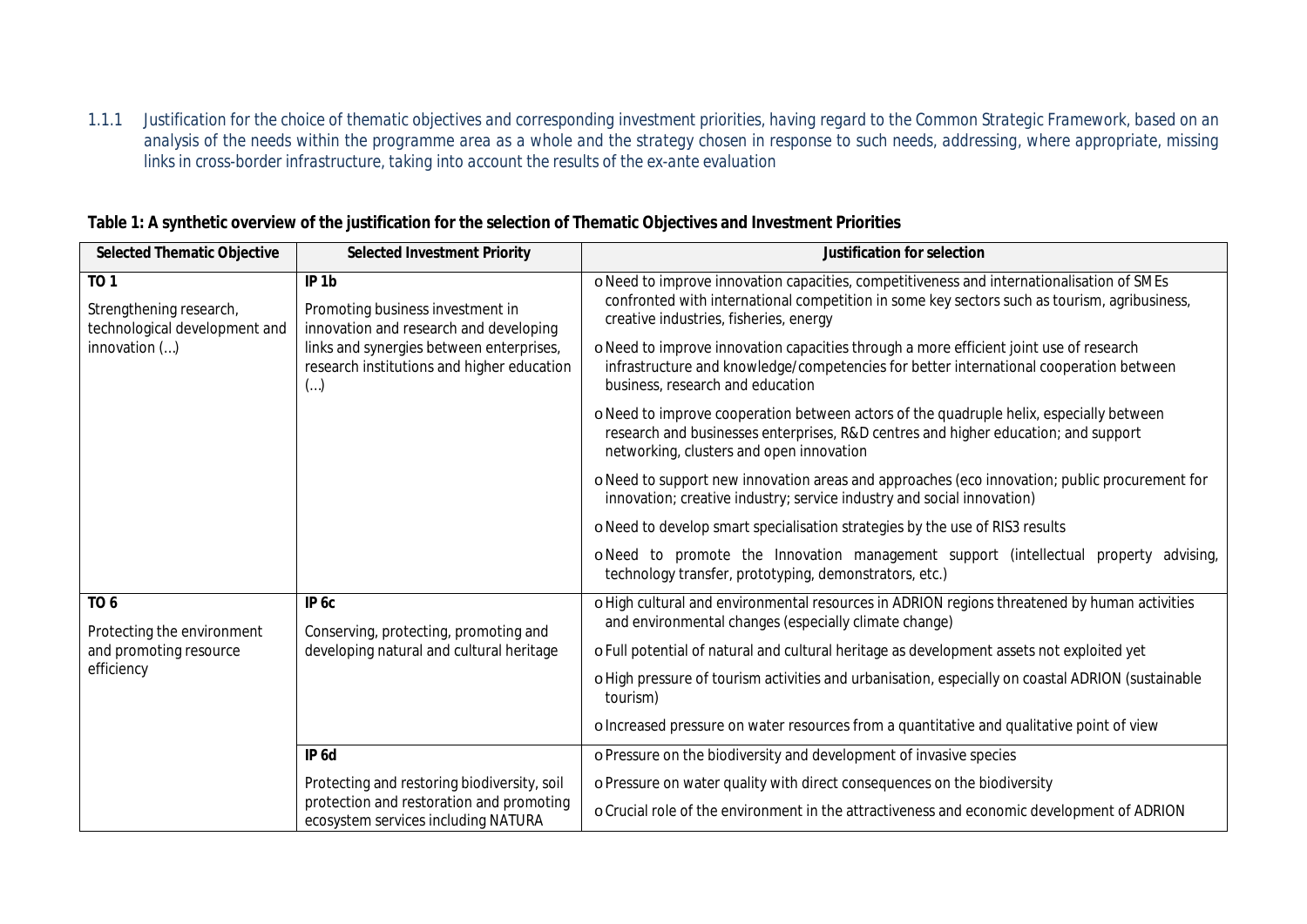1.1.1 Justification for the choice of thematic objectives and corresponding investment priorities, having regard to the Common Strategic Framework, based on an analysis of the needs within the programme area as a whole and the strategy chosen in response to such needs, addressing, where appropriate, missing links in cross-border infrastructure, taking into account the results of the ex-ante evaluation

**Table 1: A synthetic overview of the justification for the selection of Thematic Objectives and Investment Priorities**

| Selected Thematic Objective | Selected Investment Priority | Justification for selection |
|---|---|---|
| **TO 1**<br>Strengthening research, technological development and innovation (…) | **IP 1b**<br>Promoting business investment in innovation and research and developing links and synergies between enterprises, research institutions and higher education (…) | o Need to improve innovation capacities, competitiveness and internationalisation of SMEs confronted with international competition in some key sectors such as tourism, agribusiness, creative industries, fisheries, energy<br>o Need to improve innovation capacities through a more efficient joint use of research infrastructure and knowledge/competencies for better international cooperation between business, research and education<br>o Need to improve cooperation between actors of the quadruple helix, especially between research and businesses enterprises, R&D centres and higher education; and support networking, clusters and open innovation<br>o Need to support new innovation areas and approaches (eco innovation; public procurement for innovation; creative industry; service industry and social innovation)<br>o Need to develop smart specialisation strategies by the use of RIS3 results<br>o Need to promote the Innovation management support (intellectual property advising, technology transfer, prototyping, demonstrators, etc.) |
| **TO 6**<br>Protecting the environment and promoting resource efficiency | **IP 6c**<br>Conserving, protecting, promoting and developing natural and cultural heritage | o High cultural and environmental resources in ADRION regions threatened by human activities and environmental changes (especially climate change)<br>o Full potential of natural and cultural heritage as development assets not exploited yet<br>o High pressure of tourism activities and urbanisation, especially on coastal ADRION (sustainable tourism)<br>o Increased pressure on water resources from a quantitative and qualitative point of view |
| | **IP 6d**<br>Protecting and restoring biodiversity, soil protection and restoration and promoting ecosystem services including NATURA | o Pressure on the biodiversity and development of invasive species<br>o Pressure on water quality with direct consequences on the biodiversity<br>o Crucial role of the environment in the attractiveness and economic development of ADRION |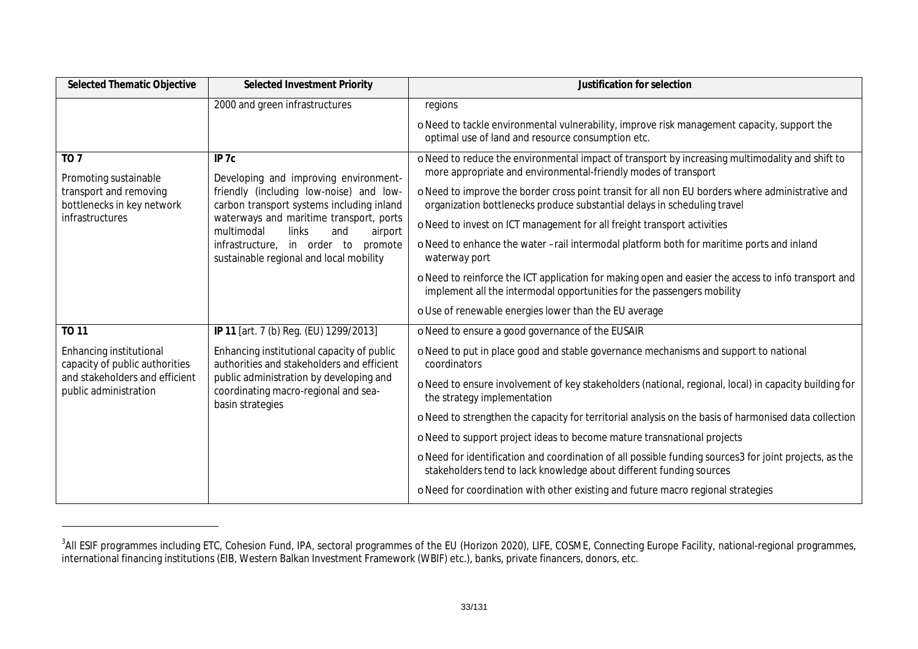| Selected Thematic Objective | Selected Investment Priority | Justification for selection |
|---|---|---|
| | 2000 and green infrastructures | regions<br>o Need to tackle environmental vulnerability, improve risk management capacity, support the optimal use of land and resource consumption etc. |
| **TO 7**<br>Promoting sustainable transport and removing bottlenecks in key network infrastructures | **IP 7c**<br>Developing and improving environment-friendly (including low-noise) and low-carbon transport systems including inland waterways and maritime transport, ports multimodal links and airport infrastructure, in order to promote sustainable regional and local mobility | o Need to reduce the environmental impact of transport by increasing multimodality and shift to more appropriate and environmental-friendly modes of transport<br>o Need to improve the border cross point transit for all non EU borders where administrative and organization bottlenecks produce substantial delays in scheduling travel<br>o Need to invest on ICT management for all freight transport activities<br>o Need to enhance the water –rail intermodal platform both for maritime ports and inland waterway port<br>o Need to reinforce the ICT application for making open and easier the access to info transport and implement all the intermodal opportunities for the passengers mobility<br>o Use of renewable energies lower than the EU average |
| **TO 11**<br>Enhancing institutional capacity of public authorities and stakeholders and efficient public administration | **IP 11** [art. 7 (b) Reg. (EU) 1299/2013]<br>Enhancing institutional capacity of public authorities and stakeholders and efficient public administration by developing and coordinating macro-regional and sea-basin strategies | o Need to ensure a good governance of the EUSAIR<br>o Need to put in place good and stable governance mechanisms and support to national coordinators<br>o Need to ensure involvement of key stakeholders (national, regional, local) in capacity building for the strategy implementation<br>o Need to strengthen the capacity for territorial analysis on the basis of harmonised data collection<br>o Need to support project ideas to become mature transnational projects<br>o Need for identification and coordination of all possible funding sources3 for joint projects, as the stakeholders tend to lack knowledge about different funding sources<br>o Need for coordination with other existing and future macro regional strategies |

[3] All ESIF programmes including ETC, Cohesion Fund, IPA, sectoral programmes of the EU (Horizon 2020), LIFE, COSME, Connecting Europe Facility, national-regional programmes, international financing institutions (EIB, Western Balkan Investment Framework (WBIF) etc.), banks, private financers, donors, etc.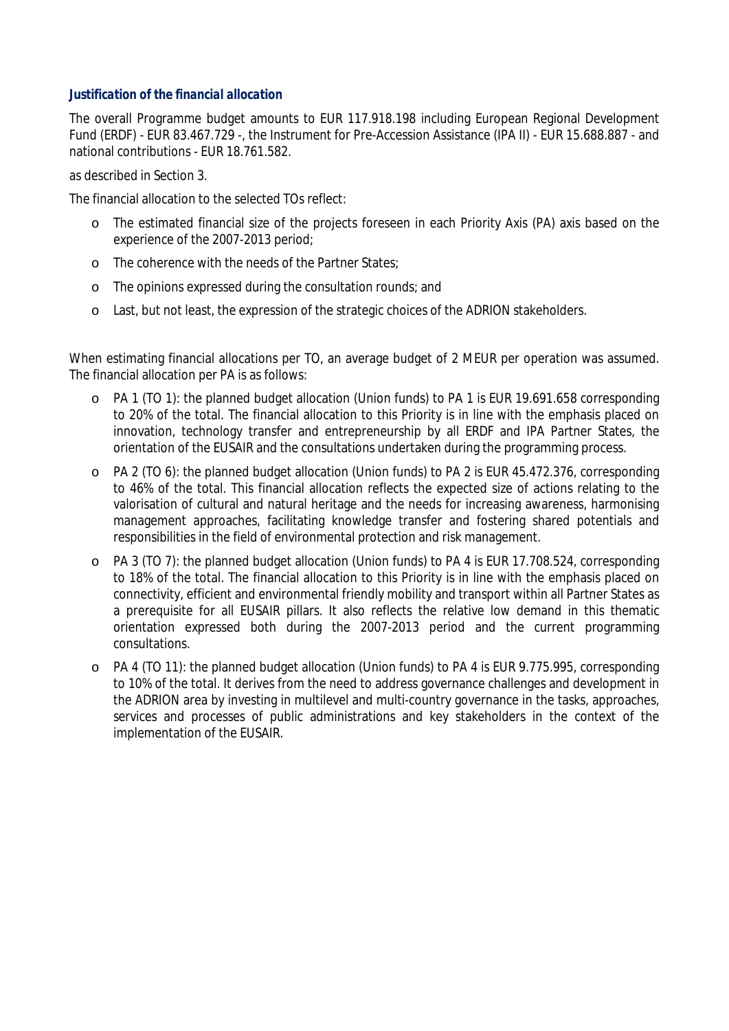***Justification of the financial allocation***

The overall Programme budget amounts to EUR 117.918.198 including European Regional Development Fund (ERDF) - EUR 83.467.729 -, the Instrument for Pre-Accession Assistance (IPA II) - EUR 15.688.887 - and national contributions - EUR 18.761.582.

as described in Section 3.

The financial allocation to the selected TOs reflect:

- The estimated financial size of the projects foreseen in each Priority Axis (PA) axis based on the experience of the 2007-2013 period;
- The coherence with the needs of the Partner States;
- The opinions expressed during the consultation rounds; and
- Last, but not least, the expression of the strategic choices of the ADRION stakeholders.

When estimating financial allocations per TO, an average budget of 2 MEUR per operation was assumed. The financial allocation per PA is as follows:

- PA 1 (TO 1): the planned budget allocation (Union funds) to PA 1 is EUR 19.691.658 corresponding to 20% of the total. The financial allocation to this Priority is in line with the emphasis placed on innovation, technology transfer and entrepreneurship by all ERDF and IPA Partner States, the orientation of the EUSAIR and the consultations undertaken during the programming process.
- PA 2 (TO 6): the planned budget allocation (Union funds) to PA 2 is EUR 45.472.376, corresponding to 46% of the total. This financial allocation reflects the expected size of actions relating to the valorisation of cultural and natural heritage and the needs for increasing awareness, harmonising management approaches, facilitating knowledge transfer and fostering shared potentials and responsibilities in the field of environmental protection and risk management.
- PA 3 (TO 7): the planned budget allocation (Union funds) to PA 4 is EUR 17.708.524, corresponding to 18% of the total. The financial allocation to this Priority is in line with the emphasis placed on connectivity, efficient and environmental friendly mobility and transport within all Partner States as a prerequisite for all EUSAIR pillars. It also reflects the relative low demand in this thematic orientation expressed both during the 2007-2013 period and the current programming consultations.
- PA 4 (TO 11): the planned budget allocation (Union funds) to PA 4 is EUR 9.775.995, corresponding to 10% of the total. It derives from the need to address governance challenges and development in the ADRION area by investing in multilevel and multi-country governance in the tasks, approaches, services and processes of public administrations and key stakeholders in the context of the implementation of the EUSAIR.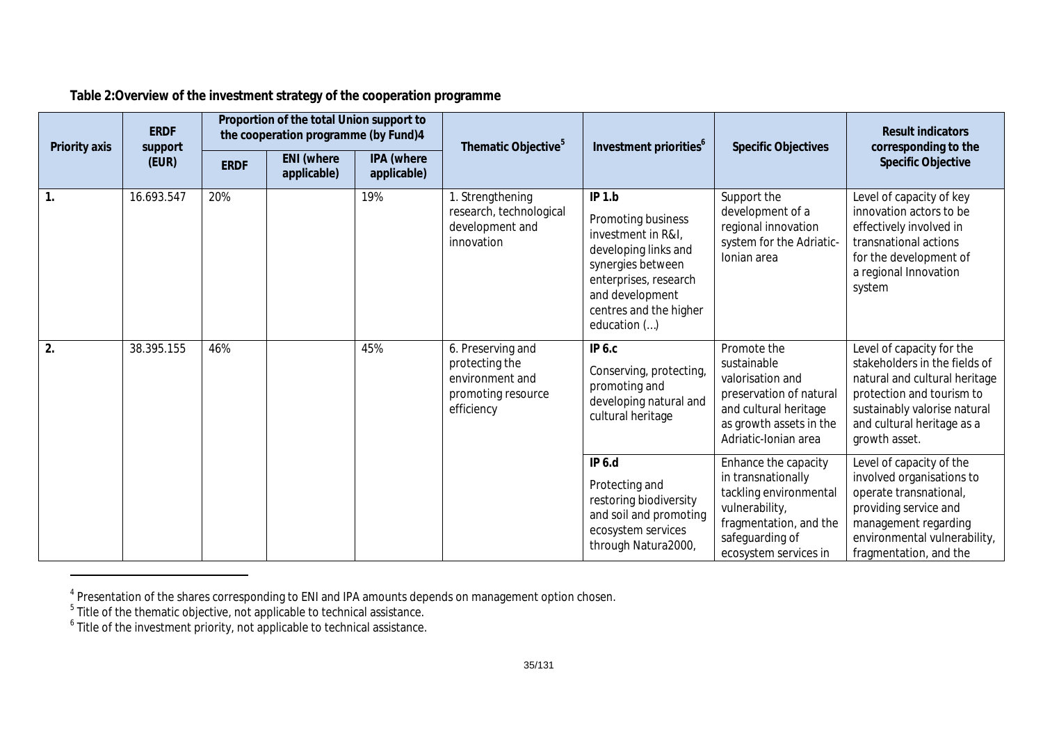**Table 2:Overview of the investment strategy of the cooperation programme**

| Priority axis | ERDF support (EUR) | Proportion of the total Union support to the cooperation programme (by Fund)[4] | | | Thematic Objective[5] | Investment priorities[6] | Specific Objectives | Result indicators corresponding to the Specific Objective |
|---|---|---|---|---|---|---|---|---|
| | | ERDF | ENI (where applicable) | IPA (where applicable) | | | | |
| 1. | 16.693.547 | 20% | | 19% | 1. Strengthening research, technological development and innovation | IP 1.b Promoting business investment in R&I, developing links and synergies between enterprises, research and development centres and the higher education (…) | Support the development of a regional innovation system for the Adriatic-Ionian area | Level of capacity of key innovation actors to be effectively involved in transnational actions for the development of a regional Innovation system |
| 2. | 38.395.155 | 46% | | 45% | 6. Preserving and protecting the environment and promoting resource efficiency | IP 6.c Conserving, protecting, promoting and developing natural and cultural heritage | Promote the sustainable valorisation and preservation of natural and cultural heritage as growth assets in the Adriatic-Ionian area | Level of capacity for the stakeholders in the fields of natural and cultural heritage protection and tourism to sustainably valorise natural and cultural heritage as a growth asset. |
| | | | | | | IP 6.d Protecting and restoring biodiversity and soil and promoting ecosystem services through Natura2000, | Enhance the capacity in transnationally tackling environmental vulnerability, fragmentation, and the safeguarding of ecosystem services in | Level of capacity of the involved organisations to operate transnational, providing service and management regarding environmental vulnerability, fragmentation, and the |

[4] Presentation of the shares corresponding to ENI and IPA amounts depends on management option chosen.
[5] Title of the thematic objective, not applicable to technical assistance.
[6] Title of the investment priority, not applicable to technical assistance.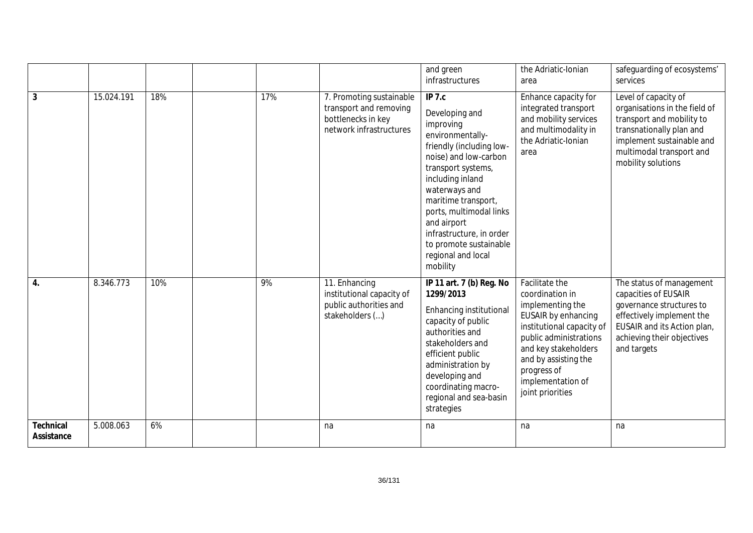|  |  |  |  |  |  | and green infrastructures | the Adriatic-Ionian area | safeguarding of ecosystems' services |
|---|---|---|---|---|---|---|---|---|
| **3** | 15.024.191 | 18% |  | 17% | 7. Promoting sustainable transport and removing bottlenecks in key network infrastructures | **IP 7.c**<br><br>Developing and improving environmentally-friendly (including low-noise) and low-carbon transport systems, including inland waterways and maritime transport, ports, multimodal links and airport infrastructure, in order to promote sustainable regional and local mobility | Enhance capacity for integrated transport and mobility services and multimodality in the Adriatic-Ionian area | Level of capacity of organisations in the field of transport and mobility to transnationally plan and implement sustainable and multimodal transport and mobility solutions |
| **4.** | 8.346.773 | 10% |  | 9% | 11. Enhancing institutional capacity of public authorities and stakeholders (…) | **IP 11 art. 7 (b) Reg. No 1299/2013**<br><br>Enhancing institutional capacity of public authorities and stakeholders and efficient public administration by developing and coordinating macro-regional and sea-basin strategies | Facilitate the coordination in implementing the EUSAIR by enhancing institutional capacity of public administrations and key stakeholders and by assisting the progress of implementation of joint priorities | The status of management capacities of EUSAIR governance structures to effectively implement the EUSAIR and its Action plan, achieving their objectives and targets |
| **Technical Assistance** | 5.008.063 | 6% |  |  | na | na | na | na |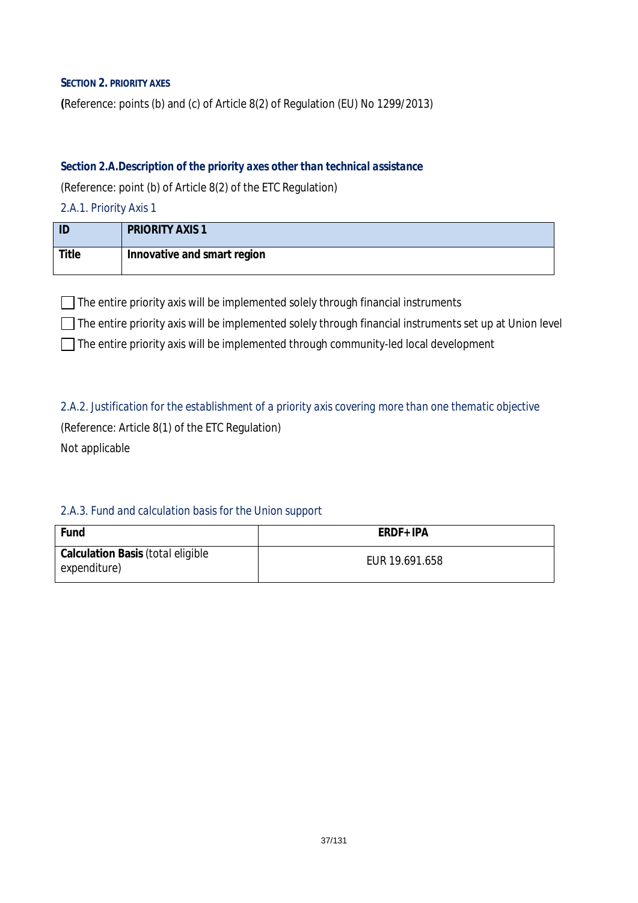## SECTION 2. PRIORITY AXES

**(**Reference: points (b) and (c) of Article 8(2) of Regulation (EU) No 1299/2013)

### Section 2.A.Description of the priority axes other than technical assistance

(Reference: point (b) of Article 8(2) of the ETC Regulation)

#### 2.A.1. Priority Axis 1

| ID | PRIORITY AXIS 1 |
|---|---|
| **Title** | **Innovative and smart region** |

☐ The entire priority axis will be implemented solely through financial instruments

☐ The entire priority axis will be implemented solely through financial instruments set up at Union level

☐ The entire priority axis will be implemented through community-led local development

#### 2.A.2. Justification for the establishment of a priority axis covering more than one thematic objective

(Reference: Article 8(1) of the ETC Regulation)

Not applicable

#### 2.A.3. Fund and calculation basis for the Union support

| Fund | ERDF+IPA |
|---|---|
| **Calculation Basis** (total eligible expenditure) | EUR 19.691.658 |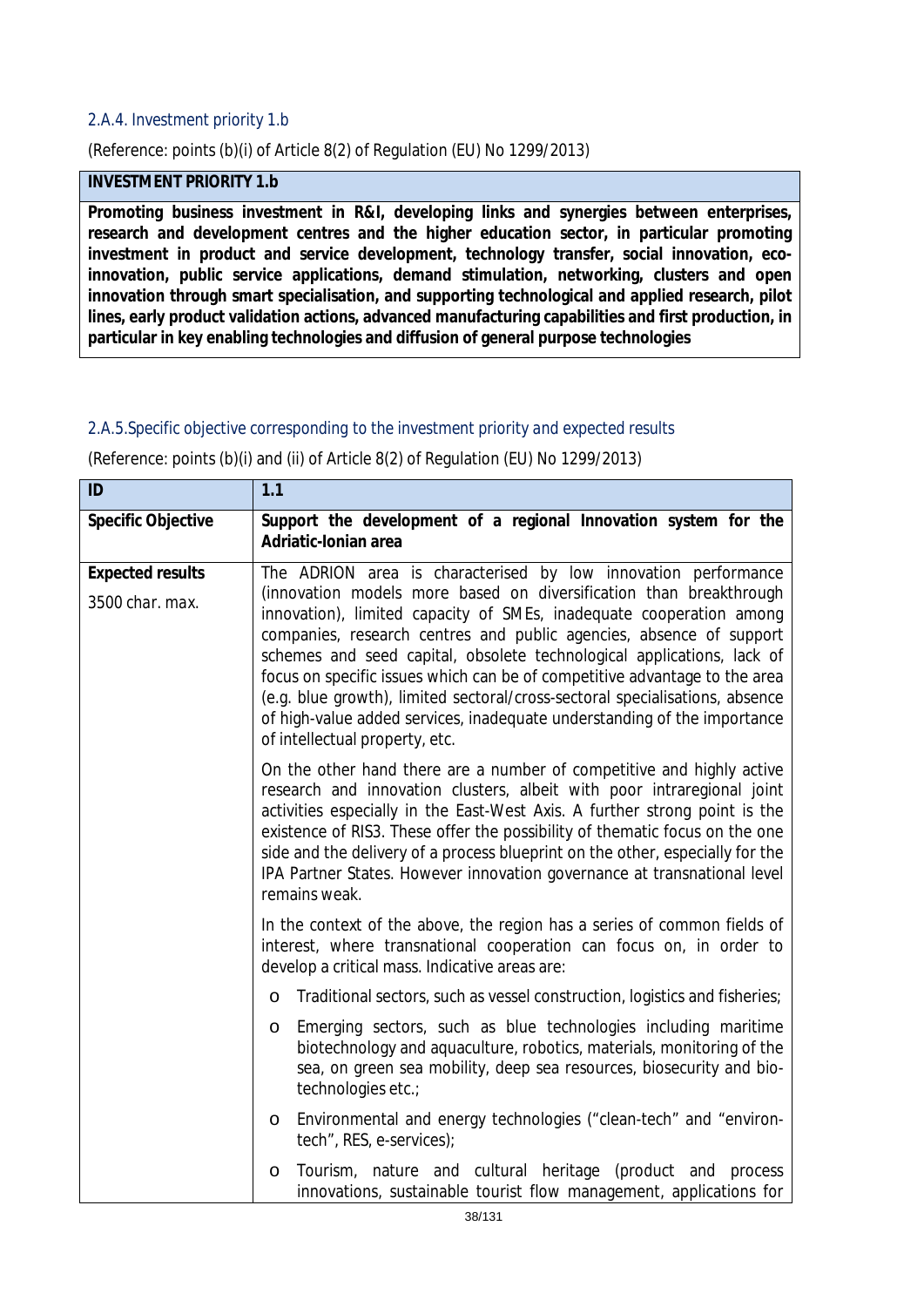### 2.A.4. Investment priority 1.b

(Reference: points (b)(i) of Article 8(2) of Regulation (EU) No 1299/2013)

| **INVESTMENT PRIORITY 1.b** |
|---|
| **Promoting business investment in R&I, developing links and synergies between enterprises, research and development centres and the higher education sector, in particular promoting investment in product and service development, technology transfer, social innovation, eco-innovation, public service applications, demand stimulation, networking, clusters and open innovation through smart specialisation, and supporting technological and applied research, pilot lines, early product validation actions, advanced manufacturing capabilities and first production, in particular in key enabling technologies and diffusion of general purpose technologies** |

### 2.A.5.Specific objective corresponding to the investment priority and expected results

(Reference: points (b)(i) and (ii) of Article 8(2) of Regulation (EU) No 1299/2013)

| **ID** | **1.1** |
|---|---|
| **Specific Objective** | **Support the development of a regional Innovation system for the Adriatic-Ionian area** |
| **Expected results**<br>3500 char. max. | The ADRION area is characterised by low innovation performance (innovation models more based on diversification than breakthrough innovation), limited capacity of SMEs, inadequate cooperation among companies, research centres and public agencies, absence of support schemes and seed capital, obsolete technological applications, lack of focus on specific issues which can be of competitive advantage to the area (e.g. blue growth), limited sectoral/cross-sectoral specialisations, absence of high-value added services, inadequate understanding of the importance of intellectual property, etc.<br><br>On the other hand there are a number of competitive and highly active research and innovation clusters, albeit with poor intraregional joint activities especially in the East-West Axis. A further strong point is the existence of RIS3. These offer the possibility of thematic focus on the one side and the delivery of a process blueprint on the other, especially for the IPA Partner States. However innovation governance at transnational level remains weak.<br><br>In the context of the above, the region has a series of common fields of interest, where transnational cooperation can focus on, in order to develop a critical mass. Indicative areas are:<br><br>o Traditional sectors, such as vessel construction, logistics and fisheries;<br><br>o Emerging sectors, such as blue technologies including maritime biotechnology and aquaculture, robotics, materials, monitoring of the sea, on green sea mobility, deep sea resources, biosecurity and bio-technologies etc.;<br><br>o Environmental and energy technologies ("clean-tech" and "environ-tech", RES, e-services);<br><br>o Tourism, nature and cultural heritage (product and process innovations, sustainable tourist flow management, applications for |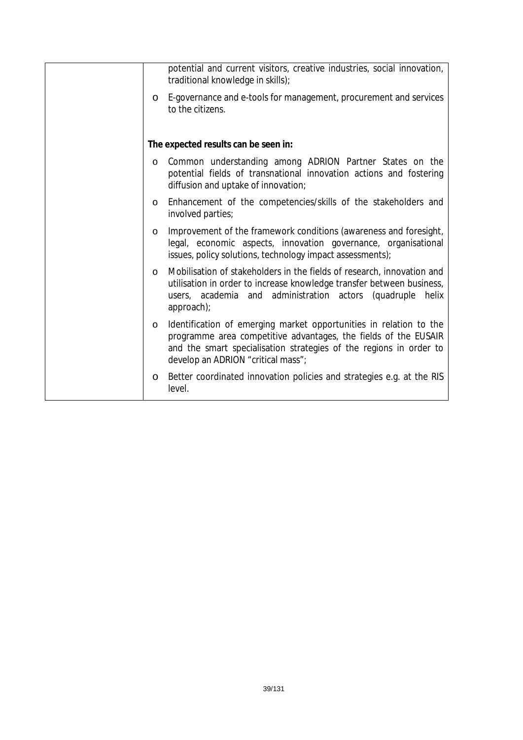| | potential and current visitors, creative industries, social innovation, traditional knowledge in skills);<br>o E-governance and e-tools for management, procurement and services to the citizens.<br><br>**The expected results can be seen in:**<br>o Common understanding among ADRION Partner States on the potential fields of transnational innovation actions and fostering diffusion and uptake of innovation;<br>o Enhancement of the competencies/skills of the stakeholders and involved parties;<br>o Improvement of the framework conditions (awareness and foresight, legal, economic aspects, innovation governance, organisational issues, policy solutions, technology impact assessments);<br>o Mobilisation of stakeholders in the fields of research, innovation and utilisation in order to increase knowledge transfer between business, users, academia and administration actors (quadruple helix approach);<br>o Identification of emerging market opportunities in relation to the programme area competitive advantages, the fields of the EUSAIR and the smart specialisation strategies of the regions in order to develop an ADRION "critical mass";<br>o Better coordinated innovation policies and strategies e.g. at the RIS level. |
|---|---|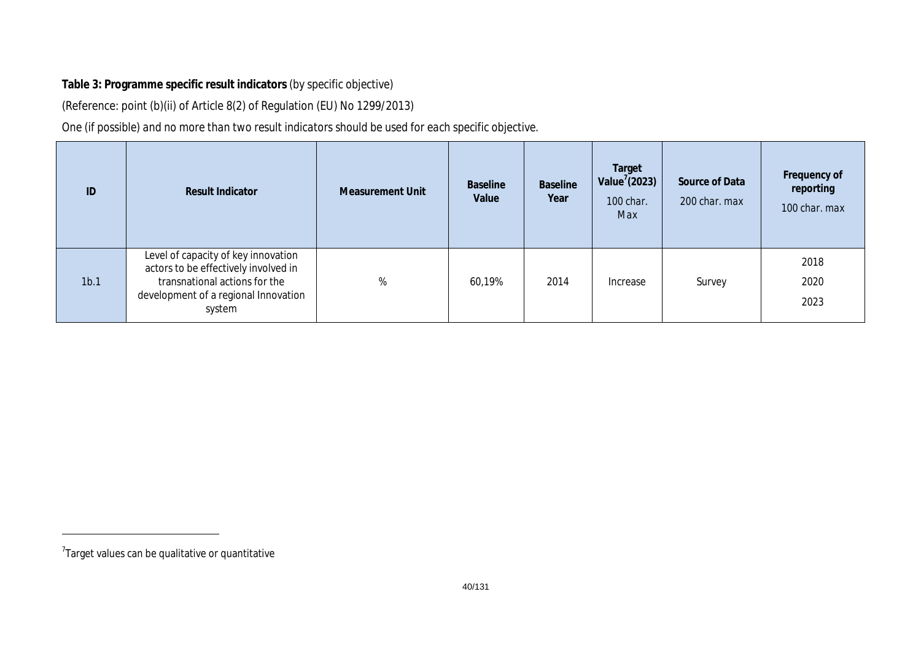**Table 3: Programme specific result indicators** (by specific objective)

(Reference: point (b)(ii) of Article 8(2) of Regulation (EU) No 1299/2013)

*One (if possible) and no more than two result indicators should be used for each specific objective.*

| ID | Result Indicator | Measurement Unit | Baseline Value | Baseline Year | Target Value[7] (2023) 100 char. Max | Source of Data 200 char. max | Frequency of reporting 100 char. max |
|---|---|---|---|---|---|---|---|
| 1b.1 | Level of capacity of key innovation actors to be effectively involved in transnational actions for the development of a regional Innovation system | % | 60,19% | 2014 | Increase | Survey | 2018<br>2020<br>2023 |

[7] Target values can be qualitative or quantitative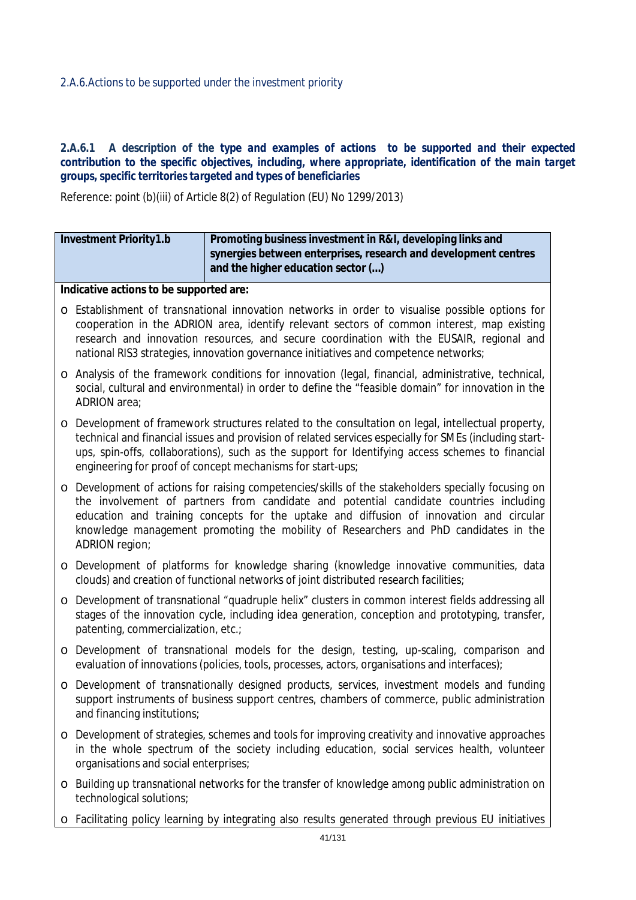### 2.A.6. Actions to be supported under the investment priority

**2.A.6.1 A description of the type and examples of actions to be supported and their expected contribution to the specific objectives, including, where appropriate, identification of the main target groups, specific territories targeted and types of beneficiaries**

Reference: point (b)(iii) of Article 8(2) of Regulation (EU) No 1299/2013)

| **Investment Priority1.b** | **Promoting business investment in R&I, developing links and synergies between enterprises, research and development centres and the higher education sector (...)** |
|---|---|

**Indicative actions to be supported are:**

- Establishment of transnational innovation networks in order to visualise possible options for cooperation in the ADRION area, identify relevant sectors of common interest, map existing research and innovation resources, and secure coordination with the EUSAIR, regional and national RIS3 strategies, innovation governance initiatives and competence networks;
- Analysis of the framework conditions for innovation (legal, financial, administrative, technical, social, cultural and environmental) in order to define the "feasible domain" for innovation in the ADRION area;
- Development of framework structures related to the consultation on legal, intellectual property, technical and financial issues and provision of related services especially for SMEs (including start-ups, spin-offs, collaborations), such as the support for Identifying access schemes to financial engineering for proof of concept mechanisms for start-ups;
- Development of actions for raising competencies/skills of the stakeholders specially focusing on the involvement of partners from candidate and potential candidate countries including education and training concepts for the uptake and diffusion of innovation and circular knowledge management promoting the mobility of Researchers and PhD candidates in the ADRION region;
- Development of platforms for knowledge sharing (knowledge innovative communities, data clouds) and creation of functional networks of joint distributed research facilities;
- Development of transnational "quadruple helix" clusters in common interest fields addressing all stages of the innovation cycle, including idea generation, conception and prototyping, transfer, patenting, commercialization, etc.;
- Development of transnational models for the design, testing, up-scaling, comparison and evaluation of innovations (policies, tools, processes, actors, organisations and interfaces);
- Development of transnationally designed products, services, investment models and funding support instruments of business support centres, chambers of commerce, public administration and financing institutions;
- Development of strategies, schemes and tools for improving creativity and innovative approaches in the whole spectrum of the society including education, social services health, volunteer organisations and social enterprises;
- Building up transnational networks for the transfer of knowledge among public administration on technological solutions;
- Facilitating policy learning by integrating also results generated through previous EU initiatives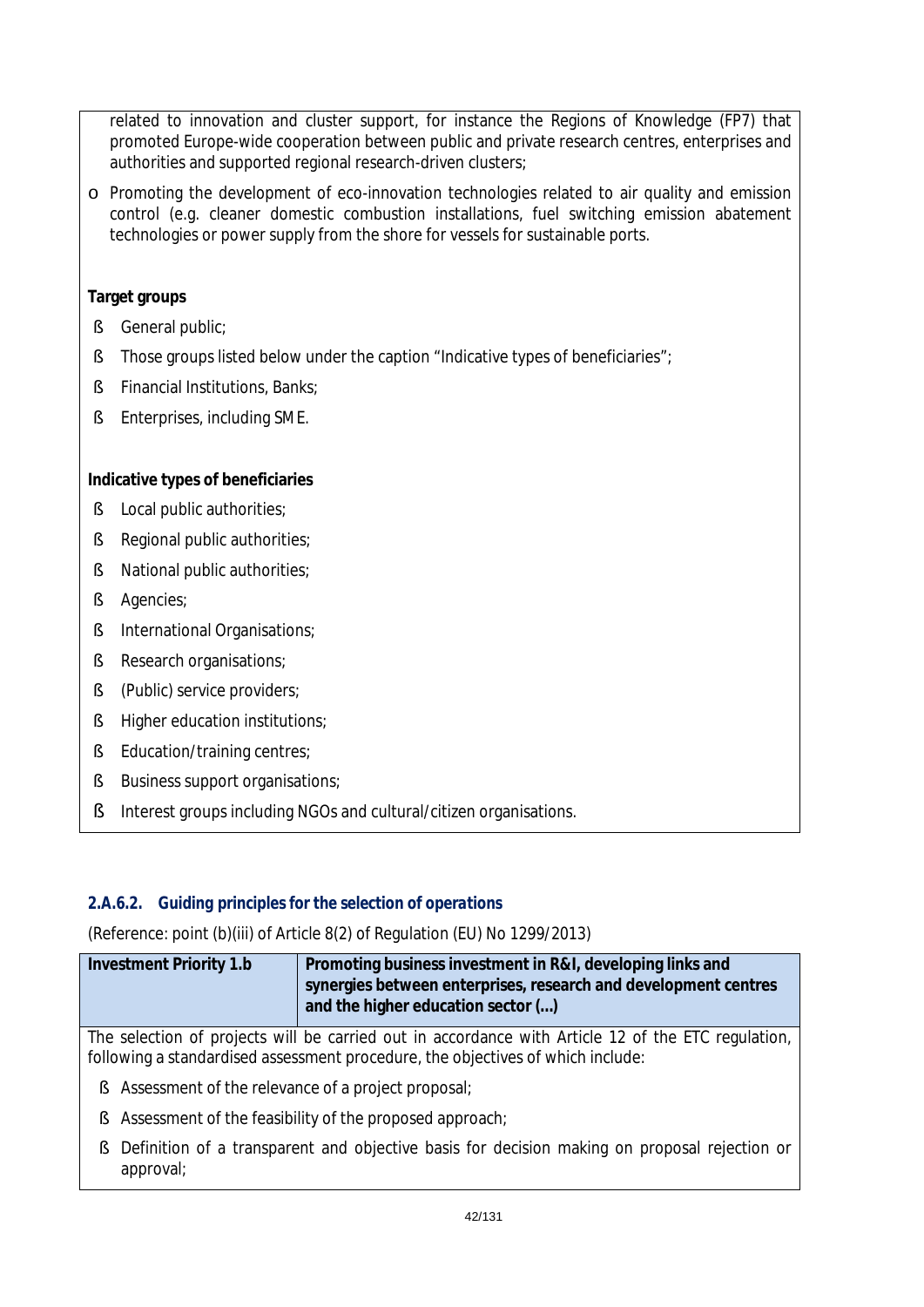related to innovation and cluster support, for instance the Regions of Knowledge (FP7) that promoted Europe-wide cooperation between public and private research centres, enterprises and authorities and supported regional research-driven clusters;

- Promoting the development of eco-innovation technologies related to air quality and emission control (e.g. cleaner domestic combustion installations, fuel switching emission abatement technologies or power supply from the shore for vessels for sustainable ports.

**Target groups**

- General public;
- Those groups listed below under the caption "Indicative types of beneficiaries";
- Financial Institutions, Banks;
- Enterprises, including SME.

**Indicative types of beneficiaries**

- Local public authorities;
- Regional public authorities;
- National public authorities;
- Agencies;
- International Organisations;
- Research organisations;
- (Public) service providers;
- Higher education institutions;
- Education/training centres;
- Business support organisations;
- Interest groups including NGOs and cultural/citizen organisations.

### 2.A.6.2. Guiding principles for the selection of operations

(Reference: point (b)(iii) of Article 8(2) of Regulation (EU) No 1299/2013)

| Investment Priority 1.b | Promoting business investment in R&I, developing links and synergies between enterprises, research and development centres and the higher education sector (…) |
|---|---|

The selection of projects will be carried out in accordance with Article 12 of the ETC regulation, following a standardised assessment procedure, the objectives of which include:

- Assessment of the relevance of a project proposal;
- Assessment of the feasibility of the proposed approach;
- Definition of a transparent and objective basis for decision making on proposal rejection or approval;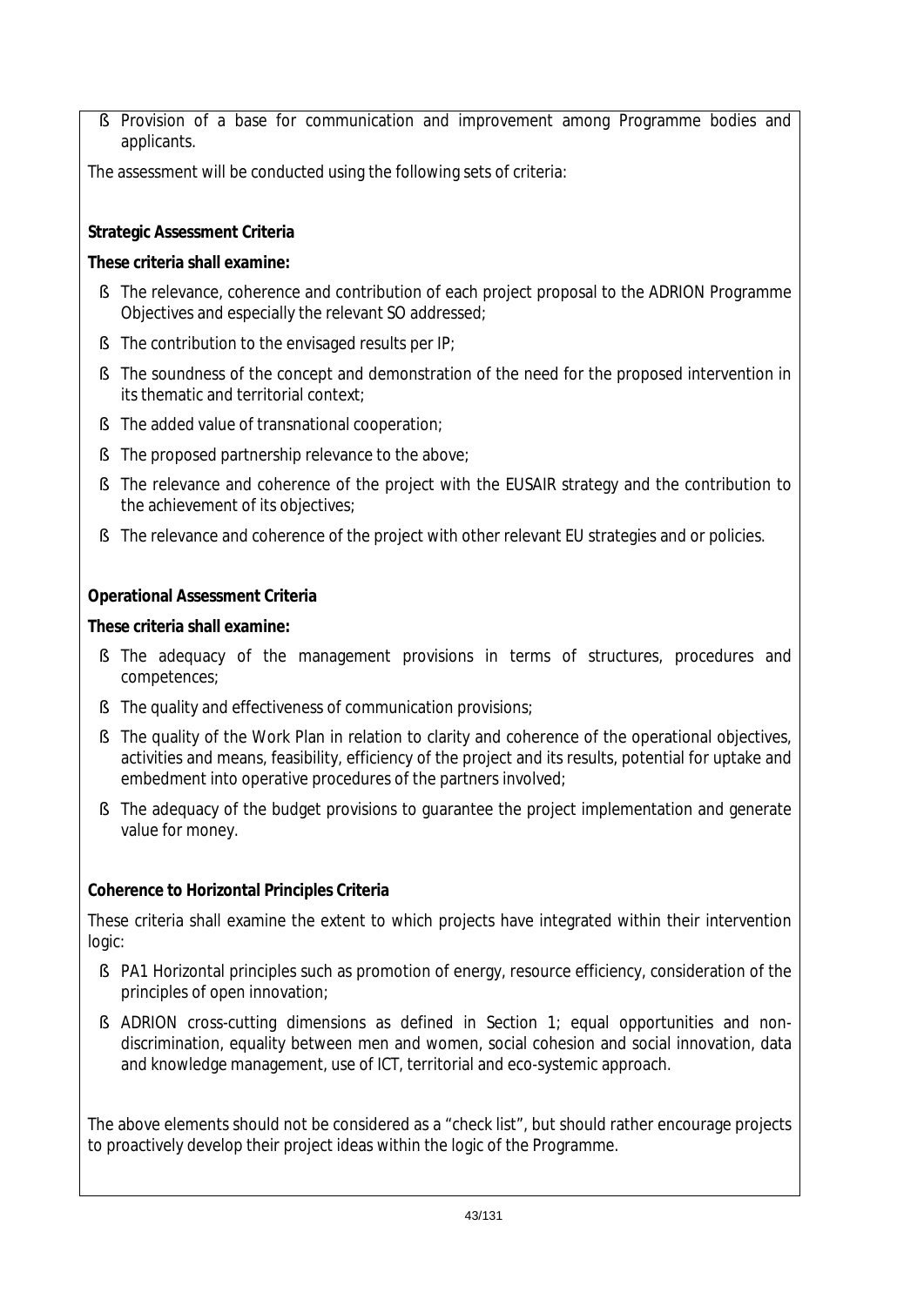- Provision of a base for communication and improvement among Programme bodies and applicants.

The assessment will be conducted using the following sets of criteria:

**Strategic Assessment Criteria**

**These criteria shall examine:**

- The relevance, coherence and contribution of each project proposal to the ADRION Programme Objectives and especially the relevant SO addressed;
- The contribution to the envisaged results per IP;
- The soundness of the concept and demonstration of the need for the proposed intervention in its thematic and territorial context;
- The added value of transnational cooperation;
- The proposed partnership relevance to the above;
- The relevance and coherence of the project with the EUSAIR strategy and the contribution to the achievement of its objectives;
- The relevance and coherence of the project with other relevant EU strategies and or policies.

**Operational Assessment Criteria**

**These criteria shall examine:**

- The adequacy of the management provisions in terms of structures, procedures and competences;
- The quality and effectiveness of communication provisions;
- The quality of the Work Plan in relation to clarity and coherence of the operational objectives, activities and means, feasibility, efficiency of the project and its results, potential for uptake and embedment into operative procedures of the partners involved;
- The adequacy of the budget provisions to guarantee the project implementation and generate value for money.

**Coherence to Horizontal Principles Criteria**

These criteria shall examine the extent to which projects have integrated within their intervention logic:

- PA1 Horizontal principles such as promotion of energy, resource efficiency, consideration of the principles of open innovation;
- ADRION cross-cutting dimensions as defined in Section 1; equal opportunities and non-discrimination, equality between men and women, social cohesion and social innovation, data and knowledge management, use of ICT, territorial and eco-systemic approach.

The above elements should not be considered as a "check list", but should rather encourage projects to proactively develop their project ideas within the logic of the Programme.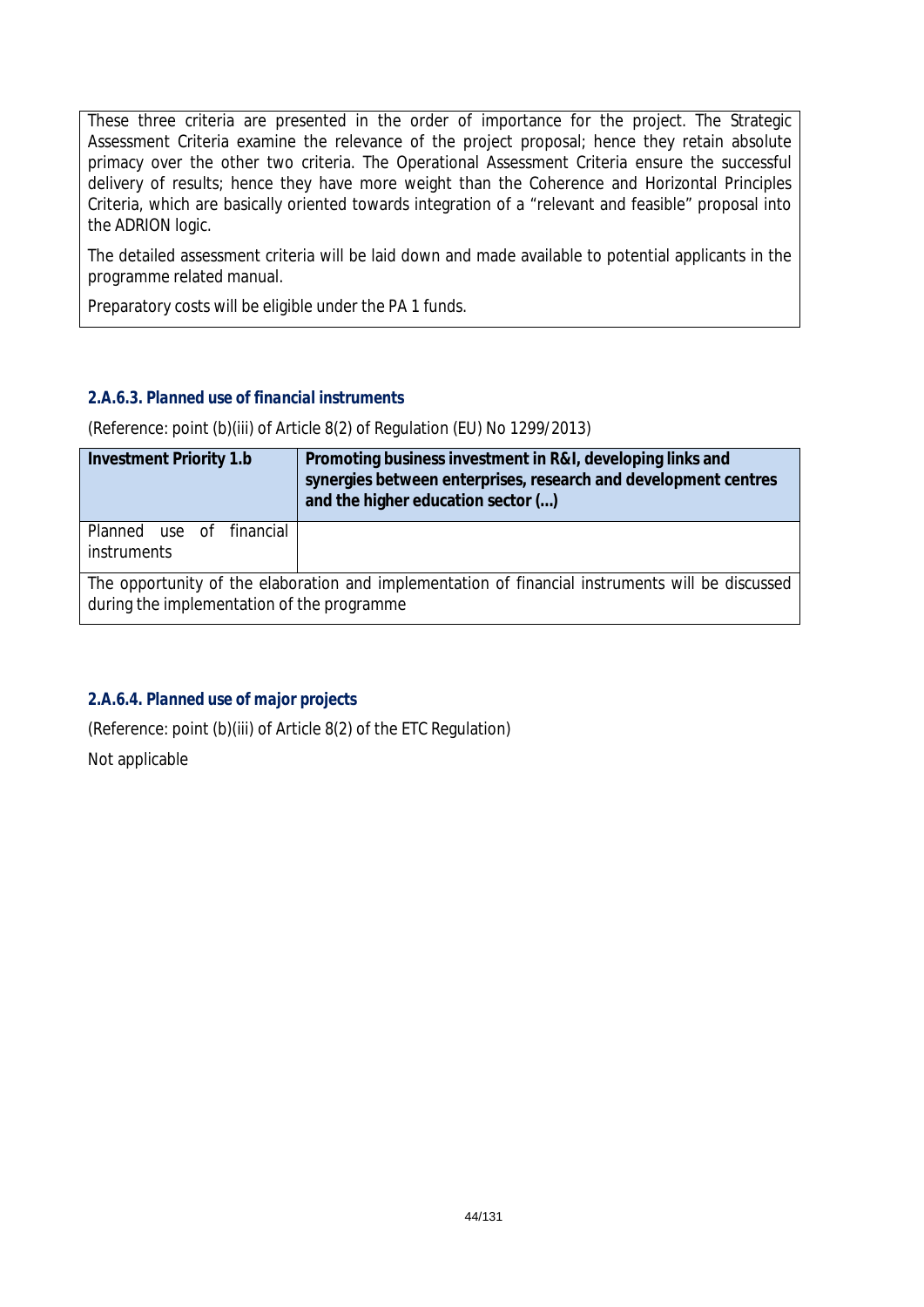These three criteria are presented in the order of importance for the project. The Strategic Assessment Criteria examine the relevance of the project proposal; hence they retain absolute primacy over the other two criteria. The Operational Assessment Criteria ensure the successful delivery of results; hence they have more weight than the Coherence and Horizontal Principles Criteria, which are basically oriented towards integration of a "relevant and feasible" proposal into the ADRION logic.

The detailed assessment criteria will be laid down and made available to potential applicants in the programme related manual.

Preparatory costs will be eligible under the PA 1 funds.

#### *2.A.6.3. Planned use of financial instruments*

(Reference: point (b)(iii) of Article 8(2) of Regulation (EU) No 1299/2013)

| **Investment Priority 1.b** | **Promoting business investment in R&I, developing links and synergies between enterprises, research and development centres and the higher education sector (…)** |
|---|---|
| Planned use of financial instruments | |
| The opportunity of the elaboration and implementation of financial instruments will be discussed during the implementation of the programme | |

#### *2.A.6.4. Planned use of major projects*

(Reference: point (b)(iii) of Article 8(2) of the ETC Regulation)

Not applicable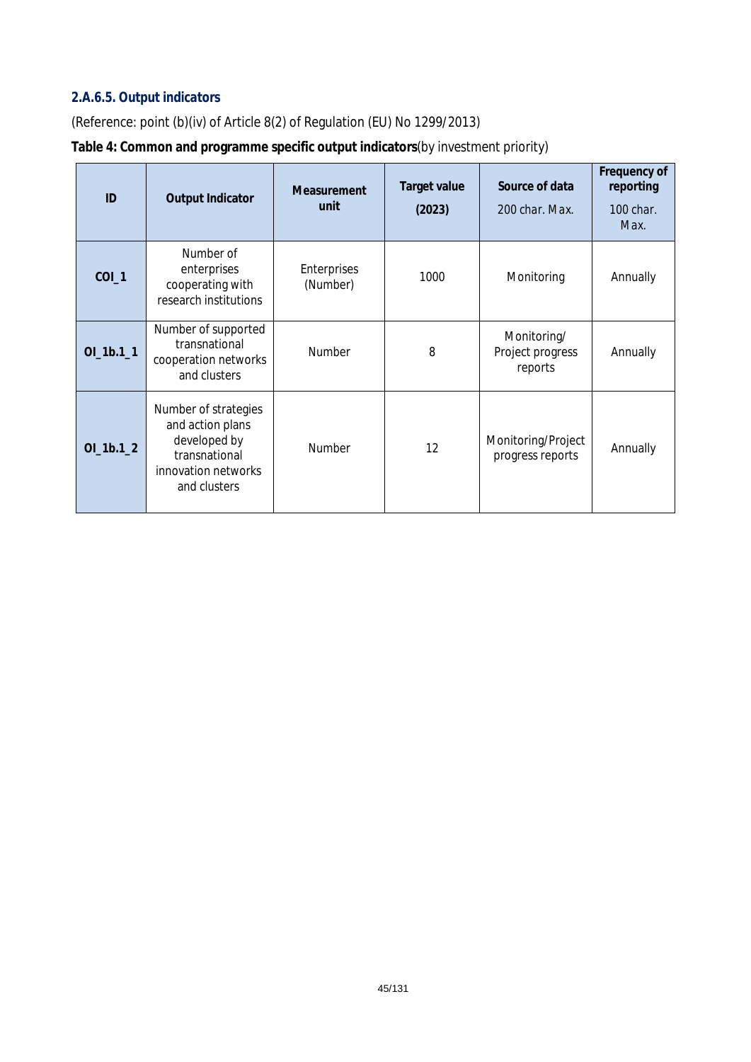### 2.A.6.5. Output indicators

(Reference: point (b)(iv) of Article 8(2) of Regulation (EU) No 1299/2013)

**Table 4: Common and programme specific output indicators**(by investment priority)

| ID | Output Indicator | Measurement unit | Target value (2023) | Source of data 200 char. Max. | Frequency of reporting 100 char. Max. |
|---|---|---|---|---|---|
| **COI_1** | Number of enterprises cooperating with research institutions | Enterprises (Number) | 1000 | Monitoring | Annually |
| **OI_1b.1_1** | Number of supported transnational cooperation networks and clusters | Number | 8 | Monitoring/ Project progress reports | Annually |
| **OI_1b.1_2** | Number of strategies and action plans developed by transnational innovation networks and clusters | Number | 12 | Monitoring/Project progress reports | Annually |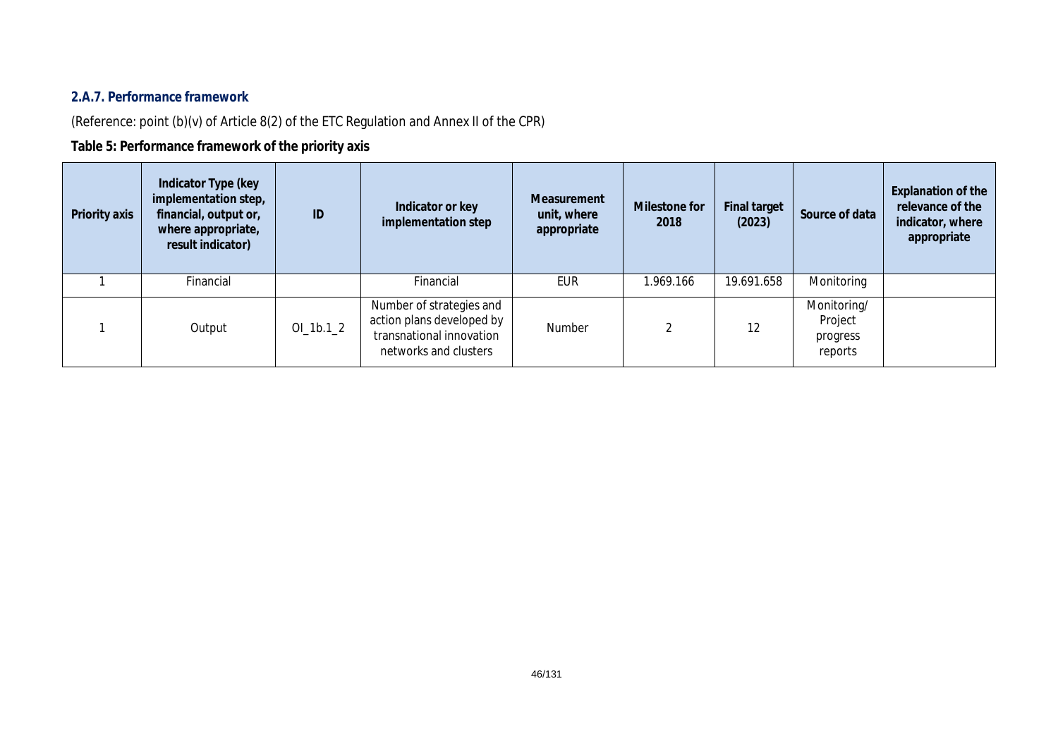### 2.A.7. Performance framework

(Reference: point (b)(v) of Article 8(2) of the ETC Regulation and Annex II of the CPR)

**Table 5: Performance framework of the priority axis**

| Priority axis | Indicator Type (key implementation step, financial, output or, where appropriate, result indicator) | ID | Indicator or key implementation step | Measurement unit, where appropriate | Milestone for 2018 | Final target (2023) | Source of data | Explanation of the relevance of the indicator, where appropriate |
|---|---|---|---|---|---|---|---|---|
| 1 | Financial | | Financial | EUR | 1.969.166 | 19.691.658 | Monitoring | |
| 1 | Output | OI_1b.1_2 | Number of strategies and action plans developed by transnational innovation networks and clusters | Number | 2 | 12 | Monitoring/ Project progress reports | |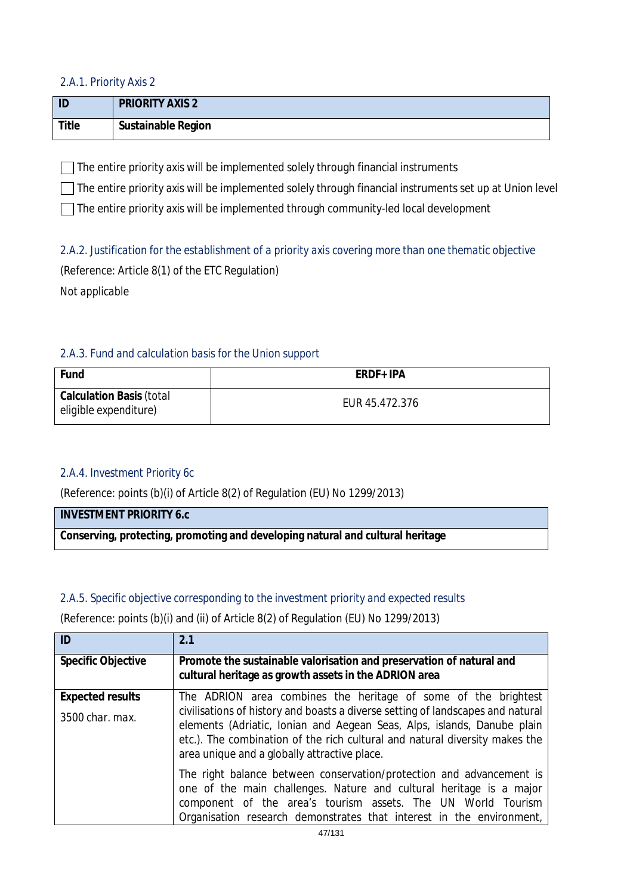### 2.A.1. Priority Axis 2

| ID | PRIORITY AXIS 2 |
|---|---|
| Title | Sustainable Region |

☐ The entire priority axis will be implemented solely through financial instruments

☐ The entire priority axis will be implemented solely through financial instruments set up at Union level

☐ The entire priority axis will be implemented through community-led local development

### 2.A.2. Justification for the establishment of a priority axis covering more than one thematic objective

(Reference: Article 8(1) of the ETC Regulation)

Not applicable

### 2.A.3. Fund and calculation basis for the Union support

| Fund | ERDF+IPA |
|---|---|
| **Calculation Basis** (total eligible expenditure) | EUR 45.472.376 |

### 2.A.4. Investment Priority 6c

(Reference: points (b)(i) of Article 8(2) of Regulation (EU) No 1299/2013)

| INVESTMENT PRIORITY 6.c |
|---|
| Conserving, protecting, promoting and developing natural and cultural heritage |

### 2.A.5. Specific objective corresponding to the investment priority and expected results

(Reference: points (b)(i) and (ii) of Article 8(2) of Regulation (EU) No 1299/2013)

| ID | 2.1 |
|---|---|
| Specific Objective | **Promote the sustainable valorisation and preservation of natural and cultural heritage as growth assets in the ADRION area** |
| **Expected results** 3500 char. max. | The ADRION area combines the heritage of some of the brightest civilisations of history and boasts a diverse setting of landscapes and natural elements (Adriatic, Ionian and Aegean Seas, Alps, islands, Danube plain etc.). The combination of the rich cultural and natural diversity makes the area unique and a globally attractive place. <br><br> The right balance between conservation/protection and advancement is one of the main challenges. Nature and cultural heritage is a major component of the area's tourism assets. The UN World Tourism Organisation research demonstrates that interest in the environment, |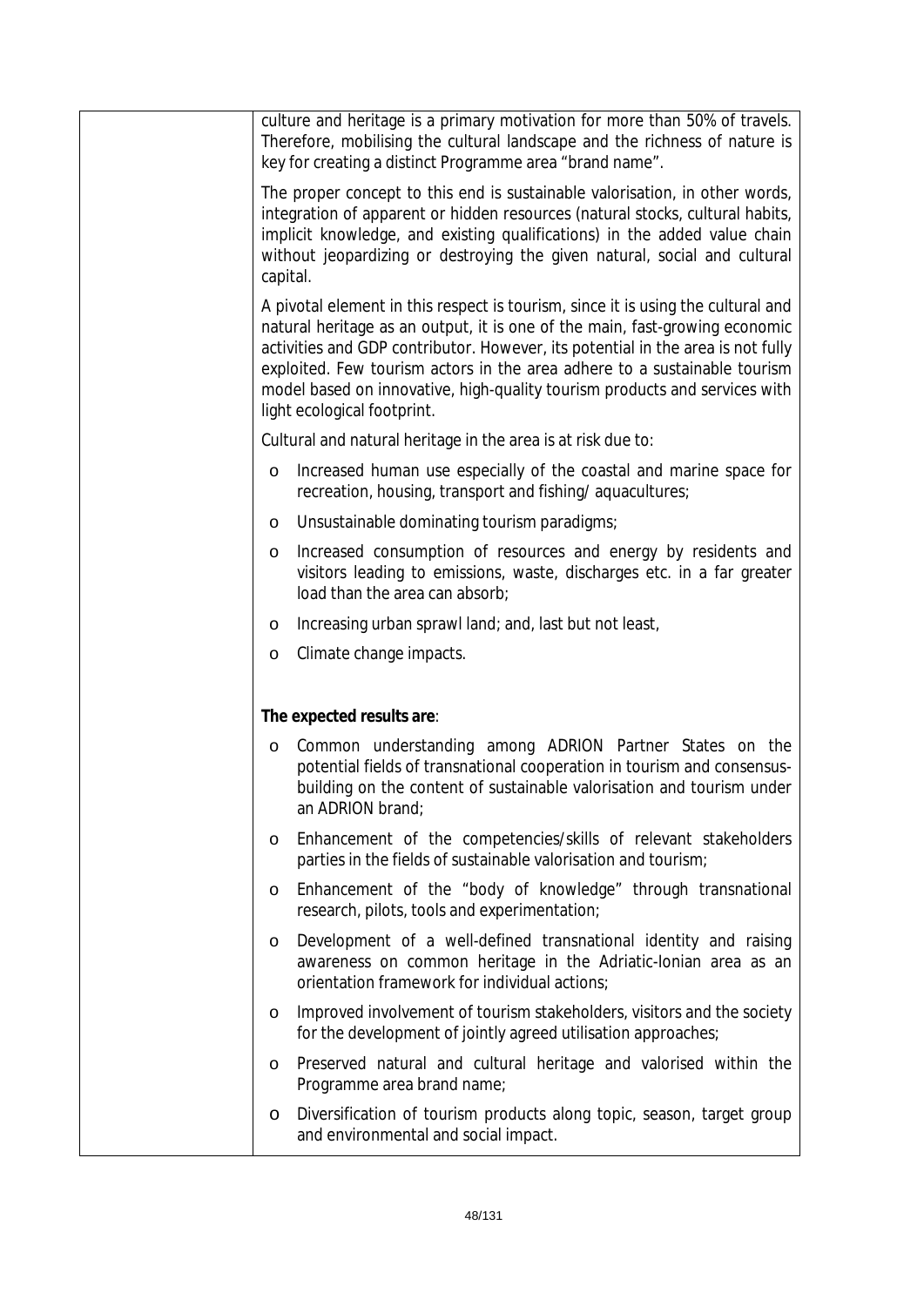| | culture and heritage is a primary motivation for more than 50% of travels. Therefore, mobilising the cultural landscape and the richness of nature is key for creating a distinct Programme area "brand name".<br><br>The proper concept to this end is sustainable valorisation, in other words, integration of apparent or hidden resources (natural stocks, cultural habits, implicit knowledge, and existing qualifications) in the added value chain without jeopardizing or destroying the given natural, social and cultural capital.<br><br>A pivotal element in this respect is tourism, since it is using the cultural and natural heritage as an output, it is one of the main, fast-growing economic activities and GDP contributor. However, its potential in the area is not fully exploited. Few tourism actors in the area adhere to a sustainable tourism model based on innovative, high-quality tourism products and services with light ecological footprint.<br><br>Cultural and natural heritage in the area is at risk due to:<br><br>o Increased human use especially of the coastal and marine space for recreation, housing, transport and fishing/ aquacultures;<br>o Unsustainable dominating tourism paradigms;<br>o Increased consumption of resources and energy by residents and visitors leading to emissions, waste, discharges etc. in a far greater load than the area can absorb;<br>o Increasing urban sprawl land; and, last but not least,<br>o Climate change impacts.<br><br>**The expected results are**:<br><br>o Common understanding among ADRION Partner States on the potential fields of transnational cooperation in tourism and consensus-building on the content of sustainable valorisation and tourism under an ADRION brand;<br>o Enhancement of the competencies/skills of relevant stakeholders parties in the fields of sustainable valorisation and tourism;<br>o Enhancement of the "body of knowledge" through transnational research, pilots, tools and experimentation;<br>o Development of a well-defined transnational identity and raising awareness on common heritage in the Adriatic-Ionian area as an orientation framework for individual actions;<br>o Improved involvement of tourism stakeholders, visitors and the society for the development of jointly agreed utilisation approaches;<br>o Preserved natural and cultural heritage and valorised within the Programme area brand name;<br>o Diversification of tourism products along topic, season, target group and environmental and social impact. |
|---|---|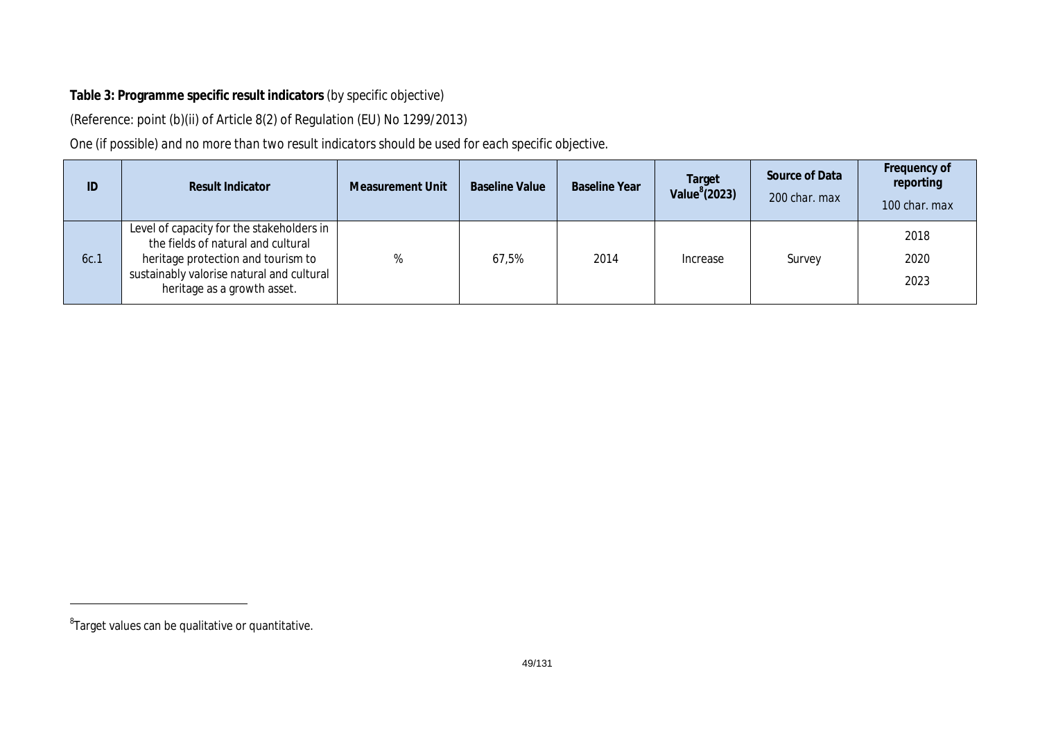**Table 3: Programme specific result indicators** (by specific objective)

(Reference: point (b)(ii) of Article 8(2) of Regulation (EU) No 1299/2013)

One (if possible) and no more than two result indicators should be used for each specific objective.

| ID | Result Indicator | Measurement Unit | Baseline Value | Baseline Year | Target Value[8] (2023) | Source of Data 200 char. max | Frequency of reporting 100 char. max |
|---|---|---|---|---|---|---|---|
| 6c.1 | Level of capacity for the stakeholders in the fields of natural and cultural heritage protection and tourism to sustainably valorise natural and cultural heritage as a growth asset. | % | 67,5% | 2014 | Increase | Survey | 2018 2020 2023 |

[8] Target values can be qualitative or quantitative.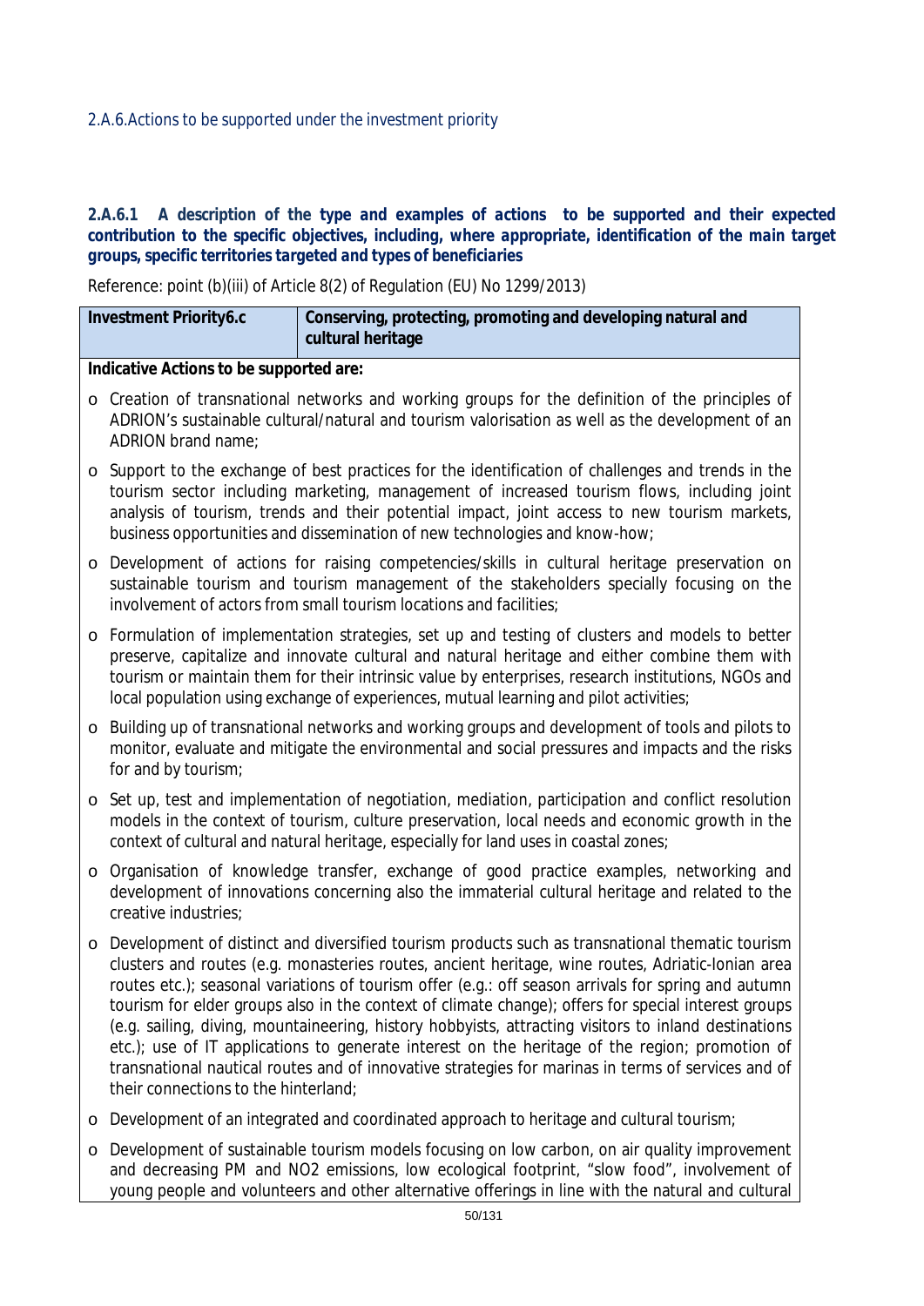## 2.A.6.Actions to be supported under the investment priority

### 2.A.6.1 A description of the type and examples of actions to be supported and their expected contribution to the specific objectives, including, where appropriate, identification of the main target groups, specific territories targeted and types of beneficiaries

Reference: point (b)(iii) of Article 8(2) of Regulation (EU) No 1299/2013)

| Investment Priority6.c | Conserving, protecting, promoting and developing natural and cultural heritage |
|---|---|

**Indicative Actions to be supported are:**

- Creation of transnational networks and working groups for the definition of the principles of ADRION's sustainable cultural/natural and tourism valorisation as well as the development of an ADRION brand name;
- Support to the exchange of best practices for the identification of challenges and trends in the tourism sector including marketing, management of increased tourism flows, including joint analysis of tourism, trends and their potential impact, joint access to new tourism markets, business opportunities and dissemination of new technologies and know-how;
- Development of actions for raising competencies/skills in cultural heritage preservation on sustainable tourism and tourism management of the stakeholders specially focusing on the involvement of actors from small tourism locations and facilities;
- Formulation of implementation strategies, set up and testing of clusters and models to better preserve, capitalize and innovate cultural and natural heritage and either combine them with tourism or maintain them for their intrinsic value by enterprises, research institutions, NGOs and local population using exchange of experiences, mutual learning and pilot activities;
- Building up of transnational networks and working groups and development of tools and pilots to monitor, evaluate and mitigate the environmental and social pressures and impacts and the risks for and by tourism;
- Set up, test and implementation of negotiation, mediation, participation and conflict resolution models in the context of tourism, culture preservation, local needs and economic growth in the context of cultural and natural heritage, especially for land uses in coastal zones;
- Organisation of knowledge transfer, exchange of good practice examples, networking and development of innovations concerning also the immaterial cultural heritage and related to the creative industries;
- Development of distinct and diversified tourism products such as transnational thematic tourism clusters and routes (e.g. monasteries routes, ancient heritage, wine routes, Adriatic-Ionian area routes etc.); seasonal variations of tourism offer (e.g.: off season arrivals for spring and autumn tourism for elder groups also in the context of climate change); offers for special interest groups (e.g. sailing, diving, mountaineering, history hobbyists, attracting visitors to inland destinations etc.); use of IT applications to generate interest on the heritage of the region; promotion of transnational nautical routes and of innovative strategies for marinas in terms of services and of their connections to the hinterland;
- Development of an integrated and coordinated approach to heritage and cultural tourism;
- Development of sustainable tourism models focusing on low carbon, on air quality improvement and decreasing PM and $NO_2$ emissions, low ecological footprint, "slow food", involvement of young people and volunteers and other alternative offerings in line with the natural and cultural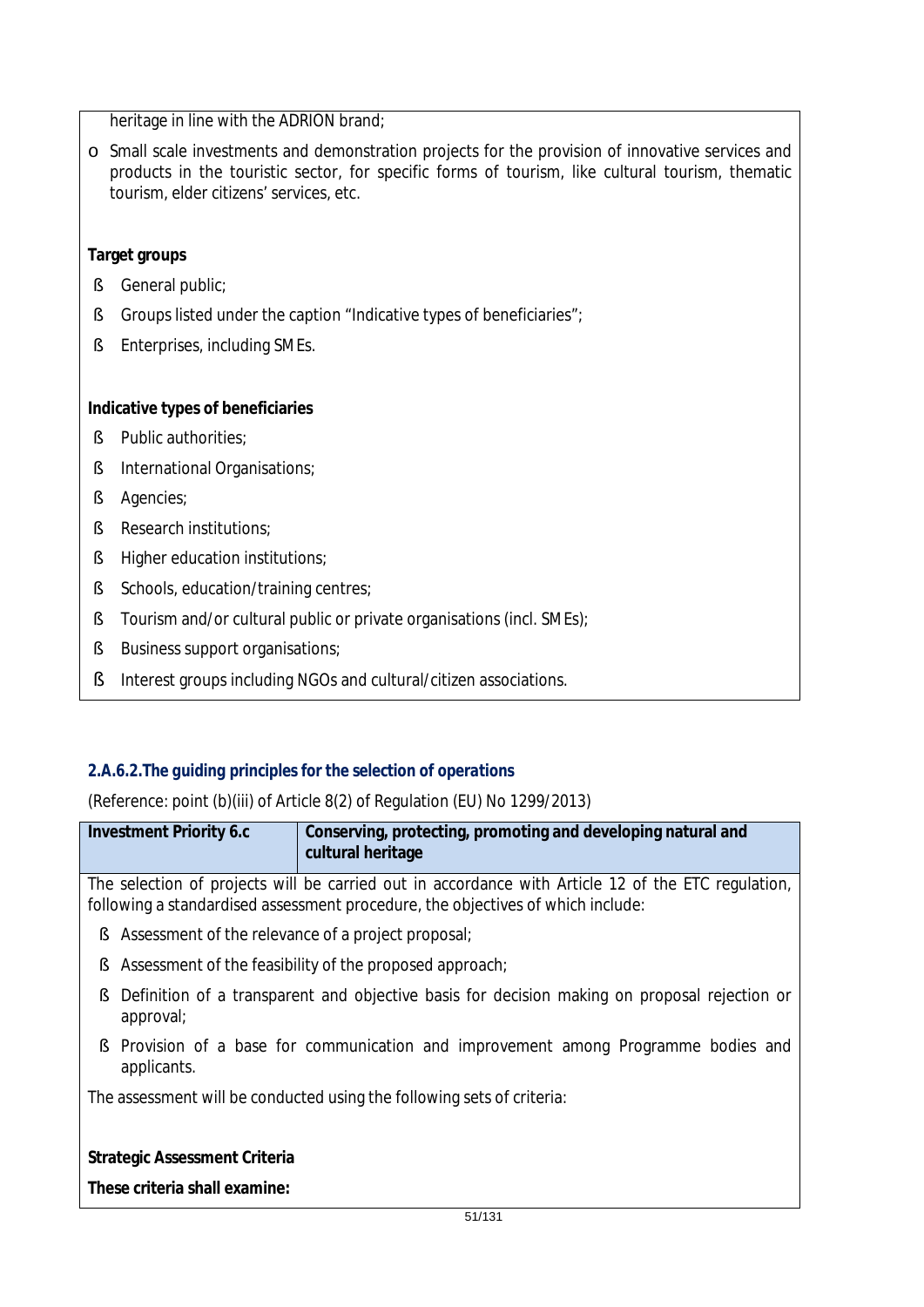heritage in line with the ADRION brand;

- Small scale investments and demonstration projects for the provision of innovative services and products in the touristic sector, for specific forms of tourism, like cultural tourism, thematic tourism, elder citizens' services, etc.

**Target groups**

- General public;
- Groups listed under the caption "Indicative types of beneficiaries";
- Enterprises, including SMEs.

**Indicative types of beneficiaries**

- Public authorities;
- International Organisations;
- Agencies;
- Research institutions;
- Higher education institutions;
- Schools, education/training centres;
- Tourism and/or cultural public or private organisations (incl. SMEs);
- Business support organisations;
- Interest groups including NGOs and cultural/citizen associations.

### 2.A.6.2.The guiding principles for the selection of operations

(Reference: point (b)(iii) of Article 8(2) of Regulation (EU) No 1299/2013)

| Investment Priority 6.c | Conserving, protecting, promoting and developing natural and cultural heritage |
|---|---|

The selection of projects will be carried out in accordance with Article 12 of the ETC regulation, following a standardised assessment procedure, the objectives of which include:

- Assessment of the relevance of a project proposal;
- Assessment of the feasibility of the proposed approach;
- Definition of a transparent and objective basis for decision making on proposal rejection or approval;
- Provision of a base for communication and improvement among Programme bodies and applicants.

The assessment will be conducted using the following sets of criteria:

**Strategic Assessment Criteria**

**These criteria shall examine:**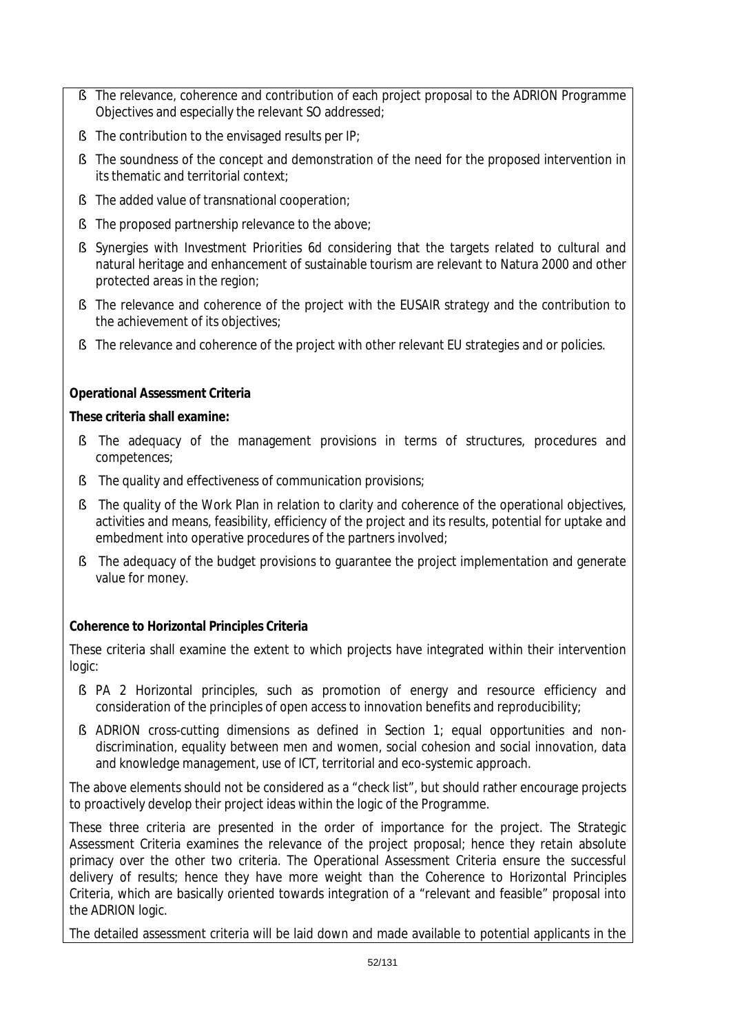- The relevance, coherence and contribution of each project proposal to the ADRION Programme Objectives and especially the relevant SO addressed;
- The contribution to the envisaged results per IP;
- The soundness of the concept and demonstration of the need for the proposed intervention in its thematic and territorial context;
- The added value of transnational cooperation;
- The proposed partnership relevance to the above;
- Synergies with Investment Priorities 6d considering that the targets related to cultural and natural heritage and enhancement of sustainable tourism are relevant to Natura 2000 and other protected areas in the region;
- The relevance and coherence of the project with the EUSAIR strategy and the contribution to the achievement of its objectives;
- The relevance and coherence of the project with other relevant EU strategies and or policies.

**Operational Assessment Criteria**

**These criteria shall examine:**

- The adequacy of the management provisions in terms of structures, procedures and competences;
- The quality and effectiveness of communication provisions;
- The quality of the Work Plan in relation to clarity and coherence of the operational objectives, activities and means, feasibility, efficiency of the project and its results, potential for uptake and embedment into operative procedures of the partners involved;
- The adequacy of the budget provisions to guarantee the project implementation and generate value for money.

**Coherence to Horizontal Principles Criteria**

These criteria shall examine the extent to which projects have integrated within their intervention logic:

- PA 2 Horizontal principles, such as promotion of energy and resource efficiency and consideration of the principles of open access to innovation benefits and reproducibility;
- ADRION cross-cutting dimensions as defined in Section 1; equal opportunities and non-discrimination, equality between men and women, social cohesion and social innovation, data and knowledge management, use of ICT, territorial and eco-systemic approach.

The above elements should not be considered as a "check list", but should rather encourage projects to proactively develop their project ideas within the logic of the Programme.

These three criteria are presented in the order of importance for the project. The Strategic Assessment Criteria examines the relevance of the project proposal; hence they retain absolute primacy over the other two criteria. The Operational Assessment Criteria ensure the successful delivery of results; hence they have more weight than the Coherence to Horizontal Principles Criteria, which are basically oriented towards integration of a "relevant and feasible" proposal into the ADRION logic.

The detailed assessment criteria will be laid down and made available to potential applicants in the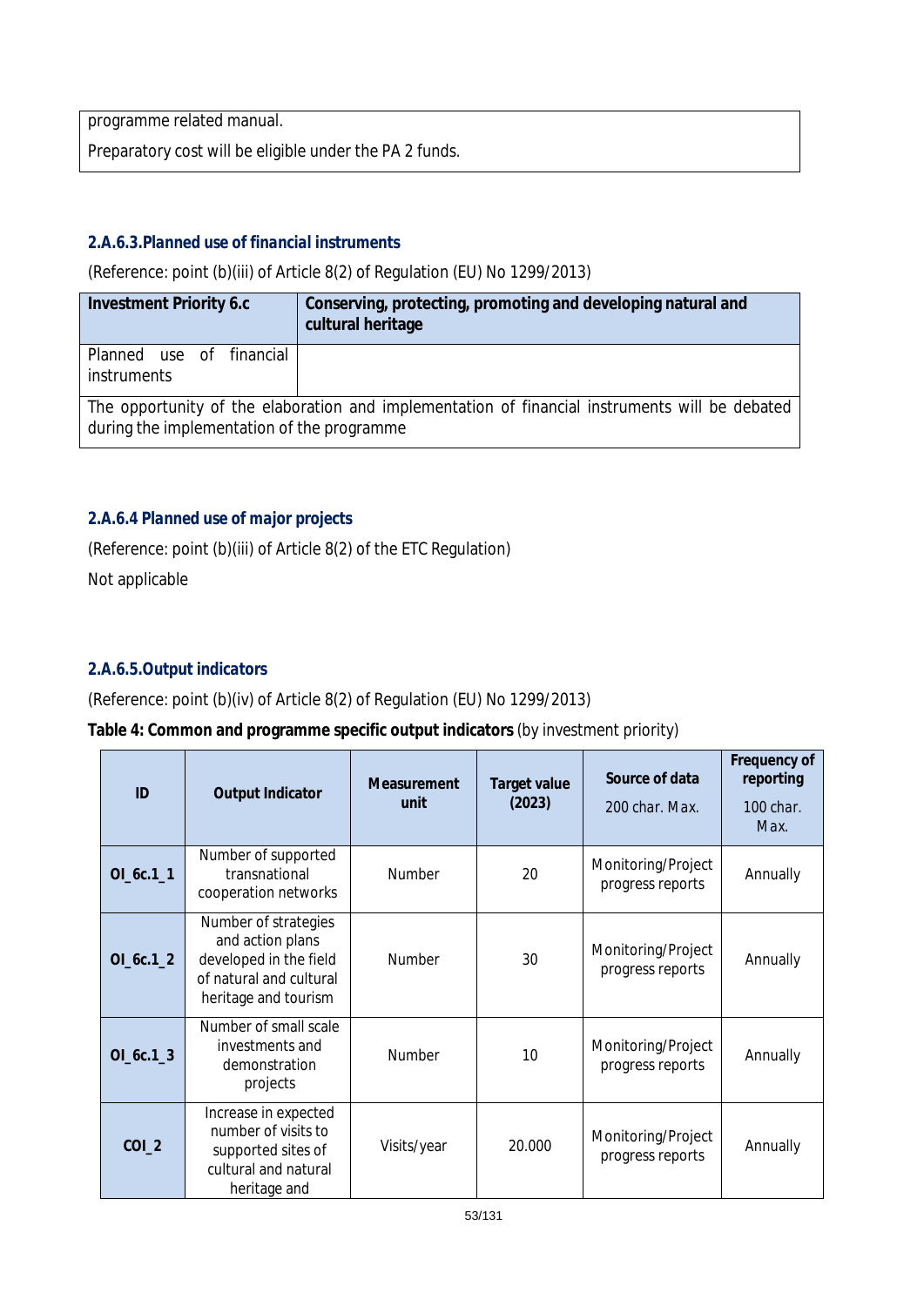programme related manual.

Preparatory cost will be eligible under the PA 2 funds.

### 2.A.6.3. Planned use of financial instruments

(Reference: point (b)(iii) of Article 8(2) of Regulation (EU) No 1299/2013)

| Investment Priority 6.c | Conserving, protecting, promoting and developing natural and cultural heritage |
|---|---|
| Planned use of financial instruments | |
| The opportunity of the elaboration and implementation of financial instruments will be debated during the implementation of the programme | |

### 2.A.6.4 Planned use of major projects

(Reference: point (b)(iii) of Article 8(2) of the ETC Regulation)

Not applicable

### 2.A.6.5. Output indicators

(Reference: point (b)(iv) of Article 8(2) of Regulation (EU) No 1299/2013)

**Table 4: Common and programme specific output indicators** (by investment priority)

| ID | Output Indicator | Measurement unit | Target value (2023) | Source of data 200 char. Max. | Frequency of reporting 100 char. Max. |
|---|---|---|---|---|---|
| OI_6c.1_1 | Number of supported transnational cooperation networks | Number | 20 | Monitoring/Project progress reports | Annually |
| OI_6c.1_2 | Number of strategies and action plans developed in the field of natural and cultural heritage and tourism | Number | 30 | Monitoring/Project progress reports | Annually |
| OI_6c.1_3 | Number of small scale investments and demonstration projects | Number | 10 | Monitoring/Project progress reports | Annually |
| COI_2 | Increase in expected number of visits to supported sites of cultural and natural heritage and | Visits/year | 20.000 | Monitoring/Project progress reports | Annually |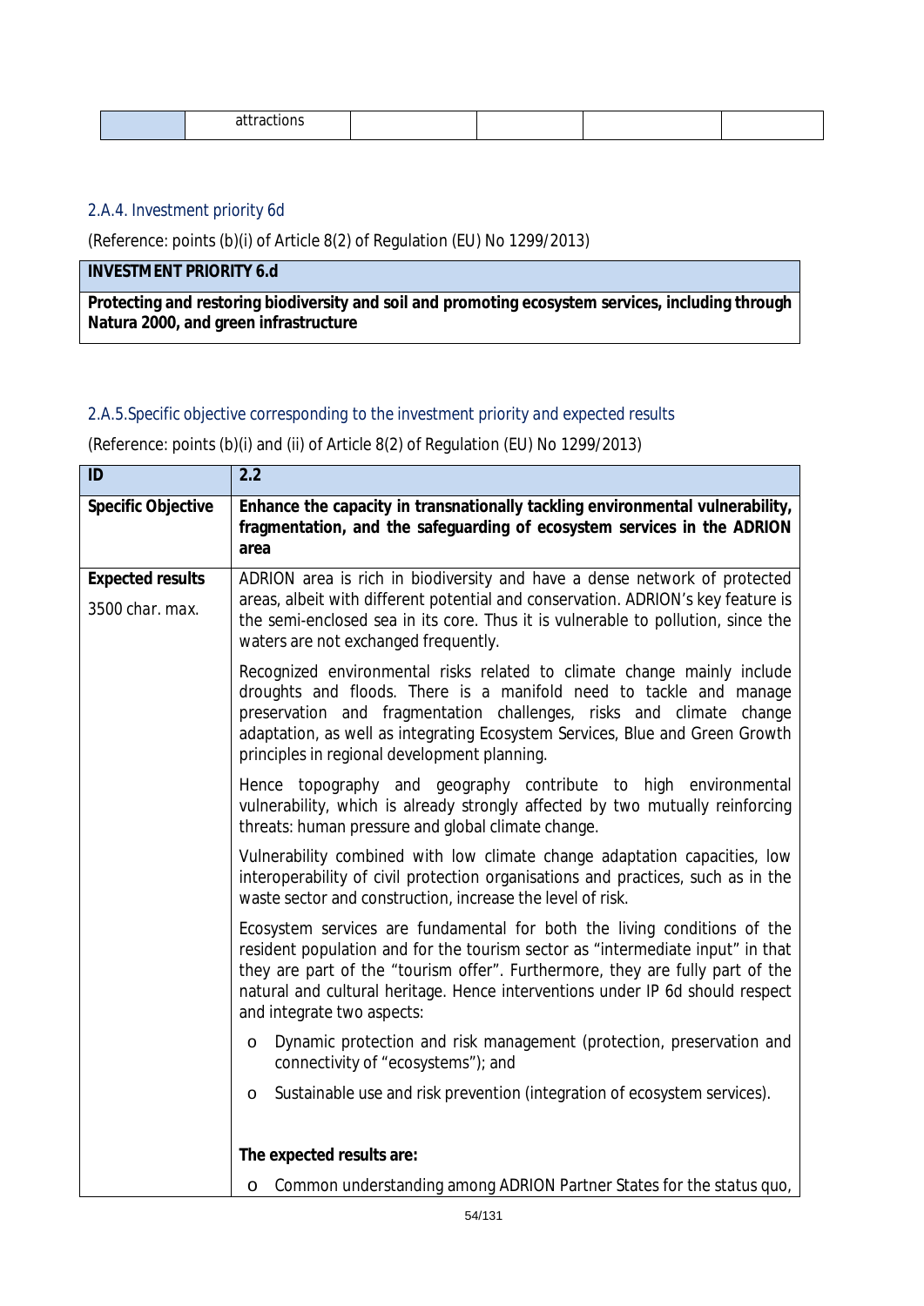|  | attractions |  |  |  |  |
|---|---|---|---|---|---|

### 2.A.4. Investment priority 6d

(Reference: points (b)(i) of Article 8(2) of Regulation (EU) No 1299/2013)

| **INVESTMENT PRIORITY 6.d** |
|---|
| **Protecting and restoring biodiversity and soil and promoting ecosystem services, including through Natura 2000, and green infrastructure** |

### 2.A.5.Specific objective corresponding to the investment priority and expected results

(Reference: points (b)(i) and (ii) of Article 8(2) of Regulation (EU) No 1299/2013)

| **ID** | **2.2** |
|---|---|
| **Specific Objective** | **Enhance the capacity in transnationally tackling environmental vulnerability, fragmentation, and the safeguarding of ecosystem services in the ADRION area** |
| **Expected results** 3500 char. max. | ADRION area is rich in biodiversity and have a dense network of protected areas, albeit with different potential and conservation. ADRION's key feature is the semi-enclosed sea in its core. Thus it is vulnerable to pollution, since the waters are not exchanged frequently.<br><br>Recognized environmental risks related to climate change mainly include droughts and floods. There is a manifold need to tackle and manage preservation and fragmentation challenges, risks and climate change adaptation, as well as integrating Ecosystem Services, Blue and Green Growth principles in regional development planning.<br><br>Hence topography and geography contribute to high environmental vulnerability, which is already strongly affected by two mutually reinforcing threats: human pressure and global climate change.<br><br>Vulnerability combined with low climate change adaptation capacities, low interoperability of civil protection organisations and practices, such as in the waste sector and construction, increase the level of risk.<br><br>Ecosystem services are fundamental for both the living conditions of the resident population and for the tourism sector as "intermediate input" in that they are part of the "tourism offer". Furthermore, they are fully part of the natural and cultural heritage. Hence interventions under IP 6d should respect and integrate two aspects:<br><br>o Dynamic protection and risk management (protection, preservation and connectivity of "ecosystems"); and<br><br>o Sustainable use and risk prevention (integration of ecosystem services).<br><br>**The expected results are:**<br><br>o Common understanding among ADRION Partner States for the status quo, |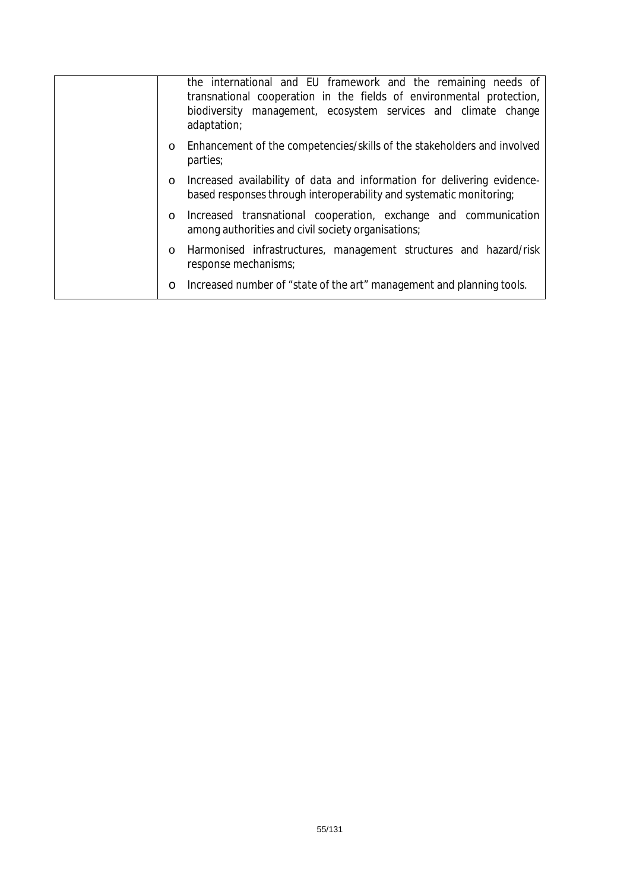| | |
|---|---|
| | the international and EU framework and the remaining needs of transnational cooperation in the fields of environmental protection, biodiversity management, ecosystem services and climate change adaptation;<br>o Enhancement of the competencies/skills of the stakeholders and involved parties;<br>o Increased availability of data and information for delivering evidence-based responses through interoperability and systematic monitoring;<br>o Increased transnational cooperation, exchange and communication among authorities and civil society organisations;<br>o Harmonised infrastructures, management structures and hazard/risk response mechanisms;<br>o Increased number of "state of the art" management and planning tools. |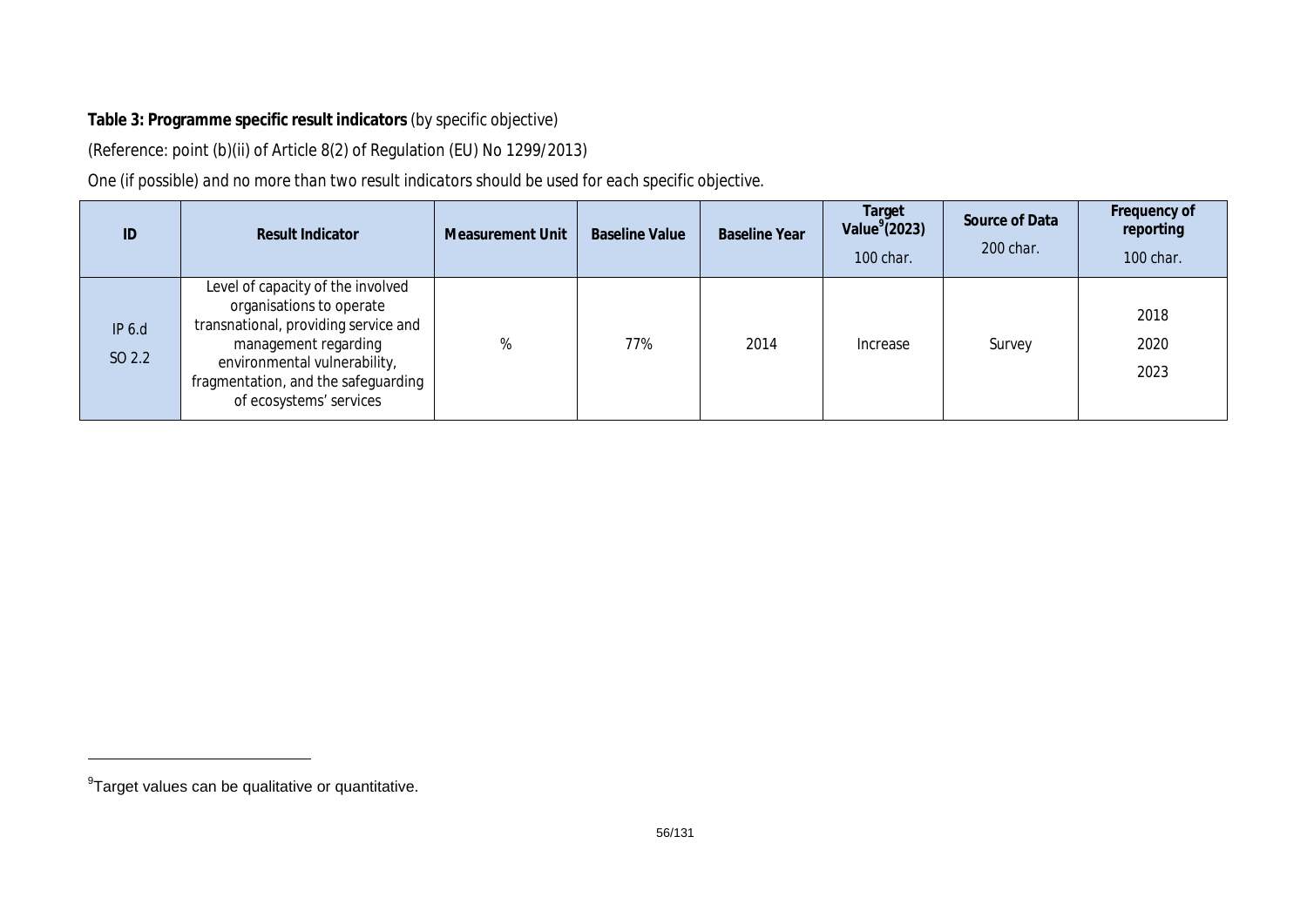**Table 3: Programme specific result indicators** (by specific objective)

(Reference: point (b)(ii) of Article 8(2) of Regulation (EU) No 1299/2013)

One (if possible) and no more than two result indicators should be used for each specific objective.

| ID | Result Indicator | Measurement Unit | Baseline Value | Baseline Year | Target Value[9] (2023) 100 char. | Source of Data 200 char. | Frequency of reporting 100 char. |
|---|---|---|---|---|---|---|---|
| IP 6.d SO 2.2 | Level of capacity of the involved organisations to operate transnational, providing service and management regarding environmental vulnerability, fragmentation, and the safeguarding of ecosystems' services | % | 77% | 2014 | Increase | Survey | 2018 2020 2023 |

[9] Target values can be qualitative or quantitative.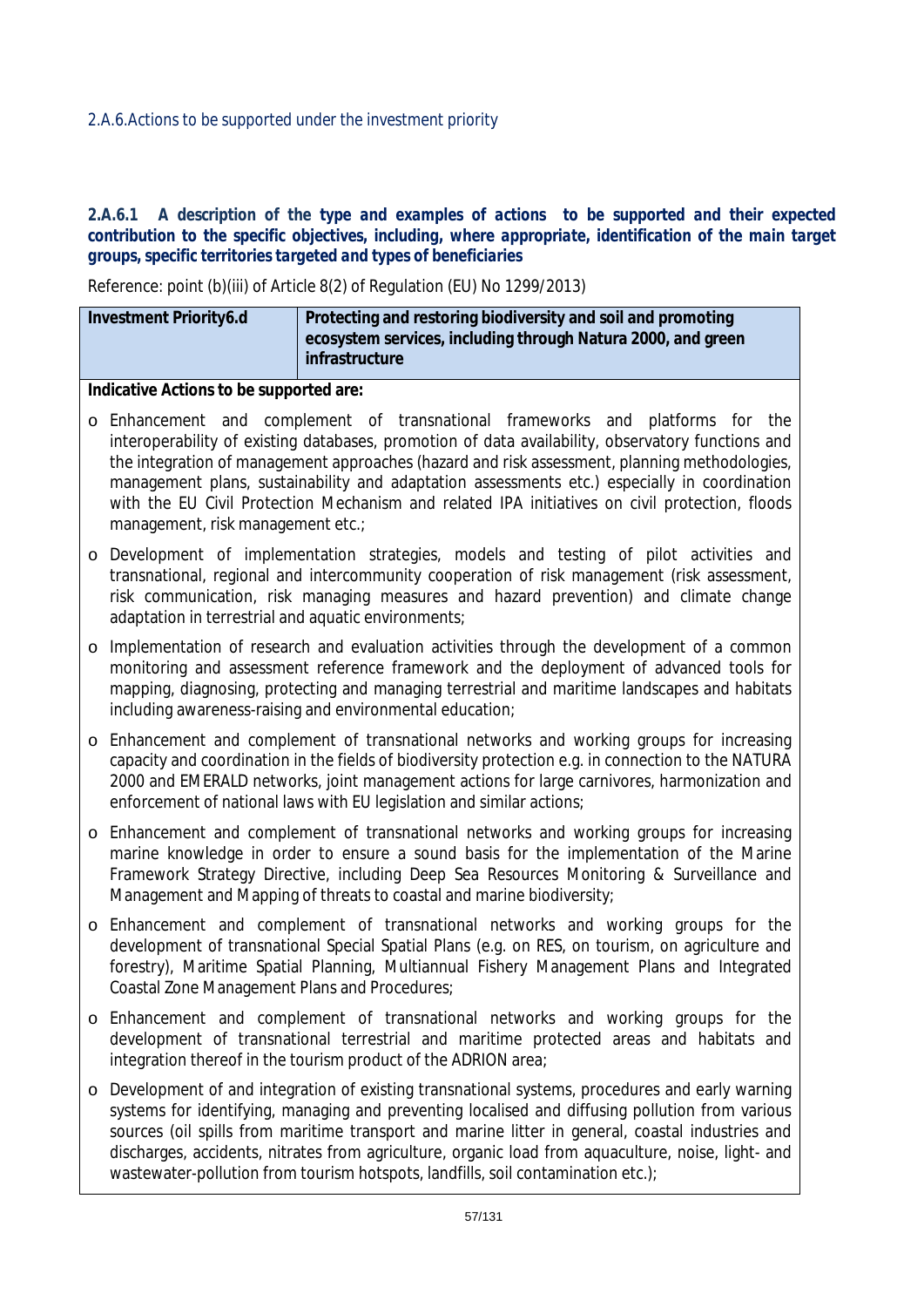### 2.A.6.Actions to be supported under the investment priority

#### 2.A.6.1 A description of the type and examples of actions to be supported and their expected contribution to the specific objectives, including, where appropriate, identification of the main target groups, specific territories targeted and types of beneficiaries

Reference: point (b)(iii) of Article 8(2) of Regulation (EU) No 1299/2013)

| **Investment Priority6.d** | **Protecting and restoring biodiversity and soil and promoting ecosystem services, including through Natura 2000, and green infrastructure** |
|---|---|

**Indicative Actions to be supported are:**

- o Enhancement and complement of transnational frameworks and platforms for the interoperability of existing databases, promotion of data availability, observatory functions and the integration of management approaches (hazard and risk assessment, planning methodologies, management plans, sustainability and adaptation assessments etc.) especially in coordination with the EU Civil Protection Mechanism and related IPA initiatives on civil protection, floods management, risk management etc.;
- o Development of implementation strategies, models and testing of pilot activities and transnational, regional and intercommunity cooperation of risk management (risk assessment, risk communication, risk managing measures and hazard prevention) and climate change adaptation in terrestrial and aquatic environments;
- o Implementation of research and evaluation activities through the development of a common monitoring and assessment reference framework and the deployment of advanced tools for mapping, diagnosing, protecting and managing terrestrial and maritime landscapes and habitats including awareness-raising and environmental education;
- o Enhancement and complement of transnational networks and working groups for increasing capacity and coordination in the fields of biodiversity protection e.g. in connection to the NATURA 2000 and EMERALD networks, joint management actions for large carnivores, harmonization and enforcement of national laws with EU legislation and similar actions;
- o Enhancement and complement of transnational networks and working groups for increasing marine knowledge in order to ensure a sound basis for the implementation of the Marine Framework Strategy Directive, including Deep Sea Resources Monitoring & Surveillance and Management and Mapping of threats to coastal and marine biodiversity;
- o Enhancement and complement of transnational networks and working groups for the development of transnational Special Spatial Plans (e.g. on RES, on tourism, on agriculture and forestry), Maritime Spatial Planning, Multiannual Fishery Management Plans and Integrated Coastal Zone Management Plans and Procedures;
- o Enhancement and complement of transnational networks and working groups for the development of transnational terrestrial and maritime protected areas and habitats and integration thereof in the tourism product of the ADRION area;
- o Development of and integration of existing transnational systems, procedures and early warning systems for identifying, managing and preventing localised and diffusing pollution from various sources (oil spills from maritime transport and marine litter in general, coastal industries and discharges, accidents, nitrates from agriculture, organic load from aquaculture, noise, light- and wastewater-pollution from tourism hotspots, landfills, soil contamination etc.);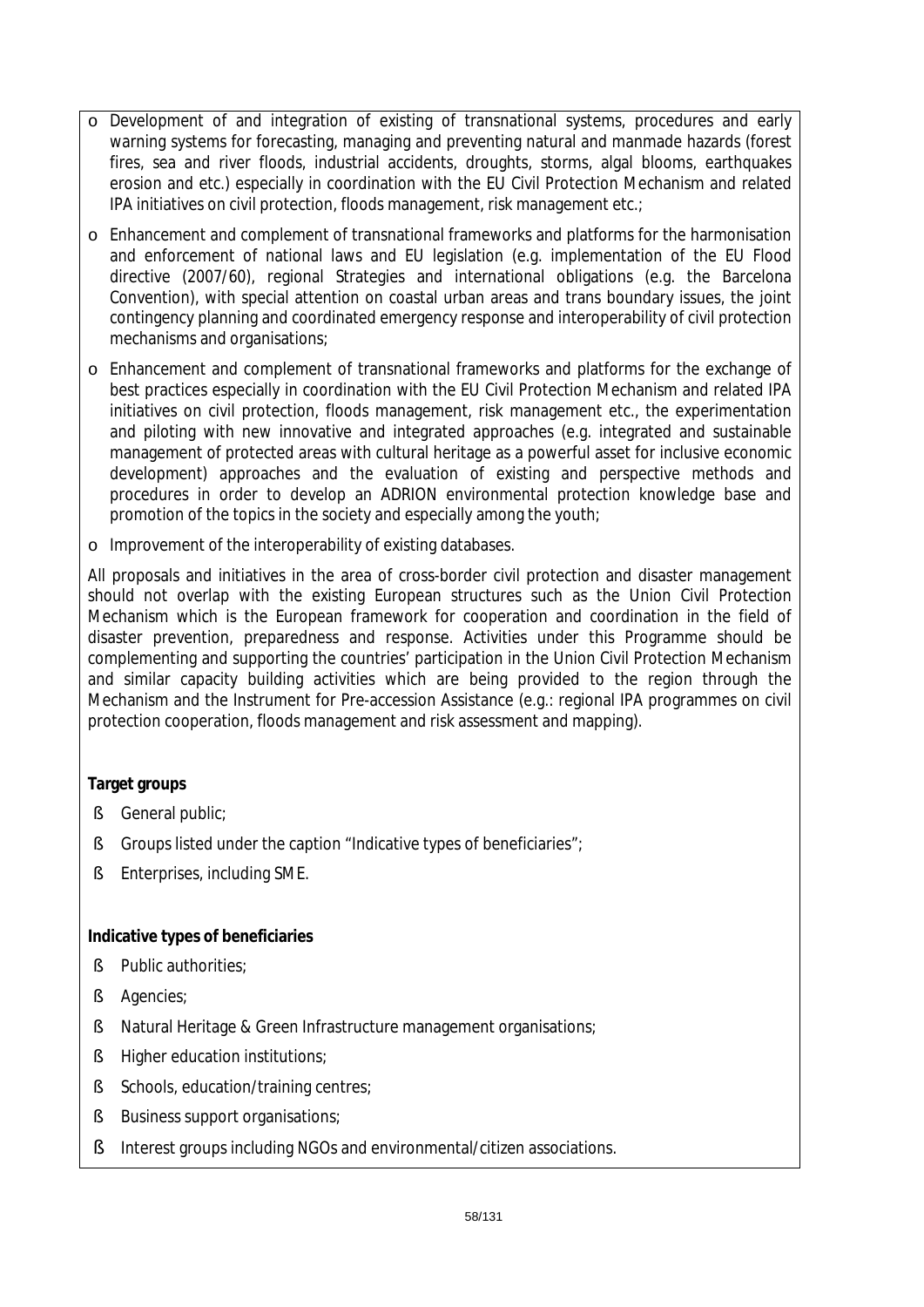- Development of and integration of existing of transnational systems, procedures and early warning systems for forecasting, managing and preventing natural and manmade hazards (forest fires, sea and river floods, industrial accidents, droughts, storms, algal blooms, earthquakes erosion and etc.) especially in coordination with the EU Civil Protection Mechanism and related IPA initiatives on civil protection, floods management, risk management etc.;
- Enhancement and complement of transnational frameworks and platforms for the harmonisation and enforcement of national laws and EU legislation (e.g. implementation of the EU Flood directive (2007/60), regional Strategies and international obligations (e.g. the Barcelona Convention), with special attention on coastal urban areas and trans boundary issues, the joint contingency planning and coordinated emergency response and interoperability of civil protection mechanisms and organisations;
- Enhancement and complement of transnational frameworks and platforms for the exchange of best practices especially in coordination with the EU Civil Protection Mechanism and related IPA initiatives on civil protection, floods management, risk management etc., the experimentation and piloting with new innovative and integrated approaches (e.g. integrated and sustainable management of protected areas with cultural heritage as a powerful asset for inclusive economic development) approaches and the evaluation of existing and perspective methods and procedures in order to develop an ADRION environmental protection knowledge base and promotion of the topics in the society and especially among the youth;
- Improvement of the interoperability of existing databases.

All proposals and initiatives in the area of cross-border civil protection and disaster management should not overlap with the existing European structures such as the Union Civil Protection Mechanism which is the European framework for cooperation and coordination in the field of disaster prevention, preparedness and response. Activities under this Programme should be complementing and supporting the countries' participation in the Union Civil Protection Mechanism and similar capacity building activities which are being provided to the region through the Mechanism and the Instrument for Pre-accession Assistance (e.g.: regional IPA programmes on civil protection cooperation, floods management and risk assessment and mapping).

**Target groups**

- General public;
- Groups listed under the caption "Indicative types of beneficiaries";
- Enterprises, including SME.

**Indicative types of beneficiaries**

- Public authorities;
- Agencies;
- Natural Heritage & Green Infrastructure management organisations;
- Higher education institutions;
- Schools, education/training centres;
- Business support organisations;
- Interest groups including NGOs and environmental/citizen associations.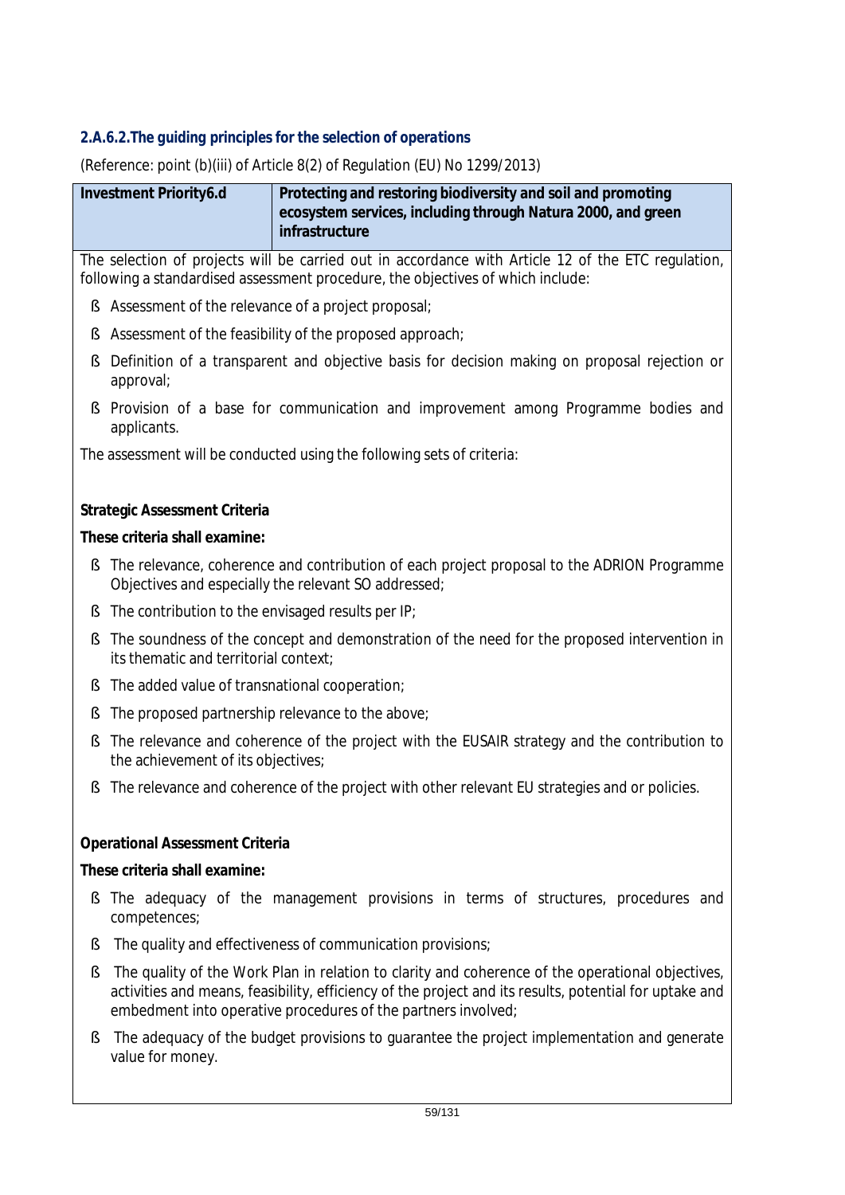#### 2.A.6.2.The guiding principles for the selection of operations

(Reference: point (b)(iii) of Article 8(2) of Regulation (EU) No 1299/2013)

| Investment Priority6.d | Protecting and restoring biodiversity and soil and promoting ecosystem services, including through Natura 2000, and green infrastructure |
|---|---|

The selection of projects will be carried out in accordance with Article 12 of the ETC regulation, following a standardised assessment procedure, the objectives of which include:

- Assessment of the relevance of a project proposal;
- Assessment of the feasibility of the proposed approach;
- Definition of a transparent and objective basis for decision making on proposal rejection or approval;
- Provision of a base for communication and improvement among Programme bodies and applicants.

The assessment will be conducted using the following sets of criteria:

**Strategic Assessment Criteria**

**These criteria shall examine:**

- The relevance, coherence and contribution of each project proposal to the ADRION Programme Objectives and especially the relevant SO addressed;
- The contribution to the envisaged results per IP;
- The soundness of the concept and demonstration of the need for the proposed intervention in its thematic and territorial context;
- The added value of transnational cooperation;
- The proposed partnership relevance to the above;
- The relevance and coherence of the project with the EUSAIR strategy and the contribution to the achievement of its objectives;
- The relevance and coherence of the project with other relevant EU strategies and or policies.

**Operational Assessment Criteria**

**These criteria shall examine:**

- The adequacy of the management provisions in terms of structures, procedures and competences;
- The quality and effectiveness of communication provisions;
- The quality of the Work Plan in relation to clarity and coherence of the operational objectives, activities and means, feasibility, efficiency of the project and its results, potential for uptake and embedment into operative procedures of the partners involved;
- The adequacy of the budget provisions to guarantee the project implementation and generate value for money.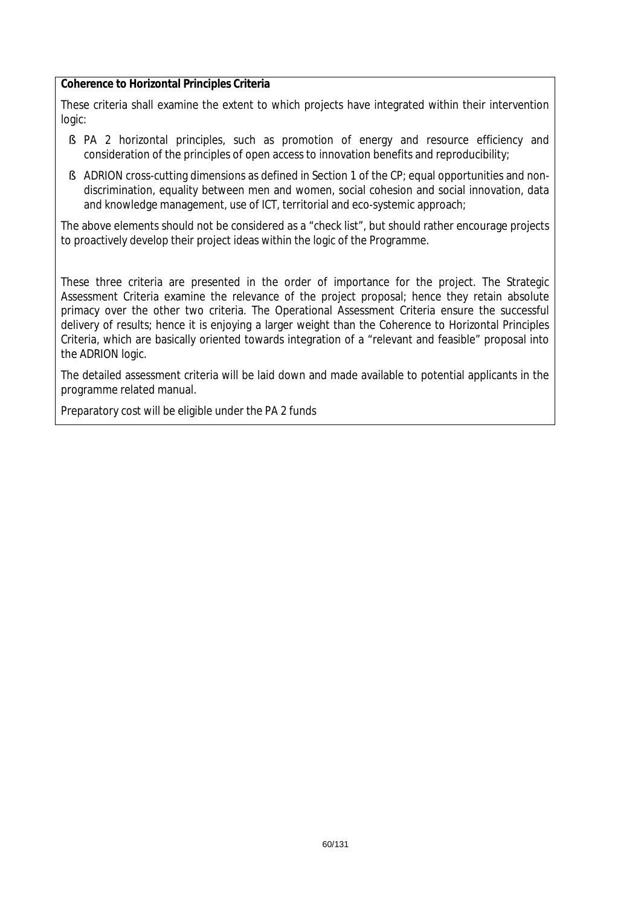**Coherence to Horizontal Principles Criteria**

These criteria shall examine the extent to which projects have integrated within their intervention logic:

- PA 2 horizontal principles, such as promotion of energy and resource efficiency and consideration of the principles of open access to innovation benefits and reproducibility;
- ADRION cross-cutting dimensions as defined in Section 1 of the CP; equal opportunities and non-discrimination, equality between men and women, social cohesion and social innovation, data and knowledge management, use of ICT, territorial and eco-systemic approach;

The above elements should not be considered as a "check list", but should rather encourage projects to proactively develop their project ideas within the logic of the Programme.

These three criteria are presented in the order of importance for the project. The Strategic Assessment Criteria examine the relevance of the project proposal; hence they retain absolute primacy over the other two criteria. The Operational Assessment Criteria ensure the successful delivery of results; hence it is enjoying a larger weight than the Coherence to Horizontal Principles Criteria, which are basically oriented towards integration of a "relevant and feasible" proposal into the ADRION logic.

The detailed assessment criteria will be laid down and made available to potential applicants in the programme related manual.

Preparatory cost will be eligible under the PA 2 funds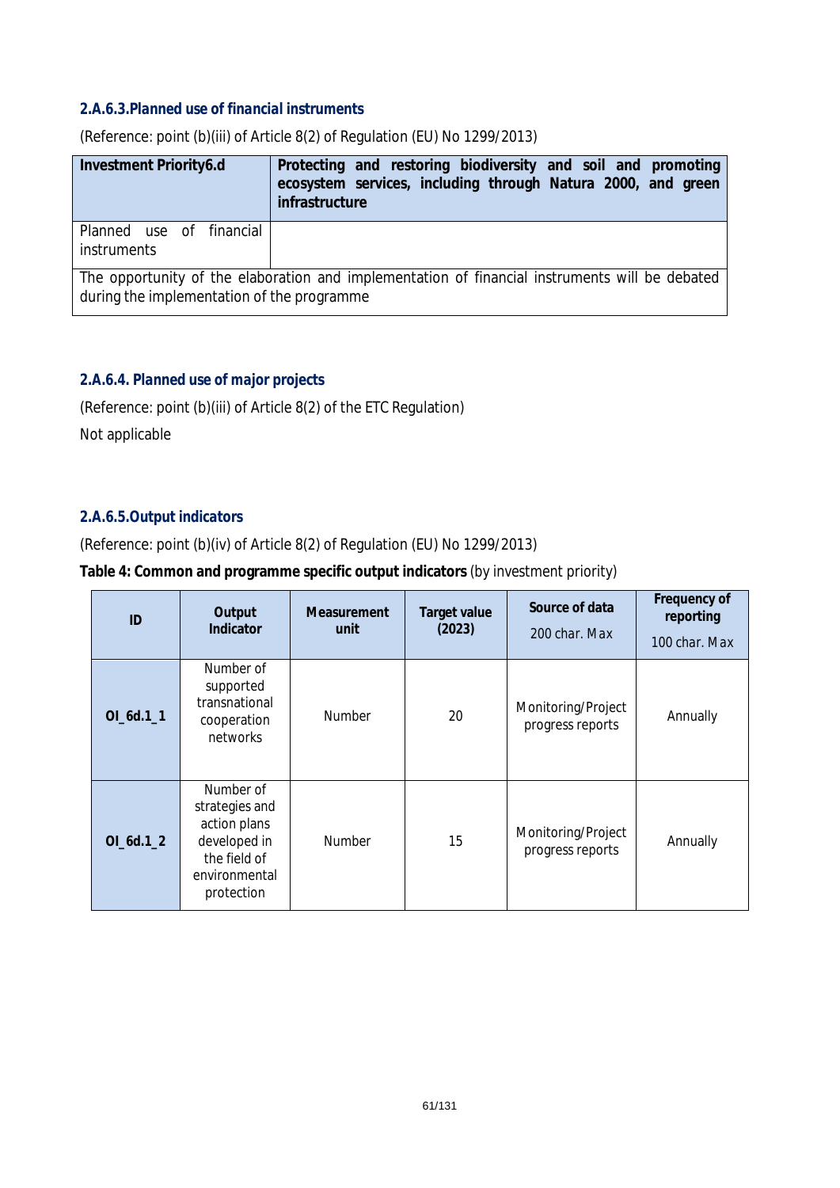#### 2.A.6.3.Planned use of financial instruments

(Reference: point (b)(iii) of Article 8(2) of Regulation (EU) No 1299/2013)

| **Investment Priority6.d** | **Protecting and restoring biodiversity and soil and promoting ecosystem services, including through Natura 2000, and green infrastructure** |
|---|---|
| Planned use of financial instruments | |
| The opportunity of the elaboration and implementation of financial instruments will be debated during the implementation of the programme | |

#### 2.A.6.4. Planned use of major projects

(Reference: point (b)(iii) of Article 8(2) of the ETC Regulation)

Not applicable

#### 2.A.6.5.Output indicators

(Reference: point (b)(iv) of Article 8(2) of Regulation (EU) No 1299/2013)

**Table 4: Common and programme specific output indicators** (by investment priority)

| ID | Output Indicator | Measurement unit | Target value (2023) | Source of data 200 char. Max | Frequency of reporting 100 char. Max |
|---|---|---|---|---|---|
| **OI_6d.1_1** | Number of supported transnational cooperation networks | Number | 20 | Monitoring/Project progress reports | Annually |
| **OI_6d.1_2** | Number of strategies and action plans developed in the field of environmental protection | Number | 15 | Monitoring/Project progress reports | Annually |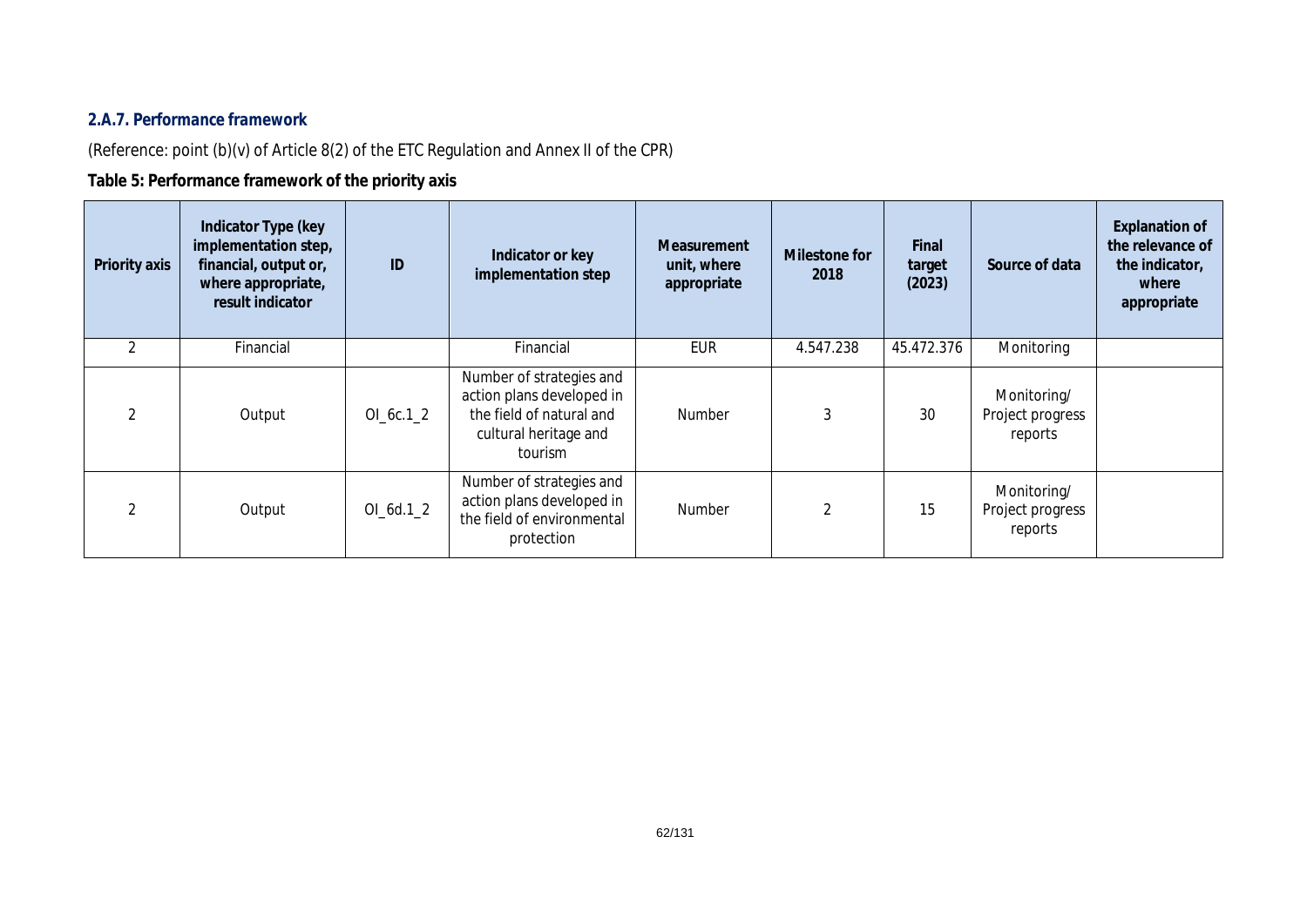#### 2.A.7. Performance framework

(Reference: point (b)(v) of Article 8(2) of the ETC Regulation and Annex II of the CPR)

**Table 5: Performance framework of the priority axis**

| Priority axis | Indicator Type (key implementation step, financial, output or, where appropriate, result indicator | ID | Indicator or key implementation step | Measurement unit, where appropriate | Milestone for 2018 | Final target (2023) | Source of data | Explanation of the relevance of the indicator, where appropriate |
|---|---|---|---|---|---|---|---|---|
| 2 | Financial | | Financial | EUR | 4.547.238 | 45.472.376 | Monitoring | |
| 2 | Output | OI_6c.1_2 | Number of strategies and action plans developed in the field of natural and cultural heritage and tourism | Number | 3 | 30 | Monitoring/ Project progress reports | |
| 2 | Output | OI_6d.1_2 | Number of strategies and action plans developed in the field of environmental protection | Number | 2 | 15 | Monitoring/ Project progress reports | |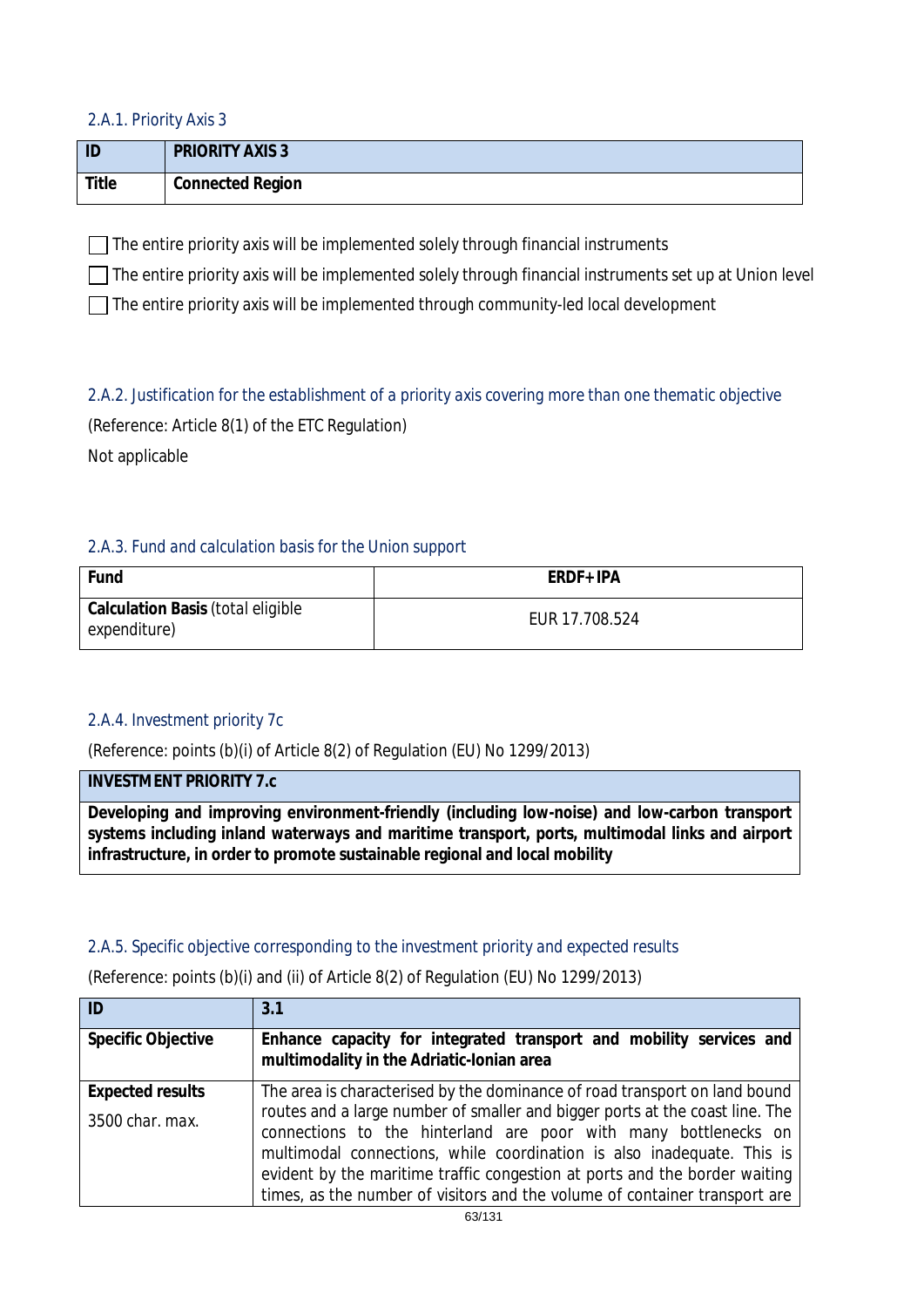### 2.A.1. Priority Axis 3

| ID | PRIORITY AXIS 3 |
|---|---|
| Title | **Connected Region** |

☐ The entire priority axis will be implemented solely through financial instruments

☐ The entire priority axis will be implemented solely through financial instruments set up at Union level

☐ The entire priority axis will be implemented through community-led local development

### 2.A.2. Justification for the establishment of a priority axis covering more than one thematic objective

(Reference: Article 8(1) of the ETC Regulation)

Not applicable

### 2.A.3. Fund and calculation basis for the Union support

| Fund | ERDF+IPA |
|---|---|
| **Calculation Basis** (total eligible expenditure) | EUR 17.708.524 |

### 2.A.4. Investment priority 7c

(Reference: points (b)(i) of Article 8(2) of Regulation (EU) No 1299/2013)

| INVESTMENT PRIORITY 7.c |
|---|
| **Developing and improving environment-friendly (including low-noise) and low-carbon transport systems including inland waterways and maritime transport, ports, multimodal links and airport infrastructure, in order to promote sustainable regional and local mobility** |

### 2.A.5. Specific objective corresponding to the investment priority and expected results

(Reference: points (b)(i) and (ii) of Article 8(2) of Regulation (EU) No 1299/2013)

| ID | 3.1 |
|---|---|
| **Specific Objective** | **Enhance capacity for integrated transport and mobility services and multimodality in the Adriatic-Ionian area** |
| **Expected results** 3500 char. max. | The area is characterised by the dominance of road transport on land bound routes and a large number of smaller and bigger ports at the coast line. The connections to the hinterland are poor with many bottlenecks on multimodal connections, while coordination is also inadequate. This is evident by the maritime traffic congestion at ports and the border waiting times, as the number of visitors and the volume of container transport are |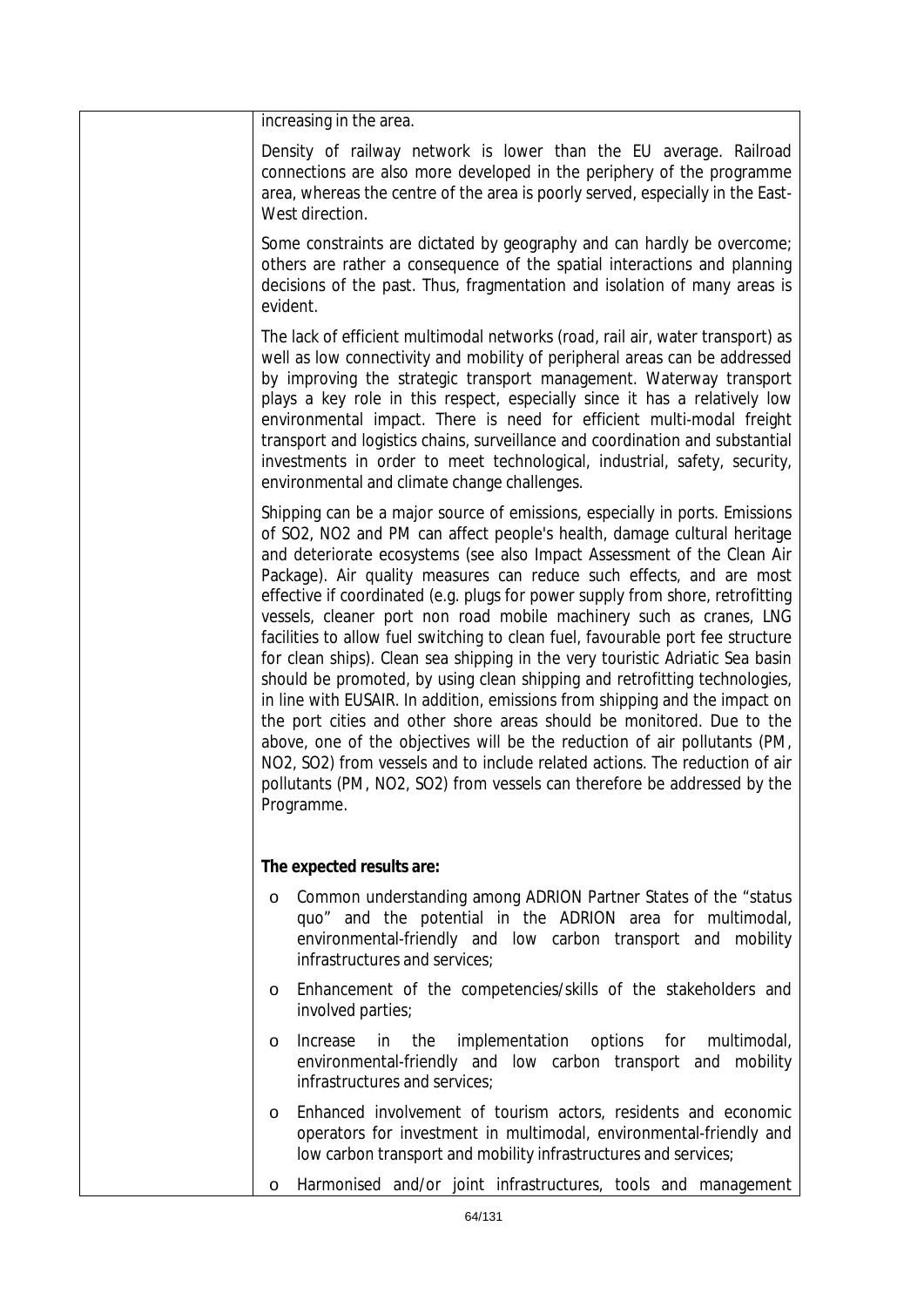| | increasing in the area.<br><br>Density of railway network is lower than the EU average. Railroad connections are also more developed in the periphery of the programme area, whereas the centre of the area is poorly served, especially in the East-West direction.<br><br>Some constraints are dictated by geography and can hardly be overcome; others are rather a consequence of the spatial interactions and planning decisions of the past. Thus, fragmentation and isolation of many areas is evident.<br><br>The lack of efficient multimodal networks (road, rail air, water transport) as well as low connectivity and mobility of peripheral areas can be addressed by improving the strategic transport management. Waterway transport plays a key role in this respect, especially since it has a relatively low environmental impact. There is need for efficient multi-modal freight transport and logistics chains, surveillance and coordination and substantial investments in order to meet technological, industrial, safety, security, environmental and climate change challenges.<br><br>Shipping can be a major source of emissions, especially in ports. Emissions of $SO_2$, $NO_2$ and PM can affect people's health, damage cultural heritage and deteriorate ecosystems (see also Impact Assessment of the Clean Air Package). Air quality measures can reduce such effects, and are most effective if coordinated (e.g. plugs for power supply from shore, retrofitting vessels, cleaner port non road mobile machinery such as cranes, LNG facilities to allow fuel switching to clean fuel, favourable port fee structure for clean ships). Clean sea shipping in the very touristic Adriatic Sea basin should be promoted, by using clean shipping and retrofitting technologies, in line with EUSAIR. In addition, emissions from shipping and the impact on the port cities and other shore areas should be monitored. Due to the above, one of the objectives will be the reduction of air pollutants (PM, $NO_2$, $SO_2$) from vessels and to include related actions. The reduction of air pollutants (PM, $NO_2$, $SO_2$) from vessels can therefore be addressed by the Programme.<br><br>**The expected results are:**<br><br>o Common understanding among ADRION Partner States of the "status quo" and the potential in the ADRION area for multimodal, environmental-friendly and low carbon transport and mobility infrastructures and services;<br><br>o Enhancement of the competencies/skills of the stakeholders and involved parties;<br><br>o Increase in the implementation options for multimodal, environmental-friendly and low carbon transport and mobility infrastructures and services;<br><br>o Enhanced involvement of tourism actors, residents and economic operators for investment in multimodal, environmental-friendly and low carbon transport and mobility infrastructures and services;<br><br>o Harmonised and/or joint infrastructures, tools and management |
|---|---|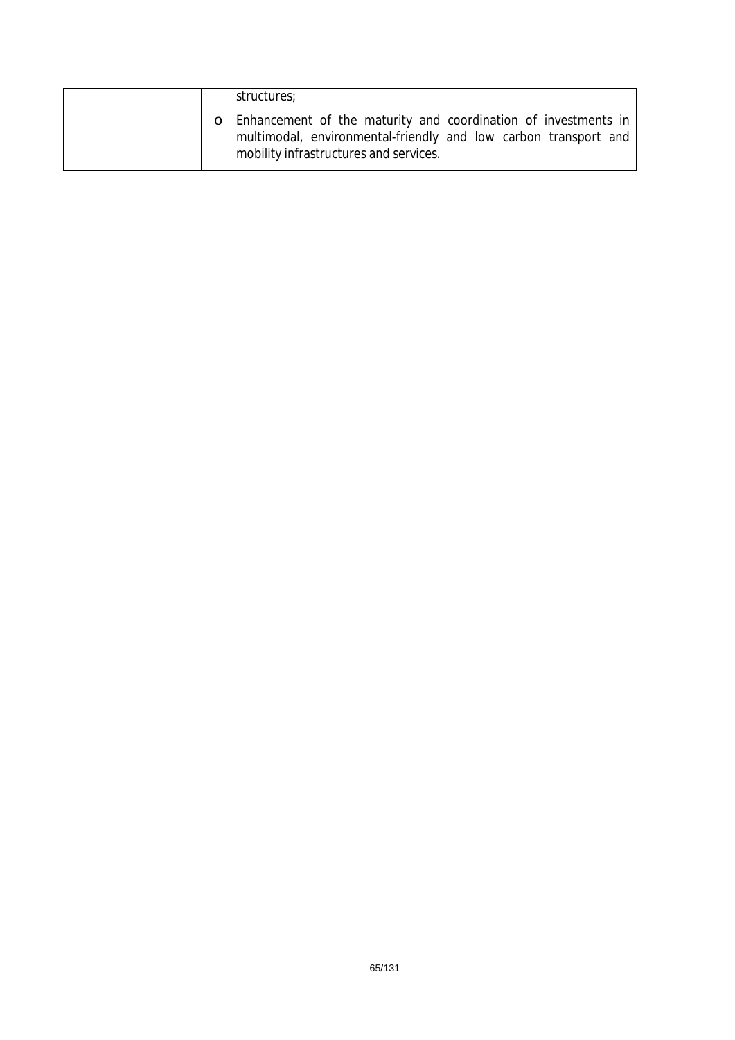| | structures;<br><br>o Enhancement of the maturity and coordination of investments in multimodal, environmental-friendly and low carbon transport and mobility infrastructures and services. |
|---|---|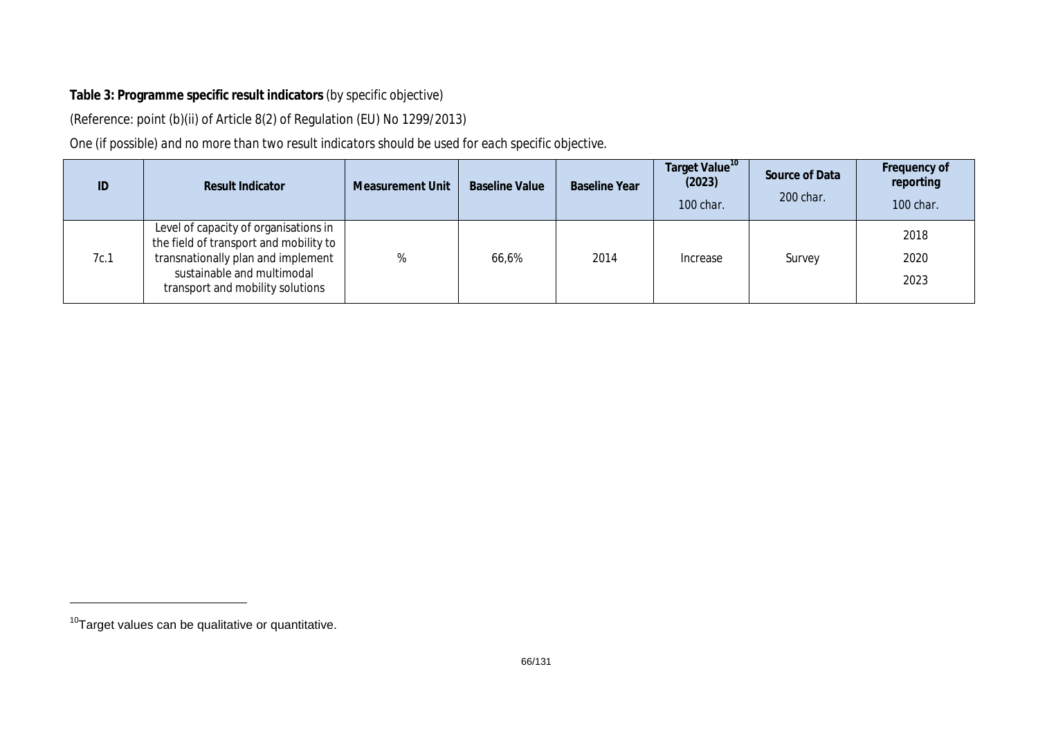**Table 3: Programme specific result indicators** (by specific objective)

(Reference: point (b)(ii) of Article 8(2) of Regulation (EU) No 1299/2013)

One (if possible) and no more than two result indicators should be used for each specific objective.

| ID | Result Indicator | Measurement Unit | Baseline Value | Baseline Year | Target Value[10] (2023) 100 char. | Source of Data 200 char. | Frequency of reporting 100 char. |
|---|---|---|---|---|---|---|---|
| 7c.1 | Level of capacity of organisations in the field of transport and mobility to transnationally plan and implement sustainable and multimodal transport and mobility solutions | % | 66,6% | 2014 | Increase | Survey | 2018 2020 2023 |

[10] Target values can be qualitative or quantitative.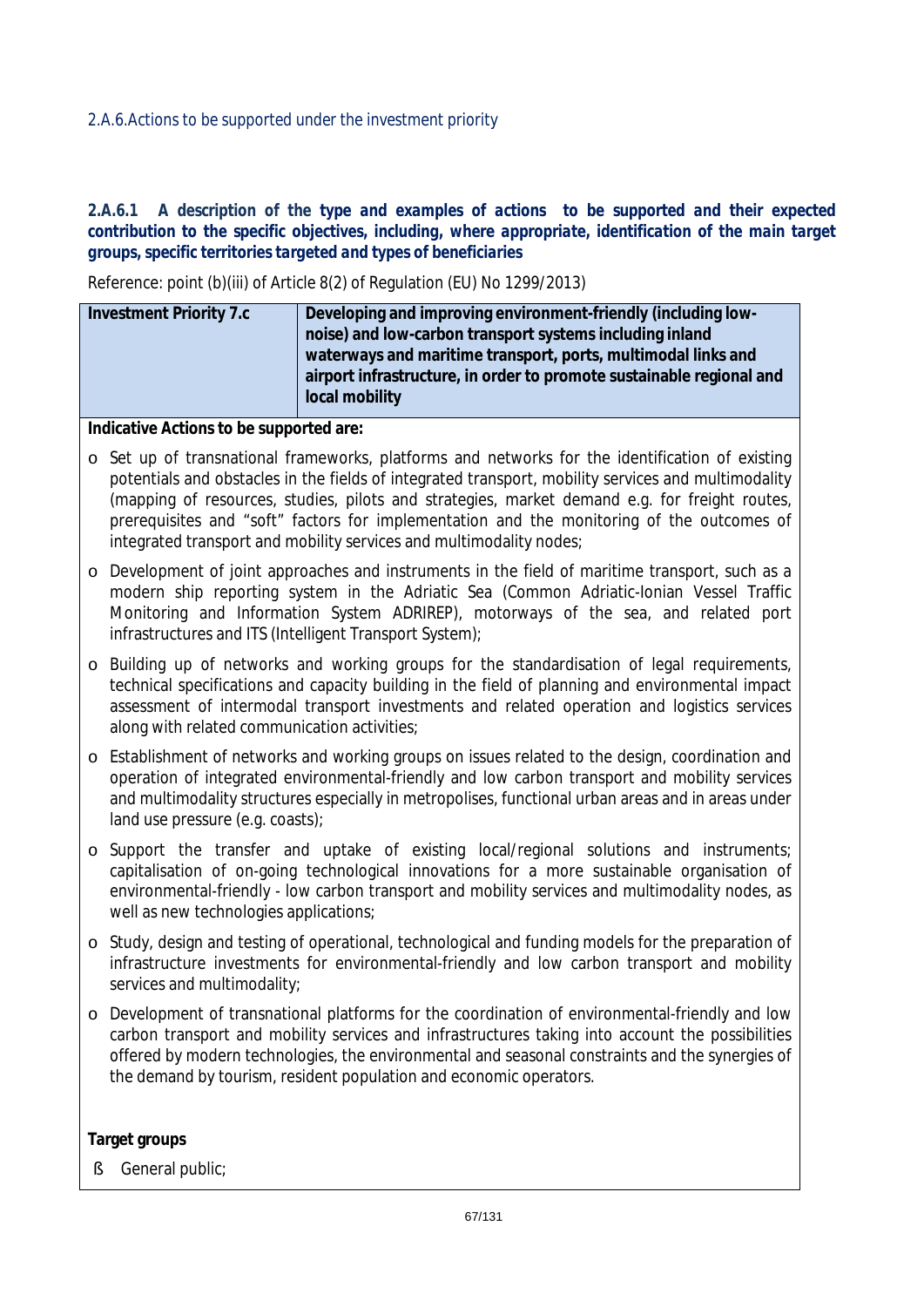2.A.6.Actions to be supported under the investment priority

**2.A.6.1 A description of the type and examples of actions to be supported and their expected contribution to the specific objectives, including, where appropriate, identification of the main target groups, specific territories targeted and types of beneficiaries**

Reference: point (b)(iii) of Article 8(2) of Regulation (EU) No 1299/2013)

| **Investment Priority 7.c** | **Developing and improving environment-friendly (including low-noise) and low-carbon transport systems including inland waterways and maritime transport, ports, multimodal links and airport infrastructure, in order to promote sustainable regional and local mobility** |
|---|---|

**Indicative Actions to be supported are:**

- Set up of transnational frameworks, platforms and networks for the identification of existing potentials and obstacles in the fields of integrated transport, mobility services and multimodality (mapping of resources, studies, pilots and strategies, market demand e.g. for freight routes, prerequisites and "soft" factors for implementation and the monitoring of the outcomes of integrated transport and mobility services and multimodality nodes;
- Development of joint approaches and instruments in the field of maritime transport, such as a modern ship reporting system in the Adriatic Sea (Common Adriatic-Ionian Vessel Traffic Monitoring and Information System ADRIREP), motorways of the sea, and related port infrastructures and ITS (Intelligent Transport System);
- Building up of networks and working groups for the standardisation of legal requirements, technical specifications and capacity building in the field of planning and environmental impact assessment of intermodal transport investments and related operation and logistics services along with related communication activities;
- Establishment of networks and working groups on issues related to the design, coordination and operation of integrated environmental-friendly and low carbon transport and mobility services and multimodality structures especially in metropolises, functional urban areas and in areas under land use pressure (e.g. coasts);
- Support the transfer and uptake of existing local/regional solutions and instruments; capitalisation of on-going technological innovations for a more sustainable organisation of environmental-friendly - low carbon transport and mobility services and multimodality nodes, as well as new technologies applications;
- Study, design and testing of operational, technological and funding models for the preparation of infrastructure investments for environmental-friendly and low carbon transport and mobility services and multimodality;
- Development of transnational platforms for the coordination of environmental-friendly and low carbon transport and mobility services and infrastructures taking into account the possibilities offered by modern technologies, the environmental and seasonal constraints and the synergies of the demand by tourism, resident population and economic operators.

**Target groups**

- General public;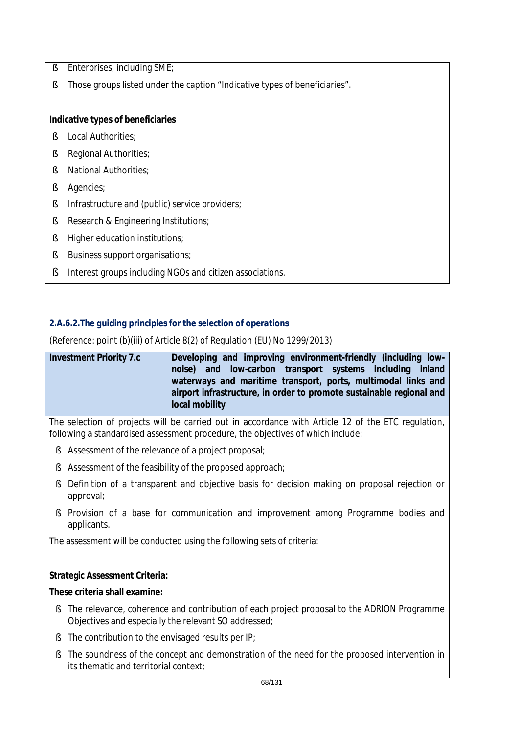- Enterprises, including SME;
- Those groups listed under the caption "Indicative types of beneficiaries".

**Indicative types of beneficiaries**

- Local Authorities;
- Regional Authorities;
- National Authorities;
- Agencies;
- Infrastructure and (public) service providers;
- Research & Engineering Institutions;
- Higher education institutions;
- Business support organisations;
- Interest groups including NGOs and citizen associations.

### 2.A.6.2. The guiding principles for the selection of operations

(Reference: point (b)(iii) of Article 8(2) of Regulation (EU) No 1299/2013)

| **Investment Priority 7.c** | **Developing and improving environment-friendly (including low-noise) and low-carbon transport systems including inland waterways and maritime transport, ports, multimodal links and airport infrastructure, in order to promote sustainable regional and local mobility** |
|---|---|

The selection of projects will be carried out in accordance with Article 12 of the ETC regulation, following a standardised assessment procedure, the objectives of which include:

- Assessment of the relevance of a project proposal;
- Assessment of the feasibility of the proposed approach;
- Definition of a transparent and objective basis for decision making on proposal rejection or approval;
- Provision of a base for communication and improvement among Programme bodies and applicants.

The assessment will be conducted using the following sets of criteria:

**Strategic Assessment Criteria:**

**These criteria shall examine:**

- The relevance, coherence and contribution of each project proposal to the ADRION Programme Objectives and especially the relevant SO addressed;
- The contribution to the envisaged results per IP;
- The soundness of the concept and demonstration of the need for the proposed intervention in its thematic and territorial context;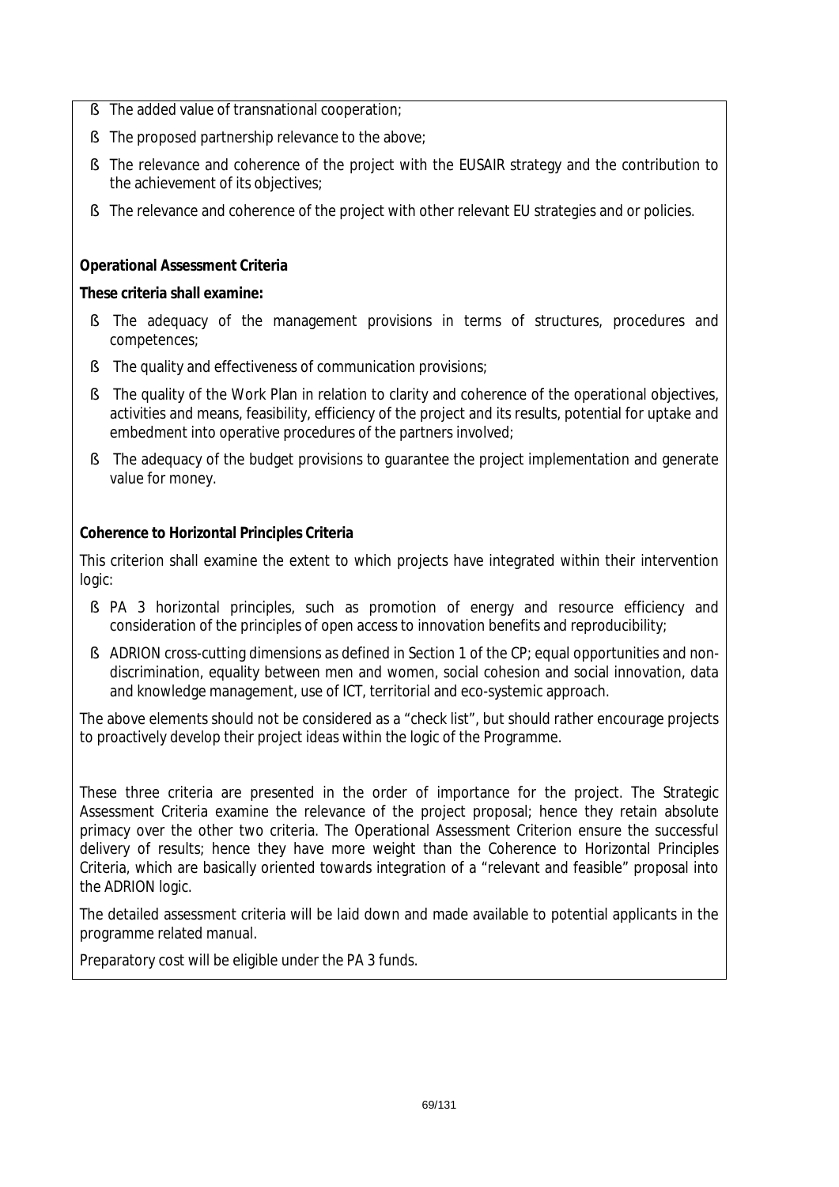- The added value of transnational cooperation;
- The proposed partnership relevance to the above;
- The relevance and coherence of the project with the EUSAIR strategy and the contribution to the achievement of its objectives;
- The relevance and coherence of the project with other relevant EU strategies and or policies.

**Operational Assessment Criteria**

**These criteria shall examine:**

- The adequacy of the management provisions in terms of structures, procedures and competences;
- The quality and effectiveness of communication provisions;
- The quality of the Work Plan in relation to clarity and coherence of the operational objectives, activities and means, feasibility, efficiency of the project and its results, potential for uptake and embedment into operative procedures of the partners involved;
- The adequacy of the budget provisions to guarantee the project implementation and generate value for money.

**Coherence to Horizontal Principles Criteria**

This criterion shall examine the extent to which projects have integrated within their intervention logic:

- PA 3 horizontal principles, such as promotion of energy and resource efficiency and consideration of the principles of open access to innovation benefits and reproducibility;
- ADRION cross-cutting dimensions as defined in Section 1 of the CP; equal opportunities and non-discrimination, equality between men and women, social cohesion and social innovation, data and knowledge management, use of ICT, territorial and eco-systemic approach.

The above elements should not be considered as a "check list", but should rather encourage projects to proactively develop their project ideas within the logic of the Programme.

These three criteria are presented in the order of importance for the project. The Strategic Assessment Criteria examine the relevance of the project proposal; hence they retain absolute primacy over the other two criteria. The Operational Assessment Criterion ensure the successful delivery of results; hence they have more weight than the Coherence to Horizontal Principles Criteria, which are basically oriented towards integration of a "relevant and feasible" proposal into the ADRION logic.

The detailed assessment criteria will be laid down and made available to potential applicants in the programme related manual.

Preparatory cost will be eligible under the PA 3 funds.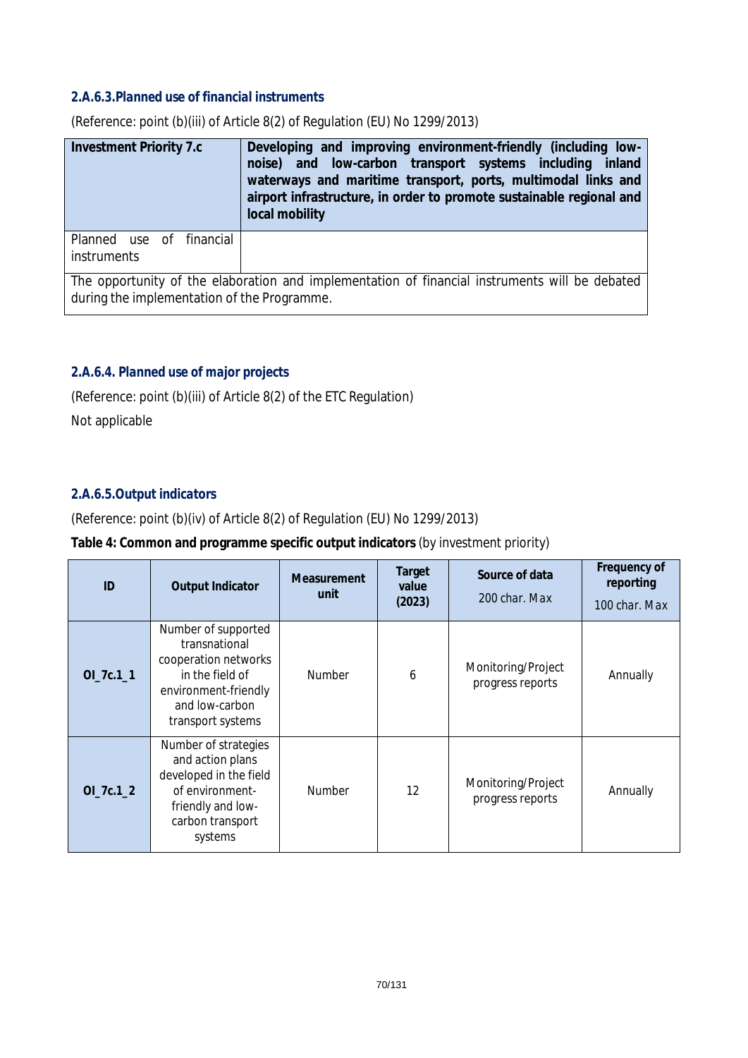#### 2.A.6.3.Planned use of financial instruments

(Reference: point (b)(iii) of Article 8(2) of Regulation (EU) No 1299/2013)

| **Investment Priority 7.c** | **Developing and improving environment-friendly (including low-noise) and low-carbon transport systems including inland waterways and maritime transport, ports, multimodal links and airport infrastructure, in order to promote sustainable regional and local mobility** |
|---|---|
| Planned use of financial instruments | |
| The opportunity of the elaboration and implementation of financial instruments will be debated during the implementation of the Programme. | |

#### 2.A.6.4. Planned use of major projects

(Reference: point (b)(iii) of Article 8(2) of the ETC Regulation)

Not applicable

#### 2.A.6.5.Output indicators

(Reference: point (b)(iv) of Article 8(2) of Regulation (EU) No 1299/2013)

**Table 4: Common and programme specific output indicators** (by investment priority)

| ID | Output Indicator | Measurement unit | Target value (2023) | Source of data 200 char. Max | Frequency of reporting 100 char. Max |
|---|---|---|---|---|---|
| OI_7c.1_1 | Number of supported transnational cooperation networks in the field of environment-friendly and low-carbon transport systems | Number | 6 | Monitoring/Project progress reports | Annually |
| OI_7c.1_2 | Number of strategies and action plans developed in the field of environment-friendly and low-carbon transport systems | Number | 12 | Monitoring/Project progress reports | Annually |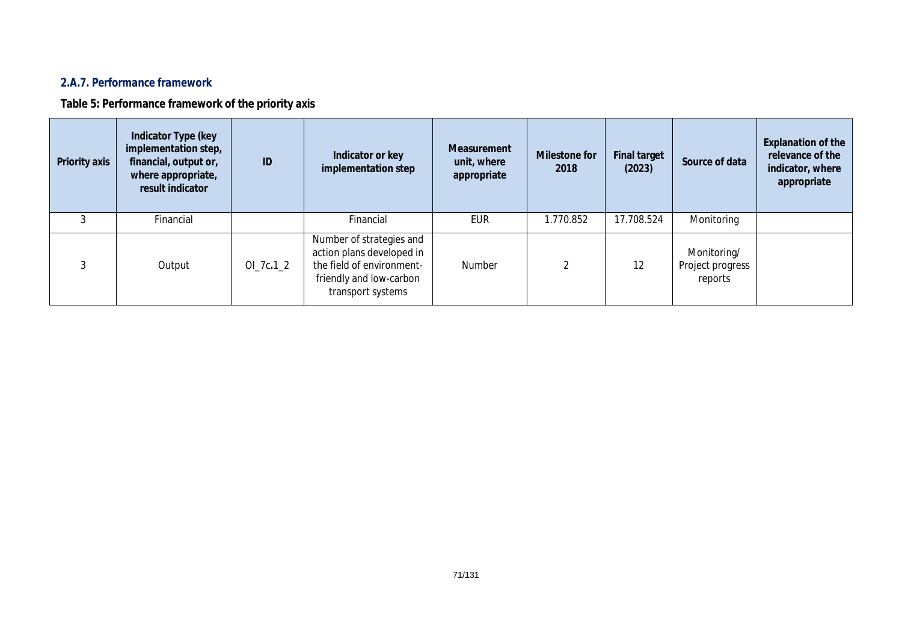### 2.A.7. Performance framework

**Table 5: Performance framework of the priority axis**

| Priority axis | Indicator Type (key implementation step, financial, output or, where appropriate, result indicator | ID | Indicator or key implementation step | Measurement unit, where appropriate | Milestone for 2018 | Final target (2023) | Source of data | Explanation of the relevance of the indicator, where appropriate |
|---|---|---|---|---|---|---|---|---|
| 3 | Financial | | Financial | EUR | 1.770.852 | 17.708.524 | Monitoring | |
| 3 | Output | OI_7c.1_2 | Number of strategies and action plans developed in the field of environment-friendly and low-carbon transport systems | Number | 2 | 12 | Monitoring/ Project progress reports | |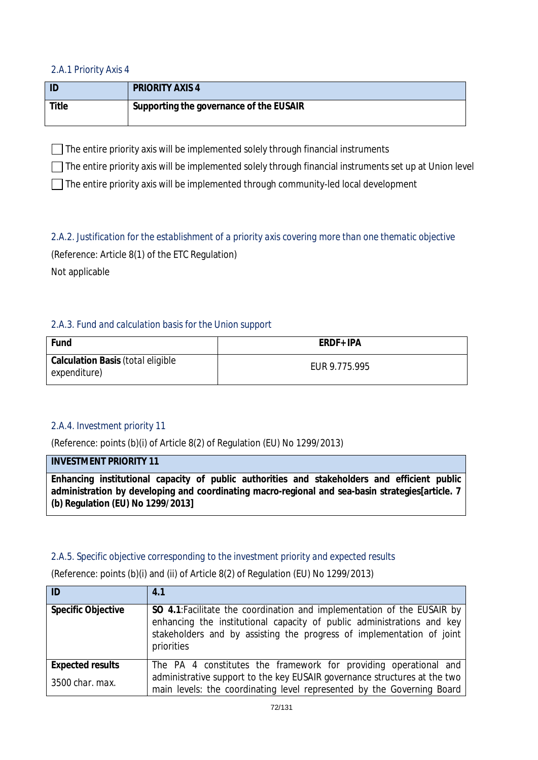### 2.A.1 Priority Axis 4

| ID | PRIORITY AXIS 4 |
| --- | --- |
| **Title** | **Supporting the governance of the EUSAIR** |

☐ The entire priority axis will be implemented solely through financial instruments

☐ The entire priority axis will be implemented solely through financial instruments set up at Union level

☐ The entire priority axis will be implemented through community-led local development

### 2.A.2. Justification for the establishment of a priority axis covering more than one thematic objective

(Reference: Article 8(1) of the ETC Regulation)

Not applicable

### 2.A.3. Fund and calculation basis for the Union support

| Fund | ERDF+IPA |
| --- | --- |
| **Calculation Basis** (total eligible expenditure) | EUR 9.775.995 |

### 2.A.4. Investment priority 11

(Reference: points (b)(i) of Article 8(2) of Regulation (EU) No 1299/2013)

| INVESTMENT PRIORITY 11 |
| --- |
| **Enhancing institutional capacity of public authorities and stakeholders and efficient public administration by developing and coordinating macro-regional and sea-basin strategies[article. 7 (b) Regulation (EU) No 1299/2013]** |

### 2.A.5. Specific objective corresponding to the investment priority and expected results

(Reference: points (b)(i) and (ii) of Article 8(2) of Regulation (EU) No 1299/2013)

| ID | 4.1 |
| --- | --- |
| **Specific Objective** | **SO 4.1**:Facilitate the coordination and implementation of the EUSAIR by enhancing the institutional capacity of public administrations and key stakeholders and by assisting the progress of implementation of joint priorities |
| **Expected results**<br><br>3500 char. max. | The PA 4 constitutes the framework for providing operational and administrative support to the key EUSAIR governance structures at the two main levels: the coordinating level represented by the Governing Board |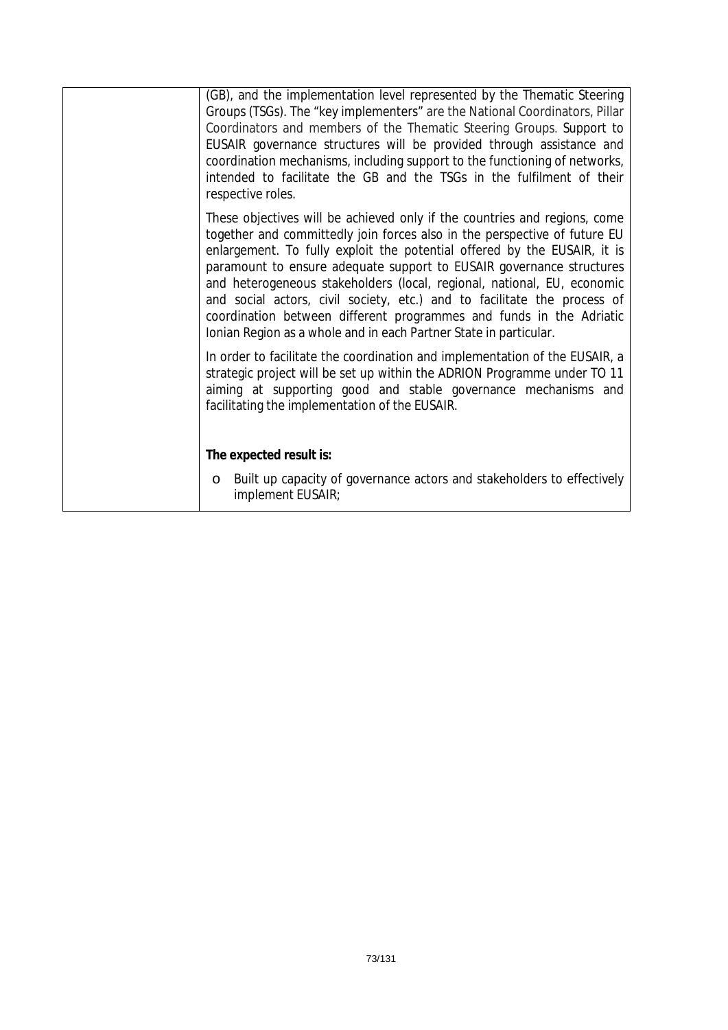| | (GB), and the implementation level represented by the Thematic Steering Groups (TSGs). The "key implementers" are the National Coordinators, Pillar Coordinators and members of the Thematic Steering Groups. Support to EUSAIR governance structures will be provided through assistance and coordination mechanisms, including support to the functioning of networks, intended to facilitate the GB and the TSGs in the fulfilment of their respective roles.<br><br>These objectives will be achieved only if the countries and regions, come together and committedly join forces also in the perspective of future EU enlargement. To fully exploit the potential offered by the EUSAIR, it is paramount to ensure adequate support to EUSAIR governance structures and heterogeneous stakeholders (local, regional, national, EU, economic and social actors, civil society, etc.) and to facilitate the process of coordination between different programmes and funds in the Adriatic Ionian Region as a whole and in each Partner State in particular.<br><br>In order to facilitate the coordination and implementation of the EUSAIR, a strategic project will be set up within the ADRION Programme under TO 11 aiming at supporting good and stable governance mechanisms and facilitating the implementation of the EUSAIR.<br><br>**The expected result is:**<br><br>o Built up capacity of governance actors and stakeholders to effectively implement EUSAIR; |
|---|---|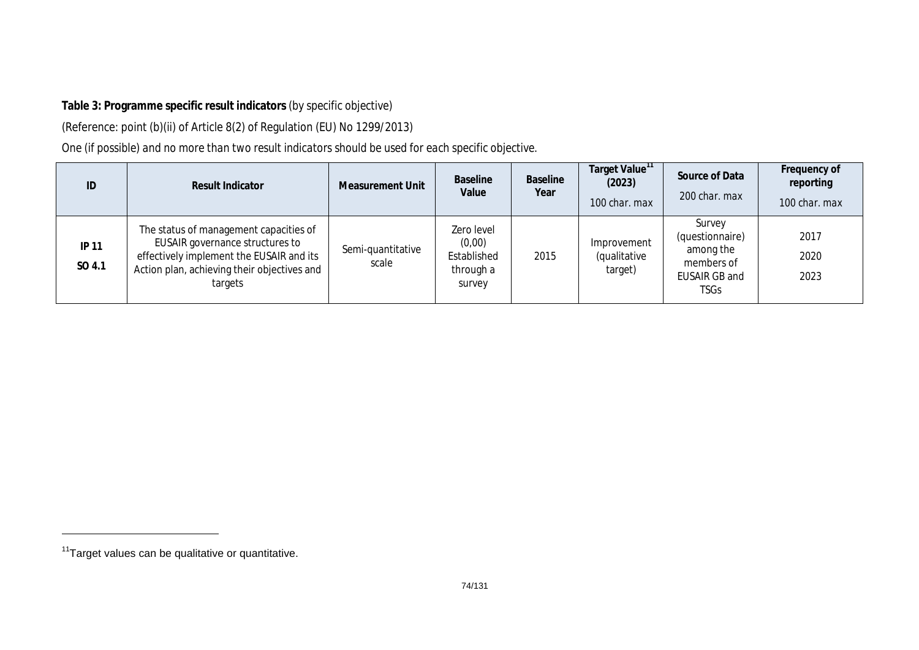**Table 3: Programme specific result indicators** (by specific objective)

(Reference: point (b)(ii) of Article 8(2) of Regulation (EU) No 1299/2013)

One (if possible) and no more than two result indicators should be used for each specific objective.

| ID | Result Indicator | Measurement Unit | Baseline Value | Baseline Year | Target Value[11] (2023) 100 char. max | Source of Data 200 char. max | Frequency of reporting 100 char. max |
|---|---|---|---|---|---|---|---|
| **IP 11** **SO 4.1** | The status of management capacities of EUSAIR governance structures to effectively implement the EUSAIR and its Action plan, achieving their objectives and targets | Semi-quantitative scale | Zero level (0,00) Established through a survey | 2015 | Improvement (qualitative target) | Survey (questionnaire) among the members of EUSAIR GB and TSGs | 2017 2020 2023 |

[11]Target values can be qualitative or quantitative.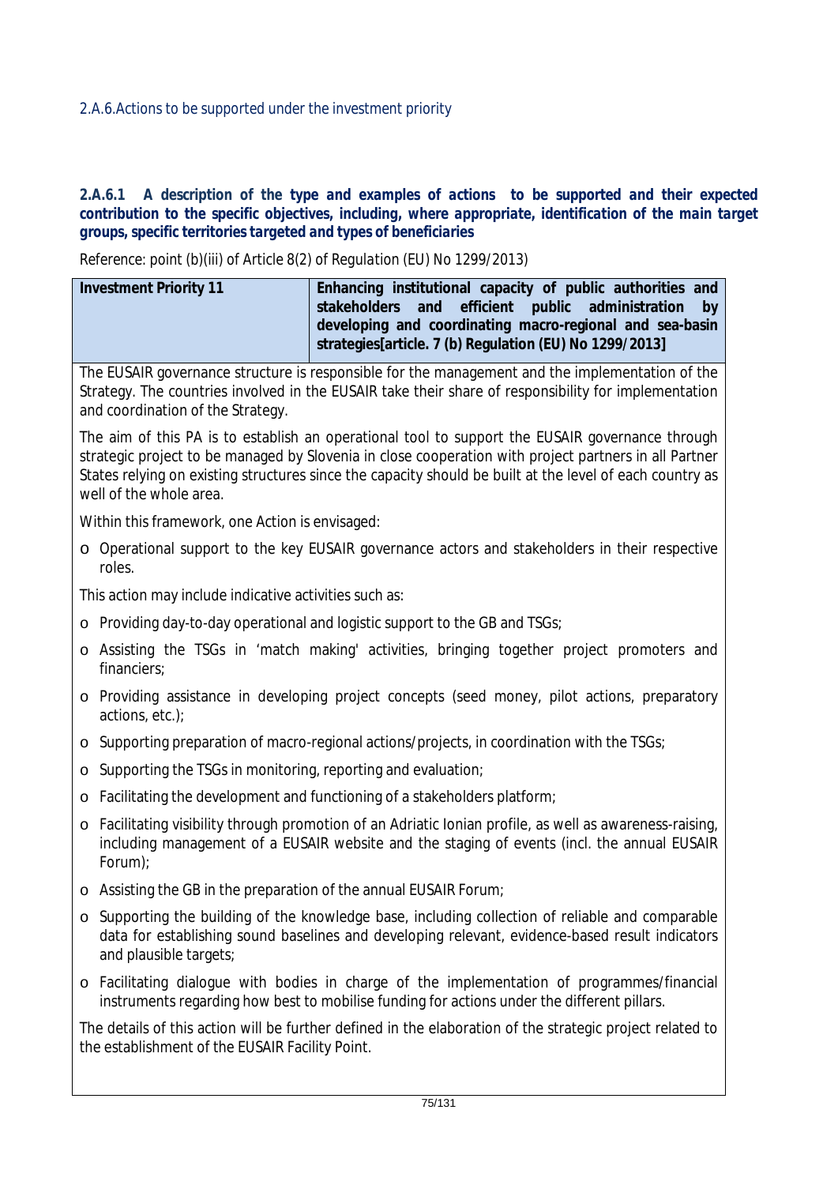## 2.A.6.Actions to be supported under the investment priority

### 2.A.6.1 A description of the type and examples of actions to be supported and their expected contribution to the specific objectives, including, where appropriate, identification of the main target groups, specific territories targeted and types of beneficiaries

Reference: point (b)(iii) of Article 8(2) of Regulation (EU) No 1299/2013)

| **Investment Priority 11** | **Enhancing institutional capacity of public authorities and stakeholders and efficient public administration by developing and coordinating macro-regional and sea-basin strategies[article. 7 (b) Regulation (EU) No 1299/2013]** |
| --- | --- |

The EUSAIR governance structure is responsible for the management and the implementation of the Strategy. The countries involved in the EUSAIR take their share of responsibility for implementation and coordination of the Strategy.

The aim of this PA is to establish an operational tool to support the EUSAIR governance through strategic project to be managed by Slovenia in close cooperation with project partners in all Partner States relying on existing structures since the capacity should be built at the level of each country as well of the whole area.

Within this framework, one Action is envisaged:

- Operational support to the key EUSAIR governance actors and stakeholders in their respective roles.

This action may include indicative activities such as:

- Providing day-to-day operational and logistic support to the GB and TSGs;
- Assisting the TSGs in 'match making' activities, bringing together project promoters and financiers;
- Providing assistance in developing project concepts (seed money, pilot actions, preparatory actions, etc.);
- Supporting preparation of macro-regional actions/projects, in coordination with the TSGs;
- Supporting the TSGs in monitoring, reporting and evaluation;
- Facilitating the development and functioning of a stakeholders platform;
- Facilitating visibility through promotion of an Adriatic Ionian profile, as well as awareness-raising, including management of a EUSAIR website and the staging of events (incl. the annual EUSAIR Forum);
- Assisting the GB in the preparation of the annual EUSAIR Forum;
- Supporting the building of the knowledge base, including collection of reliable and comparable data for establishing sound baselines and developing relevant, evidence-based result indicators and plausible targets;
- Facilitating dialogue with bodies in charge of the implementation of programmes/financial instruments regarding how best to mobilise funding for actions under the different pillars.

The details of this action will be further defined in the elaboration of the strategic project related to the establishment of the EUSAIR Facility Point.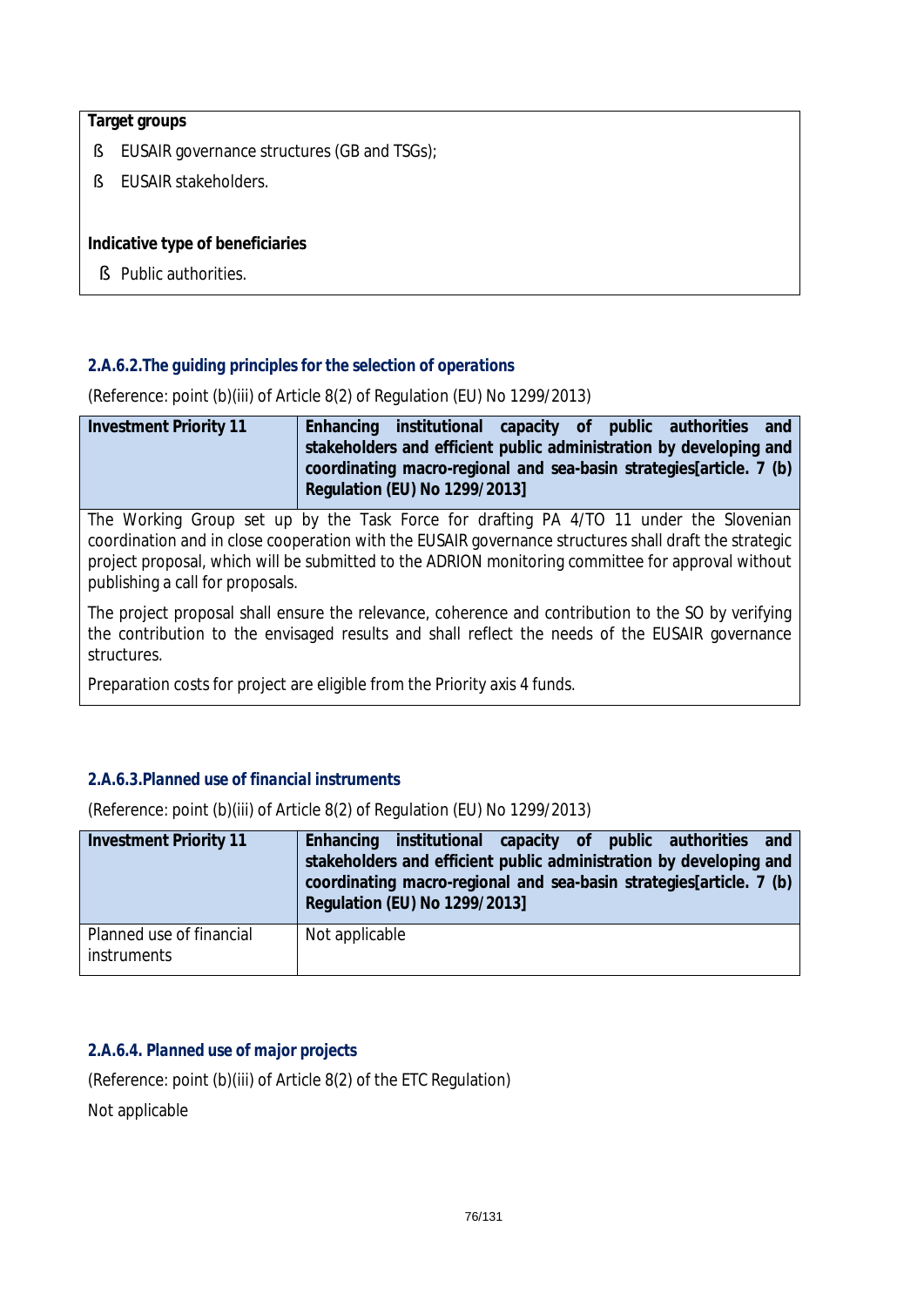**Target groups**

- EUSAIR governance structures (GB and TSGs);
- EUSAIR stakeholders.

**Indicative type of beneficiaries**

- Public authorities.

### 2.A.6.2.The guiding principles for the selection of operations

(Reference: point (b)(iii) of Article 8(2) of Regulation (EU) No 1299/2013)

| **Investment Priority 11** | **Enhancing institutional capacity of public authorities and stakeholders and efficient public administration by developing and coordinating macro-regional and sea-basin strategies[article. 7 (b) Regulation (EU) No 1299/2013]** |
|---|---|

The Working Group set up by the Task Force for drafting PA 4/TO 11 under the Slovenian coordination and in close cooperation with the EUSAIR governance structures shall draft the strategic project proposal, which will be submitted to the ADRION monitoring committee for approval without publishing a call for proposals.

The project proposal shall ensure the relevance, coherence and contribution to the SO by verifying the contribution to the envisaged results and shall reflect the needs of the EUSAIR governance structures.

Preparation costs for project are eligible from the Priority axis 4 funds.

### 2.A.6.3.Planned use of financial instruments

(Reference: point (b)(iii) of Article 8(2) of Regulation (EU) No 1299/2013)

| **Investment Priority 11** | **Enhancing institutional capacity of public authorities and stakeholders and efficient public administration by developing and coordinating macro-regional and sea-basin strategies[article. 7 (b) Regulation (EU) No 1299/2013]** |
|---|---|
| Planned use of financial instruments | Not applicable |

### 2.A.6.4. Planned use of major projects

(Reference: point (b)(iii) of Article 8(2) of the ETC Regulation)

Not applicable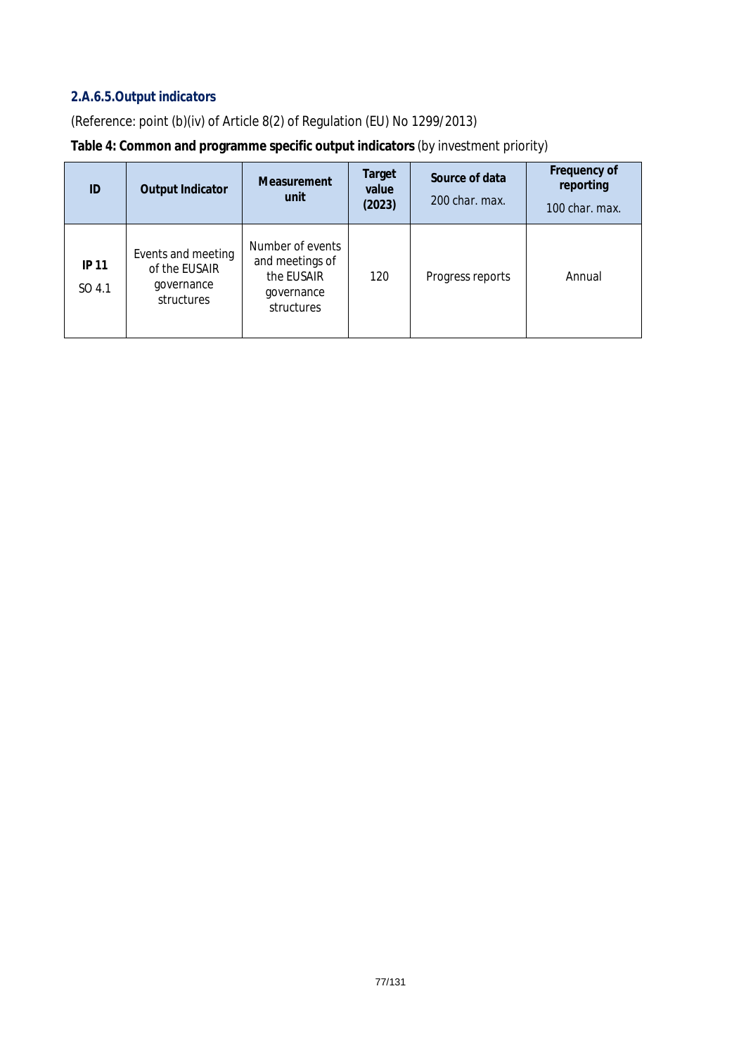### 2.A.6.5.Output indicators

(Reference: point (b)(iv) of Article 8(2) of Regulation (EU) No 1299/2013)

**Table 4: Common and programme specific output indicators** (by investment priority)

| ID | Output Indicator | Measurement unit | Target value (2023) | Source of data 200 char. max. | Frequency of reporting 100 char. max. |
|---|---|---|---|---|---|
| **IP 11** SO 4.1 | Events and meeting of the EUSAIR governance structures | Number of events and meetings of the EUSAIR governance structures | 120 | Progress reports | Annual |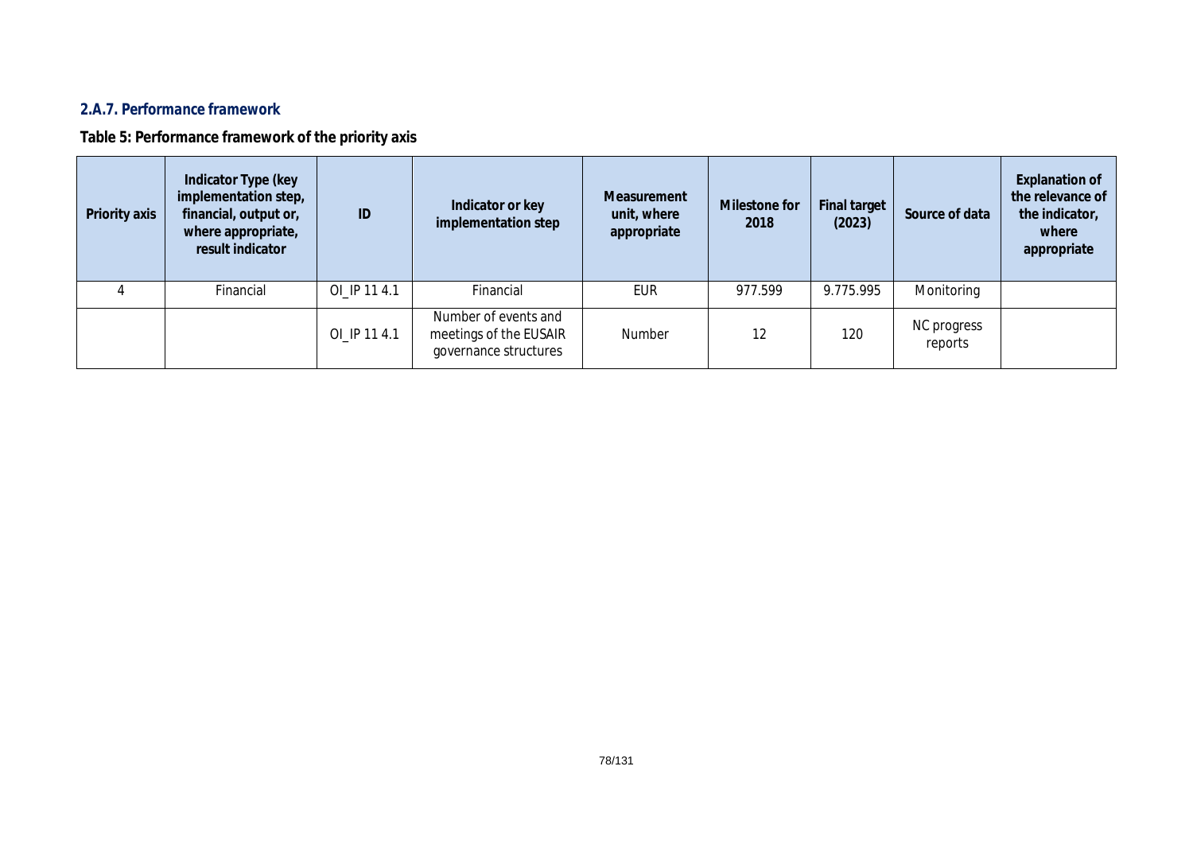### 2.A.7. Performance framework

**Table 5: Performance framework of the priority axis**

| Priority axis | Indicator Type (key implementation step, financial, output or, where appropriate, result indicator | ID | Indicator or key implementation step | Measurement unit, where appropriate | Milestone for 2018 | Final target (2023) | Source of data | Explanation of the relevance of the indicator, where appropriate |
|---|---|---|---|---|---|---|---|---|
| 4 | Financial | OI_IP 11 4.1 | Financial | EUR | 977.599 | 9.775.995 | Monitoring | |
| | | OI_IP 11 4.1 | Number of events and meetings of the EUSAIR governance structures | Number | 12 | 120 | NC progress reports | |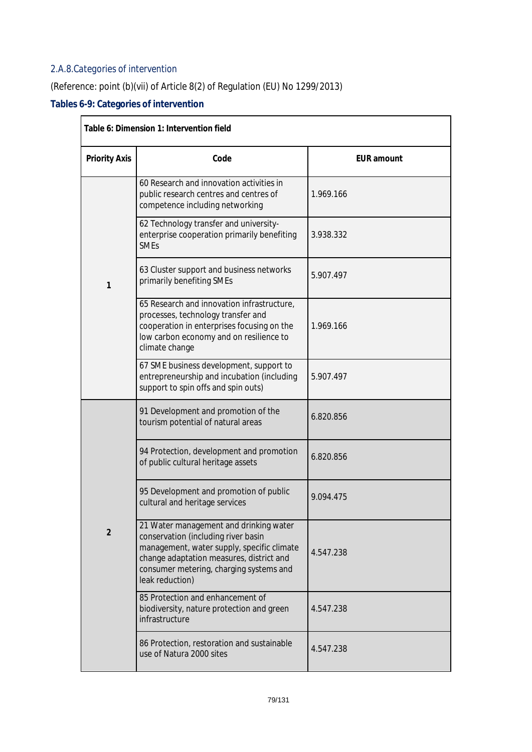### 2.A.8.Categories of intervention

(Reference: point (b)(vii) of Article 8(2) of Regulation (EU) No 1299/2013)

**Tables 6-9: Categories of intervention**

**Table 6: Dimension 1: Intervention field**

| Priority Axis | Code | EUR amount |
|---|---|---|
| 1 | 60 Research and innovation activities in public research centres and centres of competence including networking | 1.969.166 |
| | 62 Technology transfer and university-enterprise cooperation primarily benefiting SMEs | 3.938.332 |
| | 63 Cluster support and business networks primarily benefiting SMEs | 5.907.497 |
| | 65 Research and innovation infrastructure, processes, technology transfer and cooperation in enterprises focusing on the low carbon economy and on resilience to climate change | 1.969.166 |
| | 67 SME business development, support to entrepreneurship and incubation (including support to spin offs and spin outs) | 5.907.497 |
| 2 | 91 Development and promotion of the tourism potential of natural areas | 6.820.856 |
| | 94 Protection, development and promotion of public cultural heritage assets | 6.820.856 |
| | 95 Development and promotion of public cultural and heritage services | 9.094.475 |
| | 21 Water management and drinking water conservation (including river basin management, water supply, specific climate change adaptation measures, district and consumer metering, charging systems and leak reduction) | 4.547.238 |
| | 85 Protection and enhancement of biodiversity, nature protection and green infrastructure | 4.547.238 |
| | 86 Protection, restoration and sustainable use of Natura 2000 sites | 4.547.238 |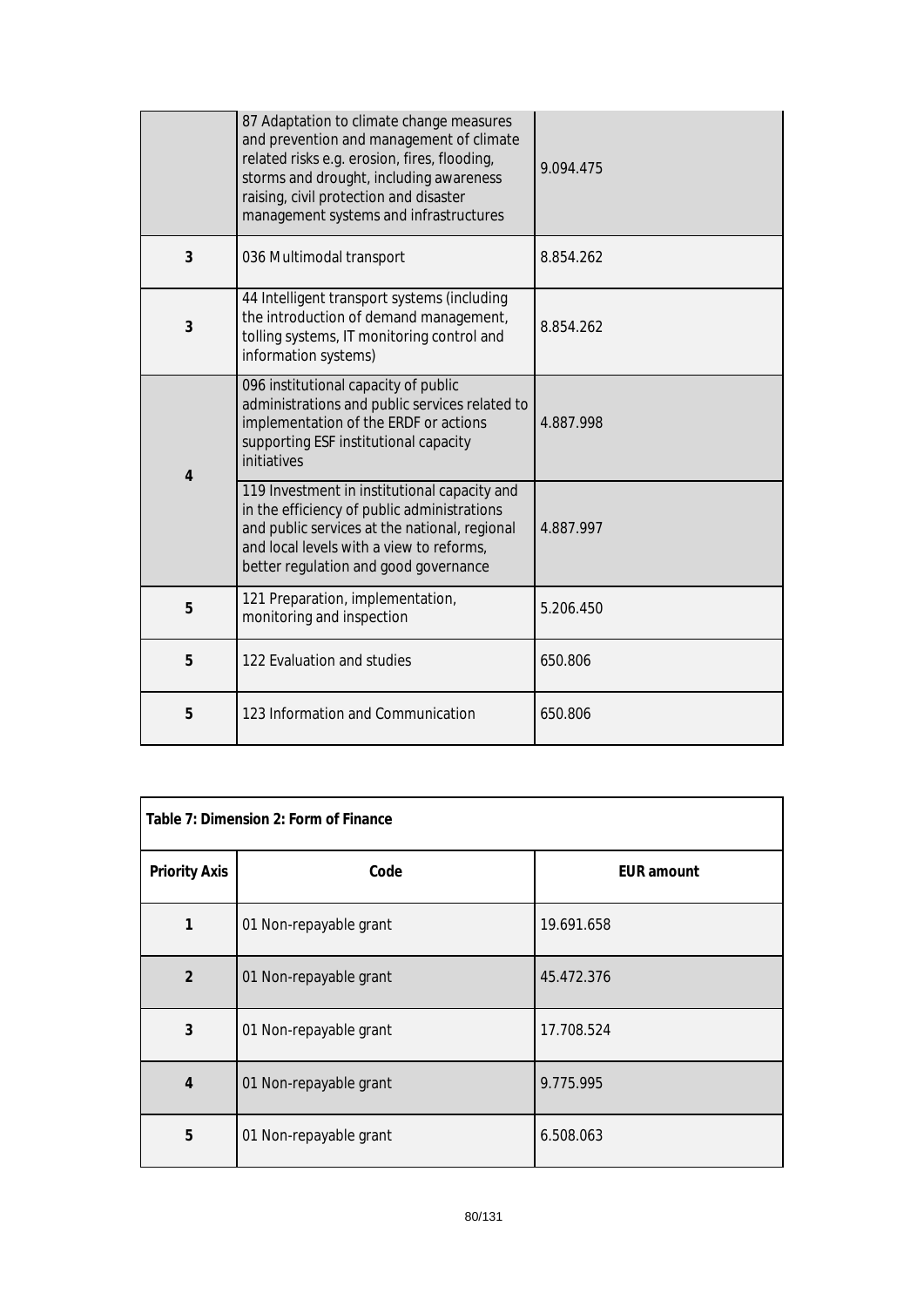| | | |
|---|---|---|
| | 87 Adaptation to climate change measures and prevention and management of climate related risks e.g. erosion, fires, flooding, storms and drought, including awareness raising, civil protection and disaster management systems and infrastructures | 9.094.475 |
| 3 | 036 Multimodal transport | 8.854.262 |
| 3 | 44 Intelligent transport systems (including the introduction of demand management, tolling systems, IT monitoring control and information systems) | 8.854.262 |
| 4 | 096 institutional capacity of public administrations and public services related to implementation of the ERDF or actions supporting ESF institutional capacity initiatives | 4.887.998 |
| | 119 Investment in institutional capacity and in the efficiency of public administrations and public services at the national, regional and local levels with a view to reforms, better regulation and good governance | 4.887.997 |
| 5 | 121 Preparation, implementation, monitoring and inspection | 5.206.450 |
| 5 | 122 Evaluation and studies | 650.806 |
| 5 | 123 Information and Communication | 650.806 |

| Table 7: Dimension 2: Form of Finance | | |
|---|---|---|
| **Priority Axis** | **Code** | **EUR amount** |
| 1 | 01 Non-repayable grant | 19.691.658 |
| 2 | 01 Non-repayable grant | 45.472.376 |
| 3 | 01 Non-repayable grant | 17.708.524 |
| 4 | 01 Non-repayable grant | 9.775.995 |
| 5 | 01 Non-repayable grant | 6.508.063 |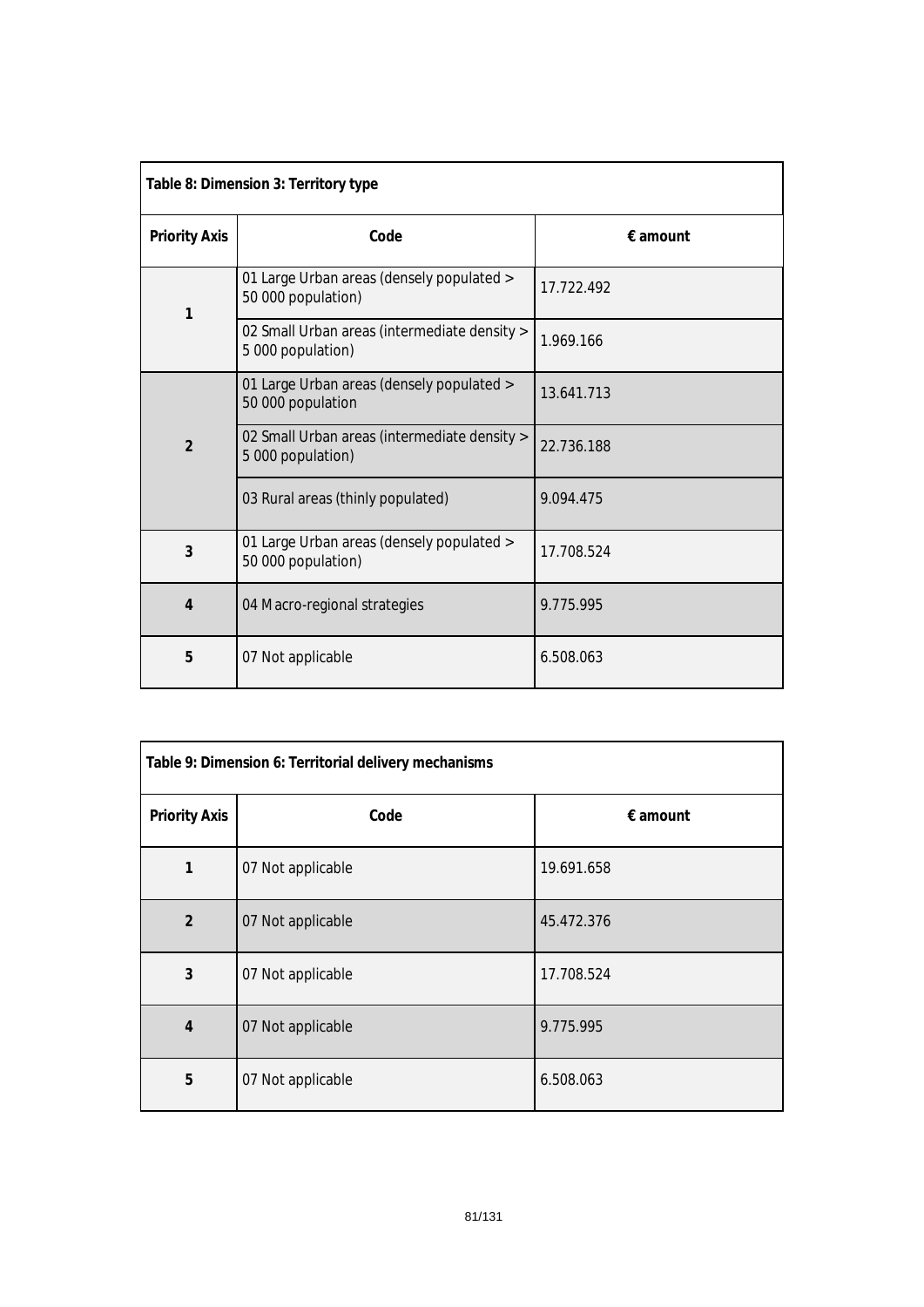| Table 8: Dimension 3: Territory type | | |
|---|---|---|
| **Priority Axis** | **Code** | **€ amount** |
| 1 | 01 Large Urban areas (densely populated > 50 000 population) | 17.722.492 |
| | 02 Small Urban areas (intermediate density > 5 000 population) | 1.969.166 |
| 2 | 01 Large Urban areas (densely populated > 50 000 population | 13.641.713 |
| | 02 Small Urban areas (intermediate density > 5 000 population) | 22.736.188 |
| | 03 Rural areas (thinly populated) | 9.094.475 |
| 3 | 01 Large Urban areas (densely populated > 50 000 population) | 17.708.524 |
| 4 | 04 Macro-regional strategies | 9.775.995 |
| 5 | 07 Not applicable | 6.508.063 |

| Table 9: Dimension 6: Territorial delivery mechanisms | | |
|---|---|---|
| **Priority Axis** | **Code** | **€ amount** |
| 1 | 07 Not applicable | 19.691.658 |
| 2 | 07 Not applicable | 45.472.376 |
| 3 | 07 Not applicable | 17.708.524 |
| 4 | 07 Not applicable | 9.775.995 |
| 5 | 07 Not applicable | 6.508.063 |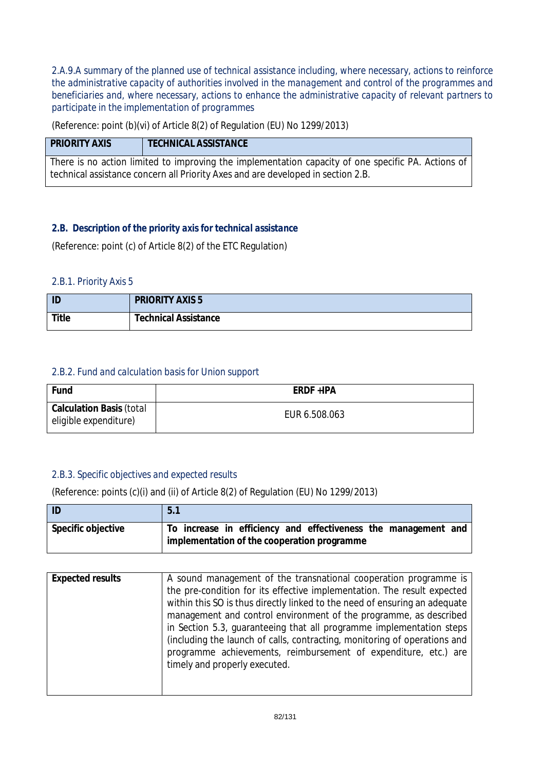2.A.9.A summary of the planned use of technical assistance including, where necessary, actions to reinforce the administrative capacity of authorities involved in the management and control of the programmes and beneficiaries and, where necessary, actions to enhance the administrative capacity of relevant partners to participate in the implementation of programmes

(Reference: point (b)(vi) of Article 8(2) of Regulation (EU) No 1299/2013)

| **PRIORITY AXIS** | **TECHNICAL ASSISTANCE** |
|---|---|
| There is no action limited to improving the implementation capacity of one specific PA. Actions of technical assistance concern all Priority Axes and are developed in section 2.B. | |

## 2.B. Description of the priority axis for technical assistance

(Reference: point (c) of Article 8(2) of the ETC Regulation)

### 2.B.1. Priority Axis 5

| **ID** | **PRIORITY AXIS 5** |
|---|---|
| **Title** | **Technical Assistance** |

### 2.B.2. Fund and calculation basis for Union support

| **Fund** | **ERDF +IPA** |
|---|---|
| **Calculation Basis** (total eligible expenditure) | EUR 6.508.063 |

### 2.B.3. Specific objectives and expected results

(Reference: points (c)(i) and (ii) of Article 8(2) of Regulation (EU) No 1299/2013)

| **ID** | **5.1** |
|---|---|
| **Specific objective** | **To increase in efficiency and effectiveness the management and implementation of the cooperation programme** |

| **Expected results** | A sound management of the transnational cooperation programme is the pre-condition for its effective implementation. The result expected within this SO is thus directly linked to the need of ensuring an adequate management and control environment of the programme, as described in Section 5.3, guaranteeing that all programme implementation steps (including the launch of calls, contracting, monitoring of operations and programme achievements, reimbursement of expenditure, etc.) are timely and properly executed. |
|---|---|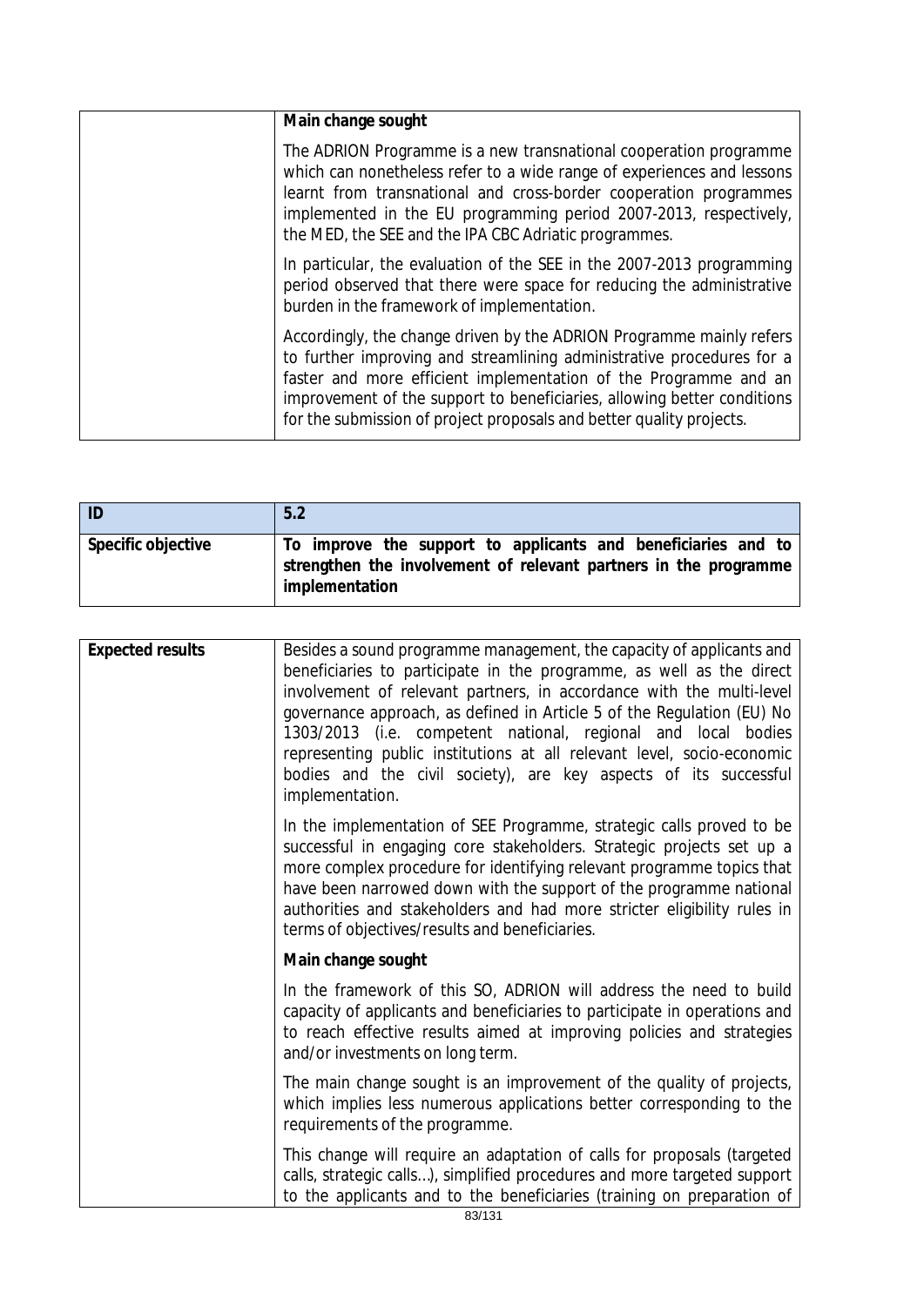|  | **Main change sought**<br><br>The ADRION Programme is a new transnational cooperation programme which can nonetheless refer to a wide range of experiences and lessons learnt from transnational and cross-border cooperation programmes implemented in the EU programming period 2007-2013, respectively, the MED, the SEE and the IPA CBC Adriatic programmes.<br><br>In particular, the evaluation of the SEE in the 2007-2013 programming period observed that there were space for reducing the administrative burden in the framework of implementation.<br><br>Accordingly, the change driven by the ADRION Programme mainly refers to further improving and streamlining administrative procedures for a faster and more efficient implementation of the Programme and an improvement of the support to beneficiaries, allowing better conditions for the submission of project proposals and better quality projects. |
|---|---|

| ID | 5.2 |
|---|---|
| **Specific objective** | **To improve the support to applicants and beneficiaries and to strengthen the involvement of relevant partners in the programme implementation** |

| **Expected results** | Besides a sound programme management, the capacity of applicants and beneficiaries to participate in the programme, as well as the direct involvement of relevant partners, in accordance with the multi-level governance approach, as defined in Article 5 of the Regulation (EU) No 1303/2013 (i.e. competent national, regional and local bodies representing public institutions at all relevant level, socio-economic bodies and the civil society), are key aspects of its successful implementation.<br><br>In the implementation of SEE Programme, strategic calls proved to be successful in engaging core stakeholders. Strategic projects set up a more complex procedure for identifying relevant programme topics that have been narrowed down with the support of the programme national authorities and stakeholders and had more stricter eligibility rules in terms of objectives/results and beneficiaries.<br><br>**Main change sought**<br><br>In the framework of this SO, ADRION will address the need to build capacity of applicants and beneficiaries to participate in operations and to reach effective results aimed at improving policies and strategies and/or investments on long term.<br><br>The main change sought is an improvement of the quality of projects, which implies less numerous applications better corresponding to the requirements of the programme.<br><br>This change will require an adaptation of calls for proposals (targeted calls, strategic calls...), simplified procedures and more targeted support to the applicants and to the beneficiaries (training on preparation of |
|---|---|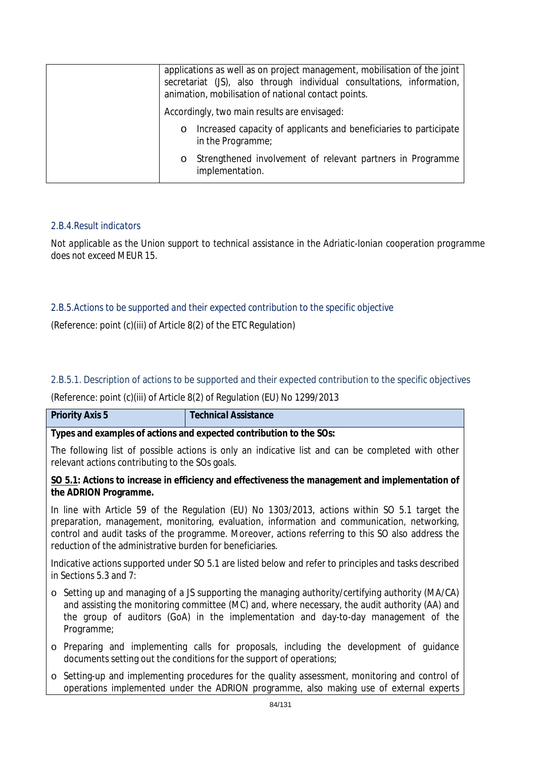| | applications as well as on project management, mobilisation of the joint secretariat (JS), also through individual consultations, information, animation, mobilisation of national contact points.<br><br>Accordingly, two main results are envisaged:<br><br>o Increased capacity of applicants and beneficiaries to participate in the Programme;<br><br>o Strengthened involvement of relevant partners in Programme implementation. |
|---|---|

### 2.B.4.Result indicators

*Not applicable as the Union support to technical assistance in the Adriatic-Ionian cooperation programme does not exceed MEUR 15.*

### 2.B.5.Actions to be supported and their expected contribution to the specific objective

(Reference: point (c)(iii) of Article 8(2) of the ETC Regulation)

#### 2.B.5.1. Description of actions to be supported and their expected contribution to the specific objectives

(Reference: point (c)(iii) of Article 8(2) of Regulation (EU) No 1299/2013

| **Priority Axis 5** | ***Technical Assistance*** |
|---|---|

**Types and examples of actions and expected contribution to the SOs:**

The following list of possible actions is only an indicative list and can be completed with other relevant actions contributing to the SOs goals.

**<u>SO 5.1</u>: Actions to increase in efficiency and effectiveness the management and implementation of the ADRION Programme.**

In line with Article 59 of the Regulation (EU) No 1303/2013, actions within SO 5.1 target the preparation, management, monitoring, evaluation, information and communication, networking, control and audit tasks of the programme. Moreover, actions referring to this SO also address the reduction of the administrative burden for beneficiaries.

Indicative actions supported under SO 5.1 are listed below and refer to principles and tasks described in Sections 5.3 and 7:

- Setting up and managing of a JS supporting the managing authority/certifying authority (MA/CA) and assisting the monitoring committee (MC) and, where necessary, the audit authority (AA) and the group of auditors (GoA) in the implementation and day-to-day management of the Programme;
- Preparing and implementing calls for proposals, including the development of guidance documents setting out the conditions for the support of operations;
- Setting-up and implementing procedures for the quality assessment, monitoring and control of operations implemented under the ADRION programme, also making use of external experts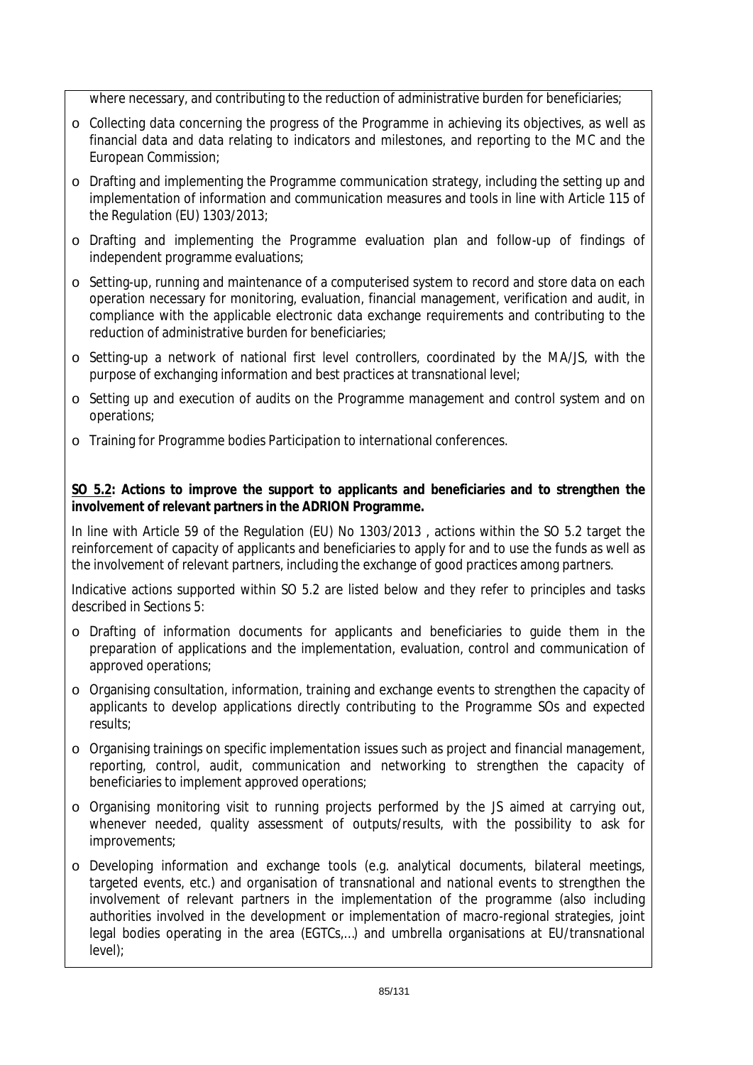where necessary, and contributing to the reduction of administrative burden for beneficiaries;

- Collecting data concerning the progress of the Programme in achieving its objectives, as well as financial data and data relating to indicators and milestones, and reporting to the MC and the European Commission;
- Drafting and implementing the Programme communication strategy, including the setting up and implementation of information and communication measures and tools in line with Article 115 of the Regulation (EU) 1303/2013;
- Drafting and implementing the Programme evaluation plan and follow-up of findings of independent programme evaluations;
- Setting-up, running and maintenance of a computerised system to record and store data on each operation necessary for monitoring, evaluation, financial management, verification and audit, in compliance with the applicable electronic data exchange requirements and contributing to the reduction of administrative burden for beneficiaries;
- Setting-up a network of national first level controllers, coordinated by the MA/JS, with the purpose of exchanging information and best practices at transnational level;
- Setting up and execution of audits on the Programme management and control system and on operations;
- Training for Programme bodies Participation to international conferences.

**<u>SO 5.2</u>: Actions to improve the support to applicants and beneficiaries and to strengthen the involvement of relevant partners in the ADRION Programme.**

In line with Article 59 of the Regulation (EU) No 1303/2013 , actions within the SO 5.2 target the reinforcement of capacity of applicants and beneficiaries to apply for and to use the funds as well as the involvement of relevant partners, including the exchange of good practices among partners.

Indicative actions supported within SO 5.2 are listed below and they refer to principles and tasks described in Sections 5:

- Drafting of information documents for applicants and beneficiaries to guide them in the preparation of applications and the implementation, evaluation, control and communication of approved operations;
- Organising consultation, information, training and exchange events to strengthen the capacity of applicants to develop applications directly contributing to the Programme SOs and expected results;
- Organising trainings on specific implementation issues such as project and financial management, reporting, control, audit, communication and networking to strengthen the capacity of beneficiaries to implement approved operations;
- Organising monitoring visit to running projects performed by the JS aimed at carrying out, whenever needed, quality assessment of outputs/results, with the possibility to ask for improvements;
- Developing information and exchange tools (e.g. analytical documents, bilateral meetings, targeted events, etc.) and organisation of transnational and national events to strengthen the involvement of relevant partners in the implementation of the programme (also including authorities involved in the development or implementation of macro-regional strategies, joint legal bodies operating in the area (EGTCs,…) and umbrella organisations at EU/transnational level);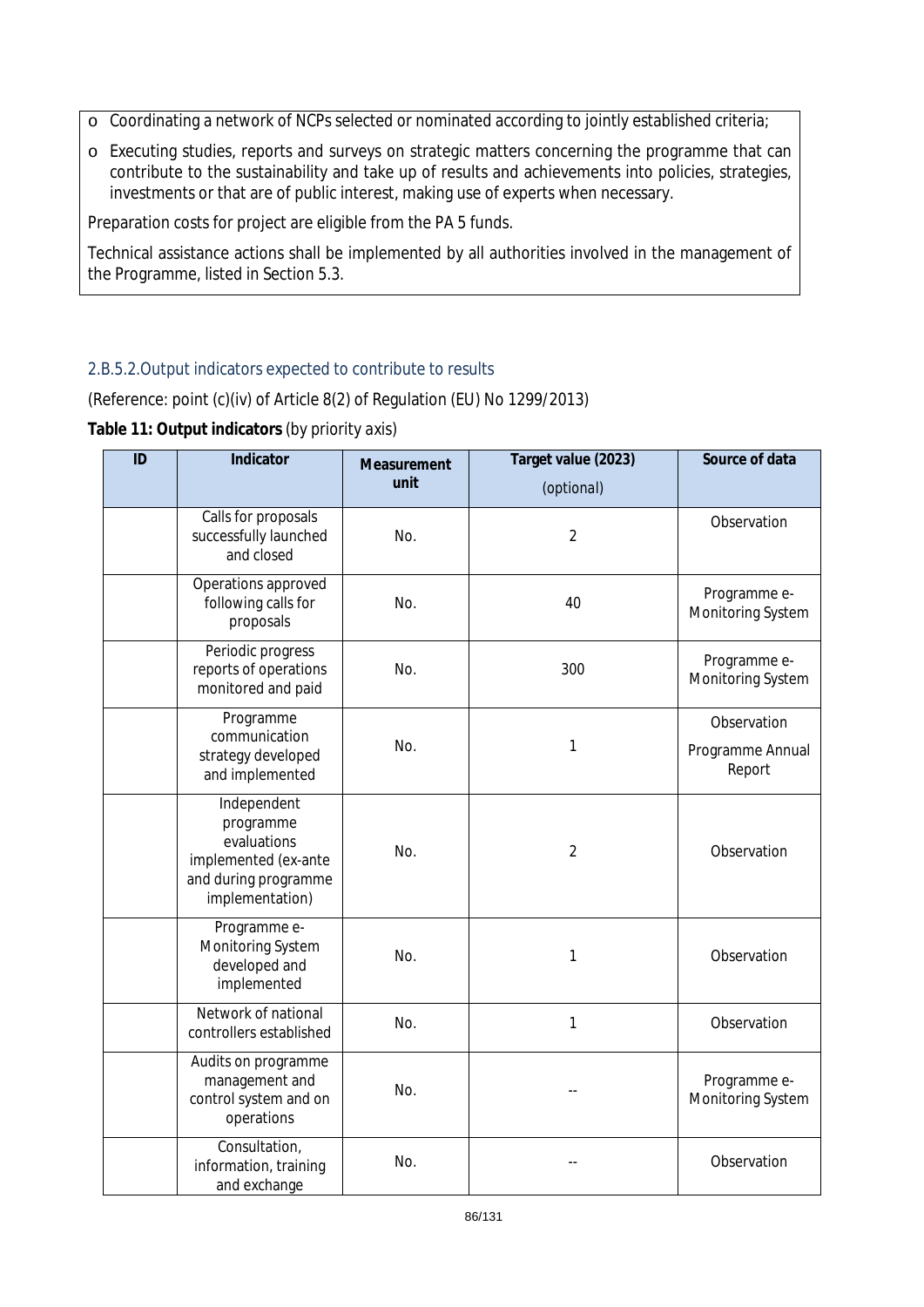- Coordinating a network of NCPs selected or nominated according to jointly established criteria;
- Executing studies, reports and surveys on strategic matters concerning the programme that can contribute to the sustainability and take up of results and achievements into policies, strategies, investments or that are of public interest, making use of experts when necessary.

Preparation costs for project are eligible from the PA 5 funds.

Technical assistance actions shall be implemented by all authorities involved in the management of the Programme, listed in Section 5.3.

### 2.B.5.2. Output indicators expected to contribute to results

(Reference: point (c)(iv) of Article 8(2) of Regulation (EU) No 1299/2013)

**Table 11: Output indicators** (by priority axis)

| ID | Indicator | Measurement unit | Target value (2023) (optional) | Source of data |
|---|---|---|---|---|
| | Calls for proposals successfully launched and closed | No. | 2 | Observation |
| | Operations approved following calls for proposals | No. | 40 | Programme e-Monitoring System |
| | Periodic progress reports of operations monitored and paid | No. | 300 | Programme e-Monitoring System |
| | Programme communication strategy developed and implemented | No. | 1 | Observation<br>Programme Annual Report |
| | Independent programme evaluations implemented (ex-ante and during programme implementation) | No. | 2 | Observation |
| | Programme e-Monitoring System developed and implemented | No. | 1 | Observation |
| | Network of national controllers established | No. | 1 | Observation |
| | Audits on programme management and control system and on operations | No. | -- | Programme e-Monitoring System |
| | Consultation, information, training and exchange | No. | -- | Observation |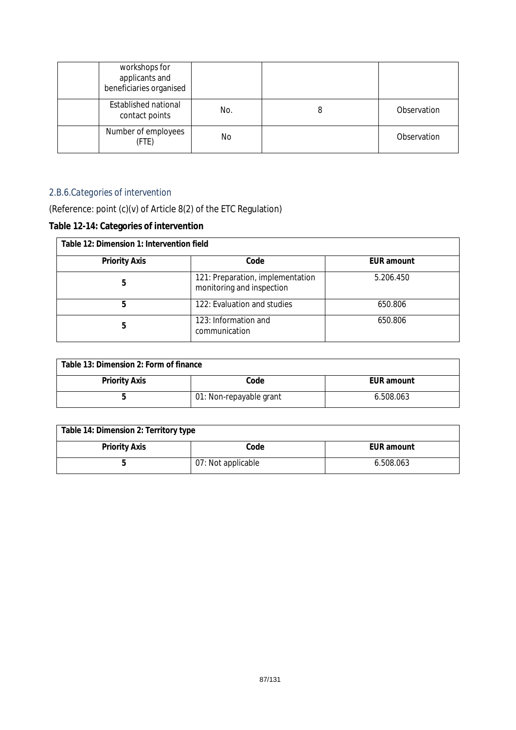|  | workshops for applicants and beneficiaries organised |  |  |  |
|---|---|---|---|---|
|  | Established national contact points | No. | 8 | Observation |
|  | Number of employees (FTE) | No |  | Observation |

### 2.B.6.Categories of intervention

(Reference: point (c)(v) of Article 8(2) of the ETC Regulation)

**Table 12-14: Categories of intervention**

| **Table 12: Dimension 1: Intervention field** | | |
|---|---|---|
| **Priority Axis** | **Code** | **EUR amount** |
| **5** | 121: Preparation, implementation monitoring and inspection | 5.206.450 |
| **5** | 122: Evaluation and studies | 650.806 |
| **5** | 123: Information and communication | 650.806 |

| **Table 13: Dimension 2: Form of finance** | | |
|---|---|---|
| **Priority Axis** | **Code** | **EUR amount** |
| **5** | 01: Non-repayable grant | 6.508.063 |

| **Table 14: Dimension 2: Territory type** | | |
|---|---|---|
| **Priority Axis** | **Code** | **EUR amount** |
| **5** | 07: Not applicable | 6.508.063 |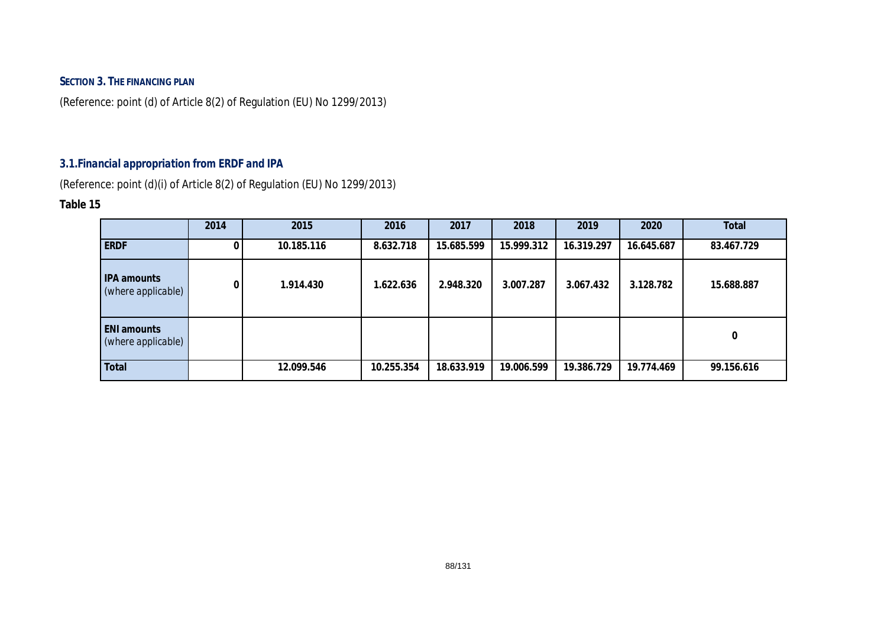**SECTION 3. THE FINANCING PLAN**

(Reference: point (d) of Article 8(2) of Regulation (EU) No 1299/2013)

### *3.1.Financial appropriation from ERDF and IPA*

(Reference: point (d)(i) of Article 8(2) of Regulation (EU) No 1299/2013)

**Table 15**

| | 2014 | 2015 | 2016 | 2017 | 2018 | 2019 | 2020 | Total |
|---|---|---|---|---|---|---|---|---|
| **ERDF** | 0 | 10.185.116 | 8.632.718 | 15.685.599 | 15.999.312 | 16.319.297 | 16.645.687 | 83.467.729 |
| **IPA amounts** (where applicable) | 0 | 1.914.430 | 1.622.636 | 2.948.320 | 3.007.287 | 3.067.432 | 3.128.782 | 15.688.887 |
| **ENI amounts** (where applicable) | | | | | | | | 0 |
| **Total** | | 12.099.546 | 10.255.354 | 18.633.919 | 19.006.599 | 19.386.729 | 19.774.469 | 99.156.616 |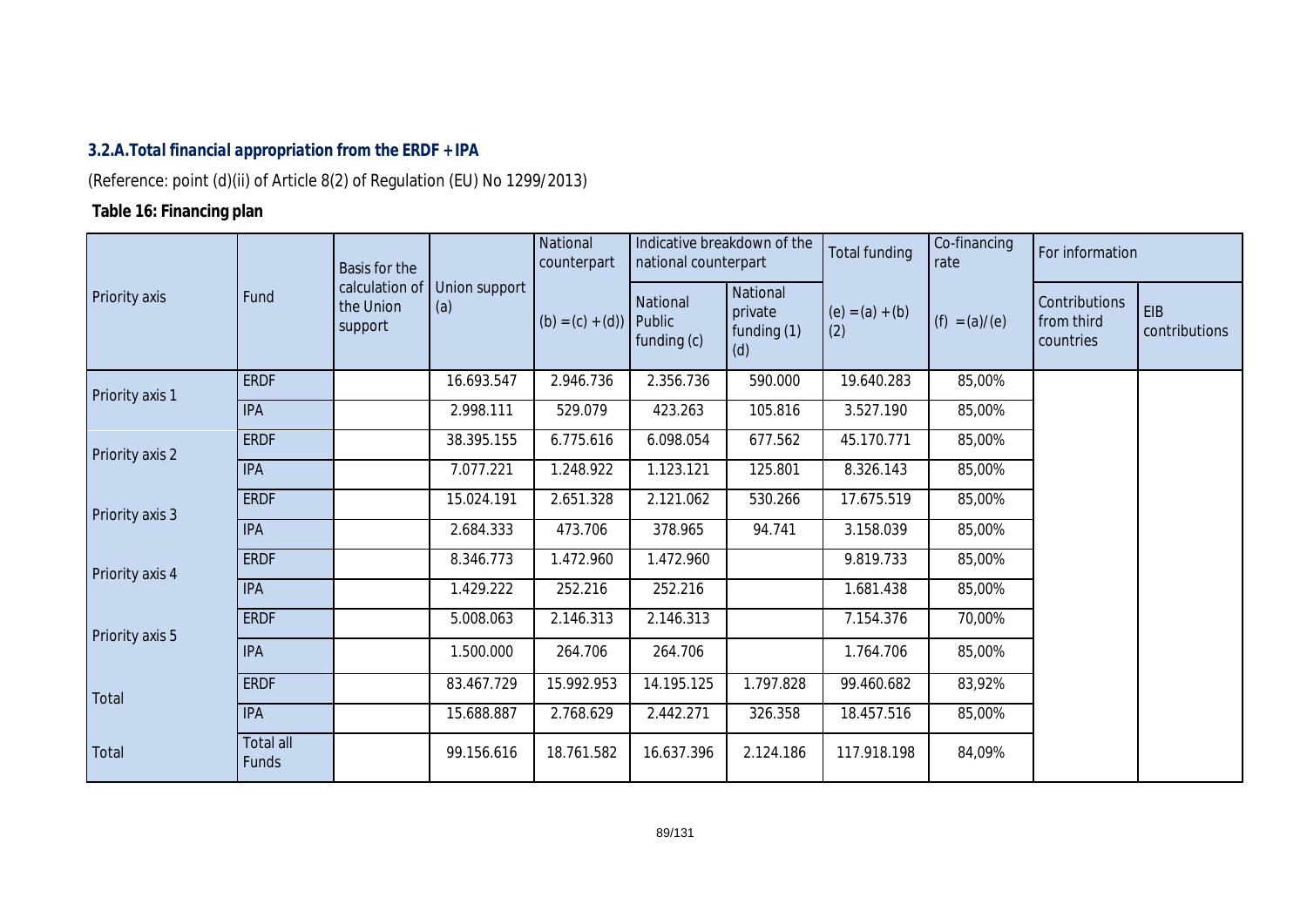### 3.2.A. Total financial appropriation from the ERDF + IPA

(Reference: point (d)(ii) of Article 8(2) of Regulation (EU) No 1299/2013)

**Table 16: Financing plan**

| Priority axis | Fund | Basis for the calculation of the Union support | Union support (a) | National counterpart (b) = (c) + (d)) | Indicative breakdown of the national counterpart | | Total funding (e) = (a) + (b) (2) | Co-financing rate (f) = (a)/(e) | For information | |
|---|---|---|---|---|---|---|---|---|---|---|
| | | | | | National Public funding (c) | National private funding (1) (d) | | | Contributions from third countries | EIB contributions |
| Priority axis 1 | ERDF | | 16.693.547 | 2.946.736 | 2.356.736 | 590.000 | 19.640.283 | 85,00% | | |
| | IPA | | 2.998.111 | 529.079 | 423.263 | 105.816 | 3.527.190 | 85,00% | | |
| Priority axis 2 | ERDF | | 38.395.155 | 6.775.616 | 6.098.054 | 677.562 | 45.170.771 | 85,00% | | |
| | IPA | | 7.077.221 | 1.248.922 | 1.123.121 | 125.801 | 8.326.143 | 85,00% | | |
| Priority axis 3 | ERDF | | 15.024.191 | 2.651.328 | 2.121.062 | 530.266 | 17.675.519 | 85,00% | | |
| | IPA | | 2.684.333 | 473.706 | 378.965 | 94.741 | 3.158.039 | 85,00% | | |
| Priority axis 4 | ERDF | | 8.346.773 | 1.472.960 | 1.472.960 | | 9.819.733 | 85,00% | | |
| | IPA | | 1.429.222 | 252.216 | 252.216 | | 1.681.438 | 85,00% | | |
| Priority axis 5 | ERDF | | 5.008.063 | 2.146.313 | 2.146.313 | | 7.154.376 | 70,00% | | |
| | IPA | | 1.500.000 | 264.706 | 264.706 | | 1.764.706 | 85,00% | | |
| Total | ERDF | | 83.467.729 | 15.992.953 | 14.195.125 | 1.797.828 | 99.460.682 | 83,92% | | |
| | IPA | | 15.688.887 | 2.768.629 | 2.442.271 | 326.358 | 18.457.516 | 85,00% | | |
| Total | Total all Funds | | 99.156.616 | 18.761.582 | 16.637.396 | 2.124.186 | 117.918.198 | 84,09% | | |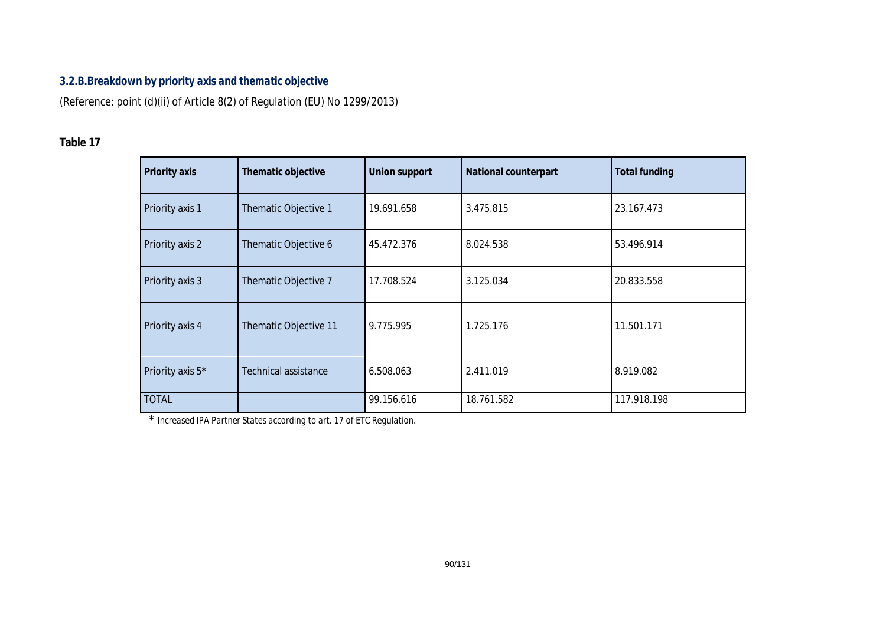### 3.2.B.Breakdown by priority axis and thematic objective

(Reference: point (d)(ii) of Article 8(2) of Regulation (EU) No 1299/2013)

**Table 17**

| Priority axis | Thematic objective | Union support | National counterpart | Total funding |
|---|---|---|---|---|
| Priority axis 1 | Thematic Objective 1 | 19.691.658 | 3.475.815 | 23.167.473 |
| Priority axis 2 | Thematic Objective 6 | 45.472.376 | 8.024.538 | 53.496.914 |
| Priority axis 3 | Thematic Objective 7 | 17.708.524 | 3.125.034 | 20.833.558 |
| Priority axis 4 | Thematic Objective 11 | 9.775.995 | 1.725.176 | 11.501.171 |
| Priority axis 5* | Technical assistance | 6.508.063 | 2.411.019 | 8.919.082 |
| TOTAL | | 99.156.616 | 18.761.582 | 117.918.198 |

* Increased IPA Partner States according to art. 17 of ETC Regulation.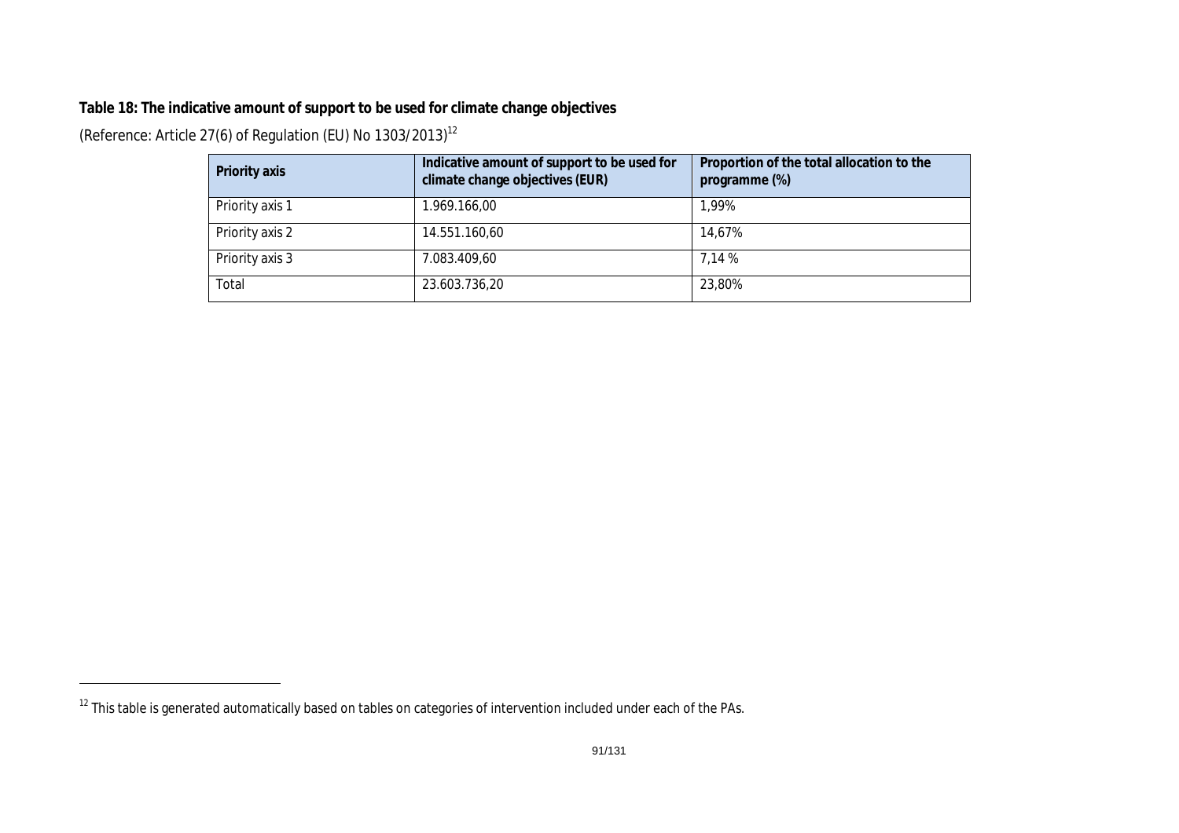**Table 18: The indicative amount of support to be used for climate change objectives**

(Reference: Article 27(6) of Regulation (EU) No 1303/2013)[12]

| Priority axis | Indicative amount of support to be used for climate change objectives (EUR) | Proportion of the total allocation to the programme (%) |
|---|---|---|
| Priority axis 1 | 1.969.166,00 | 1,99% |
| Priority axis 2 | 14.551.160,60 | 14,67% |
| Priority axis 3 | 7.083.409,60 | 7,14 % |
| Total | 23.603.736,20 | 23,80% |

[12] This table is generated automatically based on tables on categories of intervention included under each of the PAs.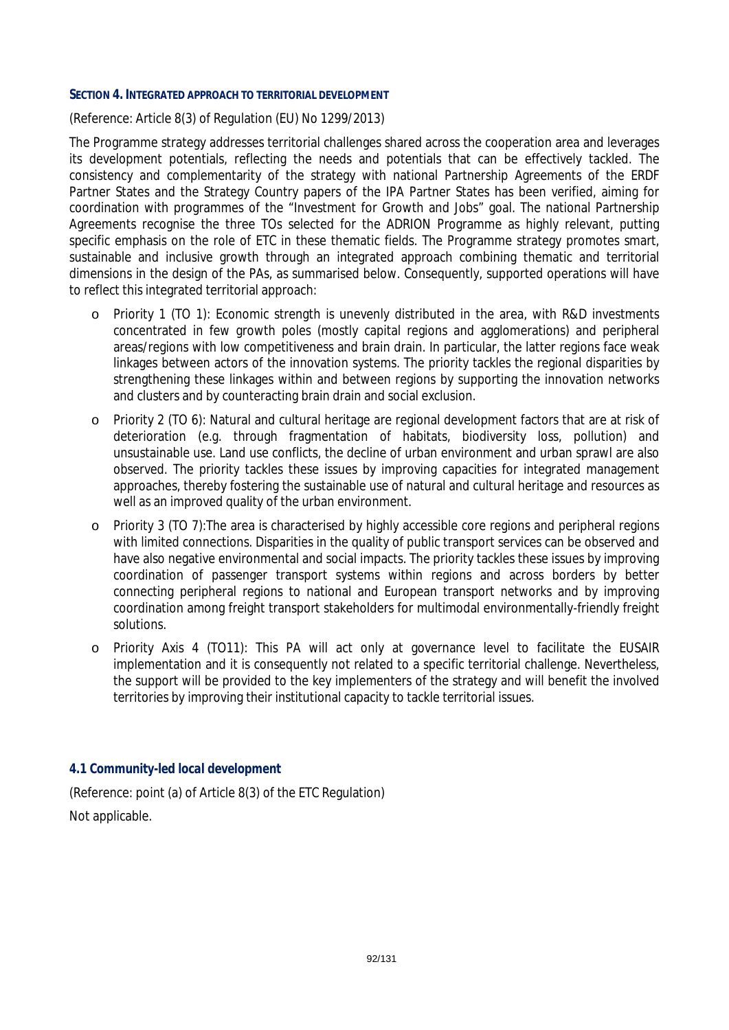## SECTION 4. INTEGRATED APPROACH TO TERRITORIAL DEVELOPMENT

(Reference: Article 8(3) of Regulation (EU) No 1299/2013)

The Programme strategy addresses territorial challenges shared across the cooperation area and leverages its development potentials, reflecting the needs and potentials that can be effectively tackled. The consistency and complementarity of the strategy with national Partnership Agreements of the ERDF Partner States and the Strategy Country papers of the IPA Partner States has been verified, aiming for coordination with programmes of the "Investment for Growth and Jobs" goal. The national Partnership Agreements recognise the three TOs selected for the ADRION Programme as highly relevant, putting specific emphasis on the role of ETC in these thematic fields. The Programme strategy promotes smart, sustainable and inclusive growth through an integrated approach combining thematic and territorial dimensions in the design of the PAs, as summarised below. Consequently, supported operations will have to reflect this integrated territorial approach:

- Priority 1 (TO 1): Economic strength is unevenly distributed in the area, with R&D investments concentrated in few growth poles (mostly capital regions and agglomerations) and peripheral areas/regions with low competitiveness and brain drain. In particular, the latter regions face weak linkages between actors of the innovation systems. The priority tackles the regional disparities by strengthening these linkages within and between regions by supporting the innovation networks and clusters and by counteracting brain drain and social exclusion.
- Priority 2 (TO 6): Natural and cultural heritage are regional development factors that are at risk of deterioration (e.g. through fragmentation of habitats, biodiversity loss, pollution) and unsustainable use. Land use conflicts, the decline of urban environment and urban sprawl are also observed. The priority tackles these issues by improving capacities for integrated management approaches, thereby fostering the sustainable use of natural and cultural heritage and resources as well as an improved quality of the urban environment.
- Priority 3 (TO 7):The area is characterised by highly accessible core regions and peripheral regions with limited connections. Disparities in the quality of public transport services can be observed and have also negative environmental and social impacts. The priority tackles these issues by improving coordination of passenger transport systems within regions and across borders by better connecting peripheral regions to national and European transport networks and by improving coordination among freight transport stakeholders for multimodal environmentally-friendly freight solutions.
- Priority Axis 4 (TO11): This PA will act only at governance level to facilitate the EUSAIR implementation and it is consequently not related to a specific territorial challenge. Nevertheless, the support will be provided to the key implementers of the strategy and will benefit the involved territories by improving their institutional capacity to tackle territorial issues.

### 4.1 Community-led local development

(Reference: point (a) of Article 8(3) of the ETC Regulation)

Not applicable.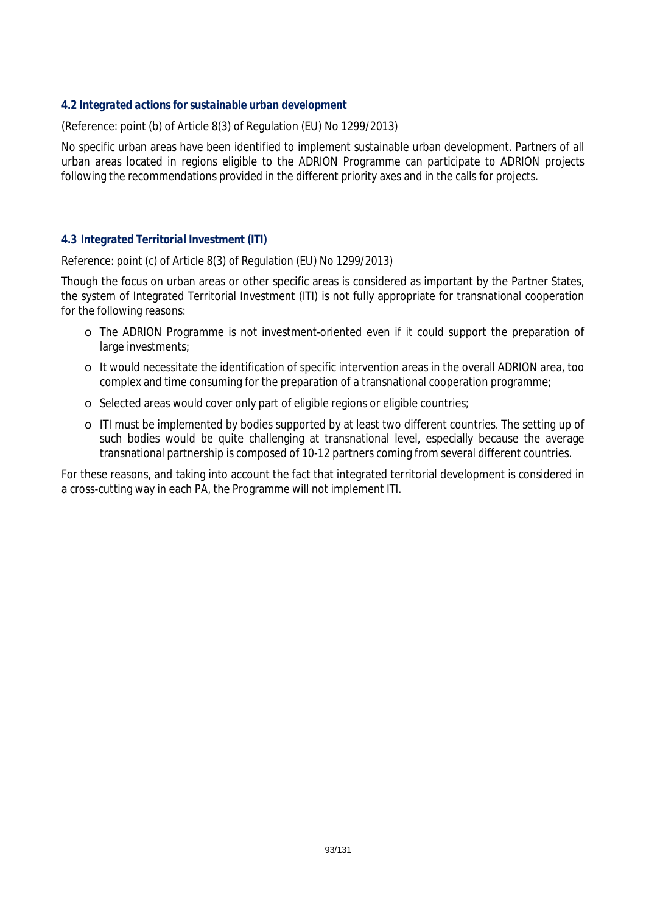### *4.2 Integrated actions for sustainable urban development*

(Reference: point (b) of Article 8(3) of Regulation (EU) No 1299/2013)

No specific urban areas have been identified to implement sustainable urban development. Partners of all urban areas located in regions eligible to the ADRION Programme can participate to ADRION projects following the recommendations provided in the different priority axes and in the calls for projects.

### *4.3 Integrated Territorial Investment (ITI)*

Reference: point (c) of Article 8(3) of Regulation (EU) No 1299/2013)

Though the focus on urban areas or other specific areas is considered as important by the Partner States, the system of Integrated Territorial Investment (ITI) is not fully appropriate for transnational cooperation for the following reasons:

- The ADRION Programme is not investment-oriented even if it could support the preparation of large investments;
- It would necessitate the identification of specific intervention areas in the overall ADRION area, too complex and time consuming for the preparation of a transnational cooperation programme;
- Selected areas would cover only part of eligible regions or eligible countries;
- ITI must be implemented by bodies supported by at least two different countries. The setting up of such bodies would be quite challenging at transnational level, especially because the average transnational partnership is composed of 10-12 partners coming from several different countries.

For these reasons, and taking into account the fact that integrated territorial development is considered in a cross-cutting way in each PA, the Programme will not implement ITI.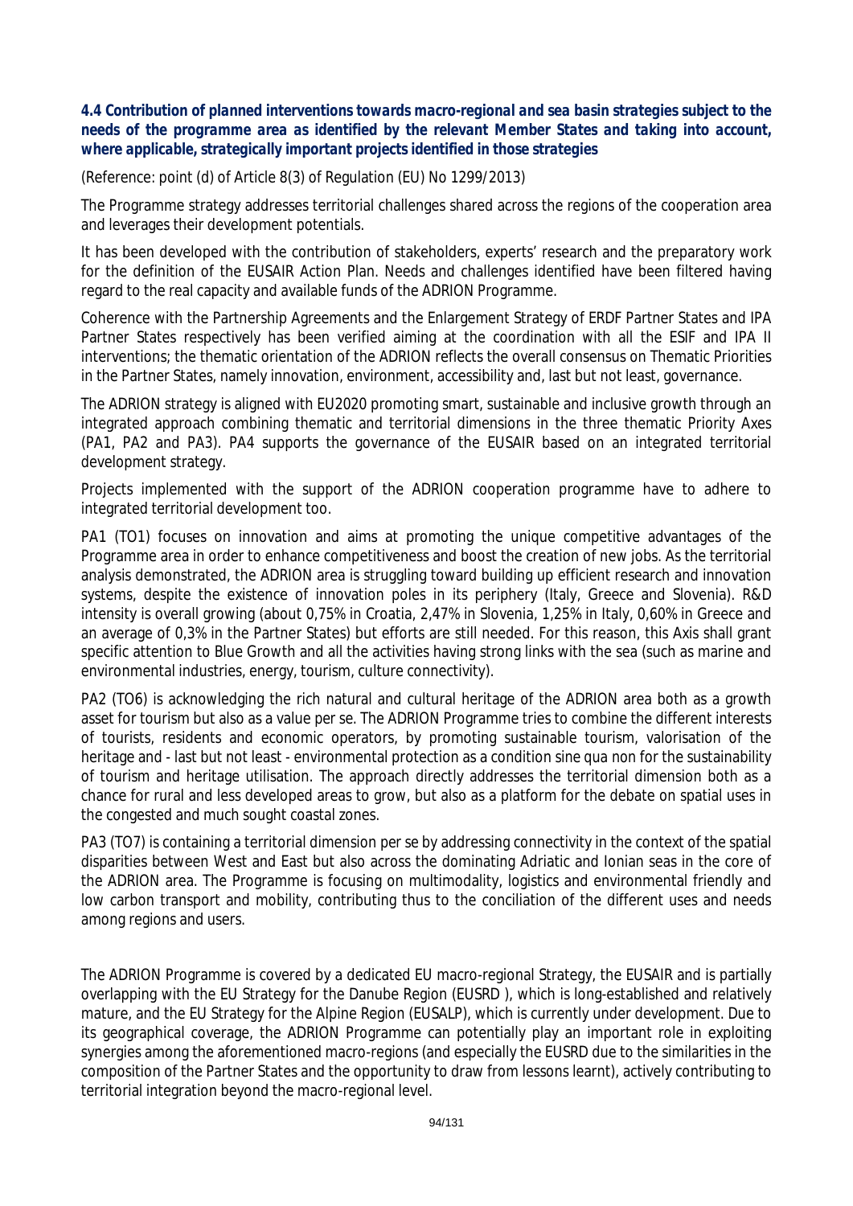### *4.4 Contribution of planned interventions towards macro-regional and sea basin strategies subject to the needs of the programme area as identified by the relevant Member States and taking into account, where applicable, strategically important projects identified in those strategies*

(Reference: point (d) of Article 8(3) of Regulation (EU) No 1299/2013)

The Programme strategy addresses territorial challenges shared across the regions of the cooperation area and leverages their development potentials.

It has been developed with the contribution of stakeholders, experts' research and the preparatory work for the definition of the EUSAIR Action Plan. Needs and challenges identified have been filtered having regard to the real capacity and available funds of the ADRION Programme.

Coherence with the Partnership Agreements and the Enlargement Strategy of ERDF Partner States and IPA Partner States respectively has been verified aiming at the coordination with all the ESIF and IPA II interventions; the thematic orientation of the ADRION reflects the overall consensus on Thematic Priorities in the Partner States, namely innovation, environment, accessibility and, last but not least, governance.

The ADRION strategy is aligned with EU2020 promoting smart, sustainable and inclusive growth through an integrated approach combining thematic and territorial dimensions in the three thematic Priority Axes (PA1, PA2 and PA3). PA4 supports the governance of the EUSAIR based on an integrated territorial development strategy.

Projects implemented with the support of the ADRION cooperation programme have to adhere to integrated territorial development too.

PA1 (TO1) focuses on innovation and aims at promoting the unique competitive advantages of the Programme area in order to enhance competitiveness and boost the creation of new jobs. As the territorial analysis demonstrated, the ADRION area is struggling toward building up efficient research and innovation systems, despite the existence of innovation poles in its periphery (Italy, Greece and Slovenia). R&D intensity is overall growing (about 0,75% in Croatia, 2,47% in Slovenia, 1,25% in Italy, 0,60% in Greece and an average of 0,3% in the Partner States) but efforts are still needed. For this reason, this Axis shall grant specific attention to Blue Growth and all the activities having strong links with the sea (such as marine and environmental industries, energy, tourism, culture connectivity).

PA2 (TO6) is acknowledging the rich natural and cultural heritage of the ADRION area both as a growth asset for tourism but also as a value per se. The ADRION Programme tries to combine the different interests of tourists, residents and economic operators, by promoting sustainable tourism, valorisation of the heritage and - last but not least - environmental protection as a condition sine qua non for the sustainability of tourism and heritage utilisation. The approach directly addresses the territorial dimension both as a chance for rural and less developed areas to grow, but also as a platform for the debate on spatial uses in the congested and much sought coastal zones.

PA3 (TO7) is containing a territorial dimension per se by addressing connectivity in the context of the spatial disparities between West and East but also across the dominating Adriatic and Ionian seas in the core of the ADRION area. The Programme is focusing on multimodality, logistics and environmental friendly and low carbon transport and mobility, contributing thus to the conciliation of the different uses and needs among regions and users.

The ADRION Programme is covered by a dedicated EU macro-regional Strategy, the EUSAIR and is partially overlapping with the EU Strategy for the Danube Region (EUSRD ), which is long-established and relatively mature, and the EU Strategy for the Alpine Region (EUSALP), which is currently under development. Due to its geographical coverage, the ADRION Programme can potentially play an important role in exploiting synergies among the aforementioned macro-regions (and especially the EUSRD due to the similarities in the composition of the Partner States and the opportunity to draw from lessons learnt), actively contributing to territorial integration beyond the macro-regional level.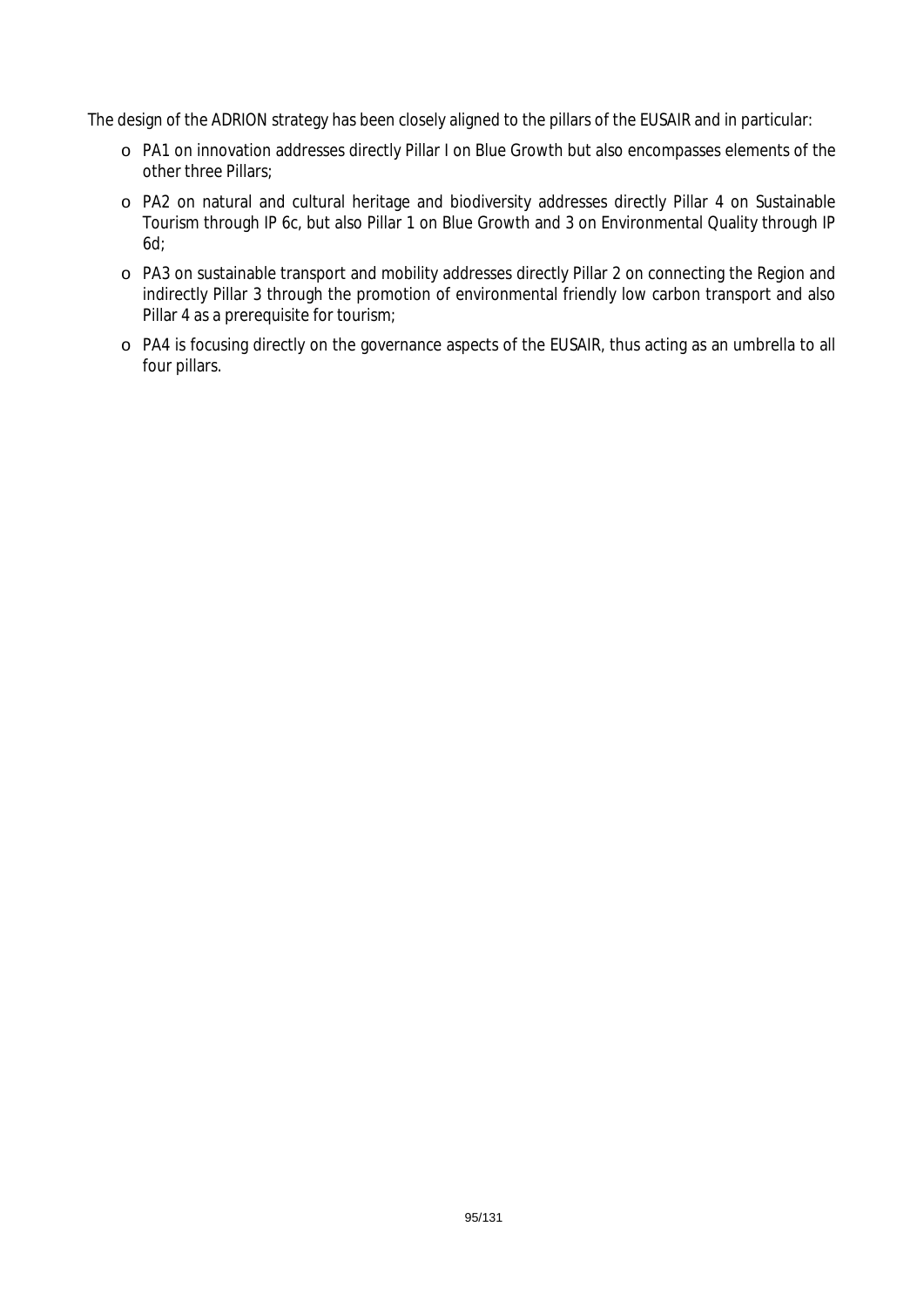The design of the ADRION strategy has been closely aligned to the pillars of the EUSAIR and in particular:

- PA1 on innovation addresses directly Pillar I on Blue Growth but also encompasses elements of the other three Pillars;
- PA2 on natural and cultural heritage and biodiversity addresses directly Pillar 4 on Sustainable Tourism through IP 6c, but also Pillar 1 on Blue Growth and 3 on Environmental Quality through IP 6d;
- PA3 on sustainable transport and mobility addresses directly Pillar 2 on connecting the Region and indirectly Pillar 3 through the promotion of environmental friendly low carbon transport and also Pillar 4 as a prerequisite for tourism;
- PA4 is focusing directly on the governance aspects of the EUSAIR, thus acting as an umbrella to all four pillars.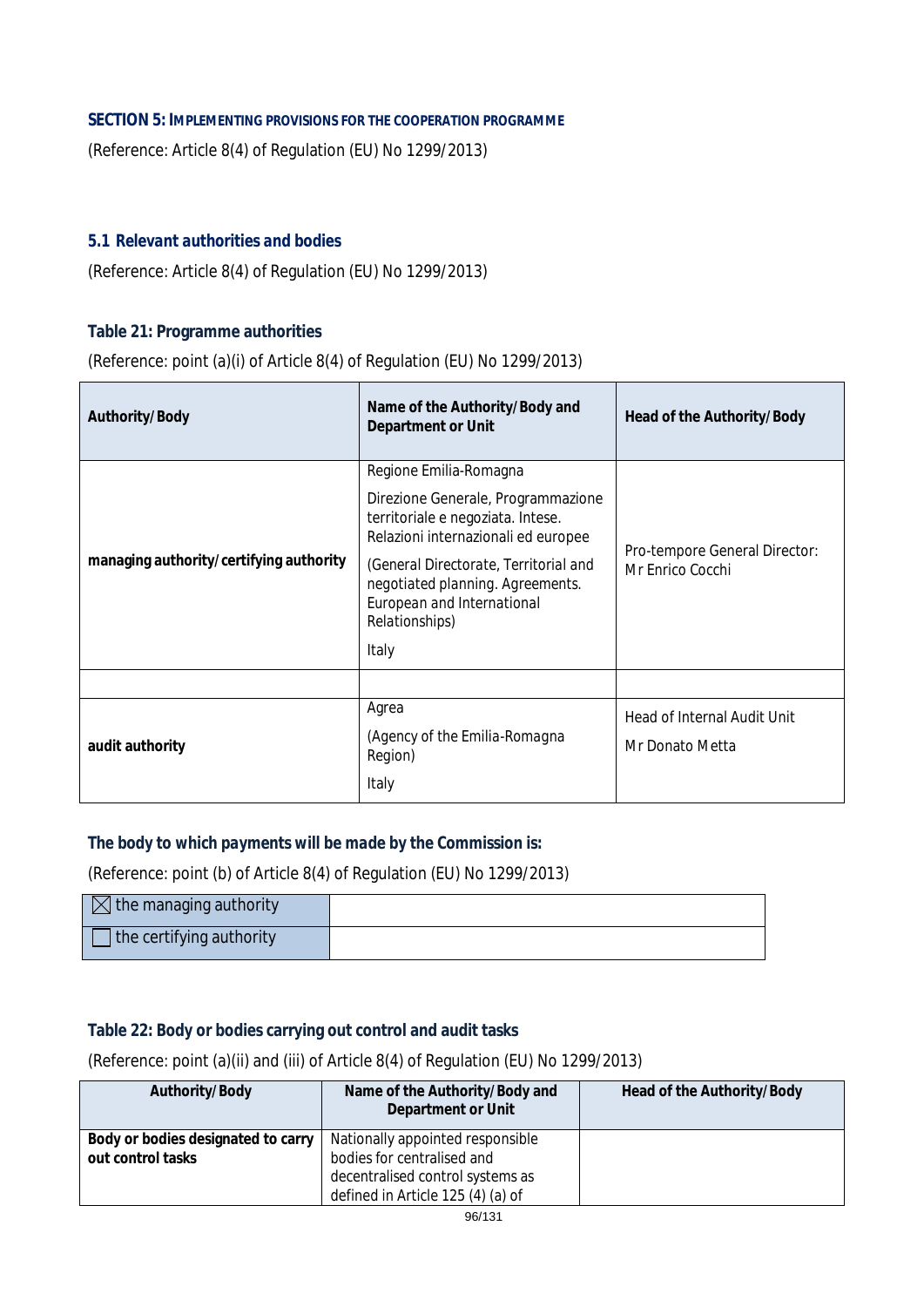## SECTION 5: IMPLEMENTING PROVISIONS FOR THE COOPERATION PROGRAMME

(Reference: Article 8(4) of Regulation (EU) No 1299/2013)

### 5.1 Relevant authorities and bodies

(Reference: Article 8(4) of Regulation (EU) No 1299/2013)

#### Table 21: Programme authorities

(Reference: point (a)(i) of Article 8(4) of Regulation (EU) No 1299/2013)

| Authority/Body | Name of the Authority/Body and Department or Unit | Head of the Authority/Body |
|---|---|---|
| **managing authority/certifying authority** | Regione Emilia-Romagna<br><br>Direzione Generale, Programmazione territoriale e negoziata. Intese. Relazioni internazionali ed europee<br><br>(General Directorate, Territorial and negotiated planning. Agreements. European and International Relationships)<br><br>Italy | Pro-tempore General Director: Mr Enrico Cocchi |
| | | |
| **audit authority** | Agrea<br><br>(Agency of the Emilia-Romagna Region)<br><br>Italy | Head of Internal Audit Unit<br><br>Mr Donato Metta |

#### The body to which payments will be made by the Commission is:

(Reference: point (b) of Article 8(4) of Regulation (EU) No 1299/2013)

| | |
|---|---|
| ☒ the managing authority | |
| ☐ the certifying authority | |

#### Table 22: Body or bodies carrying out control and audit tasks

(Reference: point (a)(ii) and (iii) of Article 8(4) of Regulation (EU) No 1299/2013)

| Authority/Body | Name of the Authority/Body and Department or Unit | Head of the Authority/Body |
|---|---|---|
| **Body or bodies designated to carry out control tasks** | Nationally appointed responsible bodies for centralised and decentralised control systems as defined in Article 125 (4) (a) of | |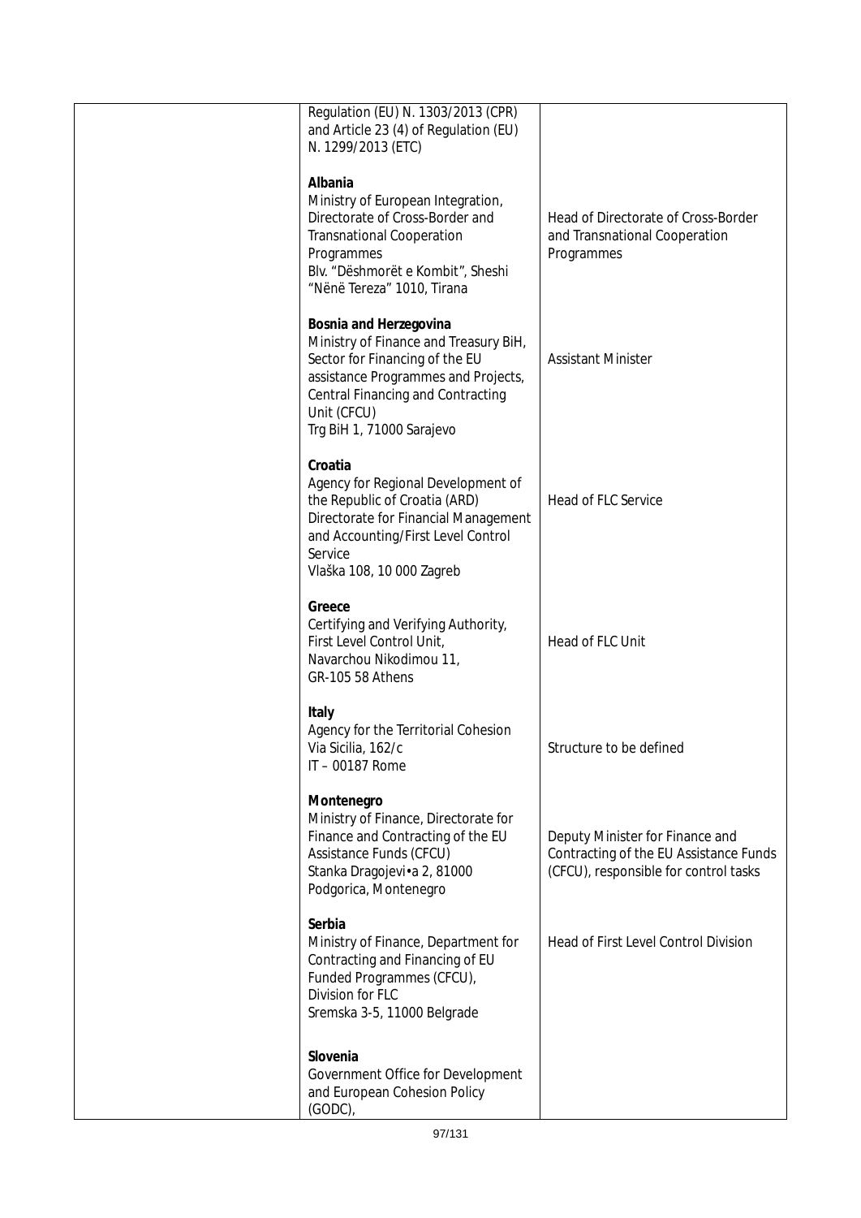| | Regulation (EU) N. 1303/2013 (CPR) and Article 23 (4) of Regulation (EU) N. 1299/2013 (ETC)<br><br>**Albania**<br>Ministry of European Integration, Directorate of Cross-Border and Transnational Cooperation Programmes<br>Blv. "Dëshmorët e Kombit", Sheshi "Nënë Tereza" 1010, Tirana<br><br>**Bosnia and Herzegovina**<br>Ministry of Finance and Treasury BiH, Sector for Financing of the EU assistance Programmes and Projects, Central Financing and Contracting Unit (CFCU)<br>Trg BiH 1, 71000 Sarajevo<br><br>**Croatia**<br>Agency for Regional Development of the Republic of Croatia (ARD)<br>Directorate for Financial Management and Accounting/First Level Control Service<br>Vlaška 108, 10 000 Zagreb<br><br>**Greece**<br>Certifying and Verifying Authority, First Level Control Unit,<br>Navarchou Nikodimou 11,<br>GR-105 58 Athens<br><br>**Italy**<br>Agency for the Territorial Cohesion<br>Via Sicilia, 162/c<br>IT – 00187 Rome<br><br>**Montenegro**<br>Ministry of Finance, Directorate for Finance and Contracting of the EU Assistance Funds (CFCU)<br>Stanka Dragojevi•a 2, 81000 Podgorica, Montenegro<br><br>**Serbia**<br>Ministry of Finance, Department for Contracting and Financing of EU Funded Programmes (CFCU),<br>Division for FLC<br>Sremska 3-5, 11000 Belgrade<br><br>**Slovenia**<br>Government Office for Development and European Cohesion Policy (GODC), | <br><br><br><br>Head of Directorate of Cross-Border and Transnational Cooperation Programmes<br><br><br><br>Assistant Minister<br><br><br><br>Head of FLC Service<br><br><br><br>Head of FLC Unit<br><br><br><br>Structure to be defined<br><br><br><br>Deputy Minister for Finance and Contracting of the EU Assistance Funds (CFCU), responsible for control tasks<br><br><br>Head of First Level Control Division |
|---|---|---|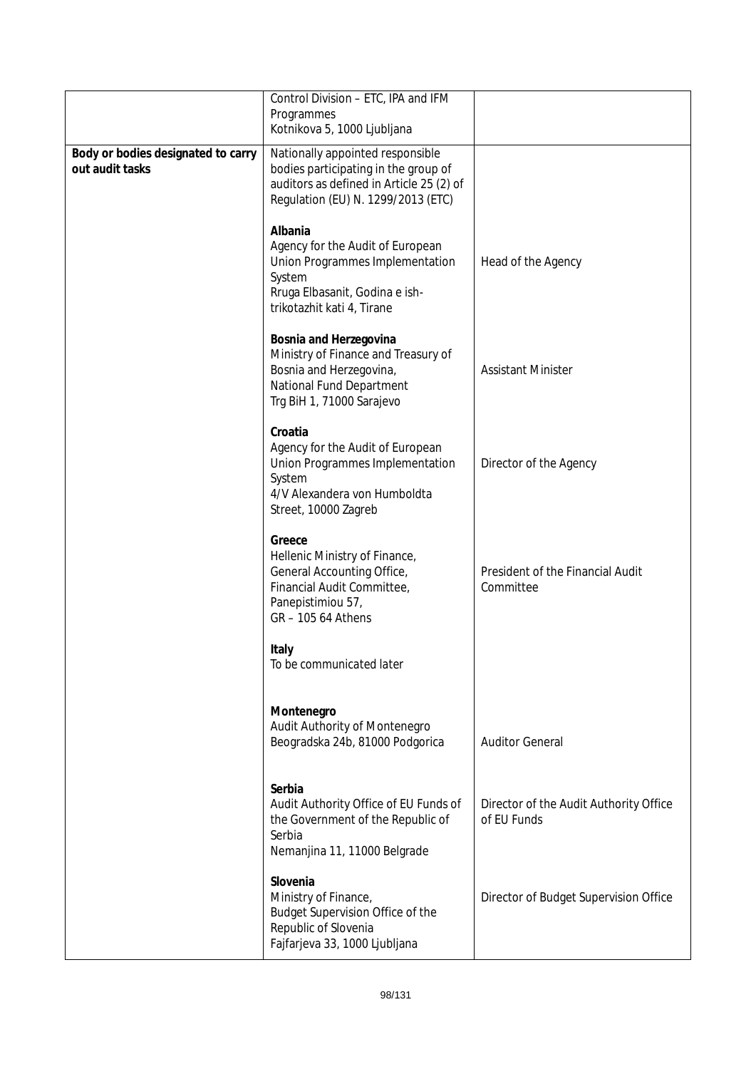| | | |
|---|---|---|
| | Control Division – ETC, IPA and IFM Programmes<br>Kotnikova 5, 1000 Ljubljana | |
| **Body or bodies designated to carry out audit tasks** | Nationally appointed responsible bodies participating in the group of auditors as defined in Article 25 (2) of Regulation (EU) N. 1299/2013 (ETC) | |
| | **Albania**<br>Agency for the Audit of European Union Programmes Implementation System<br>Rruga Elbasanit, Godina e ish-trikotazhit kati 4, Tirane | Head of the Agency |
| | **Bosnia and Herzegovina**<br>Ministry of Finance and Treasury of Bosnia and Herzegovina,<br>National Fund Department<br>Trg BiH 1, 71000 Sarajevo | Assistant Minister |
| | **Croatia**<br>Agency for the Audit of European Union Programmes Implementation System<br>4/V Alexandera von Humboldta Street, 10000 Zagreb | Director of the Agency |
| | **Greece**<br>Hellenic Ministry of Finance,<br>General Accounting Office,<br>Financial Audit Committee,<br>Panepistimiou 57,<br>GR – 105 64 Athens | President of the Financial Audit Committee |
| | **Italy**<br>To be communicated later | |
| | **Montenegro**<br>Audit Authority of Montenegro<br>Beogradska 24b, 81000 Podgorica | Auditor General |
| | **Serbia**<br>Audit Authority Office of EU Funds of the Government of the Republic of Serbia<br>Nemanjina 11, 11000 Belgrade | Director of the Audit Authority Office of EU Funds |
| | **Slovenia**<br>Ministry of Finance,<br>Budget Supervision Office of the Republic of Slovenia<br>Fajfarjeva 33, 1000 Ljubljana | Director of Budget Supervision Office |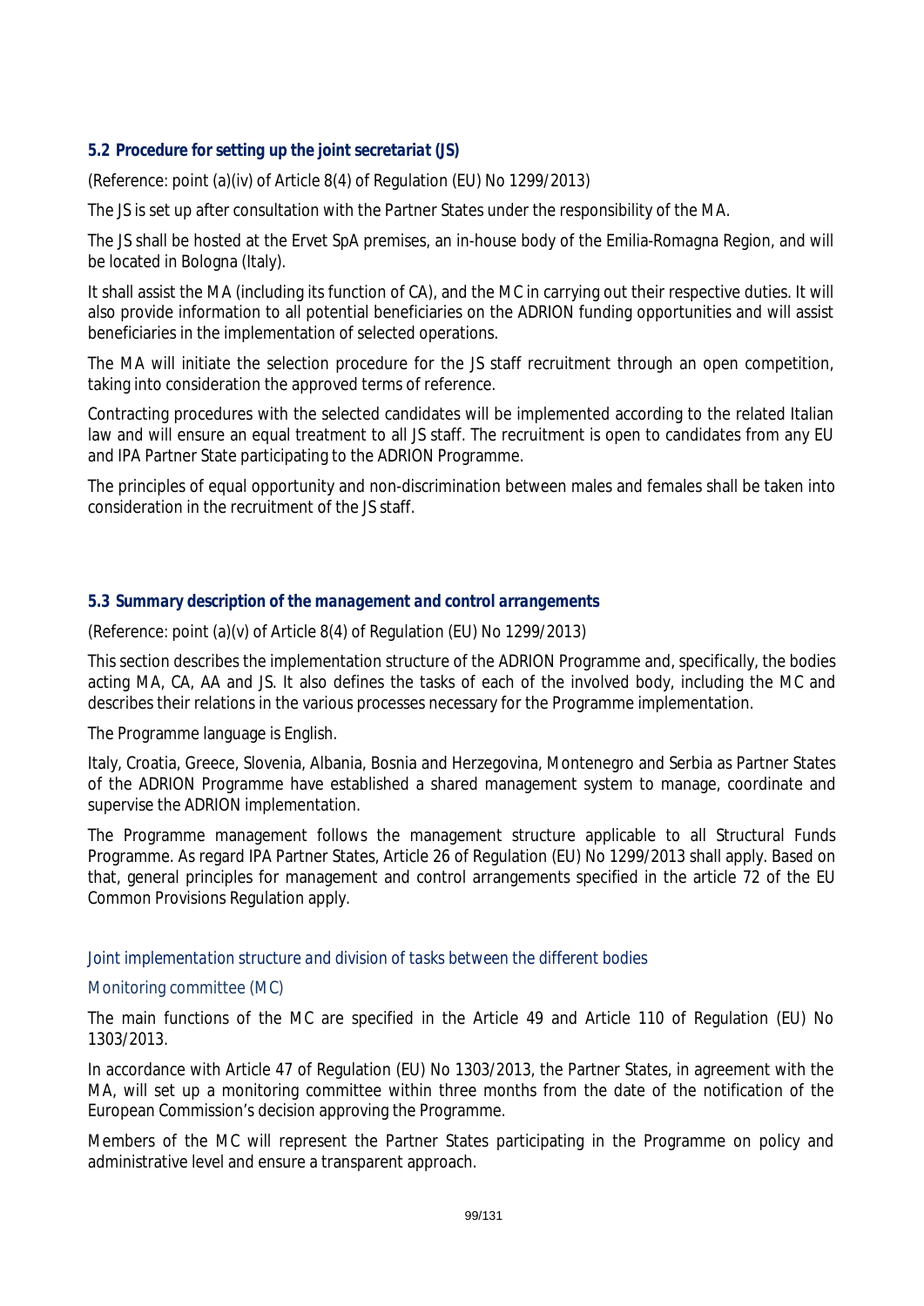### 5.2 Procedure for setting up the joint secretariat (JS)

(Reference: point (a)(iv) of Article 8(4) of Regulation (EU) No 1299/2013)

The JS is set up after consultation with the Partner States under the responsibility of the MA.

The JS shall be hosted at the Ervet SpA premises, an in-house body of the Emilia-Romagna Region, and will be located in Bologna (Italy).

It shall assist the MA (including its function of CA), and the MC in carrying out their respective duties. It will also provide information to all potential beneficiaries on the ADRION funding opportunities and will assist beneficiaries in the implementation of selected operations.

The MA will initiate the selection procedure for the JS staff recruitment through an open competition, taking into consideration the approved terms of reference.

Contracting procedures with the selected candidates will be implemented according to the related Italian law and will ensure an equal treatment to all JS staff. The recruitment is open to candidates from any EU and IPA Partner State participating to the ADRION Programme.

The principles of equal opportunity and non-discrimination between males and females shall be taken into consideration in the recruitment of the JS staff.

### 5.3 Summary description of the management and control arrangements

(Reference: point (a)(v) of Article 8(4) of Regulation (EU) No 1299/2013)

This section describes the implementation structure of the ADRION Programme and, specifically, the bodies acting MA, CA, AA and JS. It also defines the tasks of each of the involved body, including the MC and describes their relations in the various processes necessary for the Programme implementation.

The Programme language is English.

Italy, Croatia, Greece, Slovenia, Albania, Bosnia and Herzegovina, Montenegro and Serbia as Partner States of the ADRION Programme have established a shared management system to manage, coordinate and supervise the ADRION implementation.

The Programme management follows the management structure applicable to all Structural Funds Programme. As regard IPA Partner States, Article 26 of Regulation (EU) No 1299/2013 shall apply. Based on that, general principles for management and control arrangements specified in the article 72 of the EU Common Provisions Regulation apply.

#### *Joint implementation structure and division of tasks between the different bodies*

#### *Monitoring committee (MC)*

The main functions of the MC are specified in the Article 49 and Article 110 of Regulation (EU) No 1303/2013.

In accordance with Article 47 of Regulation (EU) No 1303/2013, the Partner States, in agreement with the MA, will set up a monitoring committee within three months from the date of the notification of the European Commission's decision approving the Programme.

Members of the MC will represent the Partner States participating in the Programme on policy and administrative level and ensure a transparent approach.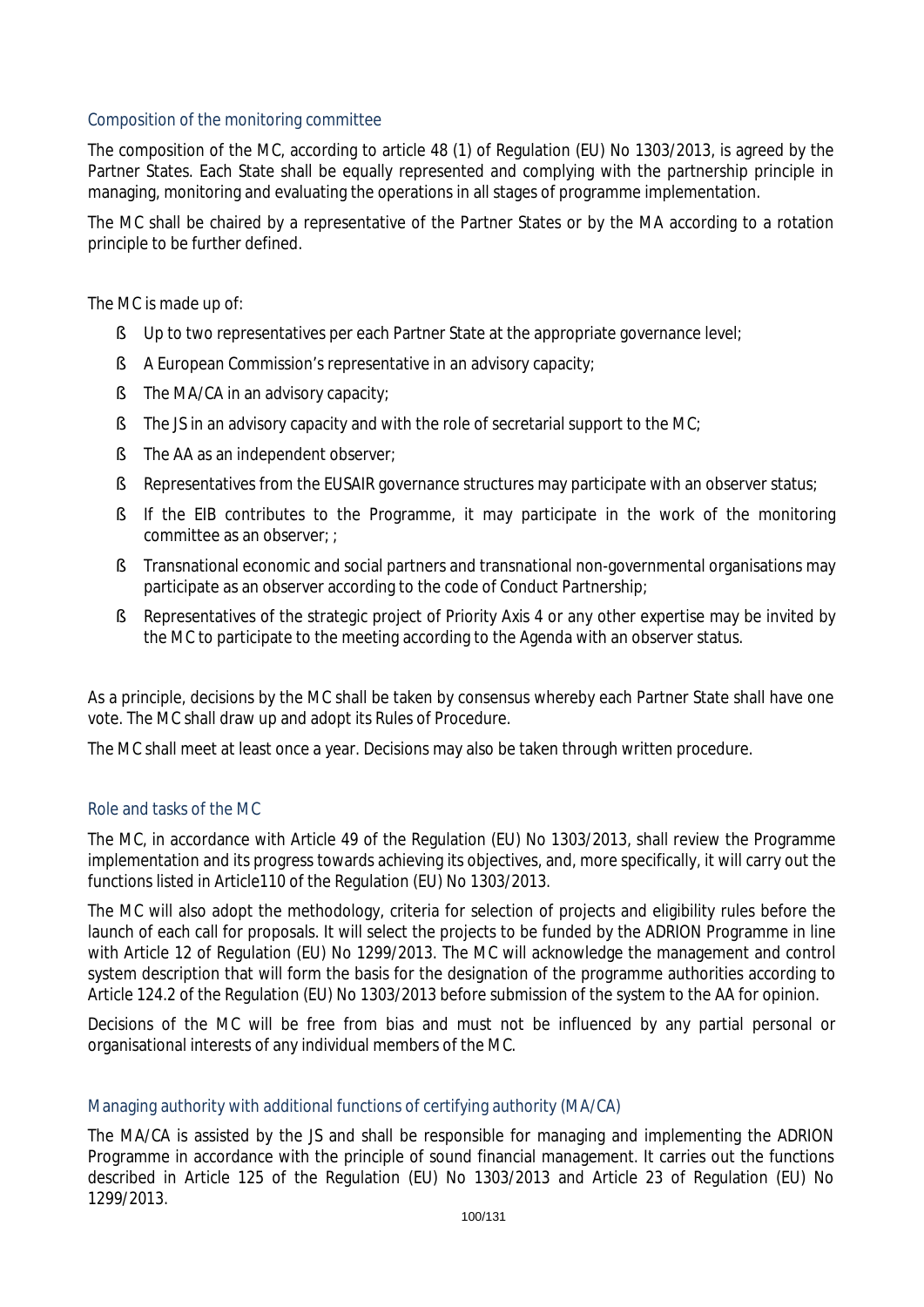### Composition of the monitoring committee

The composition of the MC, according to article 48 (1) of Regulation (EU) No 1303/2013, is agreed by the Partner States. Each State shall be equally represented and complying with the partnership principle in managing, monitoring and evaluating the operations in all stages of programme implementation.

The MC shall be chaired by a representative of the Partner States or by the MA according to a rotation principle to be further defined.

The MC is made up of:

- Up to two representatives per each Partner State at the appropriate governance level;
- A European Commission's representative in an advisory capacity;
- The MA/CA in an advisory capacity;
- The JS in an advisory capacity and with the role of secretarial support to the MC;
- The AA as an independent observer;
- Representatives from the EUSAIR governance structures may participate with an observer status;
- If the EIB contributes to the Programme, it may participate in the work of the monitoring committee as an observer; ;
- Transnational economic and social partners and transnational non-governmental organisations may participate as an observer according to the code of Conduct Partnership;
- Representatives of the strategic project of Priority Axis 4 or any other expertise may be invited by the MC to participate to the meeting according to the Agenda with an observer status.

As a principle, decisions by the MC shall be taken by consensus whereby each Partner State shall have one vote. The MC shall draw up and adopt its Rules of Procedure.

The MC shall meet at least once a year. Decisions may also be taken through written procedure.

### Role and tasks of the MC

The MC, in accordance with Article 49 of the Regulation (EU) No 1303/2013, shall review the Programme implementation and its progress towards achieving its objectives, and, more specifically, it will carry out the functions listed in Article110 of the Regulation (EU) No 1303/2013.

The MC will also adopt the methodology, criteria for selection of projects and eligibility rules before the launch of each call for proposals. It will select the projects to be funded by the ADRION Programme in line with Article 12 of Regulation (EU) No 1299/2013. The MC will acknowledge the management and control system description that will form the basis for the designation of the programme authorities according to Article 124.2 of the Regulation (EU) No 1303/2013 before submission of the system to the AA for opinion.

Decisions of the MC will be free from bias and must not be influenced by any partial personal or organisational interests of any individual members of the MC.

### Managing authority with additional functions of certifying authority (MA/CA)

The MA/CA is assisted by the JS and shall be responsible for managing and implementing the ADRION Programme in accordance with the principle of sound financial management. It carries out the functions described in Article 125 of the Regulation (EU) No 1303/2013 and Article 23 of Regulation (EU) No 1299/2013.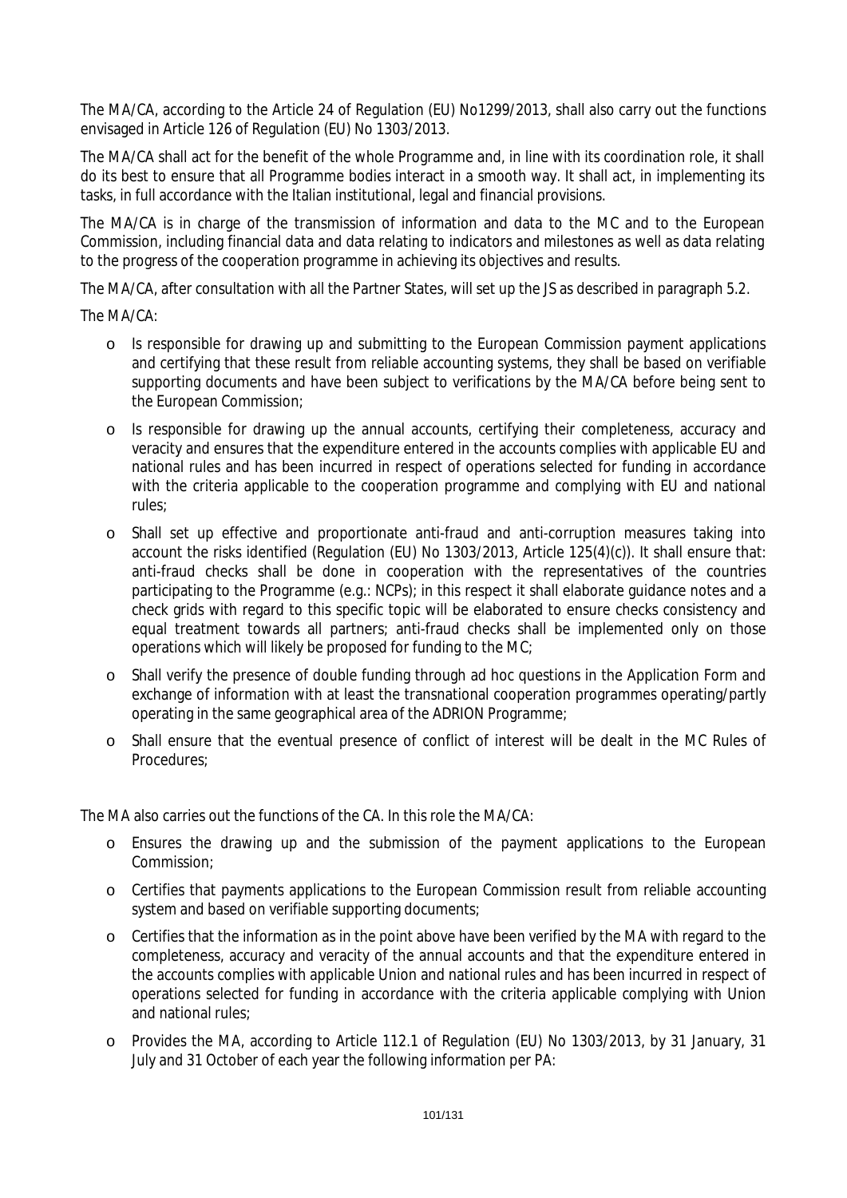The MA/CA, according to the Article 24 of Regulation (EU) No1299/2013, shall also carry out the functions envisaged in Article 126 of Regulation (EU) No 1303/2013.

The MA/CA shall act for the benefit of the whole Programme and, in line with its coordination role, it shall do its best to ensure that all Programme bodies interact in a smooth way. It shall act, in implementing its tasks, in full accordance with the Italian institutional, legal and financial provisions.

The MA/CA is in charge of the transmission of information and data to the MC and to the European Commission, including financial data and data relating to indicators and milestones as well as data relating to the progress of the cooperation programme in achieving its objectives and results.

The MA/CA, after consultation with all the Partner States, will set up the JS as described in paragraph 5.2.

The MA/CA:

- Is responsible for drawing up and submitting to the European Commission payment applications and certifying that these result from reliable accounting systems, they shall be based on verifiable supporting documents and have been subject to verifications by the MA/CA before being sent to the European Commission;
- Is responsible for drawing up the annual accounts, certifying their completeness, accuracy and veracity and ensures that the expenditure entered in the accounts complies with applicable EU and national rules and has been incurred in respect of operations selected for funding in accordance with the criteria applicable to the cooperation programme and complying with EU and national rules;
- Shall set up effective and proportionate anti-fraud and anti-corruption measures taking into account the risks identified (Regulation (EU) No 1303/2013, Article 125(4)(c)). It shall ensure that: anti-fraud checks shall be done in cooperation with the representatives of the countries participating to the Programme (e.g.: NCPs); in this respect it shall elaborate guidance notes and a check grids with regard to this specific topic will be elaborated to ensure checks consistency and equal treatment towards all partners; anti-fraud checks shall be implemented only on those operations which will likely be proposed for funding to the MC;
- Shall verify the presence of double funding through ad hoc questions in the Application Form and exchange of information with at least the transnational cooperation programmes operating/partly operating in the same geographical area of the ADRION Programme;
- Shall ensure that the eventual presence of conflict of interest will be dealt in the MC Rules of Procedures;

The MA also carries out the functions of the CA. In this role the MA/CA:

- Ensures the drawing up and the submission of the payment applications to the European Commission;
- Certifies that payments applications to the European Commission result from reliable accounting system and based on verifiable supporting documents;
- Certifies that the information as in the point above have been verified by the MA with regard to the completeness, accuracy and veracity of the annual accounts and that the expenditure entered in the accounts complies with applicable Union and national rules and has been incurred in respect of operations selected for funding in accordance with the criteria applicable complying with Union and national rules;
- Provides the MA, according to Article 112.1 of Regulation (EU) No 1303/2013, by 31 January, 31 July and 31 October of each year the following information per PA: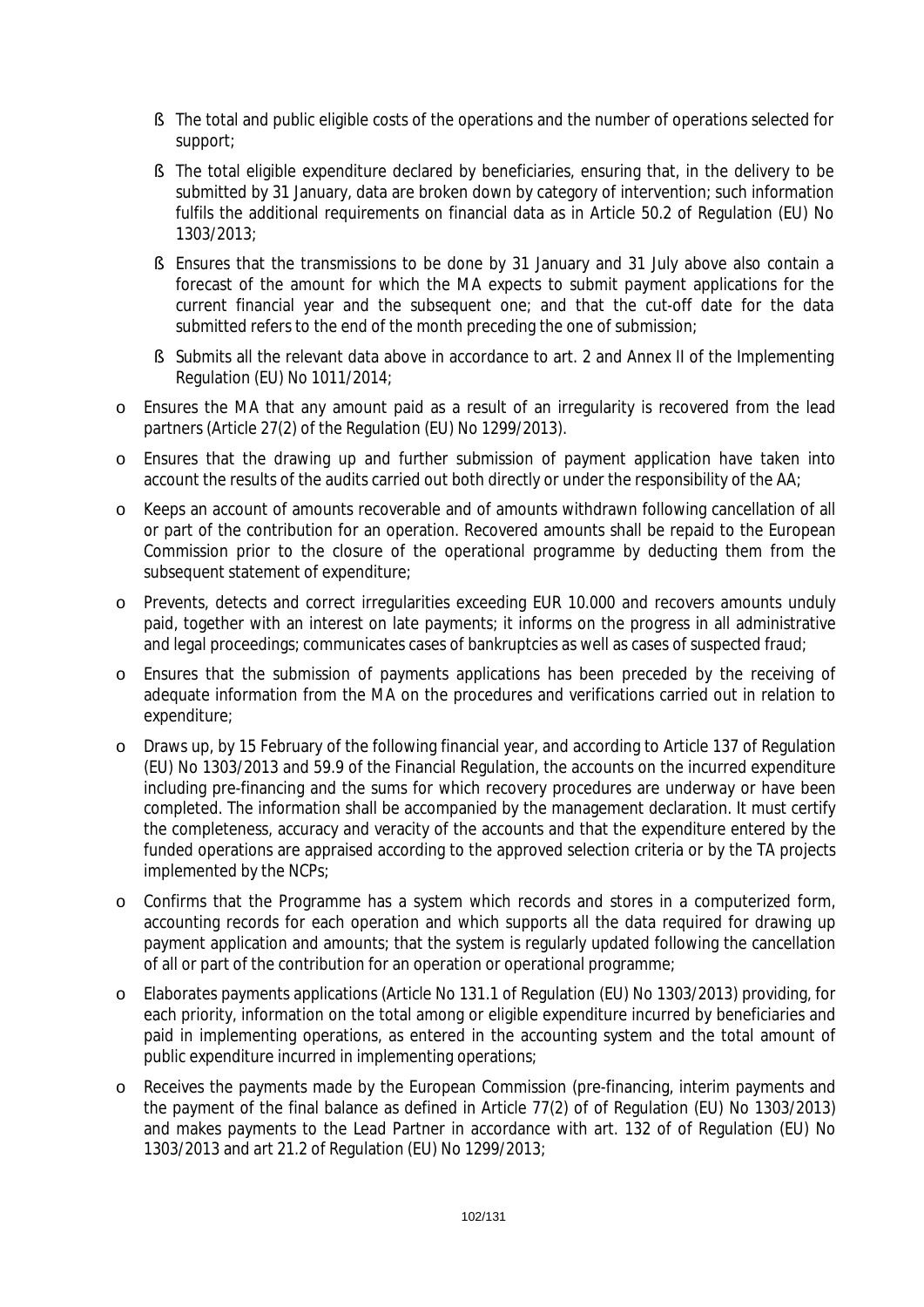- The total and public eligible costs of the operations and the number of operations selected for support;
  - The total eligible expenditure declared by beneficiaries, ensuring that, in the delivery to be submitted by 31 January, data are broken down by category of intervention; such information fulfils the additional requirements on financial data as in Article 50.2 of Regulation (EU) No 1303/2013;
  - Ensures that the transmissions to be done by 31 January and 31 July above also contain a forecast of the amount for which the MA expects to submit payment applications for the current financial year and the subsequent one; and that the cut-off date for the data submitted refers to the end of the month preceding the one of submission;
  - Submits all the relevant data above in accordance to art. 2 and Annex II of the Implementing Regulation (EU) No 1011/2014;

- Ensures the MA that any amount paid as a result of an irregularity is recovered from the lead partners (Article 27(2) of the Regulation (EU) No 1299/2013).
- Ensures that the drawing up and further submission of payment application have taken into account the results of the audits carried out both directly or under the responsibility of the AA;
- Keeps an account of amounts recoverable and of amounts withdrawn following cancellation of all or part of the contribution for an operation. Recovered amounts shall be repaid to the European Commission prior to the closure of the operational programme by deducting them from the subsequent statement of expenditure;
- Prevents, detects and correct irregularities exceeding EUR 10.000 and recovers amounts unduly paid, together with an interest on late payments; it informs on the progress in all administrative and legal proceedings; communicates cases of bankruptcies as well as cases of suspected fraud;
- Ensures that the submission of payments applications has been preceded by the receiving of adequate information from the MA on the procedures and verifications carried out in relation to expenditure;
- Draws up, by 15 February of the following financial year, and according to Article 137 of Regulation (EU) No 1303/2013 and 59.9 of the Financial Regulation, the accounts on the incurred expenditure including pre-financing and the sums for which recovery procedures are underway or have been completed. The information shall be accompanied by the management declaration. It must certify the completeness, accuracy and veracity of the accounts and that the expenditure entered by the funded operations are appraised according to the approved selection criteria or by the TA projects implemented by the NCPs;
- Confirms that the Programme has a system which records and stores in a computerized form, accounting records for each operation and which supports all the data required for drawing up payment application and amounts; that the system is regularly updated following the cancellation of all or part of the contribution for an operation or operational programme;
- Elaborates payments applications (Article No 131.1 of Regulation (EU) No 1303/2013) providing, for each priority, information on the total among or eligible expenditure incurred by beneficiaries and paid in implementing operations, as entered in the accounting system and the total amount of public expenditure incurred in implementing operations;
- Receives the payments made by the European Commission (pre-financing, interim payments and the payment of the final balance as defined in Article 77(2) of of Regulation (EU) No 1303/2013) and makes payments to the Lead Partner in accordance with art. 132 of of Regulation (EU) No 1303/2013 and art 21.2 of Regulation (EU) No 1299/2013;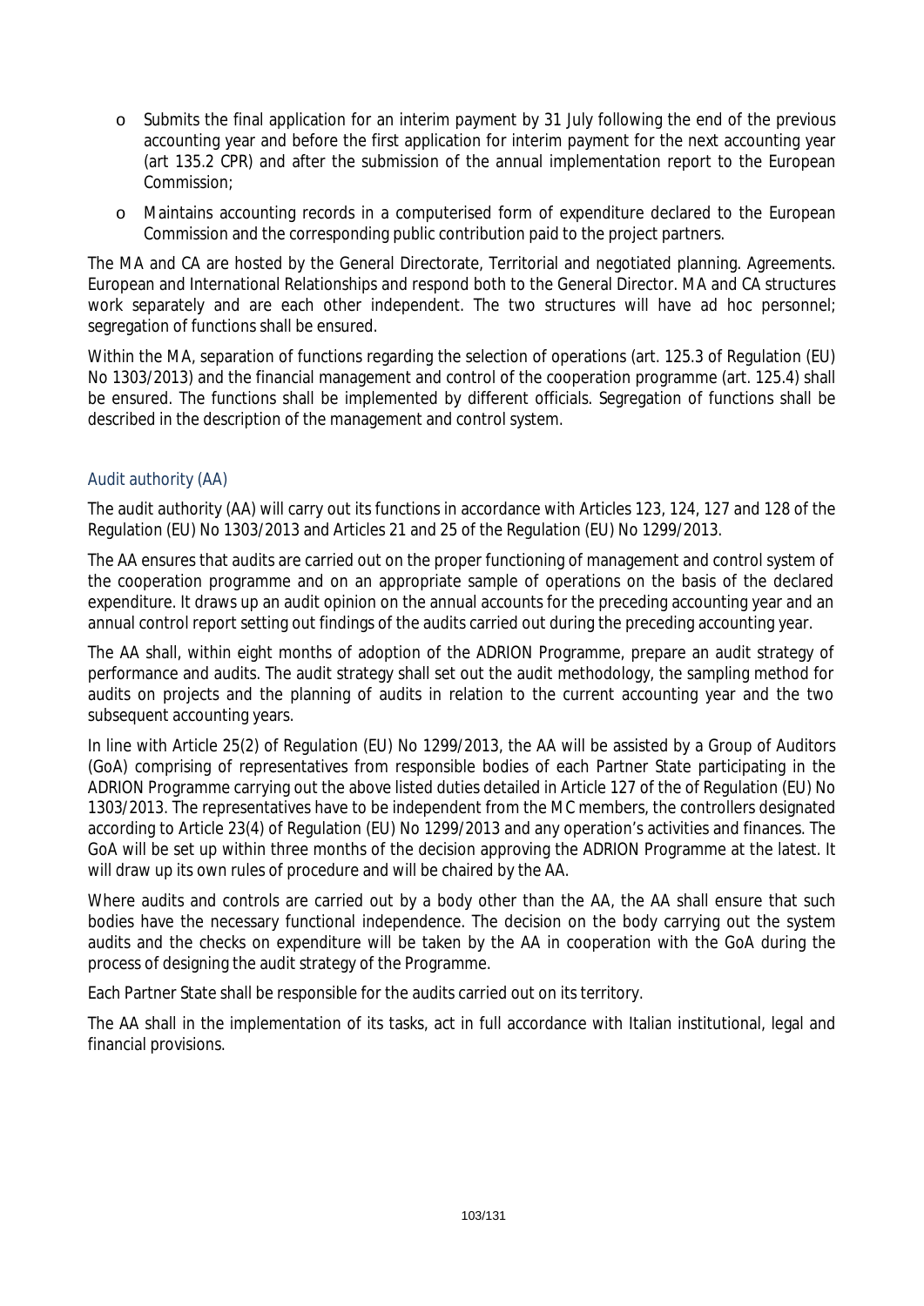- Submits the final application for an interim payment by 31 July following the end of the previous accounting year and before the first application for interim payment for the next accounting year (art 135.2 CPR) and after the submission of the annual implementation report to the European Commission;
- Maintains accounting records in a computerised form of expenditure declared to the European Commission and the corresponding public contribution paid to the project partners.

The MA and CA are hosted by the General Directorate, Territorial and negotiated planning. Agreements. European and International Relationships and respond both to the General Director. MA and CA structures work separately and are each other independent. The two structures will have ad hoc personnel; segregation of functions shall be ensured.

Within the MA, separation of functions regarding the selection of operations (art. 125.3 of Regulation (EU) No 1303/2013) and the financial management and control of the cooperation programme (art. 125.4) shall be ensured. The functions shall be implemented by different officials. Segregation of functions shall be described in the description of the management and control system.

### Audit authority (AA)

The audit authority (AA) will carry out its functions in accordance with Articles 123, 124, 127 and 128 of the Regulation (EU) No 1303/2013 and Articles 21 and 25 of the Regulation (EU) No 1299/2013.

The AA ensures that audits are carried out on the proper functioning of management and control system of the cooperation programme and on an appropriate sample of operations on the basis of the declared expenditure. It draws up an audit opinion on the annual accounts for the preceding accounting year and an annual control report setting out findings of the audits carried out during the preceding accounting year.

The AA shall, within eight months of adoption of the ADRION Programme, prepare an audit strategy of performance and audits. The audit strategy shall set out the audit methodology, the sampling method for audits on projects and the planning of audits in relation to the current accounting year and the two subsequent accounting years.

In line with Article 25(2) of Regulation (EU) No 1299/2013, the AA will be assisted by a Group of Auditors (GoA) comprising of representatives from responsible bodies of each Partner State participating in the ADRION Programme carrying out the above listed duties detailed in Article 127 of the of Regulation (EU) No 1303/2013. The representatives have to be independent from the MC members, the controllers designated according to Article 23(4) of Regulation (EU) No 1299/2013 and any operation's activities and finances. The GoA will be set up within three months of the decision approving the ADRION Programme at the latest. It will draw up its own rules of procedure and will be chaired by the AA.

Where audits and controls are carried out by a body other than the AA, the AA shall ensure that such bodies have the necessary functional independence. The decision on the body carrying out the system audits and the checks on expenditure will be taken by the AA in cooperation with the GoA during the process of designing the audit strategy of the Programme.

Each Partner State shall be responsible for the audits carried out on its territory.

The AA shall in the implementation of its tasks, act in full accordance with Italian institutional, legal and financial provisions.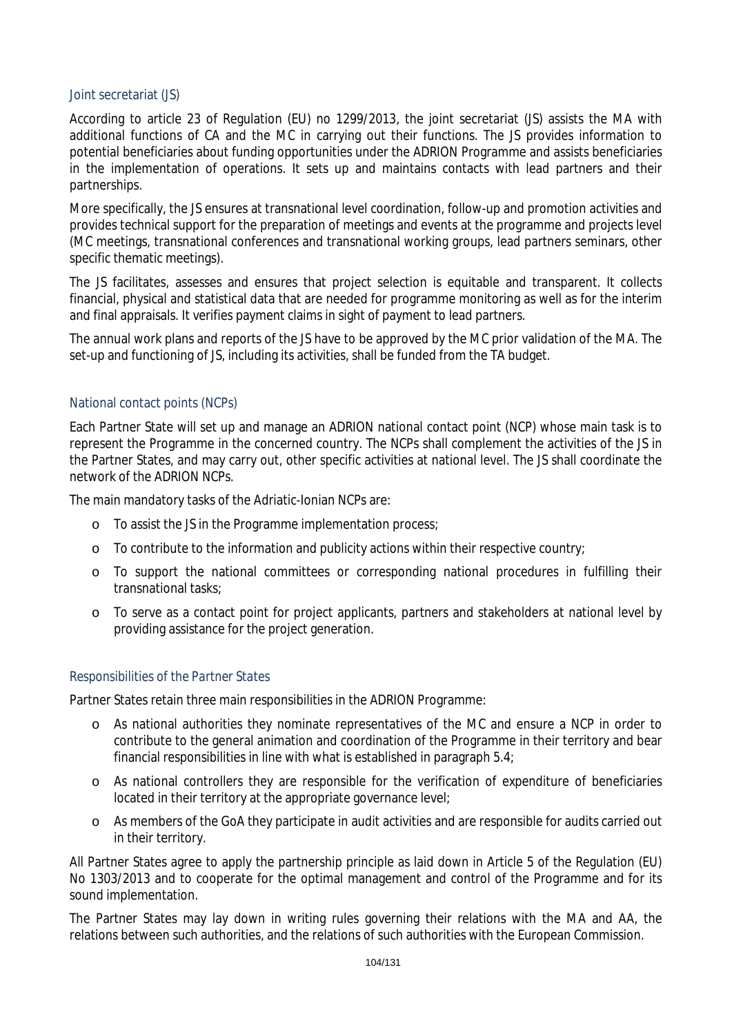### Joint secretariat (JS)

According to article 23 of Regulation (EU) no 1299/2013, the joint secretariat (JS) assists the MA with additional functions of CA and the MC in carrying out their functions. The JS provides information to potential beneficiaries about funding opportunities under the ADRION Programme and assists beneficiaries in the implementation of operations. It sets up and maintains contacts with lead partners and their partnerships.

More specifically, the JS ensures at transnational level coordination, follow-up and promotion activities and provides technical support for the preparation of meetings and events at the programme and projects level (MC meetings, transnational conferences and transnational working groups, lead partners seminars, other specific thematic meetings).

The JS facilitates, assesses and ensures that project selection is equitable and transparent. It collects financial, physical and statistical data that are needed for programme monitoring as well as for the interim and final appraisals. It verifies payment claims in sight of payment to lead partners.

The annual work plans and reports of the JS have to be approved by the MC prior validation of the MA. The set-up and functioning of JS, including its activities, shall be funded from the TA budget.

### National contact points (NCPs)

Each Partner State will set up and manage an ADRION national contact point (NCP) whose main task is to represent the Programme in the concerned country. The NCPs shall complement the activities of the JS in the Partner States, and may carry out, other specific activities at national level. The JS shall coordinate the network of the ADRION NCPs.

The main mandatory tasks of the Adriatic-Ionian NCPs are:

- To assist the JS in the Programme implementation process;
- To contribute to the information and publicity actions within their respective country;
- To support the national committees or corresponding national procedures in fulfilling their transnational tasks;
- To serve as a contact point for project applicants, partners and stakeholders at national level by providing assistance for the project generation.

### Responsibilities of the Partner States

Partner States retain three main responsibilities in the ADRION Programme:

- As national authorities they nominate representatives of the MC and ensure a NCP in order to contribute to the general animation and coordination of the Programme in their territory and bear financial responsibilities in line with what is established in paragraph 5.4;
- As national controllers they are responsible for the verification of expenditure of beneficiaries located in their territory at the appropriate governance level;
- As members of the GoA they participate in audit activities and are responsible for audits carried out in their territory.

All Partner States agree to apply the partnership principle as laid down in Article 5 of the Regulation (EU) No 1303/2013 and to cooperate for the optimal management and control of the Programme and for its sound implementation.

The Partner States may lay down in writing rules governing their relations with the MA and AA, the relations between such authorities, and the relations of such authorities with the European Commission.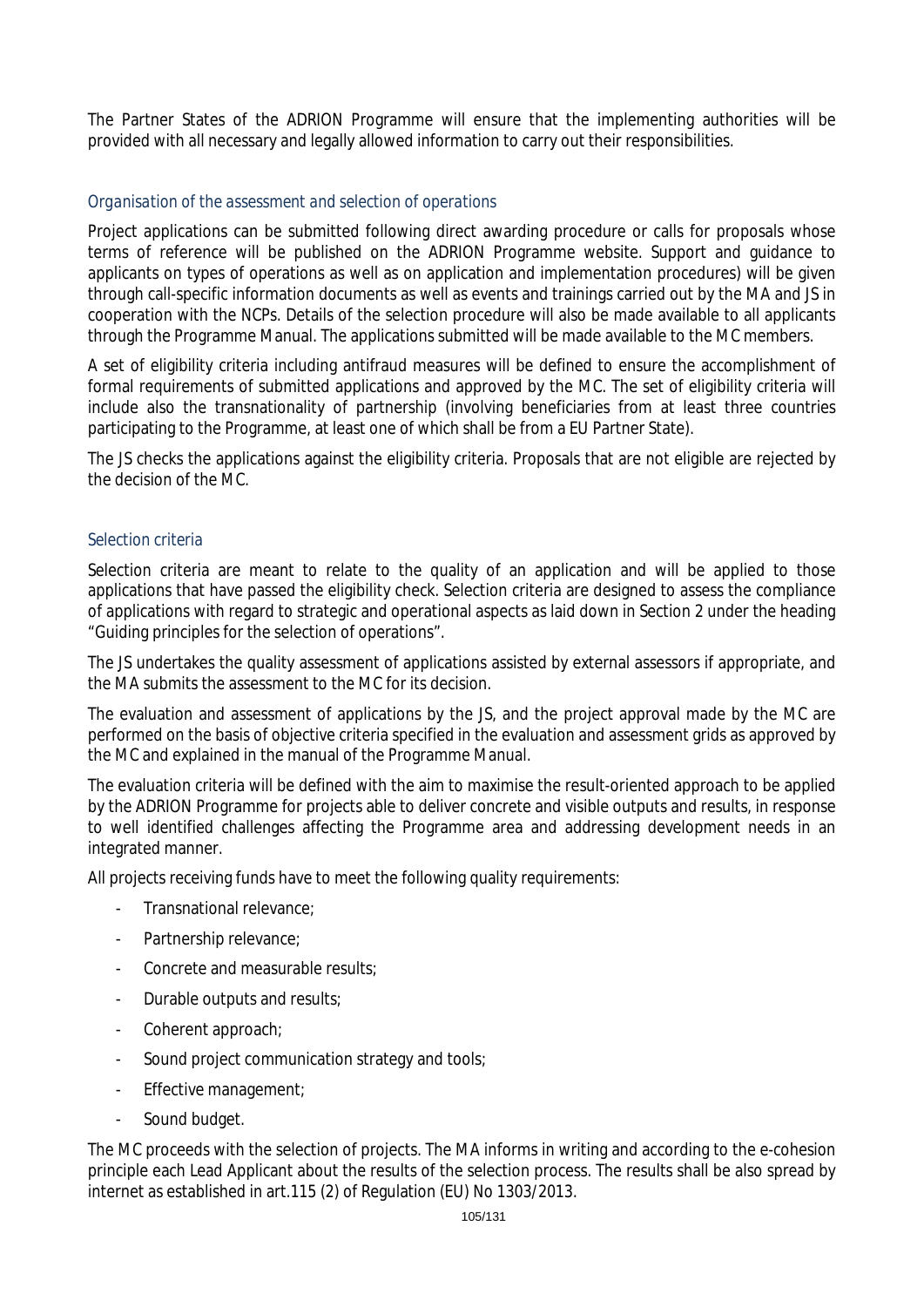The Partner States of the ADRION Programme will ensure that the implementing authorities will be provided with all necessary and legally allowed information to carry out their responsibilities.

### Organisation of the assessment and selection of operations

Project applications can be submitted following direct awarding procedure or calls for proposals whose terms of reference will be published on the ADRION Programme website. Support and guidance to applicants on types of operations as well as on application and implementation procedures) will be given through call-specific information documents as well as events and trainings carried out by the MA and JS in cooperation with the NCPs. Details of the selection procedure will also be made available to all applicants through the Programme Manual. The applications submitted will be made available to the MC members.

A set of eligibility criteria including antifraud measures will be defined to ensure the accomplishment of formal requirements of submitted applications and approved by the MC. The set of eligibility criteria will include also the transnationality of partnership (involving beneficiaries from at least three countries participating to the Programme, at least one of which shall be from a EU Partner State).

The JS checks the applications against the eligibility criteria. Proposals that are not eligible are rejected by the decision of the MC.

### Selection criteria

Selection criteria are meant to relate to the quality of an application and will be applied to those applications that have passed the eligibility check. Selection criteria are designed to assess the compliance of applications with regard to strategic and operational aspects as laid down in Section 2 under the heading "Guiding principles for the selection of operations".

The JS undertakes the quality assessment of applications assisted by external assessors if appropriate, and the MA submits the assessment to the MC for its decision.

The evaluation and assessment of applications by the JS, and the project approval made by the MC are performed on the basis of objective criteria specified in the evaluation and assessment grids as approved by the MC and explained in the manual of the Programme Manual.

The evaluation criteria will be defined with the aim to maximise the result-oriented approach to be applied by the ADRION Programme for projects able to deliver concrete and visible outputs and results, in response to well identified challenges affecting the Programme area and addressing development needs in an integrated manner.

All projects receiving funds have to meet the following quality requirements:

- Transnational relevance;
- Partnership relevance;
- Concrete and measurable results;
- Durable outputs and results;
- Coherent approach;
- Sound project communication strategy and tools;
- Effective management;
- Sound budget.

The MC proceeds with the selection of projects. The MA informs in writing and according to the e-cohesion principle each Lead Applicant about the results of the selection process. The results shall be also spread by internet as established in art.115 (2) of Regulation (EU) No 1303/2013.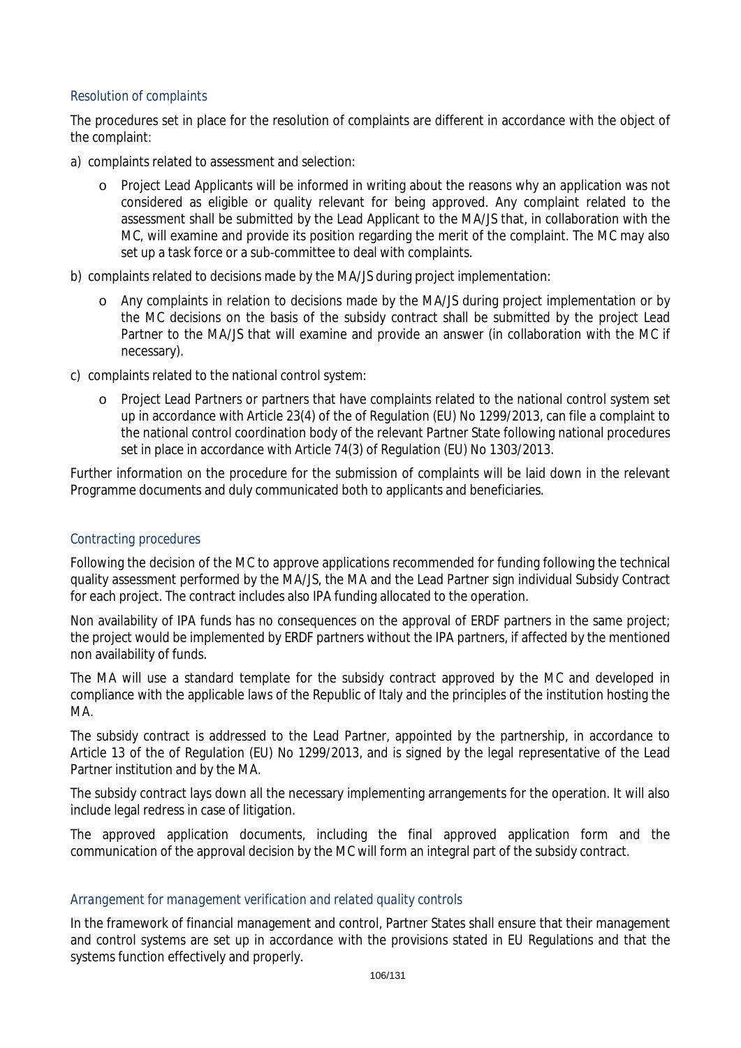### Resolution of complaints

The procedures set in place for the resolution of complaints are different in accordance with the object of the complaint:

a) complaints related to assessment and selection:

   - Project Lead Applicants will be informed in writing about the reasons why an application was not considered as eligible or quality relevant for being approved. Any complaint related to the assessment shall be submitted by the Lead Applicant to the MA/JS that, in collaboration with the MC, will examine and provide its position regarding the merit of the complaint. The MC may also set up a task force or a sub-committee to deal with complaints.

b) complaints related to decisions made by the MA/JS during project implementation:

   - Any complaints in relation to decisions made by the MA/JS during project implementation or by the MC decisions on the basis of the subsidy contract shall be submitted by the project Lead Partner to the MA/JS that will examine and provide an answer (in collaboration with the MC if necessary).

c) complaints related to the national control system:

   - Project Lead Partners or partners that have complaints related to the national control system set up in accordance with Article 23(4) of the of Regulation (EU) No 1299/2013, can file a complaint to the national control coordination body of the relevant Partner State following national procedures set in place in accordance with Article 74(3) of Regulation (EU) No 1303/2013.

Further information on the procedure for the submission of complaints will be laid down in the relevant Programme documents and duly communicated both to applicants and beneficiaries.

### Contracting procedures

Following the decision of the MC to approve applications recommended for funding following the technical quality assessment performed by the MA/JS, the MA and the Lead Partner sign individual Subsidy Contract for each project. The contract includes also IPA funding allocated to the operation.

Non availability of IPA funds has no consequences on the approval of ERDF partners in the same project; the project would be implemented by ERDF partners without the IPA partners, if affected by the mentioned non availability of funds.

The MA will use a standard template for the subsidy contract approved by the MC and developed in compliance with the applicable laws of the Republic of Italy and the principles of the institution hosting the MA.

The subsidy contract is addressed to the Lead Partner, appointed by the partnership, in accordance to Article 13 of the of Regulation (EU) No 1299/2013, and is signed by the legal representative of the Lead Partner institution and by the MA.

The subsidy contract lays down all the necessary implementing arrangements for the operation. It will also include legal redress in case of litigation.

The approved application documents, including the final approved application form and the communication of the approval decision by the MC will form an integral part of the subsidy contract.

### Arrangement for management verification and related quality controls

In the framework of financial management and control, Partner States shall ensure that their management and control systems are set up in accordance with the provisions stated in EU Regulations and that the systems function effectively and properly.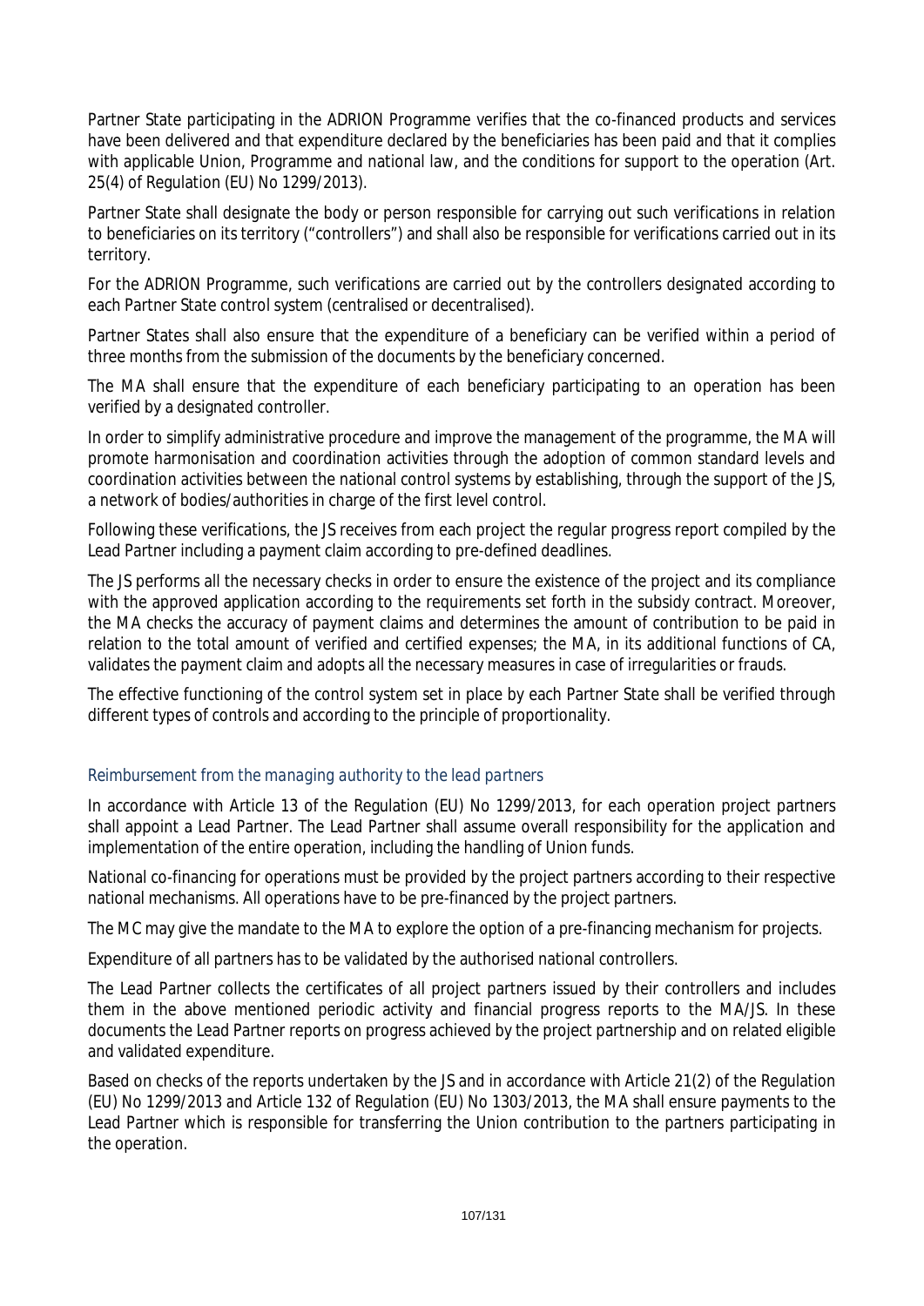Partner State participating in the ADRION Programme verifies that the co-financed products and services have been delivered and that expenditure declared by the beneficiaries has been paid and that it complies with applicable Union, Programme and national law, and the conditions for support to the operation (Art. 25(4) of Regulation (EU) No 1299/2013).

Partner State shall designate the body or person responsible for carrying out such verifications in relation to beneficiaries on its territory ("controllers") and shall also be responsible for verifications carried out in its territory.

For the ADRION Programme, such verifications are carried out by the controllers designated according to each Partner State control system (centralised or decentralised).

Partner States shall also ensure that the expenditure of a beneficiary can be verified within a period of three months from the submission of the documents by the beneficiary concerned.

The MA shall ensure that the expenditure of each beneficiary participating to an operation has been verified by a designated controller.

In order to simplify administrative procedure and improve the management of the programme, the MA will promote harmonisation and coordination activities through the adoption of common standard levels and coordination activities between the national control systems by establishing, through the support of the JS, a network of bodies/authorities in charge of the first level control.

Following these verifications, the JS receives from each project the regular progress report compiled by the Lead Partner including a payment claim according to pre-defined deadlines.

The JS performs all the necessary checks in order to ensure the existence of the project and its compliance with the approved application according to the requirements set forth in the subsidy contract. Moreover, the MA checks the accuracy of payment claims and determines the amount of contribution to be paid in relation to the total amount of verified and certified expenses; the MA, in its additional functions of CA, validates the payment claim and adopts all the necessary measures in case of irregularities or frauds.

The effective functioning of the control system set in place by each Partner State shall be verified through different types of controls and according to the principle of proportionality.

### *Reimbursement from the managing authority to the lead partners*

In accordance with Article 13 of the Regulation (EU) No 1299/2013, for each operation project partners shall appoint a Lead Partner. The Lead Partner shall assume overall responsibility for the application and implementation of the entire operation, including the handling of Union funds.

National co-financing for operations must be provided by the project partners according to their respective national mechanisms. All operations have to be pre-financed by the project partners.

The MC may give the mandate to the MA to explore the option of a pre-financing mechanism for projects.

Expenditure of all partners has to be validated by the authorised national controllers.

The Lead Partner collects the certificates of all project partners issued by their controllers and includes them in the above mentioned periodic activity and financial progress reports to the MA/JS. In these documents the Lead Partner reports on progress achieved by the project partnership and on related eligible and validated expenditure.

Based on checks of the reports undertaken by the JS and in accordance with Article 21(2) of the Regulation (EU) No 1299/2013 and Article 132 of Regulation (EU) No 1303/2013, the MA shall ensure payments to the Lead Partner which is responsible for transferring the Union contribution to the partners participating in the operation.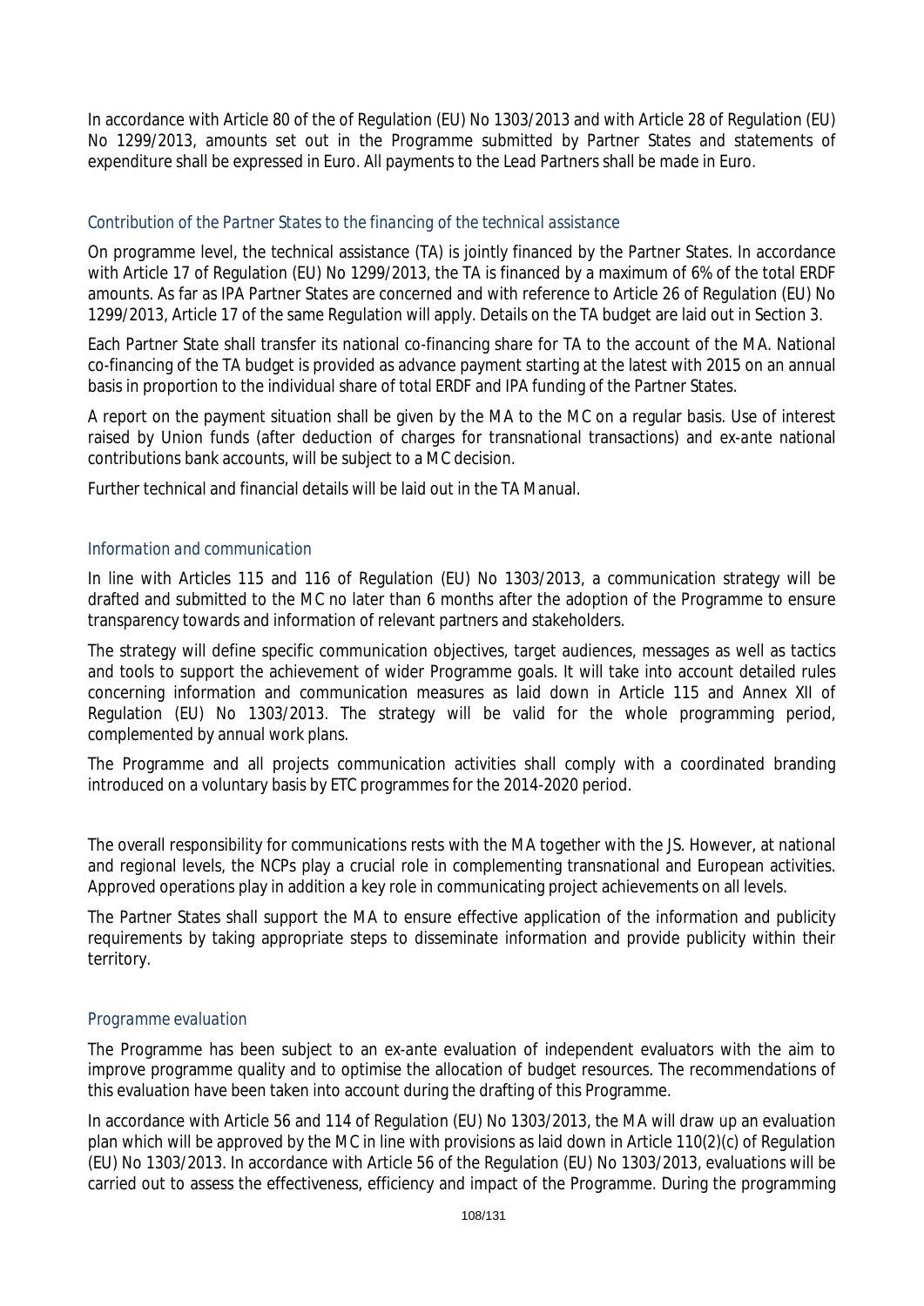In accordance with Article 80 of the of Regulation (EU) No 1303/2013 and with Article 28 of Regulation (EU) No 1299/2013, amounts set out in the Programme submitted by Partner States and statements of expenditure shall be expressed in Euro. All payments to the Lead Partners shall be made in Euro.

### *Contribution of the Partner States to the financing of the technical assistance*

On programme level, the technical assistance (TA) is jointly financed by the Partner States. In accordance with Article 17 of Regulation (EU) No 1299/2013, the TA is financed by a maximum of 6% of the total ERDF amounts. As far as IPA Partner States are concerned and with reference to Article 26 of Regulation (EU) No 1299/2013, Article 17 of the same Regulation will apply. Details on the TA budget are laid out in Section 3.

Each Partner State shall transfer its national co-financing share for TA to the account of the MA. National co-financing of the TA budget is provided as advance payment starting at the latest with 2015 on an annual basis in proportion to the individual share of total ERDF and IPA funding of the Partner States.

A report on the payment situation shall be given by the MA to the MC on a regular basis. Use of interest raised by Union funds (after deduction of charges for transnational transactions) and ex-ante national contributions bank accounts, will be subject to a MC decision.

Further technical and financial details will be laid out in the TA Manual.

### *Information and communication*

In line with Articles 115 and 116 of Regulation (EU) No 1303/2013, a communication strategy will be drafted and submitted to the MC no later than 6 months after the adoption of the Programme to ensure transparency towards and information of relevant partners and stakeholders.

The strategy will define specific communication objectives, target audiences, messages as well as tactics and tools to support the achievement of wider Programme goals. It will take into account detailed rules concerning information and communication measures as laid down in Article 115 and Annex XII of Regulation (EU) No 1303/2013. The strategy will be valid for the whole programming period, complemented by annual work plans.

The Programme and all projects communication activities shall comply with a coordinated branding introduced on a voluntary basis by ETC programmes for the 2014-2020 period.

The overall responsibility for communications rests with the MA together with the JS. However, at national and regional levels, the NCPs play a crucial role in complementing transnational and European activities. Approved operations play in addition a key role in communicating project achievements on all levels.

The Partner States shall support the MA to ensure effective application of the information and publicity requirements by taking appropriate steps to disseminate information and provide publicity within their territory.

### *Programme evaluation*

The Programme has been subject to an ex-ante evaluation of independent evaluators with the aim to improve programme quality and to optimise the allocation of budget resources. The recommendations of this evaluation have been taken into account during the drafting of this Programme.

In accordance with Article 56 and 114 of Regulation (EU) No 1303/2013, the MA will draw up an evaluation plan which will be approved by the MC in line with provisions as laid down in Article 110(2)(c) of Regulation (EU) No 1303/2013. In accordance with Article 56 of the Regulation (EU) No 1303/2013, evaluations will be carried out to assess the effectiveness, efficiency and impact of the Programme. During the programming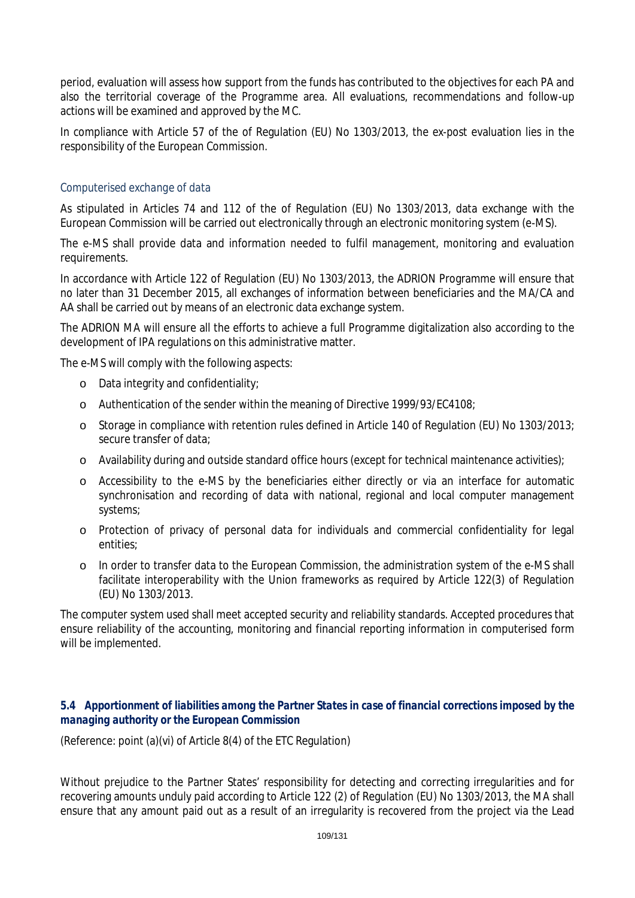period, evaluation will assess how support from the funds has contributed to the objectives for each PA and also the territorial coverage of the Programme area. All evaluations, recommendations and follow-up actions will be examined and approved by the MC.

In compliance with Article 57 of the of Regulation (EU) No 1303/2013, the ex-post evaluation lies in the responsibility of the European Commission.

### Computerised exchange of data

As stipulated in Articles 74 and 112 of the of Regulation (EU) No 1303/2013, data exchange with the European Commission will be carried out electronically through an electronic monitoring system (e-MS).

The e-MS shall provide data and information needed to fulfil management, monitoring and evaluation requirements.

In accordance with Article 122 of Regulation (EU) No 1303/2013, the ADRION Programme will ensure that no later than 31 December 2015, all exchanges of information between beneficiaries and the MA/CA and AA shall be carried out by means of an electronic data exchange system.

The ADRION MA will ensure all the efforts to achieve a full Programme digitalization also according to the development of IPA regulations on this administrative matter.

The e-MS will comply with the following aspects:

- Data integrity and confidentiality;
- Authentication of the sender within the meaning of Directive 1999/93/EC4108;
- Storage in compliance with retention rules defined in Article 140 of Regulation (EU) No 1303/2013; secure transfer of data;
- Availability during and outside standard office hours (except for technical maintenance activities);
- Accessibility to the e-MS by the beneficiaries either directly or via an interface for automatic synchronisation and recording of data with national, regional and local computer management systems;
- Protection of privacy of personal data for individuals and commercial confidentiality for legal entities;
- In order to transfer data to the European Commission, the administration system of the e-MS shall facilitate interoperability with the Union frameworks as required by Article 122(3) of Regulation (EU) No 1303/2013.

The computer system used shall meet accepted security and reliability standards. Accepted procedures that ensure reliability of the accounting, monitoring and financial reporting information in computerised form will be implemented.

## *5.4 Apportionment of liabilities among the Partner States in case of financial corrections imposed by the managing authority or the European Commission*

(Reference: point (a)(vi) of Article 8(4) of the ETC Regulation)

Without prejudice to the Partner States' responsibility for detecting and correcting irregularities and for recovering amounts unduly paid according to Article 122 (2) of Regulation (EU) No 1303/2013, the MA shall ensure that any amount paid out as a result of an irregularity is recovered from the project via the Lead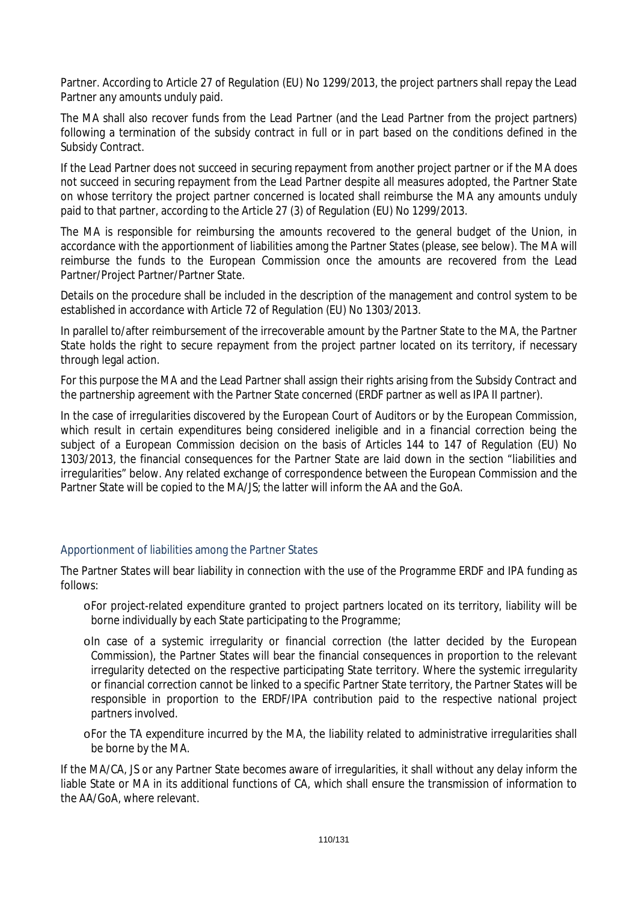Partner. According to Article 27 of Regulation (EU) No 1299/2013, the project partners shall repay the Lead Partner any amounts unduly paid.

The MA shall also recover funds from the Lead Partner (and the Lead Partner from the project partners) following a termination of the subsidy contract in full or in part based on the conditions defined in the Subsidy Contract.

If the Lead Partner does not succeed in securing repayment from another project partner or if the MA does not succeed in securing repayment from the Lead Partner despite all measures adopted, the Partner State on whose territory the project partner concerned is located shall reimburse the MA any amounts unduly paid to that partner, according to the Article 27 (3) of Regulation (EU) No 1299/2013.

The MA is responsible for reimbursing the amounts recovered to the general budget of the Union, in accordance with the apportionment of liabilities among the Partner States (please, see below). The MA will reimburse the funds to the European Commission once the amounts are recovered from the Lead Partner/Project Partner/Partner State.

Details on the procedure shall be included in the description of the management and control system to be established in accordance with Article 72 of Regulation (EU) No 1303/2013.

In parallel to/after reimbursement of the irrecoverable amount by the Partner State to the MA, the Partner State holds the right to secure repayment from the project partner located on its territory, if necessary through legal action.

For this purpose the MA and the Lead Partner shall assign their rights arising from the Subsidy Contract and the partnership agreement with the Partner State concerned (ERDF partner as well as IPA II partner).

In the case of irregularities discovered by the European Court of Auditors or by the European Commission, which result in certain expenditures being considered ineligible and in a financial correction being the subject of a European Commission decision on the basis of Articles 144 to 147 of Regulation (EU) No 1303/2013, the financial consequences for the Partner State are laid down in the section "liabilities and irregularities" below. Any related exchange of correspondence between the European Commission and the Partner State will be copied to the MA/JS; the latter will inform the AA and the GoA.

### Apportionment of liabilities among the Partner States

The Partner States will bear liability in connection with the use of the Programme ERDF and IPA funding as follows:

- For project-related expenditure granted to project partners located on its territory, liability will be borne individually by each State participating to the Programme;
- In case of a systemic irregularity or financial correction (the latter decided by the European Commission), the Partner States will bear the financial consequences in proportion to the relevant irregularity detected on the respective participating State territory. Where the systemic irregularity or financial correction cannot be linked to a specific Partner State territory, the Partner States will be responsible in proportion to the ERDF/IPA contribution paid to the respective national project partners involved.
- For the TA expenditure incurred by the MA, the liability related to administrative irregularities shall be borne by the MA.

If the MA/CA, JS or any Partner State becomes aware of irregularities, it shall without any delay inform the liable State or MA in its additional functions of CA, which shall ensure the transmission of information to the AA/GoA, where relevant.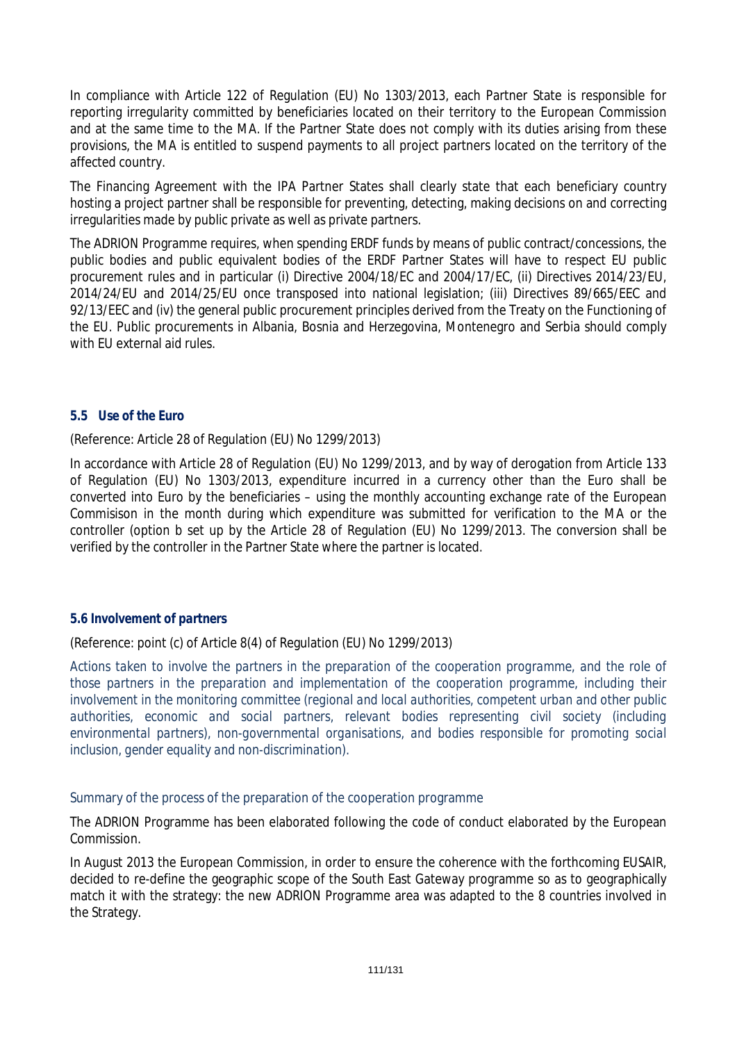In compliance with Article 122 of Regulation (EU) No 1303/2013, each Partner State is responsible for reporting irregularity committed by beneficiaries located on their territory to the European Commission and at the same time to the MA. If the Partner State does not comply with its duties arising from these provisions, the MA is entitled to suspend payments to all project partners located on the territory of the affected country.

The Financing Agreement with the IPA Partner States shall clearly state that each beneficiary country hosting a project partner shall be responsible for preventing, detecting, making decisions on and correcting irregularities made by public private as well as private partners.

The ADRION Programme requires, when spending ERDF funds by means of public contract/concessions, the public bodies and public equivalent bodies of the ERDF Partner States will have to respect EU public procurement rules and in particular (i) Directive 2004/18/EC and 2004/17/EC, (ii) Directives 2014/23/EU, 2014/24/EU and 2014/25/EU once transposed into national legislation; (iii) Directives 89/665/EEC and 92/13/EEC and (iv) the general public procurement principles derived from the Treaty on the Functioning of the EU. Public procurements in Albania, Bosnia and Herzegovina, Montenegro and Serbia should comply with EU external aid rules.

## *5.5 Use of the Euro*

(Reference: Article 28 of Regulation (EU) No 1299/2013)

In accordance with Article 28 of Regulation (EU) No 1299/2013, and by way of derogation from Article 133 of Regulation (EU) No 1303/2013, expenditure incurred in a currency other than the Euro shall be converted into Euro by the beneficiaries – using the monthly accounting exchange rate of the European Commisison in the month during which expenditure was submitted for verification to the MA or the controller (option b set up by the Article 28 of Regulation (EU) No 1299/2013. The conversion shall be verified by the controller in the Partner State where the partner is located.

## *5.6 Involvement of partners*

(Reference: point (c) of Article 8(4) of Regulation (EU) No 1299/2013)

*Actions taken to involve the partners in the preparation of the cooperation programme, and the role of those partners in the preparation and implementation of the cooperation programme, including their involvement in the monitoring committee (regional and local authorities, competent urban and other public authorities, economic and social partners, relevant bodies representing civil society (including environmental partners), non-governmental organisations, and bodies responsible for promoting social inclusion, gender equality and non-discrimination).*

Summary of the process of the preparation of the cooperation programme

The ADRION Programme has been elaborated following the code of conduct elaborated by the European Commission.

In August 2013 the European Commission, in order to ensure the coherence with the forthcoming EUSAIR, decided to re-define the geographic scope of the South East Gateway programme so as to geographically match it with the strategy: the new ADRION Programme area was adapted to the 8 countries involved in the Strategy.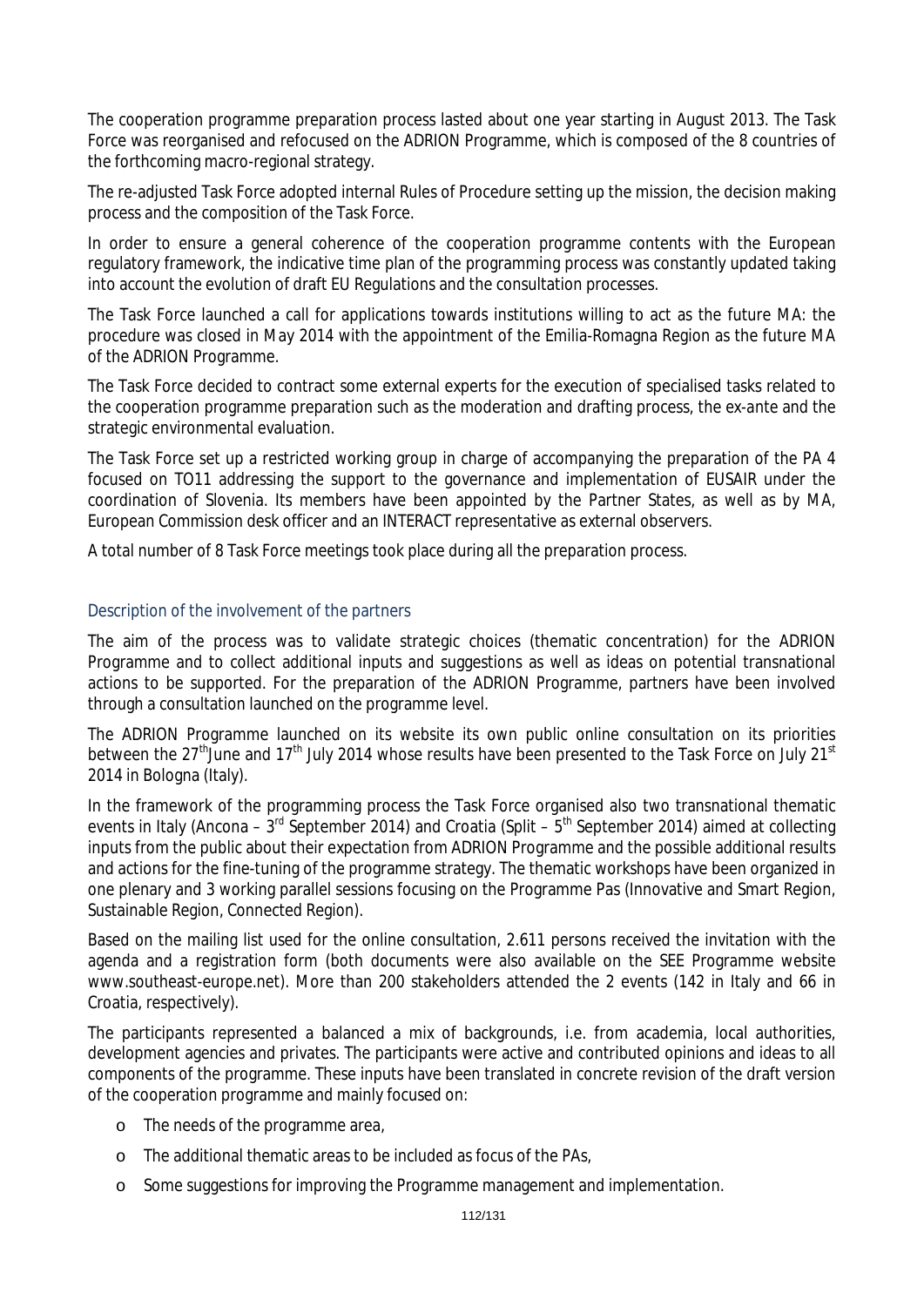The cooperation programme preparation process lasted about one year starting in August 2013. The Task Force was reorganised and refocused on the ADRION Programme, which is composed of the 8 countries of the forthcoming macro-regional strategy.

The re-adjusted Task Force adopted internal Rules of Procedure setting up the mission, the decision making process and the composition of the Task Force.

In order to ensure a general coherence of the cooperation programme contents with the European regulatory framework, the indicative time plan of the programming process was constantly updated taking into account the evolution of draft EU Regulations and the consultation processes.

The Task Force launched a call for applications towards institutions willing to act as the future MA: the procedure was closed in May 2014 with the appointment of the Emilia-Romagna Region as the future MA of the ADRION Programme.

The Task Force decided to contract some external experts for the execution of specialised tasks related to the cooperation programme preparation such as the moderation and drafting process, the ex-ante and the strategic environmental evaluation.

The Task Force set up a restricted working group in charge of accompanying the preparation of the PA 4 focused on TO11 addressing the support to the governance and implementation of EUSAIR under the coordination of Slovenia. Its members have been appointed by the Partner States, as well as by MA, European Commission desk officer and an INTERACT representative as external observers.

A total number of 8 Task Force meetings took place during all the preparation process.

### Description of the involvement of the partners

The aim of the process was to validate strategic choices (thematic concentration) for the ADRION Programme and to collect additional inputs and suggestions as well as ideas on potential transnational actions to be supported. For the preparation of the ADRION Programme, partners have been involved through a consultation launched on the programme level.

The ADRION Programme launched on its website its own public online consultation on its priorities between the 27th June and 17th July 2014 whose results have been presented to the Task Force on July 21st 2014 in Bologna (Italy).

In the framework of the programming process the Task Force organised also two transnational thematic events in Italy (Ancona – 3rd September 2014) and Croatia (Split – 5th September 2014) aimed at collecting inputs from the public about their expectation from ADRION Programme and the possible additional results and actions for the fine-tuning of the programme strategy. The thematic workshops have been organized in one plenary and 3 working parallel sessions focusing on the Programme Pas (Innovative and Smart Region, Sustainable Region, Connected Region).

Based on the mailing list used for the online consultation, 2.611 persons received the invitation with the agenda and a registration form (both documents were also available on the SEE Programme website www.southeast-europe.net). More than 200 stakeholders attended the 2 events (142 in Italy and 66 in Croatia, respectively).

The participants represented a balanced a mix of backgrounds, i.e. from academia, local authorities, development agencies and privates. The participants were active and contributed opinions and ideas to all components of the programme. These inputs have been translated in concrete revision of the draft version of the cooperation programme and mainly focused on:

- The needs of the programme area,
- The additional thematic areas to be included as focus of the PAs,
- Some suggestions for improving the Programme management and implementation.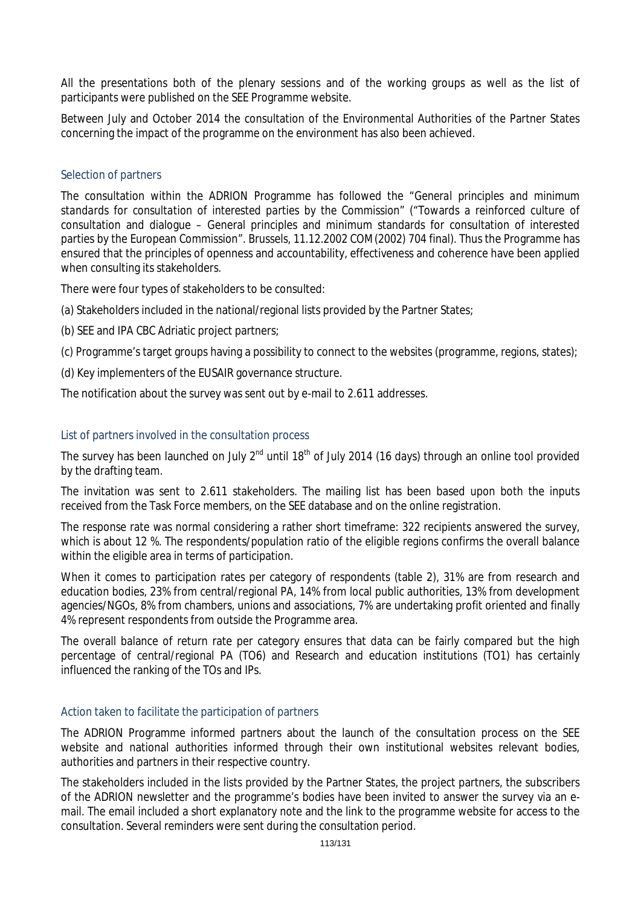All the presentations both of the plenary sessions and of the working groups as well as the list of participants were published on the SEE Programme website.

Between July and October 2014 the consultation of the Environmental Authorities of the Partner States concerning the impact of the programme on the environment has also been achieved.

### Selection of partners

The consultation within the ADRION Programme has followed the *"General principles and minimum standards for consultation of interested parties by the Commission"* ("Towards a reinforced culture of consultation and dialogue – General principles and minimum standards for consultation of interested parties by the European Commission". Brussels, 11.12.2002 COM(2002) 704 final). Thus the Programme has ensured that the principles of openness and accountability, effectiveness and coherence have been applied when consulting its stakeholders.

There were four types of stakeholders to be consulted:

(a) Stakeholders included in the national/regional lists provided by the Partner States;

(b) SEE and IPA CBC Adriatic project partners;

(c) Programme's target groups having a possibility to connect to the websites (programme, regions, states);

(d) Key implementers of the EUSAIR governance structure.

The notification about the survey was sent out by e-mail to 2.611 addresses.

### List of partners involved in the consultation process

The survey has been launched on July 2[nd] until 18[th] of July 2014 (16 days) through an online tool provided by the drafting team.

The invitation was sent to 2.611 stakeholders. The mailing list has been based upon both the inputs received from the Task Force members, on the SEE database and on the online registration.

The response rate was normal considering a rather short timeframe: 322 recipients answered the survey, which is about 12 %. The respondents/population ratio of the eligible regions confirms the overall balance within the eligible area in terms of participation.

When it comes to participation rates per category of respondents (table 2), 31% are from research and education bodies, 23% from central/regional PA, 14% from local public authorities, 13% from development agencies/NGOs, 8% from chambers, unions and associations, 7% are undertaking profit oriented and finally 4% represent respondents from outside the Programme area.

The overall balance of return rate per category ensures that data can be fairly compared but the high percentage of central/regional PA (TO6) and Research and education institutions (TO1) has certainly influenced the ranking of the TOs and IPs.

### Action taken to facilitate the participation of partners

The ADRION Programme informed partners about the launch of the consultation process on the SEE website and national authorities informed through their own institutional websites relevant bodies, authorities and partners in their respective country.

The stakeholders included in the lists provided by the Partner States, the project partners, the subscribers of the ADRION newsletter and the programme's bodies have been invited to answer the survey via an e-mail. The email included a short explanatory note and the link to the programme website for access to the consultation. Several reminders were sent during the consultation period.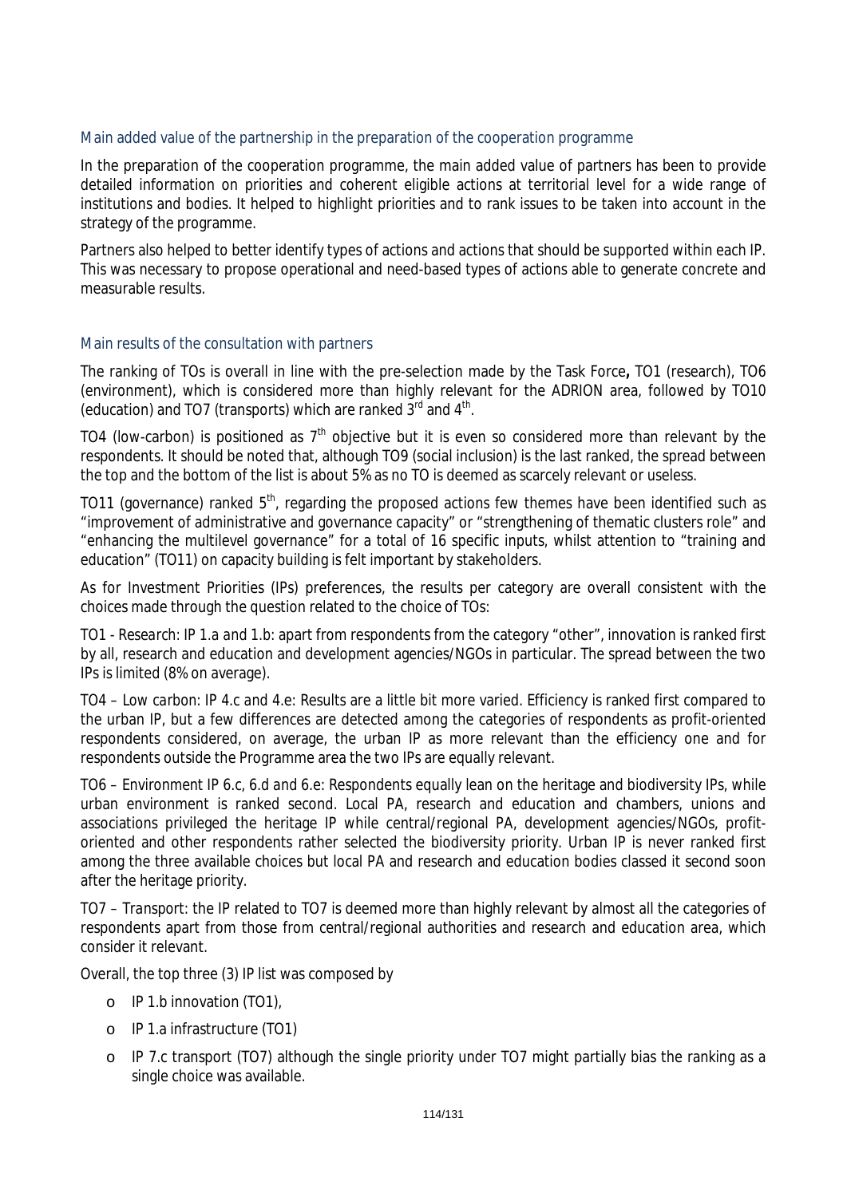### Main added value of the partnership in the preparation of the cooperation programme

In the preparation of the cooperation programme, the main added value of partners has been to provide detailed information on priorities and coherent eligible actions at territorial level for a wide range of institutions and bodies. It helped to highlight priorities and to rank issues to be taken into account in the strategy of the programme.

Partners also helped to better identify types of actions and actions that should be supported within each IP. This was necessary to propose operational and need-based types of actions able to generate concrete and measurable results.

### Main results of the consultation with partners

The ranking of TOs is overall in line with the pre-selection made by the Task Force**,** TO1 (research), TO6 (environment), which is considered more than highly relevant for the ADRION area, followed by TO10 (education) and TO7 (transports) which are ranked 3rd and 4th.

TO4 (low-carbon) is positioned as 7th objective but it is even so considered more than relevant by the respondents. It should be noted that, although TO9 (social inclusion) is the last ranked, the spread between the top and the bottom of the list is about 5% as no TO is deemed as scarcely relevant or useless.

TO11 (governance) ranked 5th, regarding the proposed actions few themes have been identified such as "improvement of administrative and governance capacity" or "strengthening of thematic clusters role" and "enhancing the multilevel governance" for a total of 16 specific inputs, whilst attention to "training and education" (TO11) on capacity building is felt important by stakeholders.

As for Investment Priorities (IPs) preferences, the results per category are overall consistent with the choices made through the question related to the choice of TOs:

*TO1 - Research: IP 1.a and 1.b*: apart from respondents from the category "other", innovation is ranked first by all, research and education and development agencies/NGOs in particular. The spread between the two IPs is limited (8% on average).

*TO4 – Low carbon: IP 4.c and 4.e*: Results are a little bit more varied. Efficiency is ranked first compared to the urban IP, but a few differences are detected among the categories of respondents as profit-oriented respondents considered, on average, the urban IP as more relevant than the efficiency one and for respondents outside the Programme area the two IPs are equally relevant.

*TO6 – Environment IP 6.c, 6.d and 6.e*: Respondents equally lean on the heritage and biodiversity IPs, while urban environment is ranked second. Local PA, research and education and chambers, unions and associations privileged the heritage IP while central/regional PA, development agencies/NGOs, profit-oriented and other respondents rather selected the biodiversity priority. Urban IP is never ranked first among the three available choices but local PA and research and education bodies classed it second soon after the heritage priority.

*TO7 – Transport*: the IP related to TO7 is deemed more than highly relevant by almost all the categories of respondents apart from those from central/regional authorities and research and education area, which consider it relevant.

Overall, the top three (3) IP list was composed by

- IP 1.b innovation (TO1),
- IP 1.a infrastructure (TO1)
- IP 7.c transport (TO7) although the single priority under TO7 might partially bias the ranking as a single choice was available.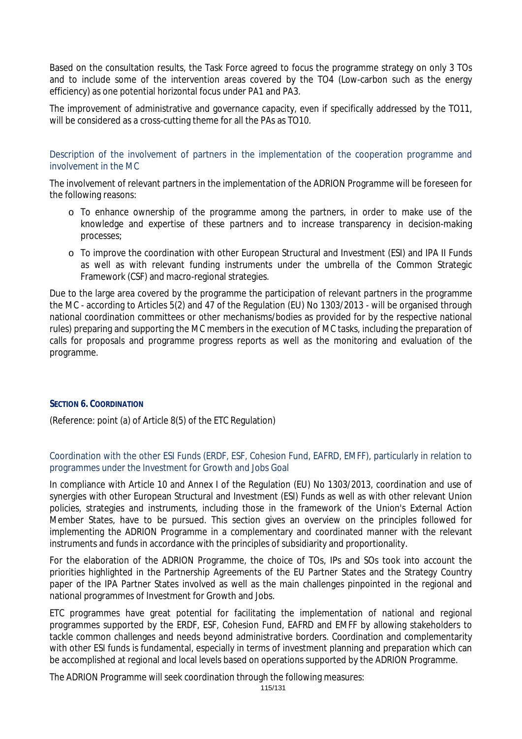Based on the consultation results, the Task Force agreed to focus the programme strategy on only 3 TOs and to include some of the intervention areas covered by the TO4 (Low-carbon such as the energy efficiency) as one potential horizontal focus under PA1 and PA3.

The improvement of administrative and governance capacity, even if specifically addressed by the TO11, will be considered as a cross-cutting theme for all the PAs as TO10.

### Description of the involvement of partners in the implementation of the cooperation programme and involvement in the MC

The involvement of relevant partners in the implementation of the ADRION Programme will be foreseen for the following reasons:

- To enhance ownership of the programme among the partners, in order to make use of the knowledge and expertise of these partners and to increase transparency in decision-making processes;
- To improve the coordination with other European Structural and Investment (ESI) and IPA II Funds as well as with relevant funding instruments under the umbrella of the Common Strategic Framework (CSF) and macro-regional strategies.

Due to the large area covered by the programme the participation of relevant partners in the programme the MC - according to Articles 5(2) and 47 of the Regulation (EU) No 1303/2013 - will be organised through national coordination committees or other mechanisms/bodies as provided for by the respective national rules) preparing and supporting the MC members in the execution of MC tasks, including the preparation of calls for proposals and programme progress reports as well as the monitoring and evaluation of the programme.

## SECTION 6. COORDINATION

(Reference: point (a) of Article 8(5) of the ETC Regulation)

### Coordination with the other ESI Funds (ERDF, ESF, Cohesion Fund, EAFRD, EMFF), particularly in relation to programmes under the Investment for Growth and Jobs Goal

In compliance with Article 10 and Annex I of the Regulation (EU) No 1303/2013, coordination and use of synergies with other European Structural and Investment (ESI) Funds as well as with other relevant Union policies, strategies and instruments, including those in the framework of the Union's External Action Member States, have to be pursued. This section gives an overview on the principles followed for implementing the ADRION Programme in a complementary and coordinated manner with the relevant instruments and funds in accordance with the principles of subsidiarity and proportionality.

For the elaboration of the ADRION Programme, the choice of TOs, IPs and SOs took into account the priorities highlighted in the Partnership Agreements of the EU Partner States and the Strategy Country paper of the IPA Partner States involved as well as the main challenges pinpointed in the regional and national programmes of Investment for Growth and Jobs.

ETC programmes have great potential for facilitating the implementation of national and regional programmes supported by the ERDF, ESF, Cohesion Fund, EAFRD and EMFF by allowing stakeholders to tackle common challenges and needs beyond administrative borders. Coordination and complementarity with other ESI funds is fundamental, especially in terms of investment planning and preparation which can be accomplished at regional and local levels based on operations supported by the ADRION Programme.

The ADRION Programme will seek coordination through the following measures: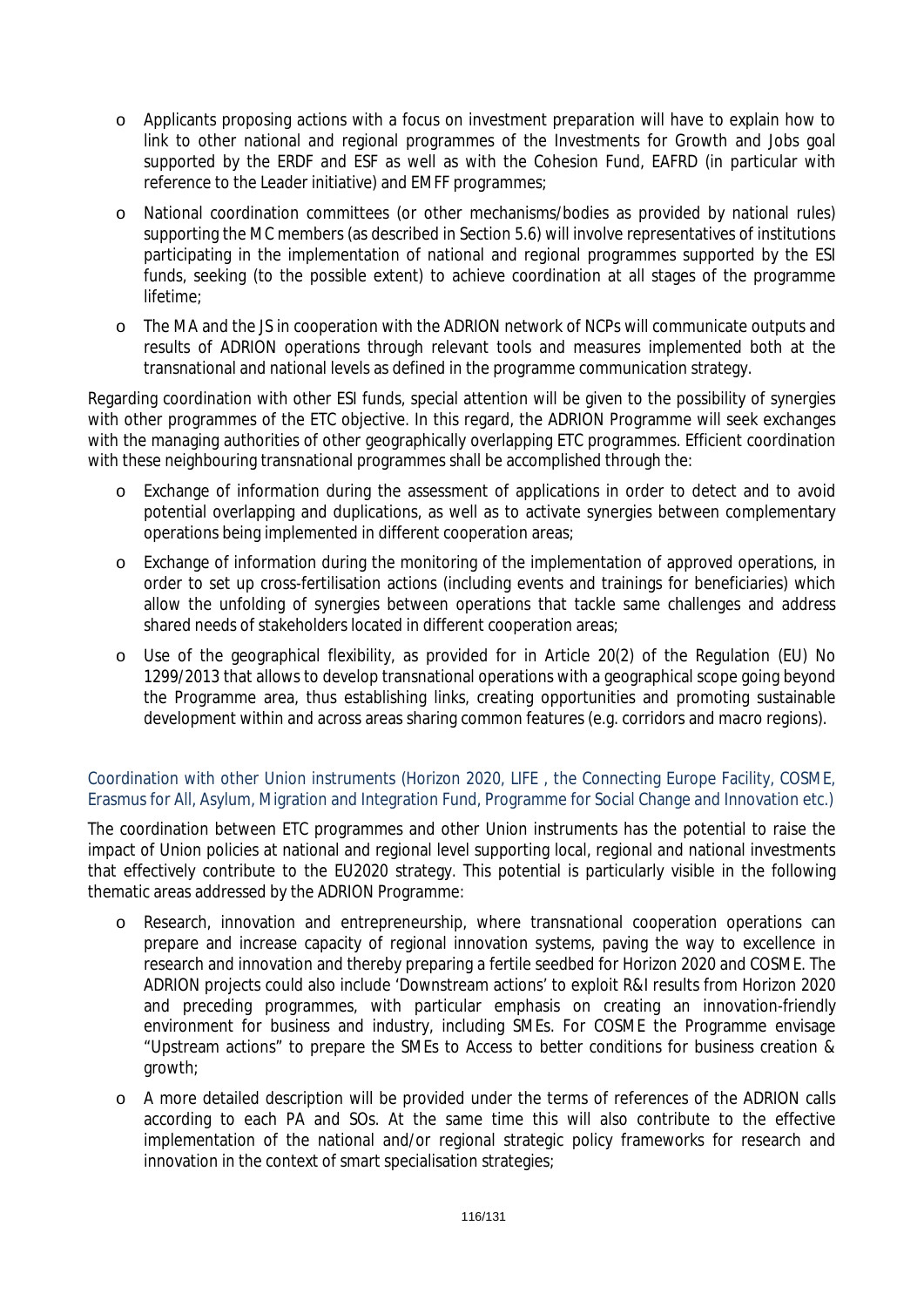- Applicants proposing actions with a focus on investment preparation will have to explain how to link to other national and regional programmes of the Investments for Growth and Jobs goal supported by the ERDF and ESF as well as with the Cohesion Fund, EAFRD (in particular with reference to the Leader initiative) and EMFF programmes;
- National coordination committees (or other mechanisms/bodies as provided by national rules) supporting the MC members (as described in Section 5.6) will involve representatives of institutions participating in the implementation of national and regional programmes supported by the ESI funds, seeking (to the possible extent) to achieve coordination at all stages of the programme lifetime;
- The MA and the JS in cooperation with the ADRION network of NCPs will communicate outputs and results of ADRION operations through relevant tools and measures implemented both at the transnational and national levels as defined in the programme communication strategy.

Regarding coordination with other ESI funds, special attention will be given to the possibility of synergies with other programmes of the ETC objective. In this regard, the ADRION Programme will seek exchanges with the managing authorities of other geographically overlapping ETC programmes. Efficient coordination with these neighbouring transnational programmes shall be accomplished through the:

- Exchange of information during the assessment of applications in order to detect and to avoid potential overlapping and duplications, as well as to activate synergies between complementary operations being implemented in different cooperation areas;
- Exchange of information during the monitoring of the implementation of approved operations, in order to set up cross-fertilisation actions (including events and trainings for beneficiaries) which allow the unfolding of synergies between operations that tackle same challenges and address shared needs of stakeholders located in different cooperation areas;
- Use of the geographical flexibility, as provided for in Article 20(2) of the Regulation (EU) No 1299/2013 that allows to develop transnational operations with a geographical scope going beyond the Programme area, thus establishing links, creating opportunities and promoting sustainable development within and across areas sharing common features (e.g. corridors and macro regions).

### Coordination with other Union instruments (Horizon 2020, LIFE , the Connecting Europe Facility, COSME, Erasmus for All, Asylum, Migration and Integration Fund, Programme for Social Change and Innovation etc.)

The coordination between ETC programmes and other Union instruments has the potential to raise the impact of Union policies at national and regional level supporting local, regional and national investments that effectively contribute to the EU2020 strategy. This potential is particularly visible in the following thematic areas addressed by the ADRION Programme:

- Research, innovation and entrepreneurship, where transnational cooperation operations can prepare and increase capacity of regional innovation systems, paving the way to excellence in research and innovation and thereby preparing a fertile seedbed for Horizon 2020 and COSME. The ADRION projects could also include 'Downstream actions' to exploit R&I results from Horizon 2020 and preceding programmes, with particular emphasis on creating an innovation-friendly environment for business and industry, including SMEs. For COSME the Programme envisage "Upstream actions" to prepare the SMEs to Access to better conditions for business creation & growth;
- A more detailed description will be provided under the terms of references of the ADRION calls according to each PA and SOs. At the same time this will also contribute to the effective implementation of the national and/or regional strategic policy frameworks for research and innovation in the context of smart specialisation strategies;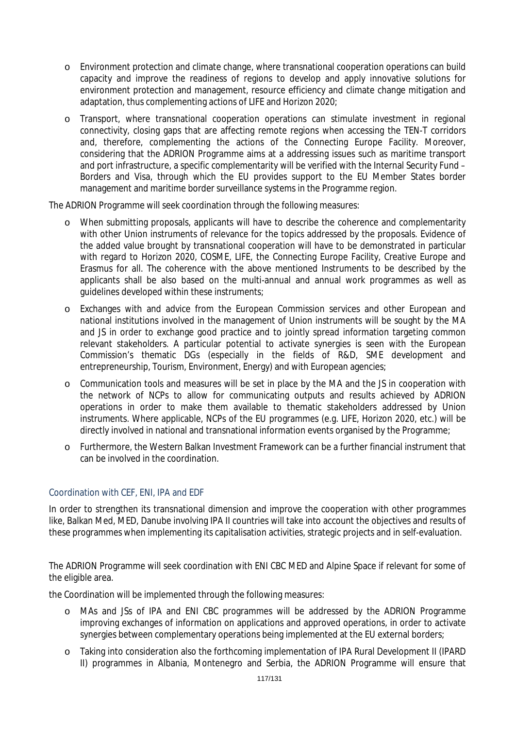- Environment protection and climate change, where transnational cooperation operations can build capacity and improve the readiness of regions to develop and apply innovative solutions for environment protection and management, resource efficiency and climate change mitigation and adaptation, thus complementing actions of LIFE and Horizon 2020;
- Transport, where transnational cooperation operations can stimulate investment in regional connectivity, closing gaps that are affecting remote regions when accessing the TEN-T corridors and, therefore, complementing the actions of the Connecting Europe Facility. Moreover, considering that the ADRION Programme aims at a addressing issues such as maritime transport and port infrastructure, a specific complementarity will be verified with the Internal Security Fund – Borders and Visa, through which the EU provides support to the EU Member States border management and maritime border surveillance systems in the Programme region.

The ADRION Programme will seek coordination through the following measures:

- When submitting proposals, applicants will have to describe the coherence and complementarity with other Union instruments of relevance for the topics addressed by the proposals. Evidence of the added value brought by transnational cooperation will have to be demonstrated in particular with regard to Horizon 2020, COSME, LIFE, the Connecting Europe Facility, Creative Europe and Erasmus for all. The coherence with the above mentioned Instruments to be described by the applicants shall be also based on the multi-annual and annual work programmes as well as guidelines developed within these instruments;
- Exchanges with and advice from the European Commission services and other European and national institutions involved in the management of Union instruments will be sought by the MA and JS in order to exchange good practice and to jointly spread information targeting common relevant stakeholders. A particular potential to activate synergies is seen with the European Commission's thematic DGs (especially in the fields of R&D, SME development and entrepreneurship, Tourism, Environment, Energy) and with European agencies;
- Communication tools and measures will be set in place by the MA and the JS in cooperation with the network of NCPs to allow for communicating outputs and results achieved by ADRION operations in order to make them available to thematic stakeholders addressed by Union instruments. Where applicable, NCPs of the EU programmes (e.g. LIFE, Horizon 2020, etc.) will be directly involved in national and transnational information events organised by the Programme;
- Furthermore, the Western Balkan Investment Framework can be a further financial instrument that can be involved in the coordination.

### Coordination with CEF, ENI, IPA and EDF

In order to strengthen its transnational dimension and improve the cooperation with other programmes like, Balkan Med, MED, Danube involving IPA II countries will take into account the objectives and results of these programmes when implementing its capitalisation activities, strategic projects and in self-evaluation.

The ADRION Programme will seek coordination with ENI CBC MED and Alpine Space if relevant for some of the eligible area.

the Coordination will be implemented through the following measures:

- MAs and JSs of IPA and ENI CBC programmes will be addressed by the ADRION Programme improving exchanges of information on applications and approved operations, in order to activate synergies between complementary operations being implemented at the EU external borders;
- Taking into consideration also the forthcoming implementation of IPA Rural Development II (IPARD II) programmes in Albania, Montenegro and Serbia, the ADRION Programme will ensure that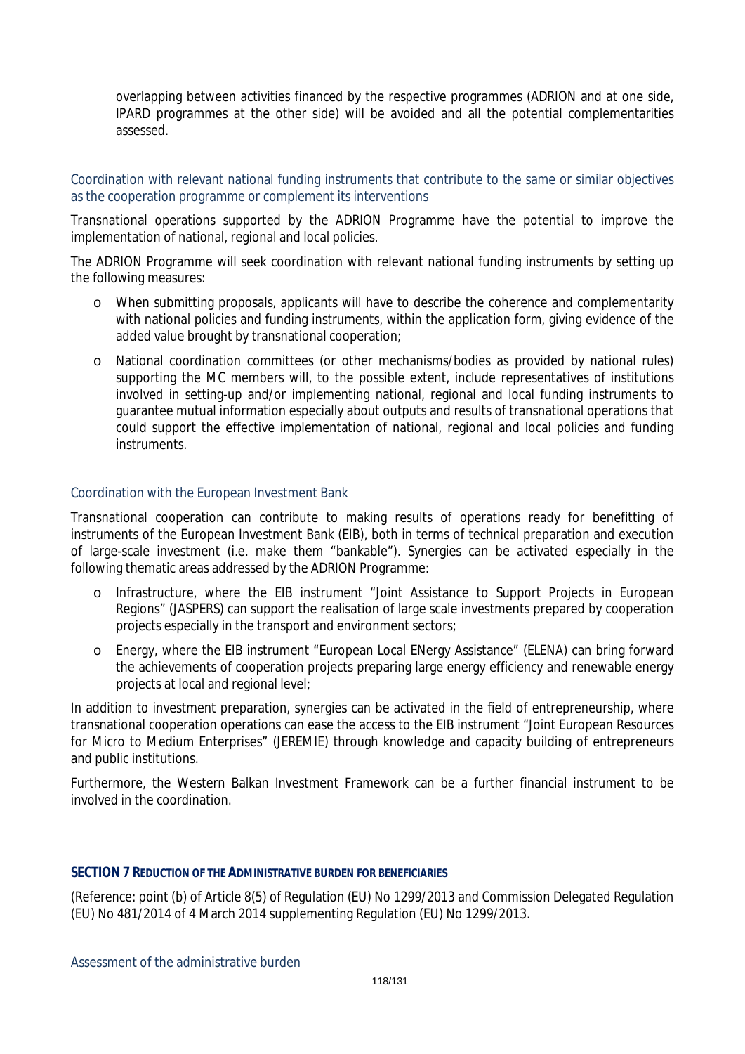overlapping between activities financed by the respective programmes (ADRION and at one side, IPARD programmes at the other side) will be avoided and all the potential complementarities assessed.

### Coordination with relevant national funding instruments that contribute to the same or similar objectives as the cooperation programme or complement its interventions

Transnational operations supported by the ADRION Programme have the potential to improve the implementation of national, regional and local policies.

The ADRION Programme will seek coordination with relevant national funding instruments by setting up the following measures:

- When submitting proposals, applicants will have to describe the coherence and complementarity with national policies and funding instruments, within the application form, giving evidence of the added value brought by transnational cooperation;
- National coordination committees (or other mechanisms/bodies as provided by national rules) supporting the MC members will, to the possible extent, include representatives of institutions involved in setting-up and/or implementing national, regional and local funding instruments to guarantee mutual information especially about outputs and results of transnational operations that could support the effective implementation of national, regional and local policies and funding instruments.

### Coordination with the European Investment Bank

Transnational cooperation can contribute to making results of operations ready for benefitting of instruments of the European Investment Bank (EIB), both in terms of technical preparation and execution of large-scale investment (i.e. make them "bankable"). Synergies can be activated especially in the following thematic areas addressed by the ADRION Programme:

- Infrastructure, where the EIB instrument "Joint Assistance to Support Projects in European Regions" (JASPERS) can support the realisation of large scale investments prepared by cooperation projects especially in the transport and environment sectors;
- Energy, where the EIB instrument "European Local ENergy Assistance" (ELENA) can bring forward the achievements of cooperation projects preparing large energy efficiency and renewable energy projects at local and regional level;

In addition to investment preparation, synergies can be activated in the field of entrepreneurship, where transnational cooperation operations can ease the access to the EIB instrument "Joint European Resources for Micro to Medium Enterprises" (JEREMIE) through knowledge and capacity building of entrepreneurs and public institutions.

Furthermore, the Western Balkan Investment Framework can be a further financial instrument to be involved in the coordination.

## SECTION 7 REDUCTION OF THE ADMINISTRATIVE BURDEN FOR BENEFICIARIES

(Reference: point (b) of Article 8(5) of Regulation (EU) No 1299/2013 and Commission Delegated Regulation (EU) No 481/2014 of 4 March 2014 supplementing Regulation (EU) No 1299/2013.

### Assessment of the administrative burden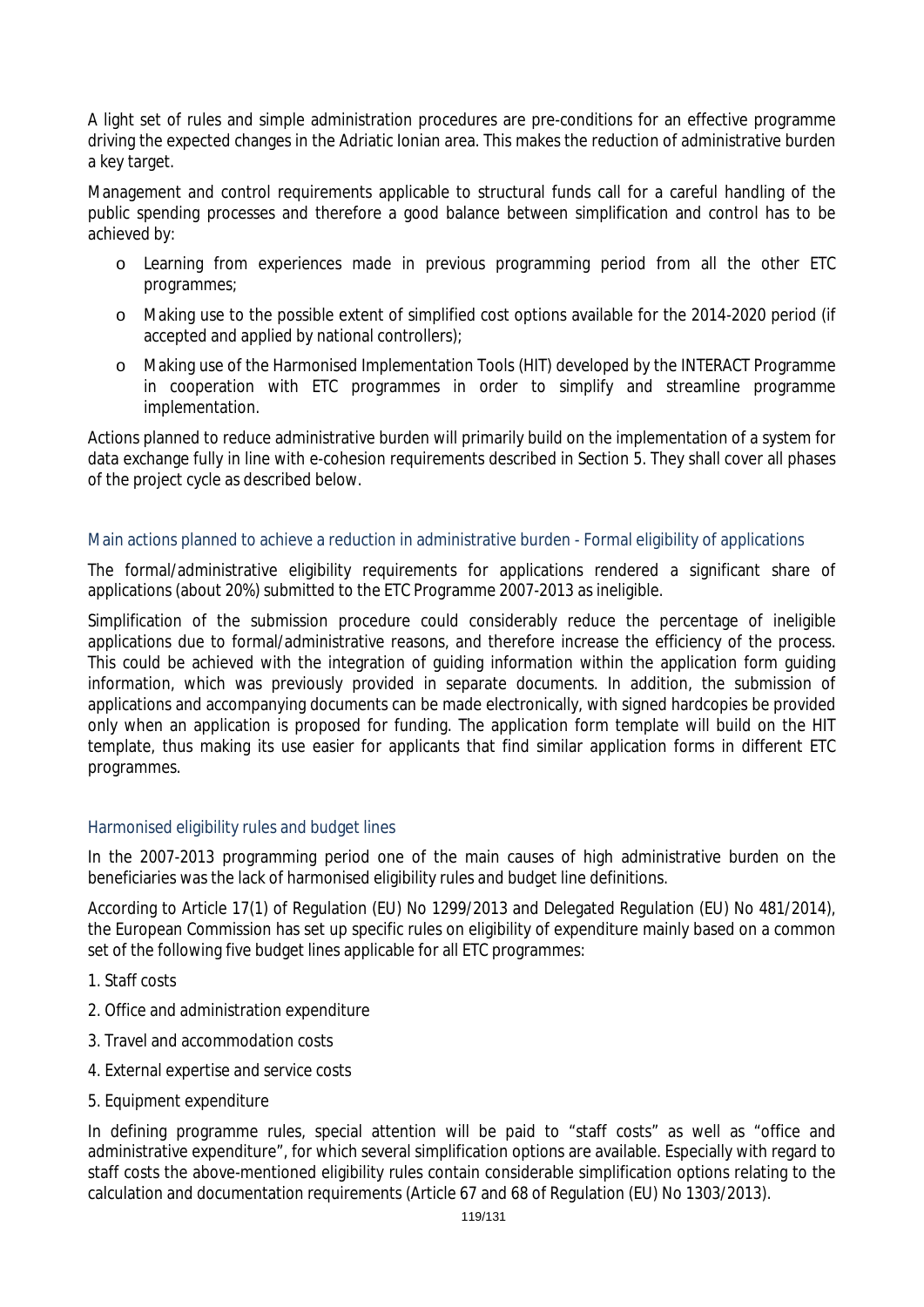A light set of rules and simple administration procedures are pre-conditions for an effective programme driving the expected changes in the Adriatic Ionian area. This makes the reduction of administrative burden a key target.

Management and control requirements applicable to structural funds call for a careful handling of the public spending processes and therefore a good balance between simplification and control has to be achieved by:

- Learning from experiences made in previous programming period from all the other ETC programmes;
- Making use to the possible extent of simplified cost options available for the 2014-2020 period (if accepted and applied by national controllers);
- Making use of the Harmonised Implementation Tools (HIT) developed by the INTERACT Programme in cooperation with ETC programmes in order to simplify and streamline programme implementation.

Actions planned to reduce administrative burden will primarily build on the implementation of a system for data exchange fully in line with e-cohesion requirements described in Section 5. They shall cover all phases of the project cycle as described below.

### Main actions planned to achieve a reduction in administrative burden - Formal eligibility of applications

The formal/administrative eligibility requirements for applications rendered a significant share of applications (about 20%) submitted to the ETC Programme 2007-2013 as ineligible.

Simplification of the submission procedure could considerably reduce the percentage of ineligible applications due to formal/administrative reasons, and therefore increase the efficiency of the process. This could be achieved with the integration of guiding information within the application form guiding information, which was previously provided in separate documents. In addition, the submission of applications and accompanying documents can be made electronically, with signed hardcopies be provided only when an application is proposed for funding. The application form template will build on the HIT template, thus making its use easier for applicants that find similar application forms in different ETC programmes.

### Harmonised eligibility rules and budget lines

In the 2007-2013 programming period one of the main causes of high administrative burden on the beneficiaries was the lack of harmonised eligibility rules and budget line definitions.

According to Article 17(1) of Regulation (EU) No 1299/2013 and Delegated Regulation (EU) No 481/2014), the European Commission has set up specific rules on eligibility of expenditure mainly based on a common set of the following five budget lines applicable for all ETC programmes:

1. Staff costs
2. Office and administration expenditure
3. Travel and accommodation costs
4. External expertise and service costs
5. Equipment expenditure

In defining programme rules, special attention will be paid to "staff costs" as well as "office and administrative expenditure", for which several simplification options are available. Especially with regard to staff costs the above-mentioned eligibility rules contain considerable simplification options relating to the calculation and documentation requirements (Article 67 and 68 of Regulation (EU) No 1303/2013).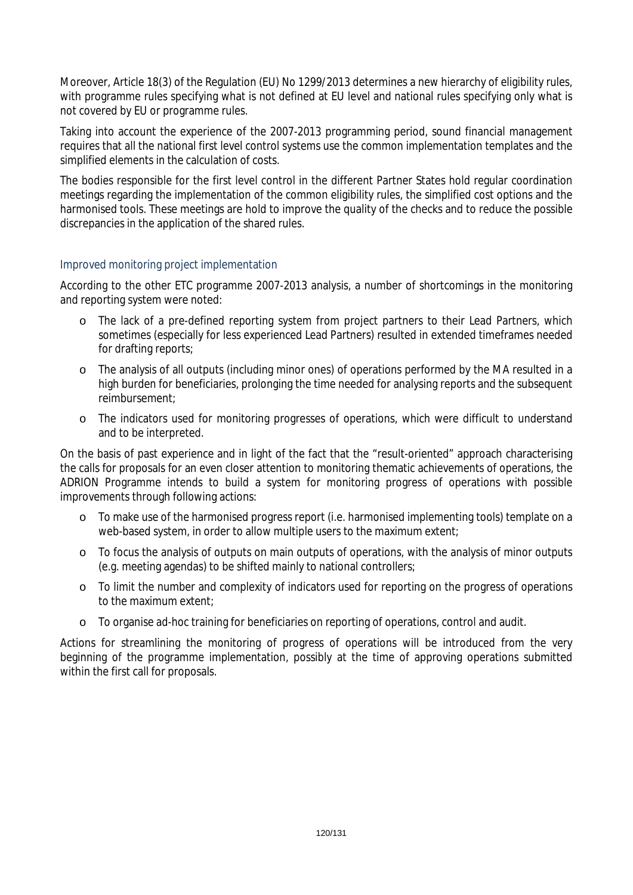Moreover, Article 18(3) of the Regulation (EU) No 1299/2013 determines a new hierarchy of eligibility rules, with programme rules specifying what is not defined at EU level and national rules specifying only what is not covered by EU or programme rules.

Taking into account the experience of the 2007-2013 programming period, sound financial management requires that all the national first level control systems use the common implementation templates and the simplified elements in the calculation of costs.

The bodies responsible for the first level control in the different Partner States hold regular coordination meetings regarding the implementation of the common eligibility rules, the simplified cost options and the harmonised tools. These meetings are hold to improve the quality of the checks and to reduce the possible discrepancies in the application of the shared rules.

### Improved monitoring project implementation

According to the other ETC programme 2007-2013 analysis, a number of shortcomings in the monitoring and reporting system were noted:

- The lack of a pre-defined reporting system from project partners to their Lead Partners, which sometimes (especially for less experienced Lead Partners) resulted in extended timeframes needed for drafting reports;
- The analysis of all outputs (including minor ones) of operations performed by the MA resulted in a high burden for beneficiaries, prolonging the time needed for analysing reports and the subsequent reimbursement;
- The indicators used for monitoring progresses of operations, which were difficult to understand and to be interpreted.

On the basis of past experience and in light of the fact that the "result-oriented" approach characterising the calls for proposals for an even closer attention to monitoring thematic achievements of operations, the ADRION Programme intends to build a system for monitoring progress of operations with possible improvements through following actions:

- To make use of the harmonised progress report (i.e. harmonised implementing tools) template on a web-based system, in order to allow multiple users to the maximum extent;
- To focus the analysis of outputs on main outputs of operations, with the analysis of minor outputs (e.g. meeting agendas) to be shifted mainly to national controllers;
- To limit the number and complexity of indicators used for reporting on the progress of operations to the maximum extent;
- To organise ad-hoc training for beneficiaries on reporting of operations, control and audit.

Actions for streamlining the monitoring of progress of operations will be introduced from the very beginning of the programme implementation, possibly at the time of approving operations submitted within the first call for proposals.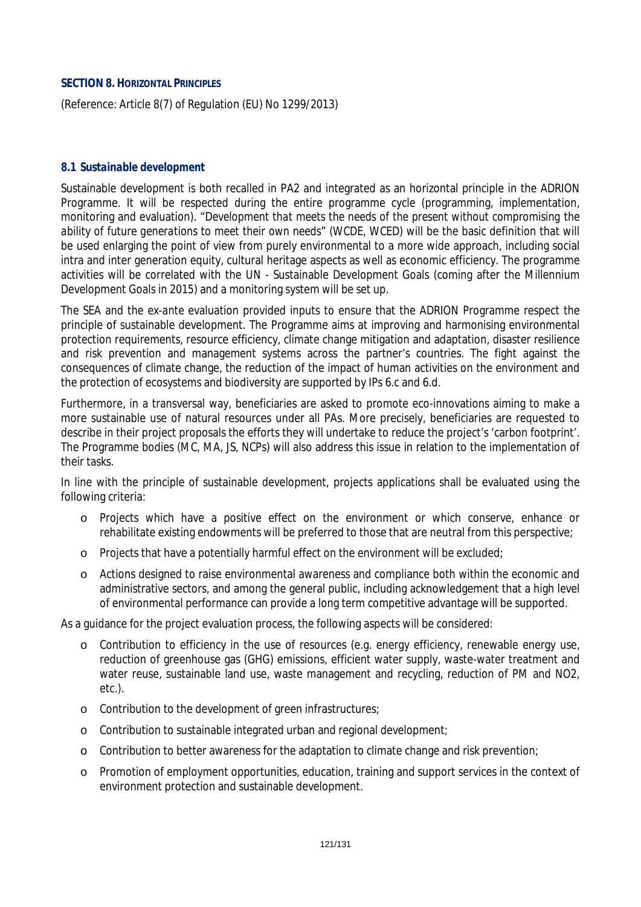## SECTION 8. HORIZONTAL PRINCIPLES

(Reference: Article 8(7) of Regulation (EU) No 1299/2013)

### 8.1 Sustainable development

Sustainable development is both recalled in PA2 and integrated as an horizontal principle in the ADRION Programme. It will be respected during the entire programme cycle (programming, implementation, monitoring and evaluation). "Development that meets the needs of the present without compromising the ability of future generations to meet their own needs" (WCDE, WCED) will be the basic definition that will be used enlarging the point of view from purely environmental to a more wide approach, including social intra and inter generation equity, cultural heritage aspects as well as economic efficiency. The programme activities will be correlated with the UN - Sustainable Development Goals (coming after the Millennium Development Goals in 2015) and a monitoring system will be set up.

The SEA and the ex-ante evaluation provided inputs to ensure that the ADRION Programme respect the principle of sustainable development. The Programme aims at improving and harmonising environmental protection requirements, resource efficiency, climate change mitigation and adaptation, disaster resilience and risk prevention and management systems across the partner's countries. The fight against the consequences of climate change, the reduction of the impact of human activities on the environment and the protection of ecosystems and biodiversity are supported by IPs 6.c and 6.d.

Furthermore, in a transversal way, beneficiaries are asked to promote eco-innovations aiming to make a more sustainable use of natural resources under all PAs. More precisely, beneficiaries are requested to describe in their project proposals the efforts they will undertake to reduce the project's 'carbon footprint'. The Programme bodies (MC, MA, JS, NCPs) will also address this issue in relation to the implementation of their tasks.

In line with the principle of sustainable development, projects applications shall be evaluated using the following criteria:

- Projects which have a positive effect on the environment or which conserve, enhance or rehabilitate existing endowments will be preferred to those that are neutral from this perspective;
- Projects that have a potentially harmful effect on the environment will be excluded;
- Actions designed to raise environmental awareness and compliance both within the economic and administrative sectors, and among the general public, including acknowledgement that a high level of environmental performance can provide a long term competitive advantage will be supported.

As a guidance for the project evaluation process, the following aspects will be considered:

- Contribution to efficiency in the use of resources (e.g. energy efficiency, renewable energy use, reduction of greenhouse gas (GHG) emissions, efficient water supply, waste-water treatment and water reuse, sustainable land use, waste management and recycling, reduction of PM and $NO_2$, etc.).
- Contribution to the development of green infrastructures;
- Contribution to sustainable integrated urban and regional development;
- Contribution to better awareness for the adaptation to climate change and risk prevention;
- Promotion of employment opportunities, education, training and support services in the context of environment protection and sustainable development.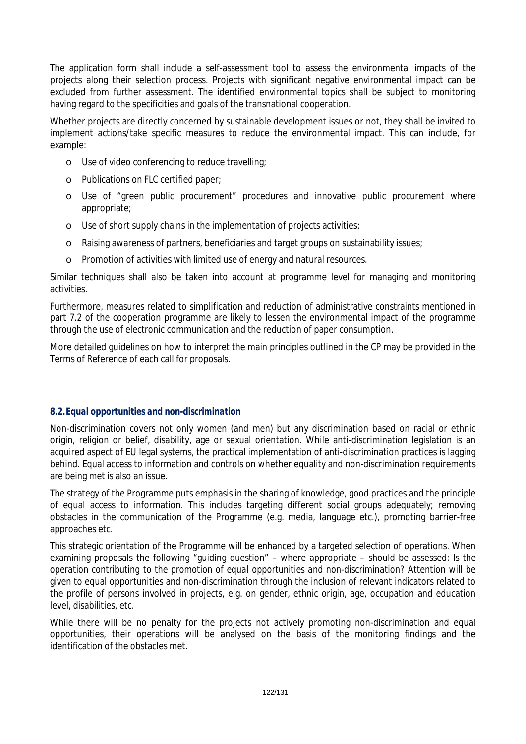The application form shall include a self-assessment tool to assess the environmental impacts of the projects along their selection process. Projects with significant negative environmental impact can be excluded from further assessment. The identified environmental topics shall be subject to monitoring having regard to the specificities and goals of the transnational cooperation.

Whether projects are directly concerned by sustainable development issues or not, they shall be invited to implement actions/take specific measures to reduce the environmental impact. This can include, for example:

- Use of video conferencing to reduce travelling;
- Publications on FLC certified paper;
- Use of "green public procurement" procedures and innovative public procurement where appropriate;
- Use of short supply chains in the implementation of projects activities;
- Raising awareness of partners, beneficiaries and target groups on sustainability issues;
- Promotion of activities with limited use of energy and natural resources.

Similar techniques shall also be taken into account at programme level for managing and monitoring activities.

Furthermore, measures related to simplification and reduction of administrative constraints mentioned in part 7.2 of the cooperation programme are likely to lessen the environmental impact of the programme through the use of electronic communication and the reduction of paper consumption.

More detailed guidelines on how to interpret the main principles outlined in the CP may be provided in the Terms of Reference of each call for proposals.

### 8.2. Equal opportunities and non-discrimination

Non-discrimination covers not only women (and men) but any discrimination based on racial or ethnic origin, religion or belief, disability, age or sexual orientation. While anti-discrimination legislation is an acquired aspect of EU legal systems, the practical implementation of anti-discrimination practices is lagging behind. Equal access to information and controls on whether equality and non-discrimination requirements are being met is also an issue.

The strategy of the Programme puts emphasis in the sharing of knowledge, good practices and the principle of equal access to information. This includes targeting different social groups adequately; removing obstacles in the communication of the Programme (e.g. media, language etc.), promoting barrier-free approaches etc.

This strategic orientation of the Programme will be enhanced by a targeted selection of operations. When examining proposals the following "guiding question" – where appropriate – should be assessed: *Is the operation contributing to the promotion of equal opportunities and non-discrimination?* Attention will be given to equal opportunities and non-discrimination through the inclusion of relevant indicators related to the profile of persons involved in projects, e.g. on gender, ethnic origin, age, occupation and education level, disabilities, etc.

While there will be no penalty for the projects not actively promoting non-discrimination and equal opportunities, their operations will be analysed on the basis of the monitoring findings and the identification of the obstacles met.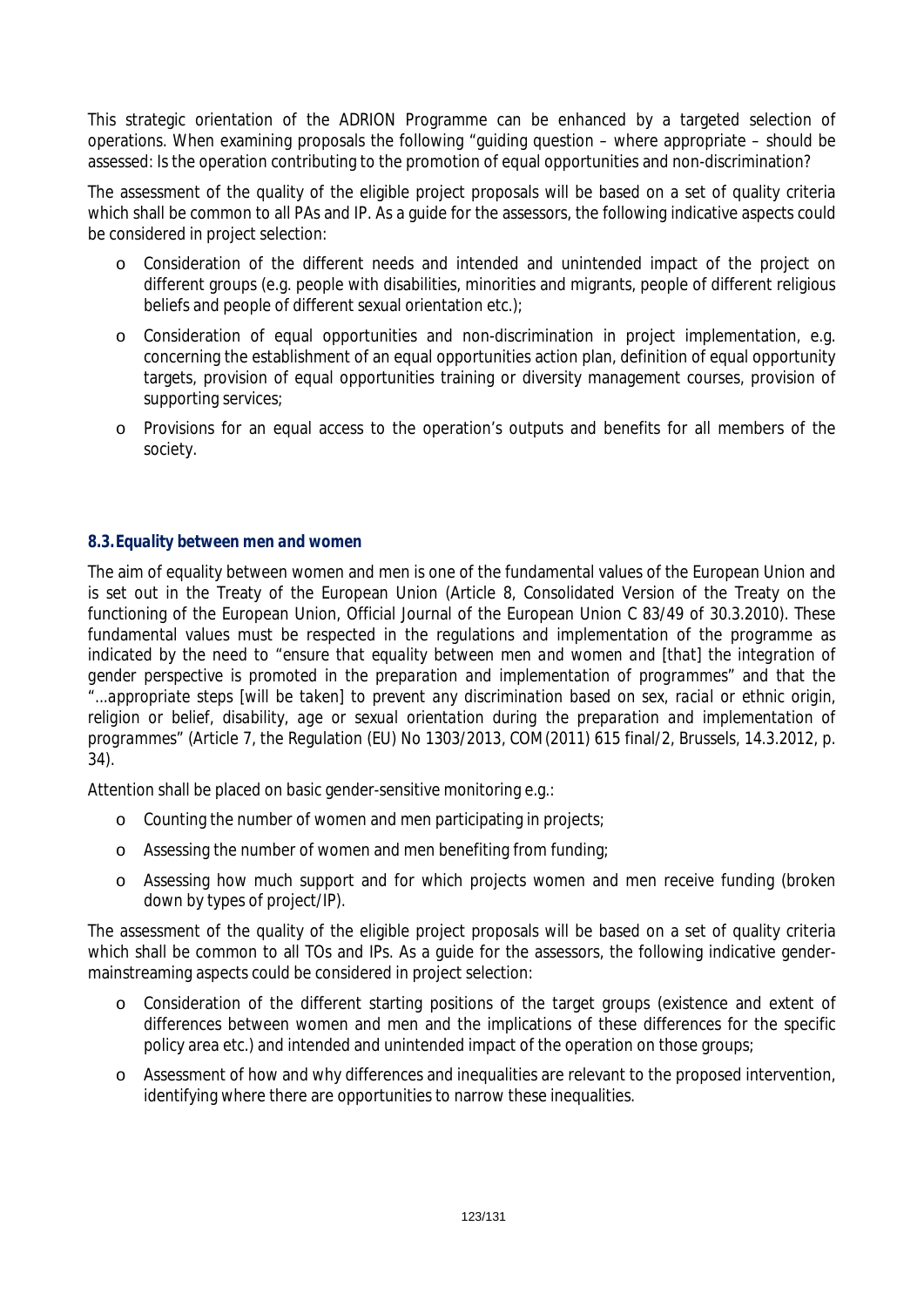This strategic orientation of the ADRION Programme can be enhanced by a targeted selection of operations. When examining proposals the following "guiding question – where appropriate – should be assessed: Is the operation contributing to the promotion of equal opportunities and non-discrimination?

The assessment of the quality of the eligible project proposals will be based on a set of quality criteria which shall be common to all PAs and IP. As a guide for the assessors, the following indicative aspects could be considered in project selection:

- Consideration of the different needs and intended and unintended impact of the project on different groups (e.g. people with disabilities, minorities and migrants, people of different religious beliefs and people of different sexual orientation etc.);
- Consideration of equal opportunities and non-discrimination in project implementation, e.g. concerning the establishment of an equal opportunities action plan, definition of equal opportunity targets, provision of equal opportunities training or diversity management courses, provision of supporting services;
- Provisions for an equal access to the operation's outputs and benefits for all members of the society.

### 8.3. Equality between men and women

The aim of equality between women and men is one of the fundamental values of the European Union and is set out in the Treaty of the European Union (Article 8, Consolidated Version of the Treaty on the functioning of the European Union, Official Journal of the European Union C 83/49 of 30.3.2010). These fundamental values must be respected in the regulations and implementation of the programme as indicated by the need to "*ensure that equality between men and women and [that] the integration of gender perspective is promoted in the preparation and implementation of programmes*" and that the "*...appropriate steps [will be taken] to prevent any discrimination based on sex, racial or ethnic origin, religion or belief, disability, age or sexual orientation during the preparation and implementation of programmes*" (Article 7, the Regulation (EU) No 1303/2013, COM(2011) 615 final/2, Brussels, 14.3.2012, p. 34).

Attention shall be placed on basic gender-sensitive monitoring e.g.:

- Counting the number of women and men participating in projects;
- Assessing the number of women and men benefiting from funding;
- Assessing how much support and for which projects women and men receive funding (broken down by types of project/IP).

The assessment of the quality of the eligible project proposals will be based on a set of quality criteria which shall be common to all TOs and IPs. As a guide for the assessors, the following indicative gender-mainstreaming aspects could be considered in project selection:

- Consideration of the different starting positions of the target groups (existence and extent of differences between women and men and the implications of these differences for the specific policy area etc.) and intended and unintended impact of the operation on those groups;
- Assessment of how and why differences and inequalities are relevant to the proposed intervention, identifying where there are opportunities to narrow these inequalities.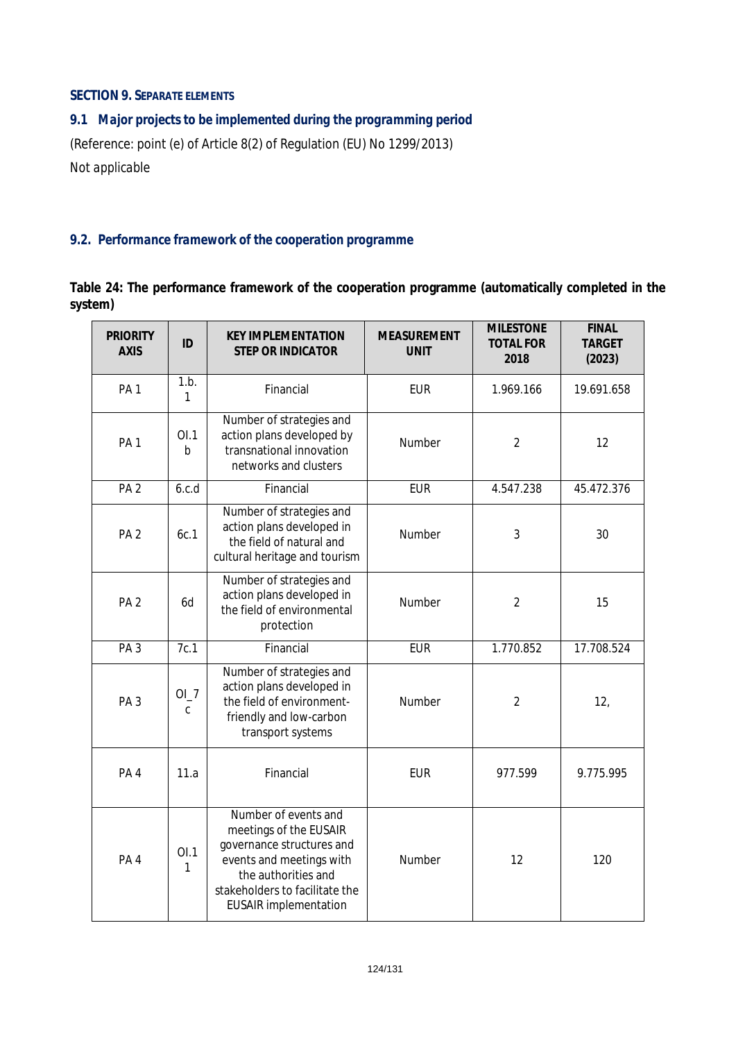**SECTION 9. SEPARATE ELEMENTS**

## 9.1 Major projects to be implemented during the programming period

(Reference: point (e) of Article 8(2) of Regulation (EU) No 1299/2013)

Not applicable

## 9.2. Performance framework of the cooperation programme

**Table 24: The performance framework of the cooperation programme (automatically completed in the system)**

| PRIORITY AXIS | ID | KEY IMPLEMENTATION STEP OR INDICATOR | MEASUREMENT UNIT | MILESTONE TOTAL FOR 2018 | FINAL TARGET (2023) |
|---|---|---|---|---|---|
| PA 1 | 1.b.1 | Financial | EUR | 1.969.166 | 19.691.658 |
| PA 1 | OI.1b | Number of strategies and action plans developed by transnational innovation networks and clusters | Number | 2 | 12 |
| PA 2 | 6.c.d | Financial | EUR | 4.547.238 | 45.472.376 |
| PA 2 | 6c.1 | Number of strategies and action plans developed in the field of natural and cultural heritage and tourism | Number | 3 | 30 |
| PA 2 | 6d | Number of strategies and action plans developed in the field of environmental protection | Number | 2 | 15 |
| PA 3 | 7c.1 | Financial | EUR | 1.770.852 | 17.708.524 |
| PA 3 | OI_7c | Number of strategies and action plans developed in the field of environment-friendly and low-carbon transport systems | Number | 2 | 12, |
| PA 4 | 11.a | Financial | EUR | 977.599 | 9.775.995 |
| PA 4 | OI.11 | Number of events and meetings of the EUSAIR governance structures and events and meetings with the authorities and stakeholders to facilitate the EUSAIR implementation | Number | 12 | 120 |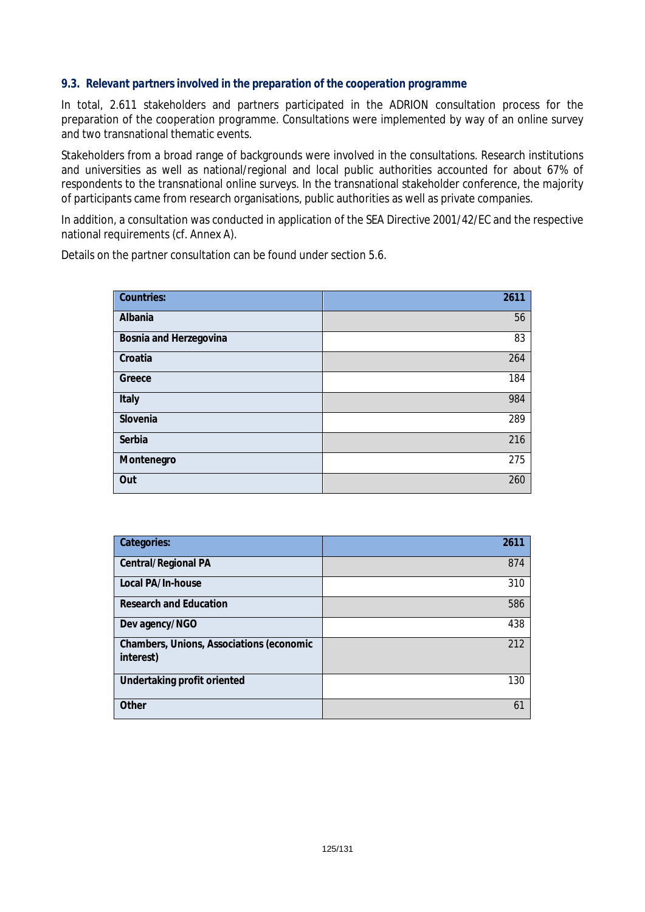### 9.3. Relevant partners involved in the preparation of the cooperation programme

In total, 2.611 stakeholders and partners participated in the ADRION consultation process for the preparation of the cooperation programme. Consultations were implemented by way of an online survey and two transnational thematic events.

Stakeholders from a broad range of backgrounds were involved in the consultations. Research institutions and universities as well as national/regional and local public authorities accounted for about 67% of respondents to the transnational online surveys. In the transnational stakeholder conference, the majority of participants came from research organisations, public authorities as well as private companies.

In addition, a consultation was conducted in application of the SEA Directive 2001/42/EC and the respective national requirements (cf. Annex A).

Details on the partner consultation can be found under section 5.6.

| Countries: | 2611 |
| --- | ---: |
| Albania | 56 |
| Bosnia and Herzegovina | 83 |
| Croatia | 264 |
| Greece | 184 |
| Italy | 984 |
| Slovenia | 289 |
| Serbia | 216 |
| Montenegro | 275 |
| Out | 260 |

| Categories: | 2611 |
| --- | ---: |
| Central/Regional PA | 874 |
| Local PA/In-house | 310 |
| Research and Education | 586 |
| Dev agency/NGO | 438 |
| Chambers, Unions, Associations (economic interest) | 212 |
| Undertaking profit oriented | 130 |
| Other | 61 |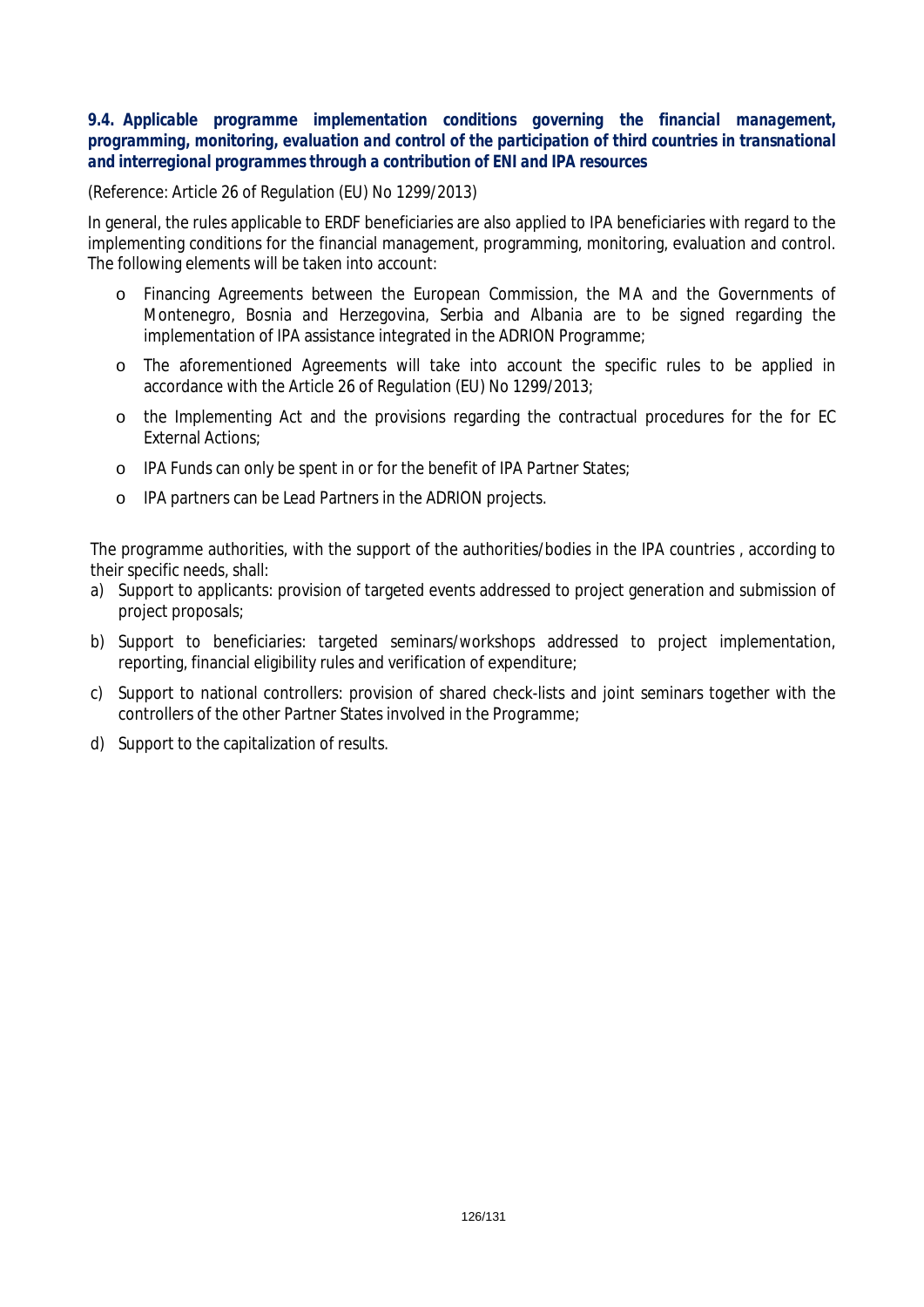### 9.4. Applicable programme implementation conditions governing the financial management, programming, monitoring, evaluation and control of the participation of third countries in transnational and interregional programmes through a contribution of ENI and IPA resources

(Reference: Article 26 of Regulation (EU) No 1299/2013)

In general, the rules applicable to ERDF beneficiaries are also applied to IPA beneficiaries with regard to the implementing conditions for the financial management, programming, monitoring, evaluation and control. The following elements will be taken into account:

- Financing Agreements between the European Commission, the MA and the Governments of Montenegro, Bosnia and Herzegovina, Serbia and Albania are to be signed regarding the implementation of IPA assistance integrated in the ADRION Programme;
- The aforementioned Agreements will take into account the specific rules to be applied in accordance with the Article 26 of Regulation (EU) No 1299/2013;
- the Implementing Act and the provisions regarding the contractual procedures for the for EC External Actions;
- IPA Funds can only be spent in or for the benefit of IPA Partner States;
- IPA partners can be Lead Partners in the ADRION projects.

The programme authorities, with the support of the authorities/bodies in the IPA countries , according to their specific needs, shall:

a) Support to applicants: provision of targeted events addressed to project generation and submission of project proposals;

b) Support to beneficiaries: targeted seminars/workshops addressed to project implementation, reporting, financial eligibility rules and verification of expenditure;

c) Support to national controllers: provision of shared check-lists and joint seminars together with the controllers of the other Partner States involved in the Programme;

d) Support to the capitalization of results.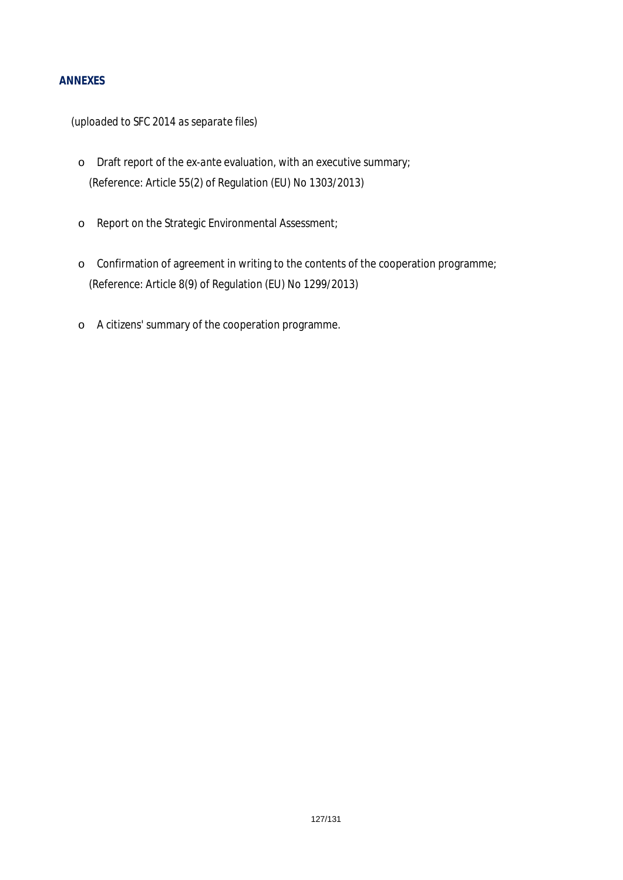## ANNEXES

*(uploaded to SFC 2014 as separate files)*

- Draft report of the ex-ante evaluation, with an executive summary;
  (Reference: Article 55(2) of Regulation (EU) No 1303/2013)

- Report on the Strategic Environmental Assessment;

- Confirmation of agreement in writing to the contents of the cooperation programme;
  (Reference: Article 8(9) of Regulation (EU) No 1299/2013)

- A citizens' summary of the cooperation programme.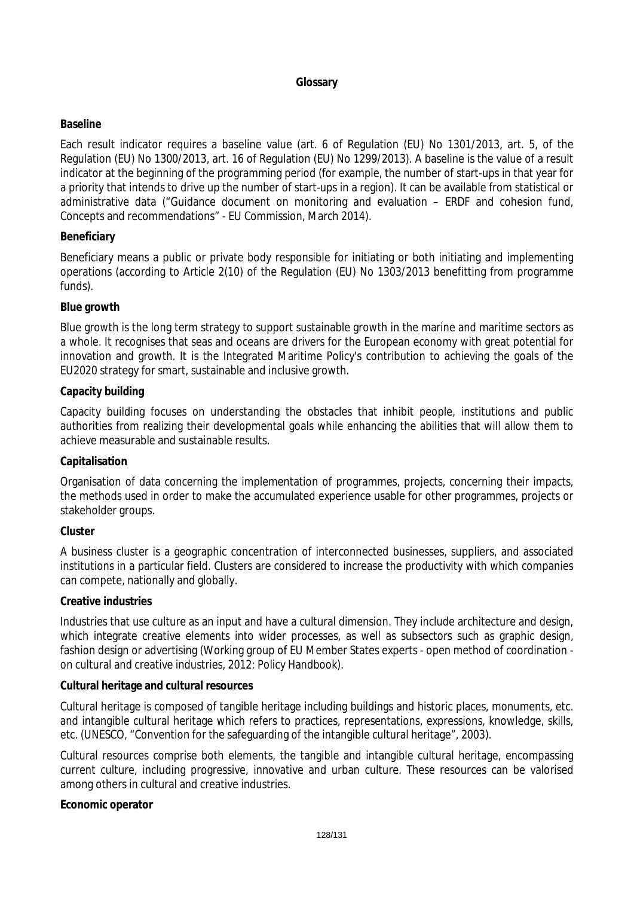## Glossary

**Baseline**

Each result indicator requires a baseline value (art. 6 of Regulation (EU) No 1301/2013, art. 5, of the Regulation (EU) No 1300/2013, art. 16 of Regulation (EU) No 1299/2013). A baseline is the value of a result indicator at the beginning of the programming period (for example, the number of start-ups in that year for a priority that intends to drive up the number of start-ups in a region). It can be available from statistical or administrative data ("Guidance document on monitoring and evaluation – ERDF and cohesion fund, Concepts and recommendations" - EU Commission, March 2014).

**Beneficiary**

Beneficiary means a public or private body responsible for initiating or both initiating and implementing operations (according to Article 2(10) of the Regulation (EU) No 1303/2013 benefitting from programme funds).

**Blue growth**

Blue growth is the long term strategy to support sustainable growth in the marine and maritime sectors as a whole. It recognises that seas and oceans are drivers for the European economy with great potential for innovation and growth. It is the Integrated Maritime Policy's contribution to achieving the goals of the EU2020 strategy for smart, sustainable and inclusive growth.

**Capacity building**

Capacity building focuses on understanding the obstacles that inhibit people, institutions and public authorities from realizing their developmental goals while enhancing the abilities that will allow them to achieve measurable and sustainable results.

**Capitalisation**

Organisation of data concerning the implementation of programmes, projects, concerning their impacts, the methods used in order to make the accumulated experience usable for other programmes, projects or stakeholder groups.

**Cluster**

A business cluster is a geographic concentration of interconnected businesses, suppliers, and associated institutions in a particular field. Clusters are considered to increase the productivity with which companies can compete, nationally and globally.

**Creative industries**

Industries that use culture as an input and have a cultural dimension. They include architecture and design, which integrate creative elements into wider processes, as well as subsectors such as graphic design, fashion design or advertising (Working group of EU Member States experts - open method of coordination - on cultural and creative industries, 2012: Policy Handbook).

**Cultural heritage and cultural resources**

Cultural heritage is composed of tangible heritage including buildings and historic places, monuments, etc. and intangible cultural heritage which refers to practices, representations, expressions, knowledge, skills, etc. (UNESCO, "Convention for the safeguarding of the intangible cultural heritage", 2003).

Cultural resources comprise both elements, the tangible and intangible cultural heritage, encompassing current culture, including progressive, innovative and urban culture. These resources can be valorised among others in cultural and creative industries.

**Economic operator**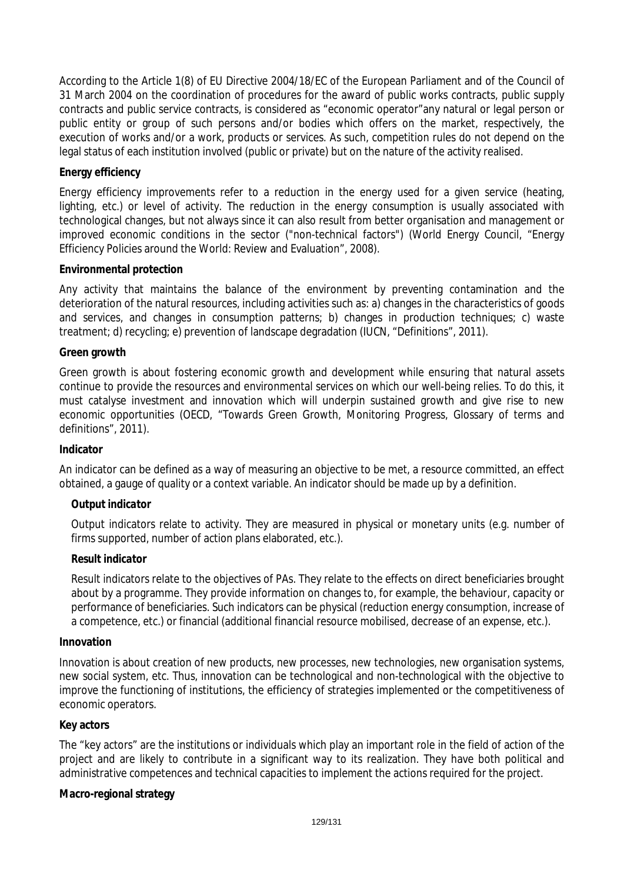According to the Article 1(8) of EU Directive 2004/18/EC of the European Parliament and of the Council of 31 March 2004 on the coordination of procedures for the award of public works contracts, public supply contracts and public service contracts, is considered as "economic operator"any natural or legal person or public entity or group of such persons and/or bodies which offers on the market, respectively, the execution of works and/or a work, products or services. As such, competition rules do not depend on the legal status of each institution involved (public or private) but on the nature of the activity realised.

**Energy efficiency**

Energy efficiency improvements refer to a reduction in the energy used for a given service (heating, lighting, etc.) or level of activity. The reduction in the energy consumption is usually associated with technological changes, but not always since it can also result from better organisation and management or improved economic conditions in the sector ("non-technical factors") (World Energy Council, "Energy Efficiency Policies around the World: Review and Evaluation", 2008).

**Environmental protection**

Any activity that maintains the balance of the environment by preventing contamination and the deterioration of the natural resources, including activities such as: a) changes in the characteristics of goods and services, and changes in consumption patterns; b) changes in production techniques; c) waste treatment; d) recycling; e) prevention of landscape degradation (IUCN, "Definitions", 2011).

**Green growth**

Green growth is about fostering economic growth and development while ensuring that natural assets continue to provide the resources and environmental services on which our well-being relies. To do this, it must catalyse investment and innovation which will underpin sustained growth and give rise to new economic opportunities (OECD, "Towards Green Growth, Monitoring Progress, Glossary of terms and definitions", 2011).

**Indicator**

An indicator can be defined as a way of measuring an objective to be met, a resource committed, an effect obtained, a gauge of quality or a context variable. An indicator should be made up by a definition.

***Output indicator***

Output indicators relate to activity. They are measured in physical or monetary units (e.g. number of firms supported, number of action plans elaborated, etc.).

***Result indicator***

Result indicators relate to the objectives of PAs. They relate to the effects on direct beneficiaries brought about by a programme. They provide information on changes to, for example, the behaviour, capacity or performance of beneficiaries. Such indicators can be physical (reduction energy consumption, increase of a competence, etc.) or financial (additional financial resource mobilised, decrease of an expense, etc.).

**Innovation**

Innovation is about creation of new products, new processes, new technologies, new organisation systems, new social system, etc. Thus, innovation can be technological and non-technological with the objective to improve the functioning of institutions, the efficiency of strategies implemented or the competitiveness of economic operators.

**Key actors**

The "key actors" are the institutions or individuals which play an important role in the field of action of the project and are likely to contribute in a significant way to its realization. They have both political and administrative competences and technical capacities to implement the actions required for the project.

**Macro-regional strategy**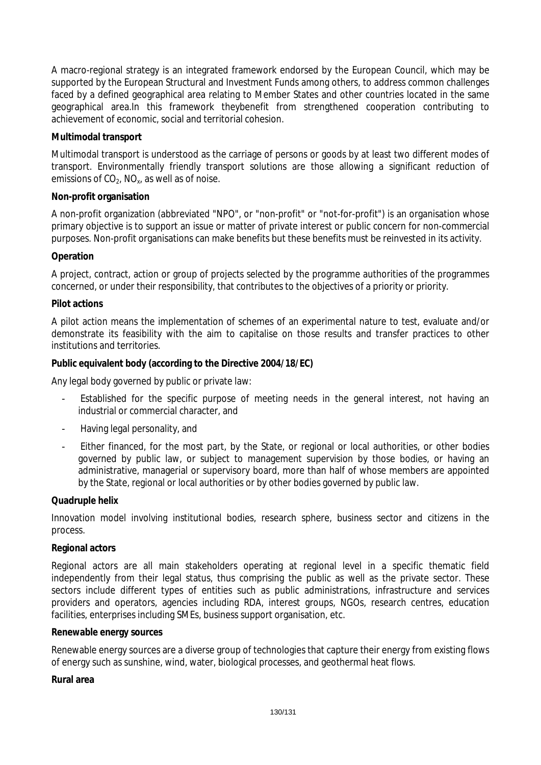A macro-regional strategy is an integrated framework endorsed by the European Council, which may be supported by the European Structural and Investment Funds among others, to address common challenges faced by a defined geographical area relating to Member States and other countries located in the same geographical area.In this framework theybenefit from strengthened cooperation contributing to achievement of economic, social and territorial cohesion.

**Multimodal transport**

Multimodal transport is understood as the carriage of persons or goods by at least two different modes of transport. Environmentally friendly transport solutions are those allowing a significant reduction of emissions of $CO_2$, $NO_x$, as well as of noise.

**Non-profit organisation**

A non-profit organization (abbreviated "NPO", or "non-profit" or "not-for-profit") is an organisation whose primary objective is to support an issue or matter of private interest or public concern for non-commercial purposes. Non-profit organisations can make benefits but these benefits must be reinvested in its activity.

**Operation**

A project, contract, action or group of projects selected by the programme authorities of the programmes concerned, or under their responsibility, that contributes to the objectives of a priority or priority.

**Pilot actions**

A pilot action means the implementation of schemes of an experimental nature to test, evaluate and/or demonstrate its feasibility with the aim to capitalise on those results and transfer practices to other institutions and territories.

**Public equivalent body (according to the Directive 2004/18/EC)**

Any legal body governed by public or private law:

- Established for the specific purpose of meeting needs in the general interest, not having an industrial or commercial character, and
- Having legal personality, and
- Either financed, for the most part, by the State, or regional or local authorities, or other bodies governed by public law, or subject to management supervision by those bodies, or having an administrative, managerial or supervisory board, more than half of whose members are appointed by the State, regional or local authorities or by other bodies governed by public law.

**Quadruple helix**

Innovation model involving institutional bodies, research sphere, business sector and citizens in the process.

**Regional actors**

Regional actors are all main stakeholders operating at regional level in a specific thematic field independently from their legal status, thus comprising the public as well as the private sector. These sectors include different types of entities such as public administrations, infrastructure and services providers and operators, agencies including RDA, interest groups, NGOs, research centres, education facilities, enterprises including SMEs, business support organisation, etc.

**Renewable energy sources**

Renewable energy sources are a diverse group of technologies that capture their energy from existing flows of energy such as sunshine, wind, water, biological processes, and geothermal heat flows.

**Rural area**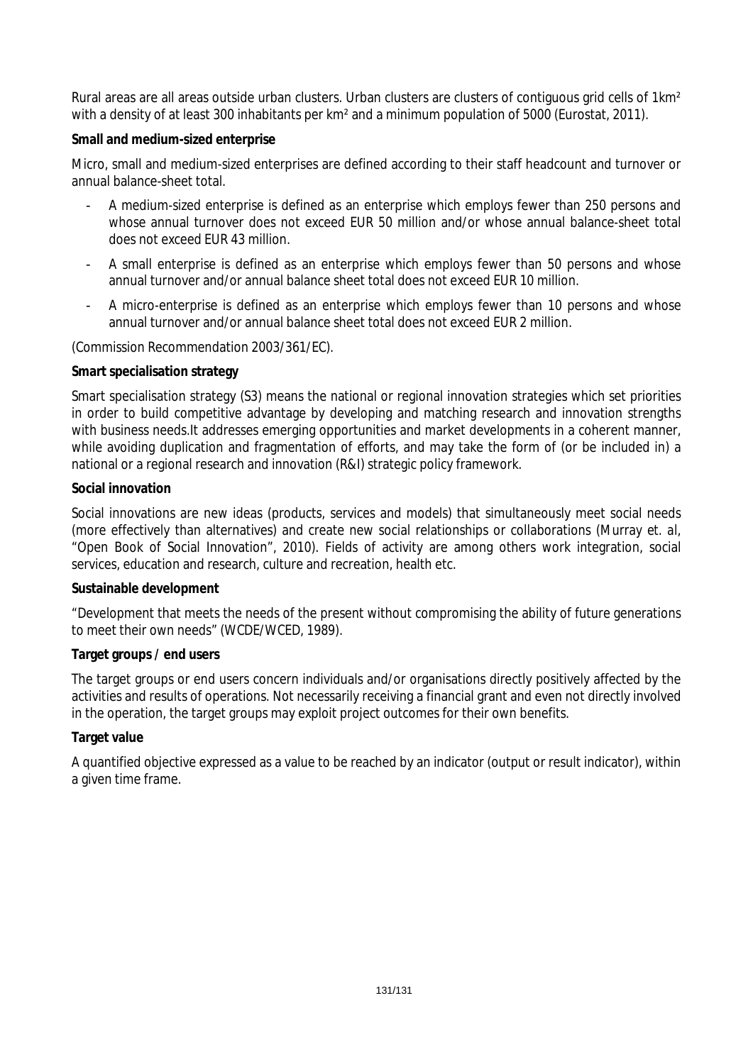Rural areas are all areas outside urban clusters. Urban clusters are clusters of contiguous grid cells of $1km^2$ with a density of at least 300 inhabitants per $km^2$ and a minimum population of 5000 (Eurostat, 2011).

**Small and medium-sized enterprise**

Micro, small and medium-sized enterprises are defined according to their staff headcount and turnover or annual balance-sheet total.

- A medium-sized enterprise is defined as an enterprise which employs fewer than 250 persons and whose annual turnover does not exceed EUR 50 million and/or whose annual balance-sheet total does not exceed EUR 43 million.
- A small enterprise is defined as an enterprise which employs fewer than 50 persons and whose annual turnover and/or annual balance sheet total does not exceed EUR 10 million.
- A micro-enterprise is defined as an enterprise which employs fewer than 10 persons and whose annual turnover and/or annual balance sheet total does not exceed EUR 2 million.

(Commission Recommendation 2003/361/EC).

**Smart specialisation strategy**

Smart specialisation strategy (S3) means the national or regional innovation strategies which set priorities in order to build competitive advantage by developing and matching research and innovation strengths with business needs.It addresses emerging opportunities and market developments in a coherent manner, while avoiding duplication and fragmentation of efforts, and may take the form of (or be included in) a national or a regional research and innovation (R&I) strategic policy framework.

**Social innovation**

Social innovations are new ideas (products, services and models) that simultaneously meet social needs (more effectively than alternatives) and create new social relationships or collaborations (Murray et. al, "Open Book of Social Innovation", 2010). Fields of activity are among others work integration, social services, education and research, culture and recreation, health etc.

**Sustainable development**

"Development that meets the needs of the present without compromising the ability of future generations to meet their own needs" (WCDE/WCED, 1989).

**Target groups / end users**

The target groups or end users concern individuals and/or organisations directly positively affected by the activities and results of operations. Not necessarily receiving a financial grant and even not directly involved in the operation, the target groups may exploit project outcomes for their own benefits.

**Target value**

A quantified objective expressed as a value to be reached by an indicator (output or result indicator), within a given time frame.